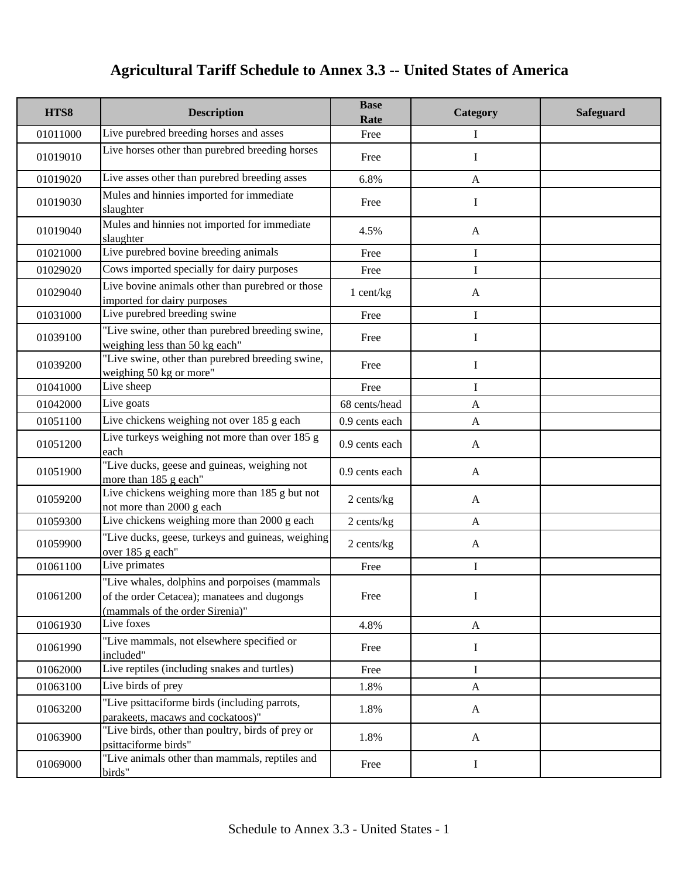# Agricultural Tariff Schedule to Annex 3.3 -- United States of America

| HTS8 | Description | Base Rate | Category | Safeguard |
|---|---|---|---|---|
| 01011000 | Live purebred breeding horses and asses | Free | I | |
| 01019010 | Live horses other than purebred breeding horses | Free | I | |
| 01019020 | Live asses other than purebred breeding asses | 6.8% | A | |
| 01019030 | Mules and hinnies imported for immediate slaughter | Free | I | |
| 01019040 | Mules and hinnies not imported for immediate slaughter | 4.5% | A | |
| 01021000 | Live purebred bovine breeding animals | Free | I | |
| 01029020 | Cows imported specially for dairy purposes | Free | I | |
| 01029040 | Live bovine animals other than purebred or those imported for dairy purposes | 1 cent/kg | A | |
| 01031000 | Live purebred breeding swine | Free | I | |
| 01039100 | "Live swine, other than purebred breeding swine, weighing less than 50 kg each" | Free | I | |
| 01039200 | "Live swine, other than purebred breeding swine, weighing 50 kg or more" | Free | I | |
| 01041000 | Live sheep | Free | I | |
| 01042000 | Live goats | 68 cents/head | A | |
| 01051100 | Live chickens weighing not over 185 g each | 0.9 cents each | A | |
| 01051200 | Live turkeys weighing not more than over 185 g each | 0.9 cents each | A | |
| 01051900 | "Live ducks, geese and guineas, weighing not more than 185 g each" | 0.9 cents each | A | |
| 01059200 | Live chickens weighing more than 185 g but not not more than 2000 g each | 2 cents/kg | A | |
| 01059300 | Live chickens weighing more than 2000 g each | 2 cents/kg | A | |
| 01059900 | "Live ducks, geese, turkeys and guineas, weighing over 185 g each" | 2 cents/kg | A | |
| 01061100 | Live primates | Free | I | |
| 01061200 | "Live whales, dolphins and porpoises (mammals of the order Cetacea); manatees and dugongs (mammals of the order Sirenia)" | Free | I | |
| 01061930 | Live foxes | 4.8% | A | |
| 01061990 | "Live mammals, not elsewhere specified or included" | Free | I | |
| 01062000 | Live reptiles (including snakes and turtles) | Free | I | |
| 01063100 | Live birds of prey | 1.8% | A | |
| 01063200 | "Live psittaciforme birds (including parrots, parakeets, macaws and cockatoos)" | 1.8% | A | |
| 01063900 | "Live birds, other than poultry, birds of prey or psittaciforme birds" | 1.8% | A | |
| 01069000 | "Live animals other than mammals, reptiles and birds" | Free | I | |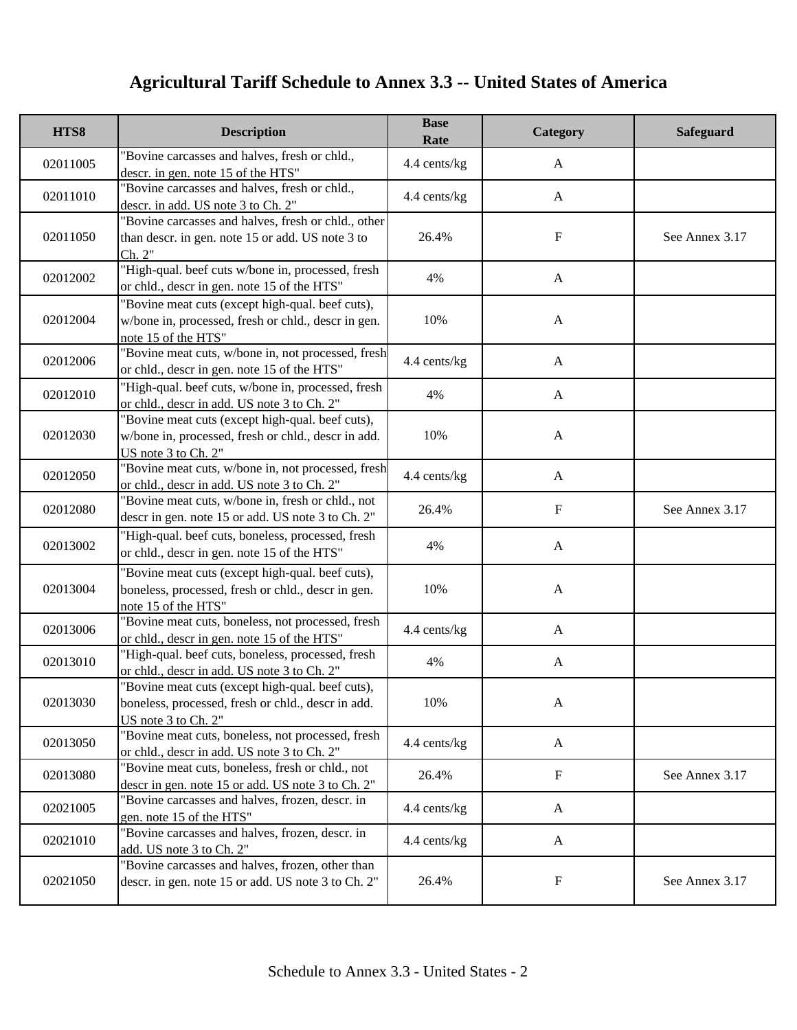# Agricultural Tariff Schedule to Annex 3.3 -- United States of America

| HTS8 | Description | Base Rate | Category | Safeguard |
|---|---|---|---|---|
| 02011005 | "Bovine carcasses and halves, fresh or chld., descr. in gen. note 15 of the HTS" | 4.4 cents/kg | A | |
| 02011010 | "Bovine carcasses and halves, fresh or chld., descr. in add. US note 3 to Ch. 2" | 4.4 cents/kg | A | |
| 02011050 | "Bovine carcasses and halves, fresh or chld., other than descr. in gen. note 15 or add. US note 3 to Ch. 2" | 26.4% | F | See Annex 3.17 |
| 02012002 | "High-qual. beef cuts w/bone in, processed, fresh or chld., descr in gen. note 15 of the HTS" | 4% | A | |
| 02012004 | "Bovine meat cuts (except high-qual. beef cuts), w/bone in, processed, fresh or chld., descr in gen. note 15 of the HTS" | 10% | A | |
| 02012006 | "Bovine meat cuts, w/bone in, not processed, fresh or chld., descr in gen. note 15 of the HTS" | 4.4 cents/kg | A | |
| 02012010 | "High-qual. beef cuts, w/bone in, processed, fresh or chld., descr in add. US note 3 to Ch. 2" | 4% | A | |
| 02012030 | "Bovine meat cuts (except high-qual. beef cuts), w/bone in, processed, fresh or chld., descr in add. US note 3 to Ch. 2" | 10% | A | |
| 02012050 | "Bovine meat cuts, w/bone in, not processed, fresh or chld., descr in add. US note 3 to Ch. 2" | 4.4 cents/kg | A | |
| 02012080 | "Bovine meat cuts, w/bone in, fresh or chld., not descr in gen. note 15 or add. US note 3 to Ch. 2" | 26.4% | F | See Annex 3.17 |
| 02013002 | "High-qual. beef cuts, boneless, processed, fresh or chld., descr in gen. note 15 of the HTS" | 4% | A | |
| 02013004 | "Bovine meat cuts (except high-qual. beef cuts), boneless, processed, fresh or chld., descr in gen. note 15 of the HTS" | 10% | A | |
| 02013006 | "Bovine meat cuts, boneless, not processed, fresh or chld., descr in gen. note 15 of the HTS" | 4.4 cents/kg | A | |
| 02013010 | "High-qual. beef cuts, boneless, processed, fresh or chld., descr in add. US note 3 to Ch. 2" | 4% | A | |
| 02013030 | "Bovine meat cuts (except high-qual. beef cuts), boneless, processed, fresh or chld., descr in add. US note 3 to Ch. 2" | 10% | A | |
| 02013050 | "Bovine meat cuts, boneless, not processed, fresh or chld., descr in add. US note 3 to Ch. 2" | 4.4 cents/kg | A | |
| 02013080 | "Bovine meat cuts, boneless, fresh or chld., not descr in gen. note 15 or add. US note 3 to Ch. 2" | 26.4% | F | See Annex 3.17 |
| 02021005 | "Bovine carcasses and halves, frozen, descr. in gen. note 15 of the HTS" | 4.4 cents/kg | A | |
| 02021010 | "Bovine carcasses and halves, frozen, descr. in add. US note 3 to Ch. 2" | 4.4 cents/kg | A | |
| 02021050 | "Bovine carcasses and halves, frozen, other than descr. in gen. note 15 or add. US note 3 to Ch. 2" | 26.4% | F | See Annex 3.17 |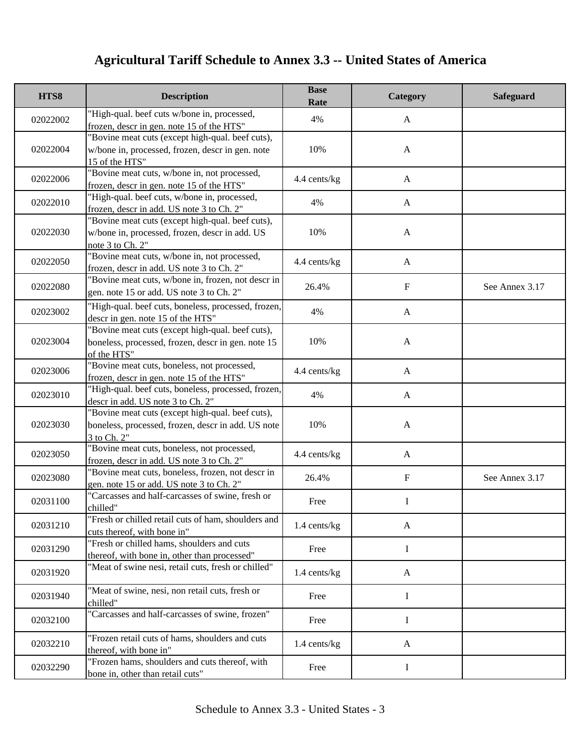# Agricultural Tariff Schedule to Annex 3.3 -- United States of America

| HTS8 | Description | Base Rate | Category | Safeguard |
| --- | --- | --- | --- | --- |
| 02022002 | "High-qual. beef cuts w/bone in, processed, frozen, descr in gen. note 15 of the HTS" | 4% | A | |
| 02022004 | "Bovine meat cuts (except high-qual. beef cuts), w/bone in, processed, frozen, descr in gen. note 15 of the HTS" | 10% | A | |
| 02022006 | "Bovine meat cuts, w/bone in, not processed, frozen, descr in gen. note 15 of the HTS" | 4.4 cents/kg | A | |
| 02022010 | "High-qual. beef cuts, w/bone in, processed, frozen, descr in add. US note 3 to Ch. 2" | 4% | A | |
| 02022030 | "Bovine meat cuts (except high-qual. beef cuts), w/bone in, processed, frozen, descr in add. US note 3 to Ch. 2" | 10% | A | |
| 02022050 | "Bovine meat cuts, w/bone in, not processed, frozen, descr in add. US note 3 to Ch. 2" | 4.4 cents/kg | A | |
| 02022080 | "Bovine meat cuts, w/bone in, frozen, not descr in gen. note 15 or add. US note 3 to Ch. 2" | 26.4% | F | See Annex 3.17 |
| 02023002 | "High-qual. beef cuts, boneless, processed, frozen, descr in gen. note 15 of the HTS" | 4% | A | |
| 02023004 | "Bovine meat cuts (except high-qual. beef cuts), boneless, processed, frozen, descr in gen. note 15 of the HTS" | 10% | A | |
| 02023006 | "Bovine meat cuts, boneless, not processed, frozen, descr in gen. note 15 of the HTS" | 4.4 cents/kg | A | |
| 02023010 | "High-qual. beef cuts, boneless, processed, frozen, descr in add. US note 3 to Ch. 2" | 4% | A | |
| 02023030 | "Bovine meat cuts (except high-qual. beef cuts), boneless, processed, frozen, descr in add. US note 3 to Ch. 2" | 10% | A | |
| 02023050 | "Bovine meat cuts, boneless, not processed, frozen, descr in add. US note 3 to Ch. 2" | 4.4 cents/kg | A | |
| 02023080 | "Bovine meat cuts, boneless, frozen, not descr in gen. note 15 or add. US note 3 to Ch. 2" | 26.4% | F | See Annex 3.17 |
| 02031100 | "Carcasses and half-carcasses of swine, fresh or chilled" | Free | I | |
| 02031210 | "Fresh or chilled retail cuts of ham, shoulders and cuts thereof, with bone in" | 1.4 cents/kg | A | |
| 02031290 | "Fresh or chilled hams, shoulders and cuts thereof, with bone in, other than processed" | Free | I | |
| 02031920 | "Meat of swine nesi, retail cuts, fresh or chilled" | 1.4 cents/kg | A | |
| 02031940 | "Meat of swine, nesi, non retail cuts, fresh or chilled" | Free | I | |
| 02032100 | "Carcasses and half-carcasses of swine, frozen" | Free | I | |
| 02032210 | "Frozen retail cuts of hams, shoulders and cuts thereof, with bone in" | 1.4 cents/kg | A | |
| 02032290 | "Frozen hams, shoulders and cuts thereof, with bone in, other than retail cuts" | Free | I | |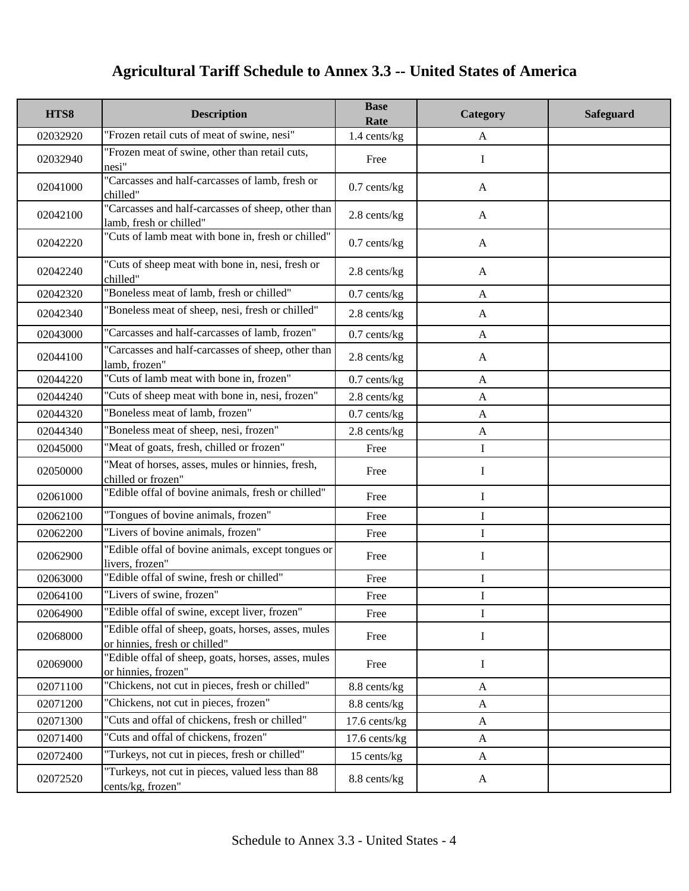# Agricultural Tariff Schedule to Annex 3.3 -- United States of America

| HTS8 | Description | Base Rate | Category | Safeguard |
|---|---|---|---|---|
| 02032920 | "Frozen retail cuts of meat of swine, nesi" | 1.4 cents/kg | A | |
| 02032940 | "Frozen meat of swine, other than retail cuts, nesi" | Free | I | |
| 02041000 | "Carcasses and half-carcasses of lamb, fresh or chilled" | 0.7 cents/kg | A | |
| 02042100 | "Carcasses and half-carcasses of sheep, other than lamb, fresh or chilled" | 2.8 cents/kg | A | |
| 02042220 | "Cuts of lamb meat with bone in, fresh or chilled" | 0.7 cents/kg | A | |
| 02042240 | "Cuts of sheep meat with bone in, nesi, fresh or chilled" | 2.8 cents/kg | A | |
| 02042320 | "Boneless meat of lamb, fresh or chilled" | 0.7 cents/kg | A | |
| 02042340 | "Boneless meat of sheep, nesi, fresh or chilled" | 2.8 cents/kg | A | |
| 02043000 | "Carcasses and half-carcasses of lamb, frozen" | 0.7 cents/kg | A | |
| 02044100 | "Carcasses and half-carcasses of sheep, other than lamb, frozen" | 2.8 cents/kg | A | |
| 02044220 | "Cuts of lamb meat with bone in, frozen" | 0.7 cents/kg | A | |
| 02044240 | "Cuts of sheep meat with bone in, nesi, frozen" | 2.8 cents/kg | A | |
| 02044320 | "Boneless meat of lamb, frozen" | 0.7 cents/kg | A | |
| 02044340 | "Boneless meat of sheep, nesi, frozen" | 2.8 cents/kg | A | |
| 02045000 | "Meat of goats, fresh, chilled or frozen" | Free | I | |
| 02050000 | "Meat of horses, asses, mules or hinnies, fresh, chilled or frozen" | Free | I | |
| 02061000 | "Edible offal of bovine animals, fresh or chilled" | Free | I | |
| 02062100 | "Tongues of bovine animals, frozen" | Free | I | |
| 02062200 | "Livers of bovine animals, frozen" | Free | I | |
| 02062900 | "Edible offal of bovine animals, except tongues or livers, frozen" | Free | I | |
| 02063000 | "Edible offal of swine, fresh or chilled" | Free | I | |
| 02064100 | "Livers of swine, frozen" | Free | I | |
| 02064900 | "Edible offal of swine, except liver, frozen" | Free | I | |
| 02068000 | "Edible offal of sheep, goats, horses, asses, mules or hinnies, fresh or chilled" | Free | I | |
| 02069000 | "Edible offal of sheep, goats, horses, asses, mules or hinnies, frozen" | Free | I | |
| 02071100 | "Chickens, not cut in pieces, fresh or chilled" | 8.8 cents/kg | A | |
| 02071200 | "Chickens, not cut in pieces, frozen" | 8.8 cents/kg | A | |
| 02071300 | "Cuts and offal of chickens, fresh or chilled" | 17.6 cents/kg | A | |
| 02071400 | "Cuts and offal of chickens, frozen" | 17.6 cents/kg | A | |
| 02072400 | "Turkeys, not cut in pieces, fresh or chilled" | 15 cents/kg | A | |
| 02072520 | "Turkeys, not cut in pieces, valued less than 88 cents/kg, frozen" | 8.8 cents/kg | A | |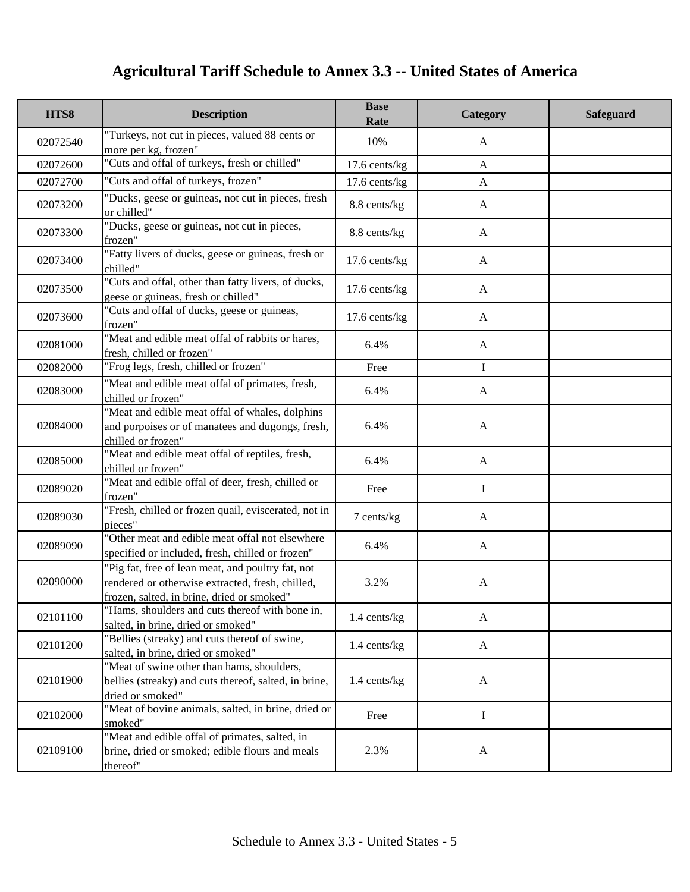# Agricultural Tariff Schedule to Annex 3.3 -- United States of America

| HTS8 | Description | Base Rate | Category | Safeguard |
|---|---|---|---|---|
| 02072540 | "Turkeys, not cut in pieces, valued 88 cents or more per kg, frozen" | 10% | A | |
| 02072600 | "Cuts and offal of turkeys, fresh or chilled" | 17.6 cents/kg | A | |
| 02072700 | "Cuts and offal of turkeys, frozen" | 17.6 cents/kg | A | |
| 02073200 | "Ducks, geese or guineas, not cut in pieces, fresh or chilled" | 8.8 cents/kg | A | |
| 02073300 | "Ducks, geese or guineas, not cut in pieces, frozen" | 8.8 cents/kg | A | |
| 02073400 | "Fatty livers of ducks, geese or guineas, fresh or chilled" | 17.6 cents/kg | A | |
| 02073500 | "Cuts and offal, other than fatty livers, of ducks, geese or guineas, fresh or chilled" | 17.6 cents/kg | A | |
| 02073600 | "Cuts and offal of ducks, geese or guineas, frozen" | 17.6 cents/kg | A | |
| 02081000 | "Meat and edible meat offal of rabbits or hares, fresh, chilled or frozen" | 6.4% | A | |
| 02082000 | "Frog legs, fresh, chilled or frozen" | Free | I | |
| 02083000 | "Meat and edible meat offal of primates, fresh, chilled or frozen" | 6.4% | A | |
| 02084000 | "Meat and edible meat offal of whales, dolphins and porpoises or of manatees and dugongs, fresh, chilled or frozen" | 6.4% | A | |
| 02085000 | "Meat and edible meat offal of reptiles, fresh, chilled or frozen" | 6.4% | A | |
| 02089020 | "Meat and edible offal of deer, fresh, chilled or frozen" | Free | I | |
| 02089030 | "Fresh, chilled or frozen quail, eviscerated, not in pieces" | 7 cents/kg | A | |
| 02089090 | "Other meat and edible meat offal not elsewhere specified or included, fresh, chilled or frozen" | 6.4% | A | |
| 02090000 | "Pig fat, free of lean meat, and poultry fat, not rendered or otherwise extracted, fresh, chilled, frozen, salted, in brine, dried or smoked" | 3.2% | A | |
| 02101100 | "Hams, shoulders and cuts thereof with bone in, salted, in brine, dried or smoked" | 1.4 cents/kg | A | |
| 02101200 | "Bellies (streaky) and cuts thereof of swine, salted, in brine, dried or smoked" | 1.4 cents/kg | A | |
| 02101900 | "Meat of swine other than hams, shoulders, bellies (streaky) and cuts thereof, salted, in brine, dried or smoked" | 1.4 cents/kg | A | |
| 02102000 | "Meat of bovine animals, salted, in brine, dried or smoked" | Free | I | |
| 02109100 | "Meat and edible offal of primates, salted, in brine, dried or smoked; edible flours and meals thereof" | 2.3% | A | |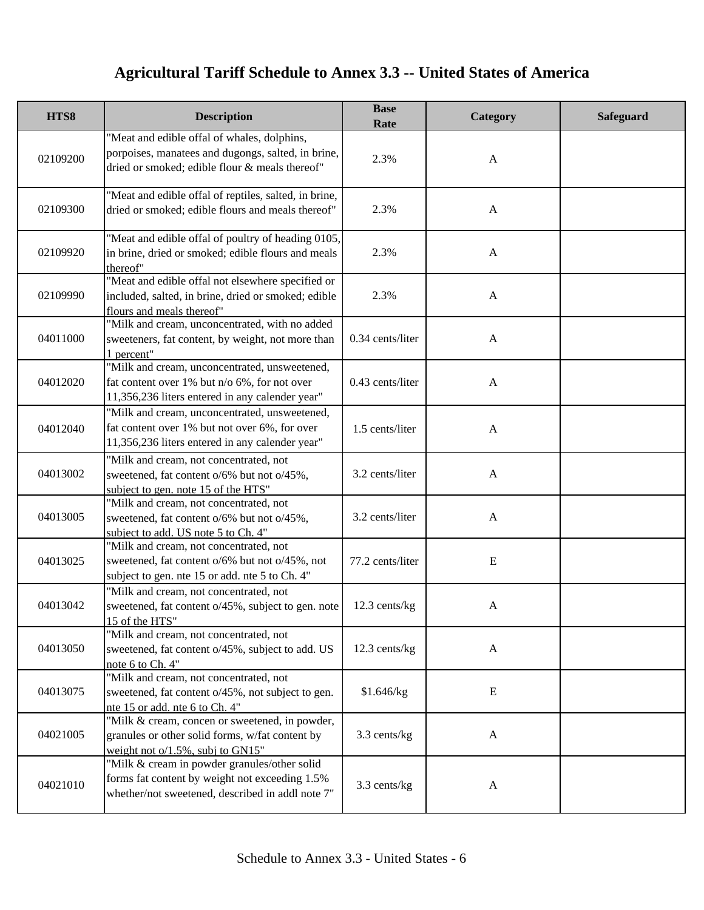# Agricultural Tariff Schedule to Annex 3.3 -- United States of America

| HTS8 | Description | Base Rate | Category | Safeguard |
|---|---|---|---|---|
| 02109200 | "Meat and edible offal of whales, dolphins, porpoises, manatees and dugongs, salted, in brine, dried or smoked; edible flour & meals thereof" | 2.3% | A | |
| 02109300 | "Meat and edible offal of reptiles, salted, in brine, dried or smoked; edible flours and meals thereof" | 2.3% | A | |
| 02109920 | "Meat and edible offal of poultry of heading 0105, in brine, dried or smoked; edible flours and meals thereof" | 2.3% | A | |
| 02109990 | "Meat and edible offal not elsewhere specified or included, salted, in brine, dried or smoked; edible flours and meals thereof" | 2.3% | A | |
| 04011000 | "Milk and cream, unconcentrated, with no added sweeteners, fat content, by weight, not more than 1 percent" | 0.34 cents/liter | A | |
| 04012020 | "Milk and cream, unconcentrated, unsweetened, fat content over 1% but n/o 6%, for not over 11,356,236 liters entered in any calender year" | 0.43 cents/liter | A | |
| 04012040 | "Milk and cream, unconcentrated, unsweetened, fat content over 1% but not over 6%, for over 11,356,236 liters entered in any calender year" | 1.5 cents/liter | A | |
| 04013002 | "Milk and cream, not concentrated, not sweetened, fat content o/6% but not o/45%, subject to gen. note 15 of the HTS" | 3.2 cents/liter | A | |
| 04013005 | "Milk and cream, not concentrated, not sweetened, fat content o/6% but not o/45%, subject to add. US note 5 to Ch. 4" | 3.2 cents/liter | A | |
| 04013025 | "Milk and cream, not concentrated, not sweetened, fat content o/6% but not o/45%, not subject to gen. nte 15 or add. nte 5 to Ch. 4" | 77.2 cents/liter | E | |
| 04013042 | "Milk and cream, not concentrated, not sweetened, fat content o/45%, subject to gen. note 15 of the HTS" | 12.3 cents/kg | A | |
| 04013050 | "Milk and cream, not concentrated, not sweetened, fat content o/45%, subject to add. US note 6 to Ch. 4" | 12.3 cents/kg | A | |
| 04013075 | "Milk and cream, not concentrated, not sweetened, fat content o/45%, not subject to gen. nte 15 or add. nte 6 to Ch. 4" | $1.646/kg | E | |
| 04021005 | "Milk & cream, concen or sweetened, in powder, granules or other solid forms, w/fat content by weight not o/1.5%, subj to GN15" | 3.3 cents/kg | A | |
| 04021010 | "Milk & cream in powder granules/other solid forms fat content by weight not exceeding 1.5% whether/not sweetened, described in addl note 7" | 3.3 cents/kg | A | |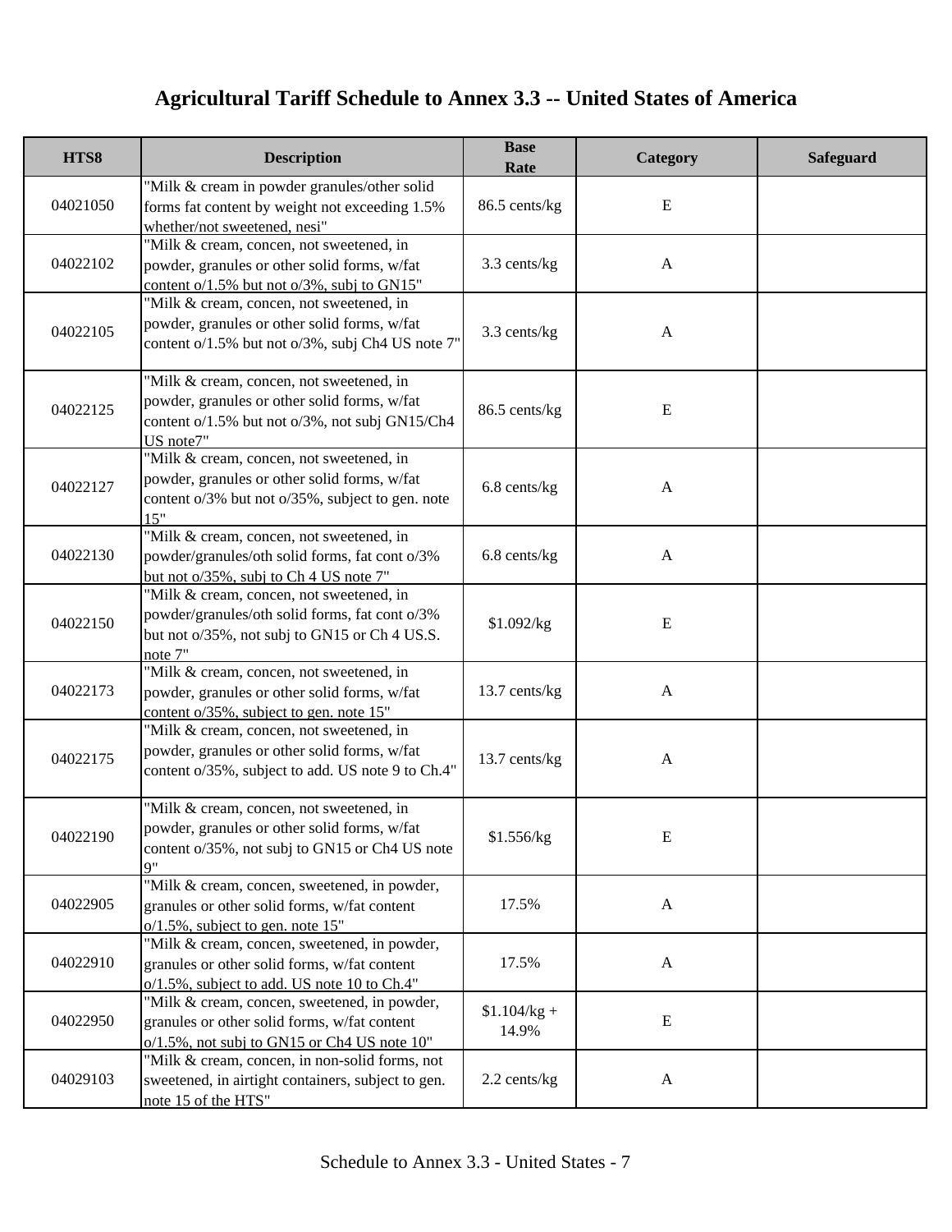# Agricultural Tariff Schedule to Annex 3.3 -- United States of America

| HTS8 | Description | Base Rate | Category | Safeguard |
|---|---|---|---|---|
| 04021050 | "Milk & cream in powder granules/other solid forms fat content by weight not exceeding 1.5% whether/not sweetened, nesi" | 86.5 cents/kg | E | |
| 04022102 | "Milk & cream, concen, not sweetened, in powder, granules or other solid forms, w/fat content o/1.5% but not o/3%, subj to GN15" | 3.3 cents/kg | A | |
| 04022105 | "Milk & cream, concen, not sweetened, in powder, granules or other solid forms, w/fat content o/1.5% but not o/3%, subj Ch4 US note 7" | 3.3 cents/kg | A | |
| 04022125 | "Milk & cream, concen, not sweetened, in powder, granules or other solid forms, w/fat content o/1.5% but not o/3%, not subj GN15/Ch4 US note7" | 86.5 cents/kg | E | |
| 04022127 | "Milk & cream, concen, not sweetened, in powder, granules or other solid forms, w/fat content o/3% but not o/35%, subject to gen. note 15" | 6.8 cents/kg | A | |
| 04022130 | "Milk & cream, concen, not sweetened, in powder/granules/oth solid forms, fat cont o/3% but not o/35%, subj to Ch 4 US note 7" | 6.8 cents/kg | A | |
| 04022150 | "Milk & cream, concen, not sweetened, in powder/granules/oth solid forms, fat cont o/3% but not o/35%, not subj to GN15 or Ch 4 US.S. note 7" | $1.092/kg | E | |
| 04022173 | "Milk & cream, concen, not sweetened, in powder, granules or other solid forms, w/fat content o/35%, subject to gen. note 15" | 13.7 cents/kg | A | |
| 04022175 | "Milk & cream, concen, not sweetened, in powder, granules or other solid forms, w/fat content o/35%, subject to add. US note 9 to Ch.4" | 13.7 cents/kg | A | |
| 04022190 | "Milk & cream, concen, not sweetened, in powder, granules or other solid forms, w/fat content o/35%, not subj to GN15 or Ch4 US note 9" | $1.556/kg | E | |
| 04022905 | "Milk & cream, concen, sweetened, in powder, granules or other solid forms, w/fat content o/1.5%, subject to gen. note 15" | 17.5% | A | |
| 04022910 | "Milk & cream, concen, sweetened, in powder, granules or other solid forms, w/fat content o/1.5%, subject to add. US note 10 to Ch.4" | 17.5% | A | |
| 04022950 | "Milk & cream, concen, sweetened, in powder, granules or other solid forms, w/fat content o/1.5%, not subj to GN15 or Ch4 US note 10" | $1.104/kg + 14.9% | E | |
| 04029103 | "Milk & cream, concen, in non-solid forms, not sweetened, in airtight containers, subject to gen. note 15 of the HTS" | 2.2 cents/kg | A | |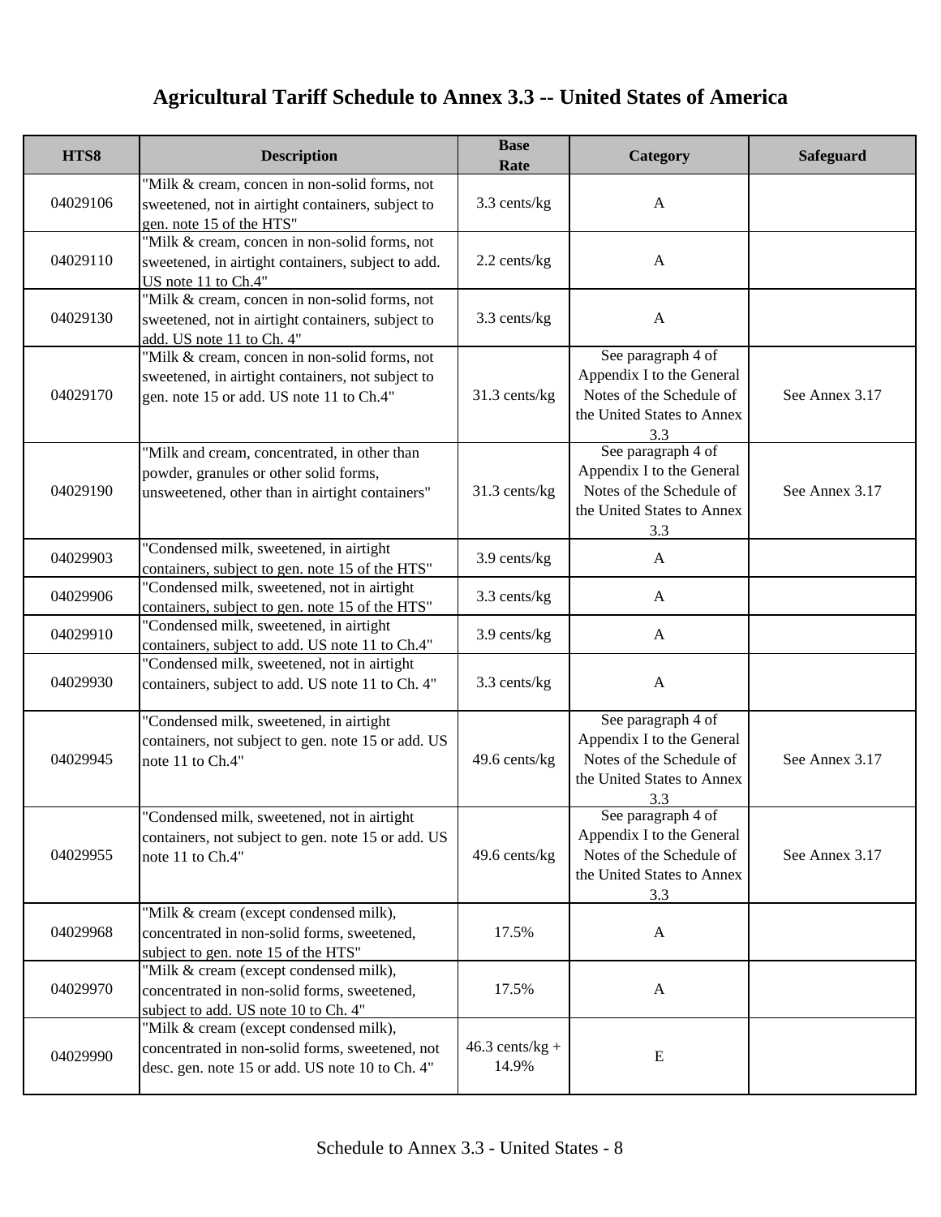# Agricultural Tariff Schedule to Annex 3.3 -- United States of America

| HTS8 | Description | Base Rate | Category | Safeguard |
|---|---|---|---|---|
| 04029106 | "Milk & cream, concen in non-solid forms, not sweetened, not in airtight containers, subject to gen. note 15 of the HTS" | 3.3 cents/kg | A | |
| 04029110 | "Milk & cream, concen in non-solid forms, not sweetened, in airtight containers, subject to add. US note 11 to Ch.4" | 2.2 cents/kg | A | |
| 04029130 | "Milk & cream, concen in non-solid forms, not sweetened, not in airtight containers, subject to add. US note 11 to Ch. 4" | 3.3 cents/kg | A | |
| 04029170 | "Milk & cream, concen in non-solid forms, not sweetened, in airtight containers, not subject to gen. note 15 or add. US note 11 to Ch.4" | 31.3 cents/kg | See paragraph 4 of Appendix I to the General Notes of the Schedule of the United States to Annex 3.3 | See Annex 3.17 |
| 04029190 | "Milk and cream, concentrated, in other than powder, granules or other solid forms, unsweetened, other than in airtight containers" | 31.3 cents/kg | See paragraph 4 of Appendix I to the General Notes of the Schedule of the United States to Annex 3.3 | See Annex 3.17 |
| 04029903 | "Condensed milk, sweetened, in airtight containers, subject to gen. note 15 of the HTS" | 3.9 cents/kg | A | |
| 04029906 | "Condensed milk, sweetened, not in airtight containers, subject to gen. note 15 of the HTS" | 3.3 cents/kg | A | |
| 04029910 | "Condensed milk, sweetened, in airtight containers, subject to add. US note 11 to Ch.4" | 3.9 cents/kg | A | |
| 04029930 | "Condensed milk, sweetened, not in airtight containers, subject to add. US note 11 to Ch. 4" | 3.3 cents/kg | A | |
| 04029945 | "Condensed milk, sweetened, in airtight containers, not subject to gen. note 15 or add. US note 11 to Ch.4" | 49.6 cents/kg | See paragraph 4 of Appendix I to the General Notes of the Schedule of the United States to Annex 3.3 | See Annex 3.17 |
| 04029955 | "Condensed milk, sweetened, not in airtight containers, not subject to gen. note 15 or add. US note 11 to Ch.4" | 49.6 cents/kg | See paragraph 4 of Appendix I to the General Notes of the Schedule of the United States to Annex 3.3 | See Annex 3.17 |
| 04029968 | "Milk & cream (except condensed milk), concentrated in non-solid forms, sweetened, subject to gen. note 15 of the HTS" | 17.5% | A | |
| 04029970 | "Milk & cream (except condensed milk), concentrated in non-solid forms, sweetened, subject to add. US note 10 to Ch. 4" | 17.5% | A | |
| 04029990 | "Milk & cream (except condensed milk), concentrated in non-solid forms, sweetened, not desc. gen. note 15 or add. US note 10 to Ch. 4" | 46.3 cents/kg + 14.9% | E | |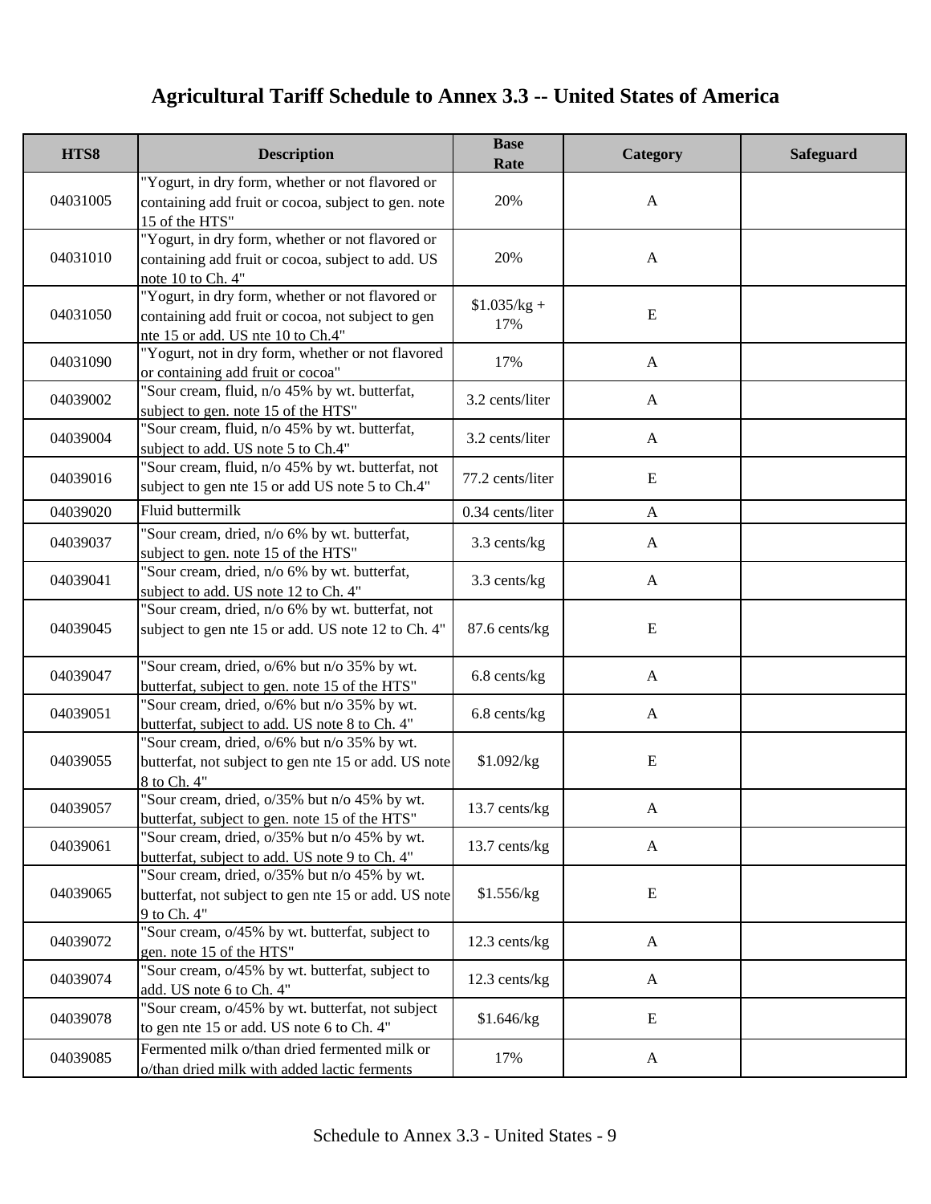# Agricultural Tariff Schedule to Annex 3.3 -- United States of America

| HTS8 | Description | Base Rate | Category | Safeguard |
|---|---|---|---|---|
| 04031005 | "Yogurt, in dry form, whether or not flavored or containing add fruit or cocoa, subject to gen. note 15 of the HTS" | 20% | A | |
| 04031010 | "Yogurt, in dry form, whether or not flavored or containing add fruit or cocoa, subject to add. US note 10 to Ch. 4" | 20% | A | |
| 04031050 | "Yogurt, in dry form, whether or not flavored or containing add fruit or cocoa, not subject to gen nte 15 or add. US nte 10 to Ch.4" | $1.035/kg + 17% | E | |
| 04031090 | "Yogurt, not in dry form, whether or not flavored or containing add fruit or cocoa" | 17% | A | |
| 04039002 | "Sour cream, fluid, n/o 45% by wt. butterfat, subject to gen. note 15 of the HTS" | 3.2 cents/liter | A | |
| 04039004 | "Sour cream, fluid, n/o 45% by wt. butterfat, subject to add. US note 5 to Ch.4" | 3.2 cents/liter | A | |
| 04039016 | "Sour cream, fluid, n/o 45% by wt. butterfat, not subject to gen nte 15 or add US note 5 to Ch.4" | 77.2 cents/liter | E | |
| 04039020 | Fluid buttermilk | 0.34 cents/liter | A | |
| 04039037 | "Sour cream, dried, n/o 6% by wt. butterfat, subject to gen. note 15 of the HTS" | 3.3 cents/kg | A | |
| 04039041 | "Sour cream, dried, n/o 6% by wt. butterfat, subject to add. US note 12 to Ch. 4" | 3.3 cents/kg | A | |
| 04039045 | "Sour cream, dried, n/o 6% by wt. butterfat, not subject to gen nte 15 or add. US note 12 to Ch. 4" | 87.6 cents/kg | E | |
| 04039047 | "Sour cream, dried, o/6% but n/o 35% by wt. butterfat, subject to gen. note 15 of the HTS" | 6.8 cents/kg | A | |
| 04039051 | "Sour cream, dried, o/6% but n/o 35% by wt. butterfat, subject to add. US note 8 to Ch. 4" | 6.8 cents/kg | A | |
| 04039055 | "Sour cream, dried, o/6% but n/o 35% by wt. butterfat, not subject to gen nte 15 or add. US note 8 to Ch. 4" | $1.092/kg | E | |
| 04039057 | "Sour cream, dried, o/35% but n/o 45% by wt. butterfat, subject to gen. note 15 of the HTS" | 13.7 cents/kg | A | |
| 04039061 | "Sour cream, dried, o/35% but n/o 45% by wt. butterfat, subject to add. US note 9 to Ch. 4" | 13.7 cents/kg | A | |
| 04039065 | "Sour cream, dried, o/35% but n/o 45% by wt. butterfat, not subject to gen nte 15 or add. US note 9 to Ch. 4" | $1.556/kg | E | |
| 04039072 | "Sour cream, o/45% by wt. butterfat, subject to gen. note 15 of the HTS" | 12.3 cents/kg | A | |
| 04039074 | "Sour cream, o/45% by wt. butterfat, subject to add. US note 6 to Ch. 4" | 12.3 cents/kg | A | |
| 04039078 | "Sour cream, o/45% by wt. butterfat, not subject to gen nte 15 or add. US note 6 to Ch. 4" | $1.646/kg | E | |
| 04039085 | Fermented milk o/than dried fermented milk or o/than dried milk with added lactic ferments | 17% | A | |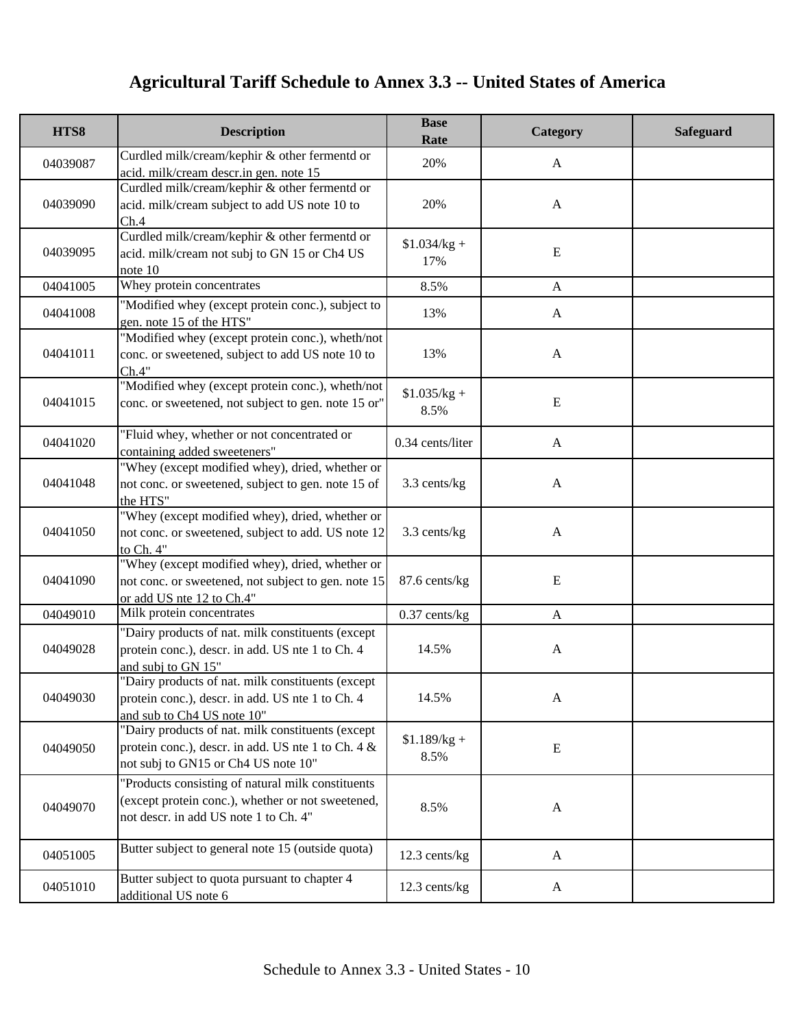# Agricultural Tariff Schedule to Annex 3.3 -- United States of America

| HTS8 | Description | Base Rate | Category | Safeguard |
|---|---|---|---|---|
| 04039087 | Curdled milk/cream/kephir & other fermentd or acid. milk/cream descr.in gen. note 15 | 20% | A | |
| 04039090 | Curdled milk/cream/kephir & other fermentd or acid. milk/cream subject to add US note 10 to Ch.4 | 20% | A | |
| 04039095 | Curdled milk/cream/kephir & other fermentd or acid. milk/cream not subj to GN 15 or Ch4 US note 10 | $1.034/kg + 17% | E | |
| 04041005 | Whey protein concentrates | 8.5% | A | |
| 04041008 | "Modified whey (except protein conc.), subject to gen. note 15 of the HTS" | 13% | A | |
| 04041011 | "Modified whey (except protein conc.), wheth/not conc. or sweetened, subject to add US note 10 to Ch.4" | 13% | A | |
| 04041015 | "Modified whey (except protein conc.), wheth/not conc. or sweetened, not subject to gen. note 15 or" | $1.035/kg + 8.5% | E | |
| 04041020 | "Fluid whey, whether or not concentrated or containing added sweeteners" | 0.34 cents/liter | A | |
| 04041048 | "Whey (except modified whey), dried, whether or not conc. or sweetened, subject to gen. note 15 of the HTS" | 3.3 cents/kg | A | |
| 04041050 | "Whey (except modified whey), dried, whether or not conc. or sweetened, subject to add. US note 12 to Ch. 4" | 3.3 cents/kg | A | |
| 04041090 | "Whey (except modified whey), dried, whether or not conc. or sweetened, not subject to gen. note 15 or add US nte 12 to Ch.4" | 87.6 cents/kg | E | |
| 04049010 | Milk protein concentrates | 0.37 cents/kg | A | |
| 04049028 | "Dairy products of nat. milk constituents (except protein conc.), descr. in add. US nte 1 to Ch. 4 and subj to GN 15" | 14.5% | A | |
| 04049030 | "Dairy products of nat. milk constituents (except protein conc.), descr. in add. US nte 1 to Ch. 4 and sub to Ch4 US note 10" | 14.5% | A | |
| 04049050 | "Dairy products of nat. milk constituents (except protein conc.), descr. in add. US nte 1 to Ch. 4 & not subj to GN15 or Ch4 US note 10" | $1.189/kg + 8.5% | E | |
| 04049070 | "Products consisting of natural milk constituents (except protein conc.), whether or not sweetened, not descr. in add US note 1 to Ch. 4" | 8.5% | A | |
| 04051005 | Butter subject to general note 15 (outside quota) | 12.3 cents/kg | A | |
| 04051010 | Butter subject to quota pursuant to chapter 4 additional US note 6 | 12.3 cents/kg | A | |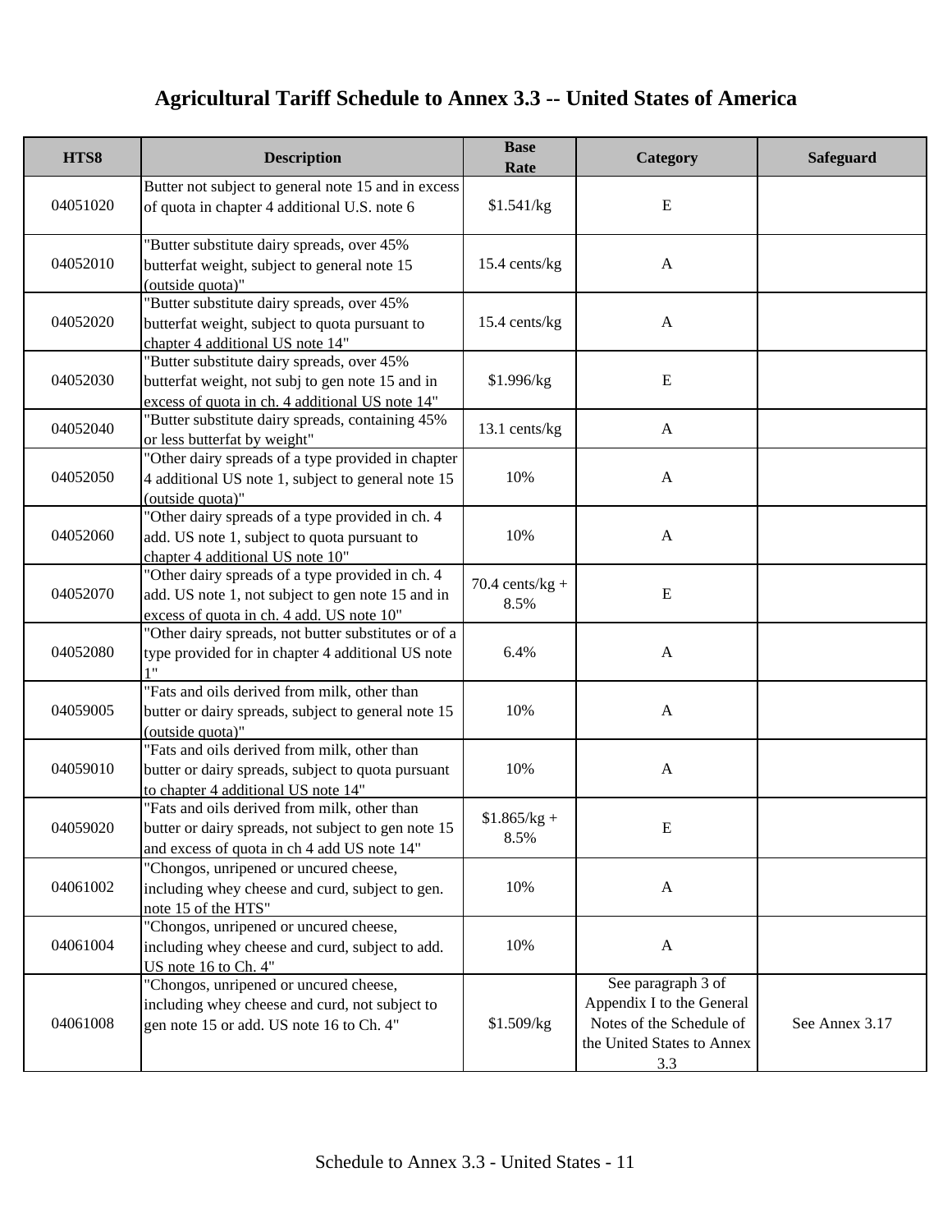# Agricultural Tariff Schedule to Annex 3.3 -- United States of America

| HTS8 | Description | Base Rate | Category | Safeguard |
|---|---|---|---|---|
| 04051020 | Butter not subject to general note 15 and in excess of quota in chapter 4 additional U.S. note 6 | $1.541/kg | E | |
| 04052010 | "Butter substitute dairy spreads, over 45% butterfat weight, subject to general note 15 (outside quota)" | 15.4 cents/kg | A | |
| 04052020 | "Butter substitute dairy spreads, over 45% butterfat weight, subject to quota pursuant to chapter 4 additional US note 14" | 15.4 cents/kg | A | |
| 04052030 | "Butter substitute dairy spreads, over 45% butterfat weight, not subj to gen note 15 and in excess of quota in ch. 4 additional US note 14" | $1.996/kg | E | |
| 04052040 | "Butter substitute dairy spreads, containing 45% or less butterfat by weight" | 13.1 cents/kg | A | |
| 04052050 | "Other dairy spreads of a type provided in chapter 4 additional US note 1, subject to general note 15 (outside quota)" | 10% | A | |
| 04052060 | "Other dairy spreads of a type provided in ch. 4 add. US note 1, subject to quota pursuant to chapter 4 additional US note 10" | 10% | A | |
| 04052070 | "Other dairy spreads of a type provided in ch. 4 add. US note 1, not subject to gen note 15 and in excess of quota in ch. 4 add. US note 10" | 70.4 cents/kg + 8.5% | E | |
| 04052080 | "Other dairy spreads, not butter substitutes or of a type provided for in chapter 4 additional US note 1" | 6.4% | A | |
| 04059005 | "Fats and oils derived from milk, other than butter or dairy spreads, subject to general note 15 (outside quota)" | 10% | A | |
| 04059010 | "Fats and oils derived from milk, other than butter or dairy spreads, subject to quota pursuant to chapter 4 additional US note 14" | 10% | A | |
| 04059020 | "Fats and oils derived from milk, other than butter or dairy spreads, not subject to gen note 15 and excess of quota in ch 4 add US note 14" | $1.865/kg + 8.5% | E | |
| 04061002 | "Chongos, unripened or uncured cheese, including whey cheese and curd, subject to gen. note 15 of the HTS" | 10% | A | |
| 04061004 | "Chongos, unripened or uncured cheese, including whey cheese and curd, subject to add. US note 16 to Ch. 4" | 10% | A | |
| 04061008 | "Chongos, unripened or uncured cheese, including whey cheese and curd, not subject to gen note 15 or add. US note 16 to Ch. 4" | $1.509/kg | See paragraph 3 of Appendix I to the General Notes of the Schedule of the United States to Annex 3.3 | See Annex 3.17 |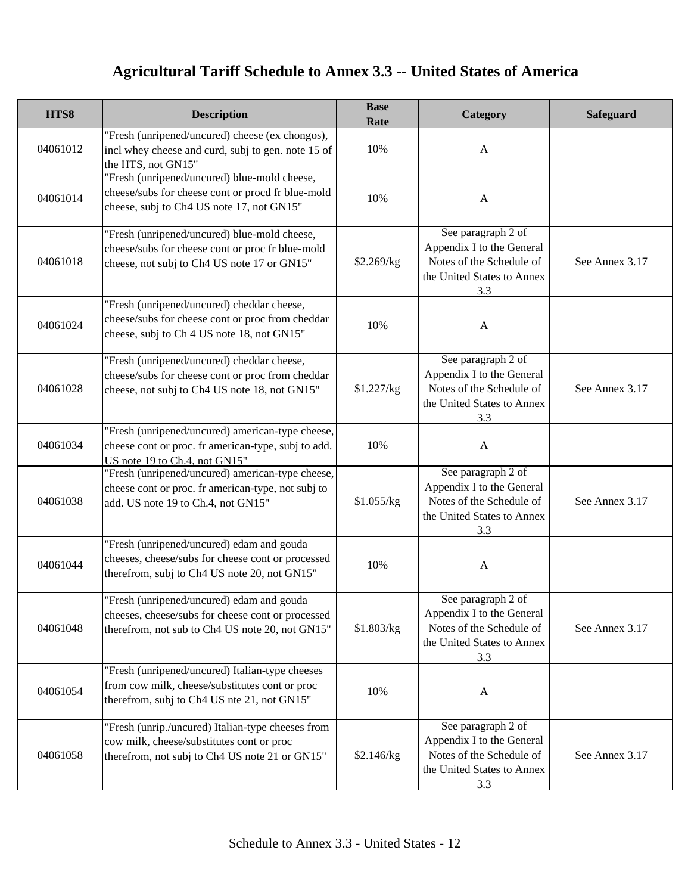# Agricultural Tariff Schedule to Annex 3.3 -- United States of America

| HTS8 | Description | Base Rate | Category | Safeguard |
|---|---|---|---|---|
| 04061012 | "Fresh (unripened/uncured) cheese (ex chongos), incl whey cheese and curd, subj to gen. note 15 of the HTS, not GN15" | 10% | A | |
| 04061014 | "Fresh (unripened/uncured) blue-mold cheese, cheese/subs for cheese cont or procd fr blue-mold cheese, subj to Ch4 US note 17, not GN15" | 10% | A | |
| 04061018 | "Fresh (unripened/uncured) blue-mold cheese, cheese/subs for cheese cont or proc fr blue-mold cheese, not subj to Ch4 US note 17 or GN15" | $2.269/kg | See paragraph 2 of Appendix I to the General Notes of the Schedule of the United States to Annex 3.3 | See Annex 3.17 |
| 04061024 | "Fresh (unripened/uncured) cheddar cheese, cheese/subs for cheese cont or proc from cheddar cheese, subj to Ch 4 US note 18, not GN15" | 10% | A | |
| 04061028 | "Fresh (unripened/uncured) cheddar cheese, cheese/subs for cheese cont or proc from cheddar cheese, not subj to Ch4 US note 18, not GN15" | $1.227/kg | See paragraph 2 of Appendix I to the General Notes of the Schedule of the United States to Annex 3.3 | See Annex 3.17 |
| 04061034 | "Fresh (unripened/uncured) american-type cheese, cheese cont or proc. fr american-type, subj to add. US note 19 to Ch.4, not GN15" | 10% | A | |
| 04061038 | "Fresh (unripened/uncured) american-type cheese, cheese cont or proc. fr american-type, not subj to add. US note 19 to Ch.4, not GN15" | $1.055/kg | See paragraph 2 of Appendix I to the General Notes of the Schedule of the United States to Annex 3.3 | See Annex 3.17 |
| 04061044 | "Fresh (unripened/uncured) edam and gouda cheeses, cheese/subs for cheese cont or processed therefrom, subj to Ch4 US note 20, not GN15" | 10% | A | |
| 04061048 | "Fresh (unripened/uncured) edam and gouda cheeses, cheese/subs for cheese cont or processed therefrom, not sub to Ch4 US note 20, not GN15" | $1.803/kg | See paragraph 2 of Appendix I to the General Notes of the Schedule of the United States to Annex 3.3 | See Annex 3.17 |
| 04061054 | "Fresh (unripened/uncured) Italian-type cheeses from cow milk, cheese/substitutes cont or proc therefrom, subj to Ch4 US nte 21, not GN15" | 10% | A | |
| 04061058 | "Fresh (unrip./uncured) Italian-type cheeses from cow milk, cheese/substitutes cont or proc therefrom, not subj to Ch4 US note 21 or GN15" | $2.146/kg | See paragraph 2 of Appendix I to the General Notes of the Schedule of the United States to Annex 3.3 | See Annex 3.17 |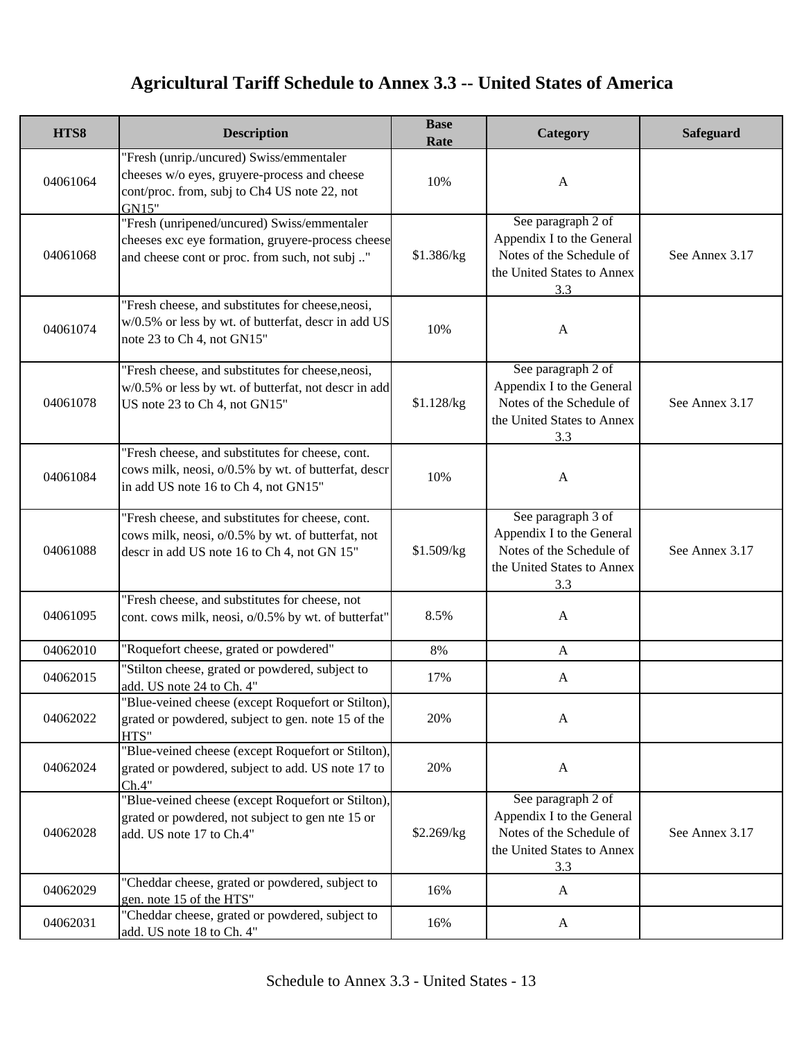# Agricultural Tariff Schedule to Annex 3.3 -- United States of America

| HTS8 | Description | Base Rate | Category | Safeguard |
|---|---|---|---|---|
| 04061064 | "Fresh (unrip./uncured) Swiss/emmentaler cheeses w/o eyes, gruyere-process and cheese cont/proc. from, subj to Ch4 US note 22, not GN15" | 10% | A | |
| 04061068 | "Fresh (unripened/uncured) Swiss/emmentaler cheeses exc eye formation, gruyere-process cheese and cheese cont or proc. from such, not subj .." | $1.386/kg | See paragraph 2 of Appendix I to the General Notes of the Schedule of the United States to Annex 3.3 | See Annex 3.17 |
| 04061074 | "Fresh cheese, and substitutes for cheese,neosi, w/0.5% or less by wt. of butterfat, descr in add US note 23 to Ch 4, not GN15" | 10% | A | |
| 04061078 | "Fresh cheese, and substitutes for cheese,neosi, w/0.5% or less by wt. of butterfat, not descr in add US note 23 to Ch 4, not GN15" | $1.128/kg | See paragraph 2 of Appendix I to the General Notes of the Schedule of the United States to Annex 3.3 | See Annex 3.17 |
| 04061084 | "Fresh cheese, and substitutes for cheese, cont. cows milk, neosi, o/0.5% by wt. of butterfat, descr in add US note 16 to Ch 4, not GN15" | 10% | A | |
| 04061088 | "Fresh cheese, and substitutes for cheese, cont. cows milk, neosi, o/0.5% by wt. of butterfat, not descr in add US note 16 to Ch 4, not GN 15" | $1.509/kg | See paragraph 3 of Appendix I to the General Notes of the Schedule of the United States to Annex 3.3 | See Annex 3.17 |
| 04061095 | "Fresh cheese, and substitutes for cheese, not cont. cows milk, neosi, o/0.5% by wt. of butterfat" | 8.5% | A | |
| 04062010 | "Roquefort cheese, grated or powdered" | 8% | A | |
| 04062015 | "Stilton cheese, grated or powdered, subject to add. US note 24 to Ch. 4" | 17% | A | |
| 04062022 | "Blue-veined cheese (except Roquefort or Stilton), grated or powdered, subject to gen. note 15 of the HTS" | 20% | A | |
| 04062024 | "Blue-veined cheese (except Roquefort or Stilton), grated or powdered, subject to add. US note 17 to Ch.4" | 20% | A | |
| 04062028 | "Blue-veined cheese (except Roquefort or Stilton), grated or powdered, not subject to gen nte 15 or add. US note 17 to Ch.4" | $2.269/kg | See paragraph 2 of Appendix I to the General Notes of the Schedule of the United States to Annex 3.3 | See Annex 3.17 |
| 04062029 | "Cheddar cheese, grated or powdered, subject to gen. note 15 of the HTS" | 16% | A | |
| 04062031 | "Cheddar cheese, grated or powdered, subject to add. US note 18 to Ch. 4" | 16% | A | |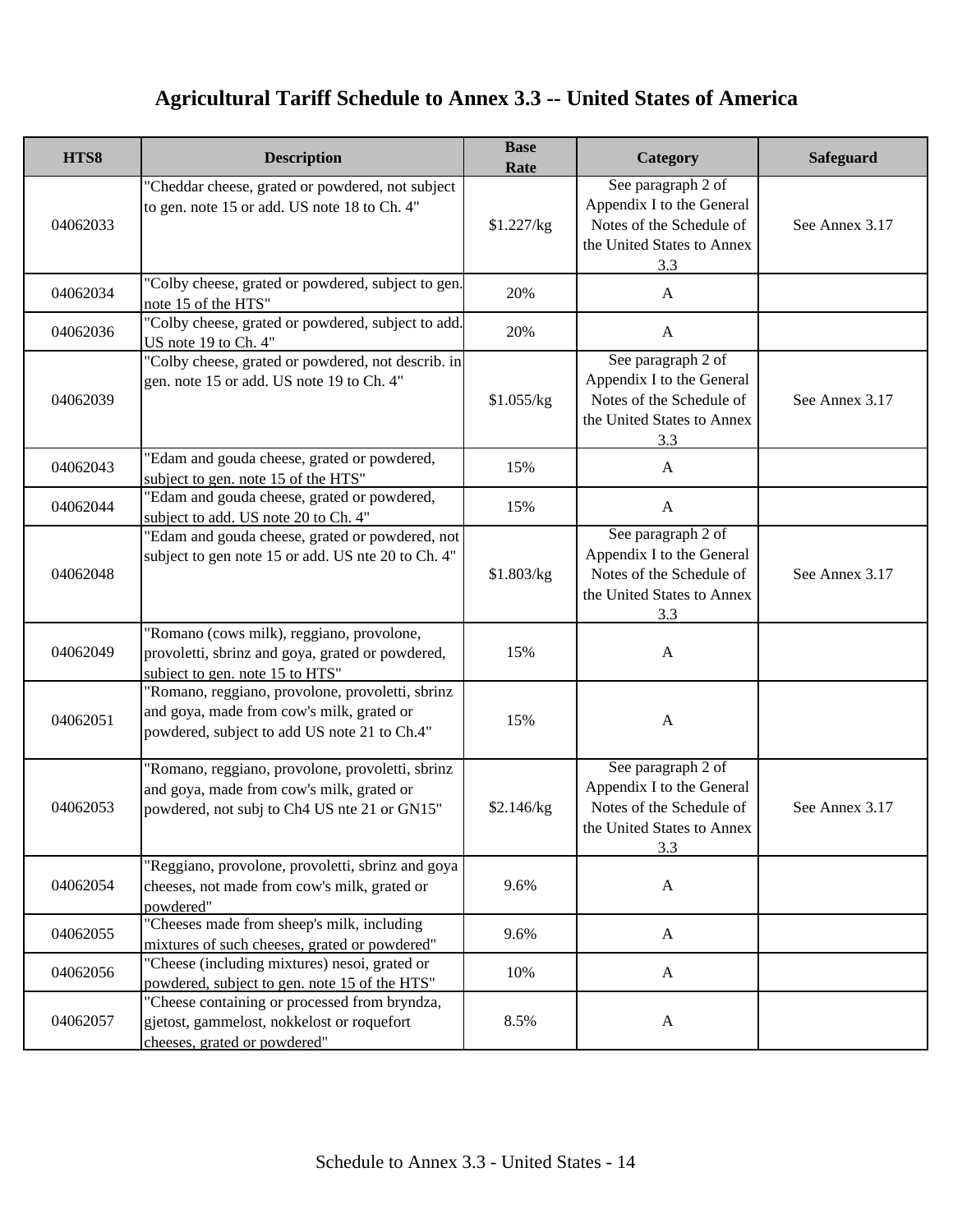# Agricultural Tariff Schedule to Annex 3.3 -- United States of America

| HTS8 | Description | Base Rate | Category | Safeguard |
| --- | --- | --- | --- | --- |
| 04062033 | "Cheddar cheese, grated or powdered, not subject to gen. note 15 or add. US note 18 to Ch. 4" | $1.227/kg | See paragraph 2 of Appendix I to the General Notes of the Schedule of the United States to Annex 3.3 | See Annex 3.17 |
| 04062034 | "Colby cheese, grated or powdered, subject to gen. note 15 of the HTS" | 20% | A | |
| 04062036 | "Colby cheese, grated or powdered, subject to add. US note 19 to Ch. 4" | 20% | A | |
| 04062039 | "Colby cheese, grated or powdered, not describ. in gen. note 15 or add. US note 19 to Ch. 4" | $1.055/kg | See paragraph 2 of Appendix I to the General Notes of the Schedule of the United States to Annex 3.3 | See Annex 3.17 |
| 04062043 | "Edam and gouda cheese, grated or powdered, subject to gen. note 15 of the HTS" | 15% | A | |
| 04062044 | "Edam and gouda cheese, grated or powdered, subject to add. US note 20 to Ch. 4" | 15% | A | |
| 04062048 | "Edam and gouda cheese, grated or powdered, not subject to gen note 15 or add. US nte 20 to Ch. 4" | $1.803/kg | See paragraph 2 of Appendix I to the General Notes of the Schedule of the United States to Annex 3.3 | See Annex 3.17 |
| 04062049 | "Romano (cows milk), reggiano, provolone, provoletti, sbrinz and goya, grated or powdered, subject to gen. note 15 to HTS" | 15% | A | |
| 04062051 | "Romano, reggiano, provolone, provoletti, sbrinz and goya, made from cow's milk, grated or powdered, subject to add US note 21 to Ch.4" | 15% | A | |
| 04062053 | "Romano, reggiano, provolone, provoletti, sbrinz and goya, made from cow's milk, grated or powdered, not subj to Ch4 US nte 21 or GN15" | $2.146/kg | See paragraph 2 of Appendix I to the General Notes of the Schedule of the United States to Annex 3.3 | See Annex 3.17 |
| 04062054 | "Reggiano, provolone, provoletti, sbrinz and goya cheeses, not made from cow's milk, grated or powdered" | 9.6% | A | |
| 04062055 | "Cheeses made from sheep's milk, including mixtures of such cheeses, grated or powdered" | 9.6% | A | |
| 04062056 | "Cheese (including mixtures) nesoi, grated or powdered, subject to gen. note 15 of the HTS" | 10% | A | |
| 04062057 | "Cheese containing or processed from bryndza, gjetost, gammelost, nokkelost or roquefort cheeses, grated or powdered" | 8.5% | A | |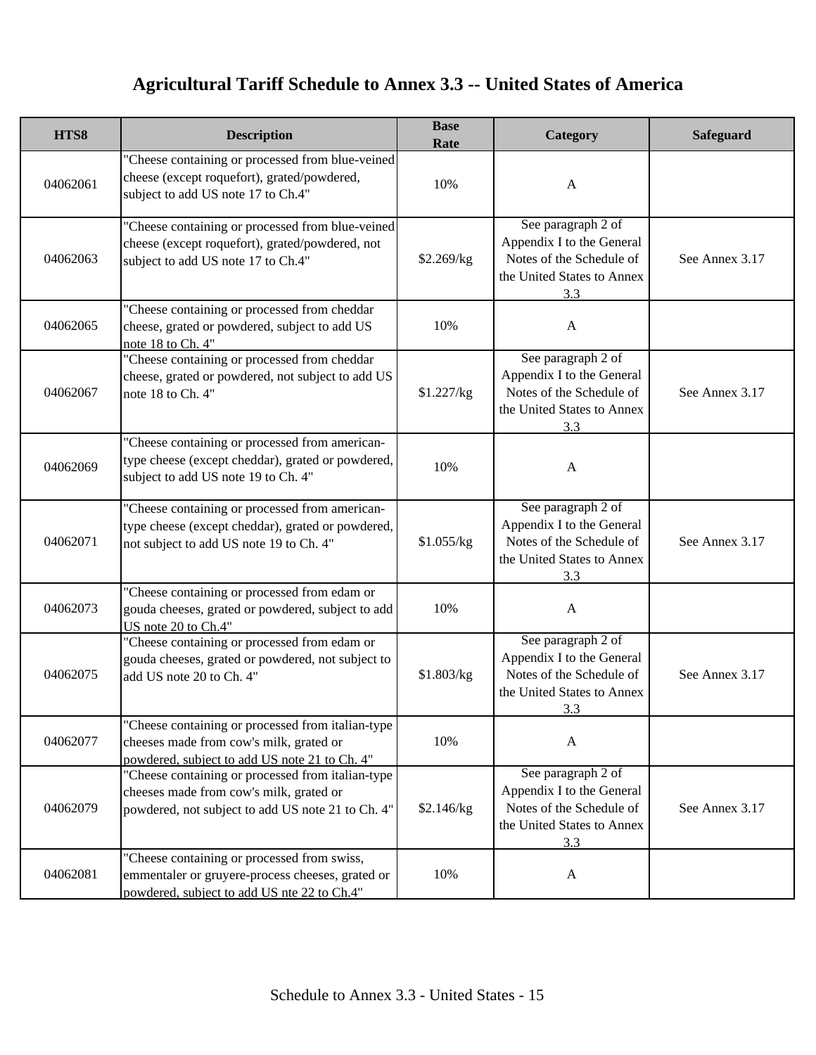# Agricultural Tariff Schedule to Annex 3.3 -- United States of America

| HTS8 | Description | Base Rate | Category | Safeguard |
|---|---|---|---|---|
| 04062061 | "Cheese containing or processed from blue-veined cheese (except roquefort), grated/powdered, subject to add US note 17 to Ch.4" | 10% | A | |
| 04062063 | "Cheese containing or processed from blue-veined cheese (except roquefort), grated/powdered, not subject to add US note 17 to Ch.4" | $2.269/kg | See paragraph 2 of Appendix I to the General Notes of the Schedule of the United States to Annex 3.3 | See Annex 3.17 |
| 04062065 | "Cheese containing or processed from cheddar cheese, grated or powdered, subject to add US note 18 to Ch. 4" | 10% | A | |
| 04062067 | "Cheese containing or processed from cheddar cheese, grated or powdered, not subject to add US note 18 to Ch. 4" | $1.227/kg | See paragraph 2 of Appendix I to the General Notes of the Schedule of the United States to Annex 3.3 | See Annex 3.17 |
| 04062069 | "Cheese containing or processed from american-type cheese (except cheddar), grated or powdered, subject to add US note 19 to Ch. 4" | 10% | A | |
| 04062071 | "Cheese containing or processed from american-type cheese (except cheddar), grated or powdered, not subject to add US note 19 to Ch. 4" | $1.055/kg | See paragraph 2 of Appendix I to the General Notes of the Schedule of the United States to Annex 3.3 | See Annex 3.17 |
| 04062073 | "Cheese containing or processed from edam or gouda cheeses, grated or powdered, subject to add US note 20 to Ch.4" | 10% | A | |
| 04062075 | "Cheese containing or processed from edam or gouda cheeses, grated or powdered, not subject to add US note 20 to Ch. 4" | $1.803/kg | See paragraph 2 of Appendix I to the General Notes of the Schedule of the United States to Annex 3.3 | See Annex 3.17 |
| 04062077 | "Cheese containing or processed from italian-type cheeses made from cow's milk, grated or powdered, subject to add US note 21 to Ch. 4" | 10% | A | |
| 04062079 | "Cheese containing or processed from italian-type cheeses made from cow's milk, grated or powdered, not subject to add US note 21 to Ch. 4" | $2.146/kg | See paragraph 2 of Appendix I to the General Notes of the Schedule of the United States to Annex 3.3 | See Annex 3.17 |
| 04062081 | "Cheese containing or processed from swiss, emmentaler or gruyere-process cheeses, grated or powdered, subject to add US nte 22 to Ch.4" | 10% | A | |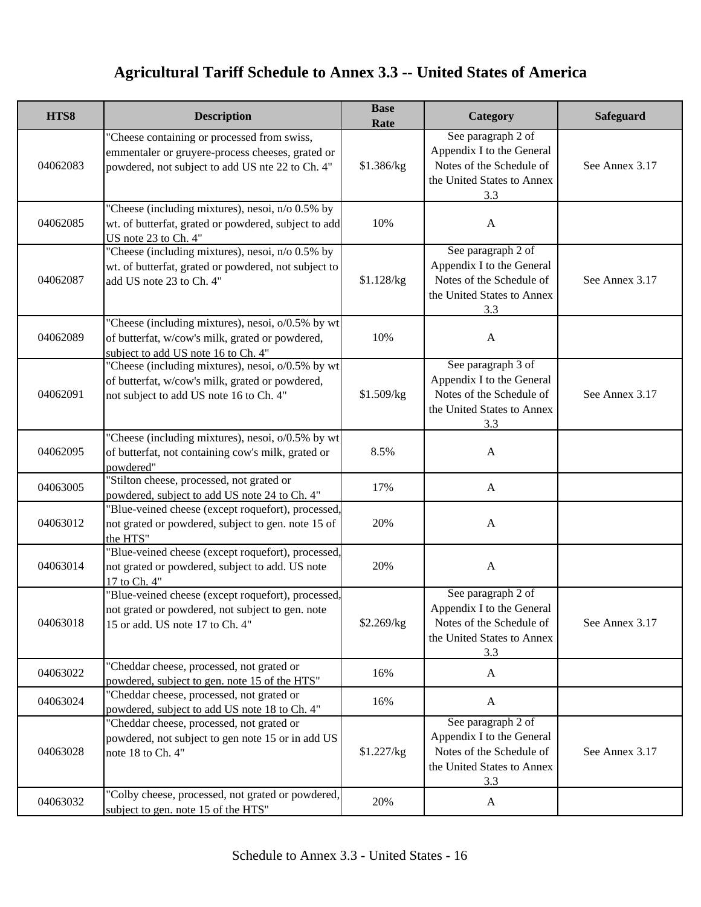# Agricultural Tariff Schedule to Annex 3.3 -- United States of America

| HTS8 | Description | Base Rate | Category | Safeguard |
|---|---|---|---|---|
| 04062083 | "Cheese containing or processed from swiss, emmentaler or gruyere-process cheeses, grated or powdered, not subject to add US nte 22 to Ch. 4" | $1.386/kg | See paragraph 2 of Appendix I to the General Notes of the Schedule of the United States to Annex 3.3 | See Annex 3.17 |
| 04062085 | "Cheese (including mixtures), nesoi, n/o 0.5% by wt. of butterfat, grated or powdered, subject to add US note 23 to Ch. 4" | 10% | A | |
| 04062087 | "Cheese (including mixtures), nesoi, n/o 0.5% by wt. of butterfat, grated or powdered, not subject to add US note 23 to Ch. 4" | $1.128/kg | See paragraph 2 of Appendix I to the General Notes of the Schedule of the United States to Annex 3.3 | See Annex 3.17 |
| 04062089 | "Cheese (including mixtures), nesoi, o/0.5% by wt of butterfat, w/cow's milk, grated or powdered, subject to add US note 16 to Ch. 4" | 10% | A | |
| 04062091 | "Cheese (including mixtures), nesoi, o/0.5% by wt of butterfat, w/cow's milk, grated or powdered, not subject to add US note 16 to Ch. 4" | $1.509/kg | See paragraph 3 of Appendix I to the General Notes of the Schedule of the United States to Annex 3.3 | See Annex 3.17 |
| 04062095 | "Cheese (including mixtures), nesoi, o/0.5% by wt of butterfat, not containing cow's milk, grated or powdered" | 8.5% | A | |
| 04063005 | "Stilton cheese, processed, not grated or powdered, subject to add US note 24 to Ch. 4" | 17% | A | |
| 04063012 | "Blue-veined cheese (except roquefort), processed, not grated or powdered, subject to gen. note 15 of the HTS" | 20% | A | |
| 04063014 | "Blue-veined cheese (except roquefort), processed, not grated or powdered, subject to add. US note 17 to Ch. 4" | 20% | A | |
| 04063018 | "Blue-veined cheese (except roquefort), processed, not grated or powdered, not subject to gen. note 15 or add. US note 17 to Ch. 4" | $2.269/kg | See paragraph 2 of Appendix I to the General Notes of the Schedule of the United States to Annex 3.3 | See Annex 3.17 |
| 04063022 | "Cheddar cheese, processed, not grated or powdered, subject to gen. note 15 of the HTS" | 16% | A | |
| 04063024 | "Cheddar cheese, processed, not grated or powdered, subject to add US note 18 to Ch. 4" | 16% | A | |
| 04063028 | "Cheddar cheese, processed, not grated or powdered, not subject to gen note 15 or in add US note 18 to Ch. 4" | $1.227/kg | See paragraph 2 of Appendix I to the General Notes of the Schedule of the United States to Annex 3.3 | See Annex 3.17 |
| 04063032 | "Colby cheese, processed, not grated or powdered, subject to gen. note 15 of the HTS" | 20% | A | |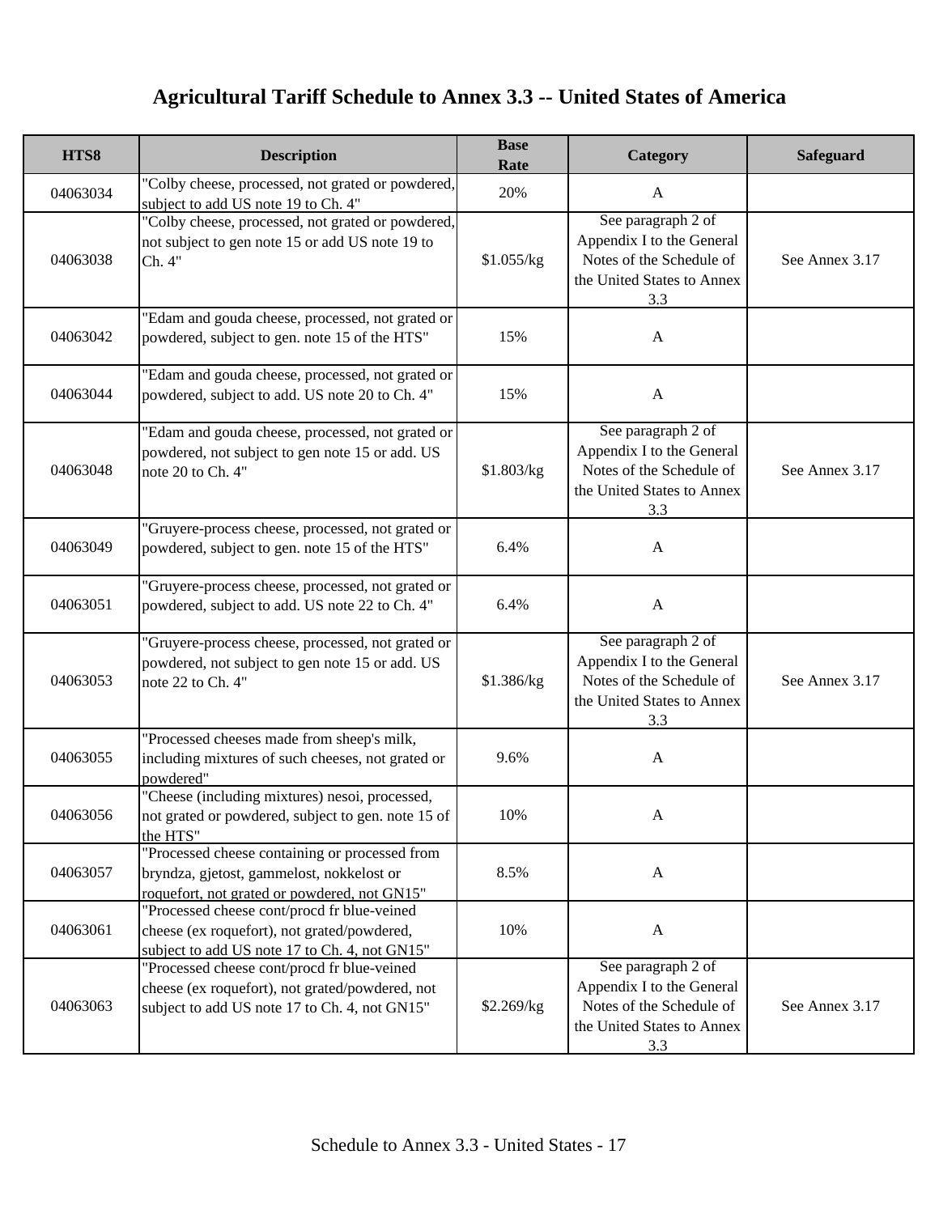# Agricultural Tariff Schedule to Annex 3.3 -- United States of America

| HTS8 | Description | Base Rate | Category | Safeguard |
| --- | --- | --- | --- | --- |
| 04063034 | "Colby cheese, processed, not grated or powdered, subject to add US note 19 to Ch. 4" | 20% | A | |
| 04063038 | "Colby cheese, processed, not grated or powdered, not subject to gen note 15 or add US note 19 to Ch. 4" | $1.055/kg | See paragraph 2 of Appendix I to the General Notes of the Schedule of the United States to Annex 3.3 | See Annex 3.17 |
| 04063042 | "Edam and gouda cheese, processed, not grated or powdered, subject to gen. note 15 of the HTS" | 15% | A | |
| 04063044 | "Edam and gouda cheese, processed, not grated or powdered, subject to add. US note 20 to Ch. 4" | 15% | A | |
| 04063048 | "Edam and gouda cheese, processed, not grated or powdered, not subject to gen note 15 or add. US note 20 to Ch. 4" | $1.803/kg | See paragraph 2 of Appendix I to the General Notes of the Schedule of the United States to Annex 3.3 | See Annex 3.17 |
| 04063049 | "Gruyere-process cheese, processed, not grated or powdered, subject to gen. note 15 of the HTS" | 6.4% | A | |
| 04063051 | "Gruyere-process cheese, processed, not grated or powdered, subject to add. US note 22 to Ch. 4" | 6.4% | A | |
| 04063053 | "Gruyere-process cheese, processed, not grated or powdered, not subject to gen note 15 or add. US note 22 to Ch. 4" | $1.386/kg | See paragraph 2 of Appendix I to the General Notes of the Schedule of the United States to Annex 3.3 | See Annex 3.17 |
| 04063055 | "Processed cheeses made from sheep's milk, including mixtures of such cheeses, not grated or powdered" | 9.6% | A | |
| 04063056 | "Cheese (including mixtures) nesoi, processed, not grated or powdered, subject to gen. note 15 of the HTS" | 10% | A | |
| 04063057 | "Processed cheese containing or processed from bryndza, gjetost, gammelost, nokkelost or roquefort, not grated or powdered, not GN15" | 8.5% | A | |
| 04063061 | "Processed cheese cont/procd fr blue-veined cheese (ex roquefort), not grated/powdered, subject to add US note 17 to Ch. 4, not GN15" | 10% | A | |
| 04063063 | "Processed cheese cont/procd fr blue-veined cheese (ex roquefort), not grated/powdered, not subject to add US note 17 to Ch. 4, not GN15" | $2.269/kg | See paragraph 2 of Appendix I to the General Notes of the Schedule of the United States to Annex 3.3 | See Annex 3.17 |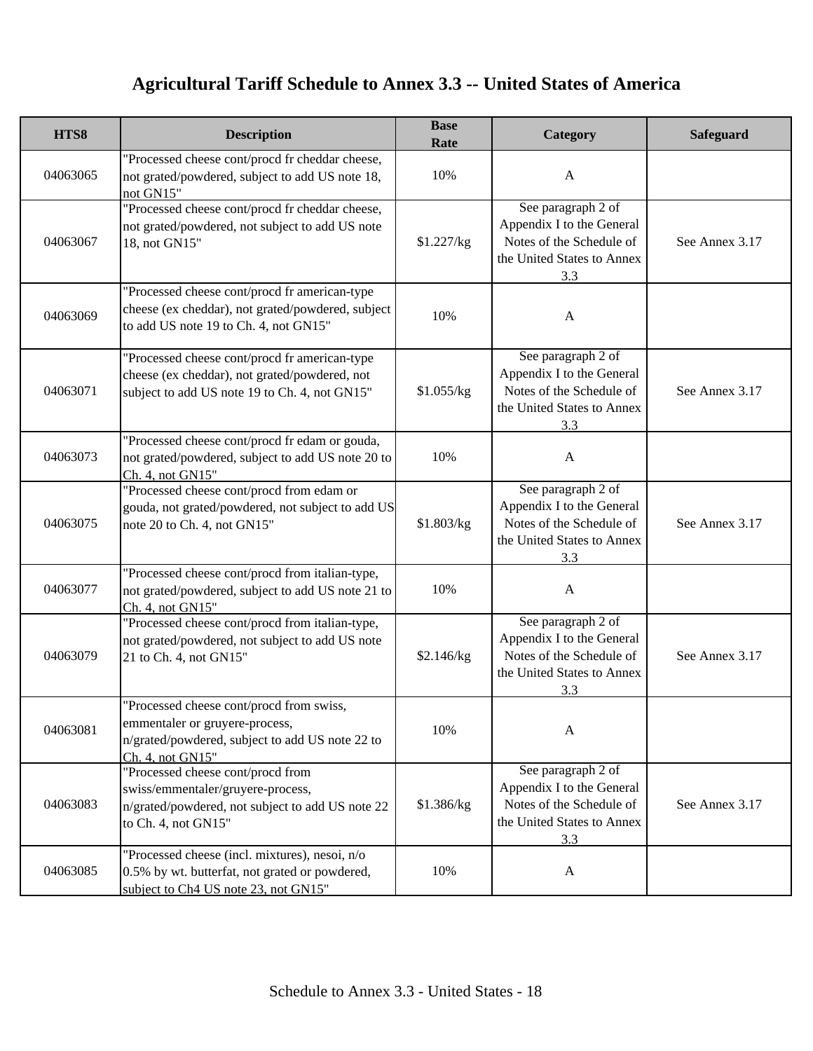# Agricultural Tariff Schedule to Annex 3.3 -- United States of America

| HTS8 | Description | Base Rate | Category | Safeguard |
|---|---|---|---|---|
| 04063065 | "Processed cheese cont/procd fr cheddar cheese, not grated/powdered, subject to add US note 18, not GN15" | 10% | A | |
| 04063067 | "Processed cheese cont/procd fr cheddar cheese, not grated/powdered, not subject to add US note 18, not GN15" | $1.227/kg | See paragraph 2 of Appendix I to the General Notes of the Schedule of the United States to Annex 3.3 | See Annex 3.17 |
| 04063069 | "Processed cheese cont/procd fr american-type cheese (ex cheddar), not grated/powdered, subject to add US note 19 to Ch. 4, not GN15" | 10% | A | |
| 04063071 | "Processed cheese cont/procd fr american-type cheese (ex cheddar), not grated/powdered, not subject to add US note 19 to Ch. 4, not GN15" | $1.055/kg | See paragraph 2 of Appendix I to the General Notes of the Schedule of the United States to Annex 3.3 | See Annex 3.17 |
| 04063073 | "Processed cheese cont/procd fr edam or gouda, not grated/powdered, subject to add US note 20 to Ch. 4, not GN15" | 10% | A | |
| 04063075 | "Processed cheese cont/procd from edam or gouda, not grated/powdered, not subject to add US note 20 to Ch. 4, not GN15" | $1.803/kg | See paragraph 2 of Appendix I to the General Notes of the Schedule of the United States to Annex 3.3 | See Annex 3.17 |
| 04063077 | "Processed cheese cont/procd from italian-type, not grated/powdered, subject to add US note 21 to Ch. 4, not GN15" | 10% | A | |
| 04063079 | "Processed cheese cont/procd from italian-type, not grated/powdered, not subject to add US note 21 to Ch. 4, not GN15" | $2.146/kg | See paragraph 2 of Appendix I to the General Notes of the Schedule of the United States to Annex 3.3 | See Annex 3.17 |
| 04063081 | "Processed cheese cont/procd from swiss, emmentaler or gruyere-process, n/grated/powdered, subject to add US note 22 to Ch. 4, not GN15" | 10% | A | |
| 04063083 | "Processed cheese cont/procd from swiss/emmentaler/gruyere-process, n/grated/powdered, not subject to add US note 22 to Ch. 4, not GN15" | $1.386/kg | See paragraph 2 of Appendix I to the General Notes of the Schedule of the United States to Annex 3.3 | See Annex 3.17 |
| 04063085 | "Processed cheese (incl. mixtures), nesoi, n/o 0.5% by wt. butterfat, not grated or powdered, subject to Ch4 US note 23, not GN15" | 10% | A | |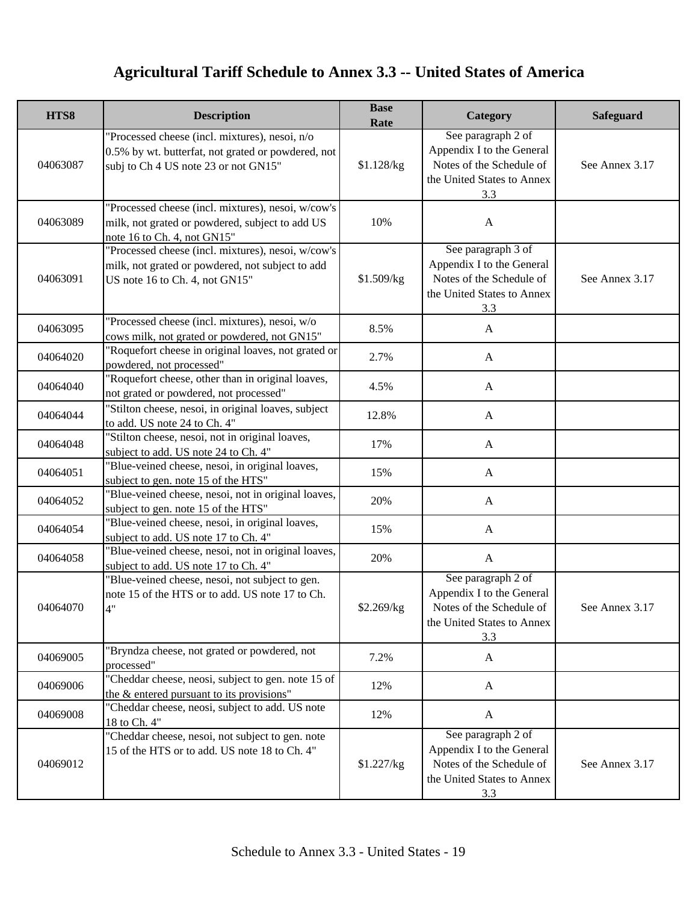# Agricultural Tariff Schedule to Annex 3.3 -- United States of America

| HTS8 | Description | Base Rate | Category | Safeguard |
|---|---|---|---|---|
| 04063087 | "Processed cheese (incl. mixtures), nesoi, n/o 0.5% by wt. butterfat, not grated or powdered, not subj to Ch 4 US note 23 or not GN15" | $1.128/kg | See paragraph 2 of Appendix I to the General Notes of the Schedule of the United States to Annex 3.3 | See Annex 3.17 |
| 04063089 | "Processed cheese (incl. mixtures), nesoi, w/cow's milk, not grated or powdered, subject to add US note 16 to Ch. 4, not GN15" | 10% | A | |
| 04063091 | "Processed cheese (incl. mixtures), nesoi, w/cow's milk, not grated or powdered, not subject to add US note 16 to Ch. 4, not GN15" | $1.509/kg | See paragraph 3 of Appendix I to the General Notes of the Schedule of the United States to Annex 3.3 | See Annex 3.17 |
| 04063095 | "Processed cheese (incl. mixtures), nesoi, w/o cows milk, not grated or powdered, not GN15" | 8.5% | A | |
| 04064020 | "Roquefort cheese in original loaves, not grated or powdered, not processed" | 2.7% | A | |
| 04064040 | "Roquefort cheese, other than in original loaves, not grated or powdered, not processed" | 4.5% | A | |
| 04064044 | "Stilton cheese, nesoi, in original loaves, subject to add. US note 24 to Ch. 4" | 12.8% | A | |
| 04064048 | "Stilton cheese, nesoi, not in original loaves, subject to add. US note 24 to Ch. 4" | 17% | A | |
| 04064051 | "Blue-veined cheese, nesoi, in original loaves, subject to gen. note 15 of the HTS" | 15% | A | |
| 04064052 | "Blue-veined cheese, nesoi, not in original loaves, subject to gen. note 15 of the HTS" | 20% | A | |
| 04064054 | "Blue-veined cheese, nesoi, in original loaves, subject to add. US note 17 to Ch. 4" | 15% | A | |
| 04064058 | "Blue-veined cheese, nesoi, not in original loaves, subject to add. US note 17 to Ch. 4" | 20% | A | |
| 04064070 | "Blue-veined cheese, nesoi, not subject to gen. note 15 of the HTS or to add. US note 17 to Ch. 4" | $2.269/kg | See paragraph 2 of Appendix I to the General Notes of the Schedule of the United States to Annex 3.3 | See Annex 3.17 |
| 04069005 | "Bryndza cheese, not grated or powdered, not processed" | 7.2% | A | |
| 04069006 | "Cheddar cheese, neosi, subject to gen. note 15 of the & entered pursuant to its provisions" | 12% | A | |
| 04069008 | "Cheddar cheese, neosi, subject to add. US note 18 to Ch. 4" | 12% | A | |
| 04069012 | "Cheddar cheese, nesoi, not subject to gen. note 15 of the HTS or to add. US note 18 to Ch. 4" | $1.227/kg | See paragraph 2 of Appendix I to the General Notes of the Schedule of the United States to Annex 3.3 | See Annex 3.17 |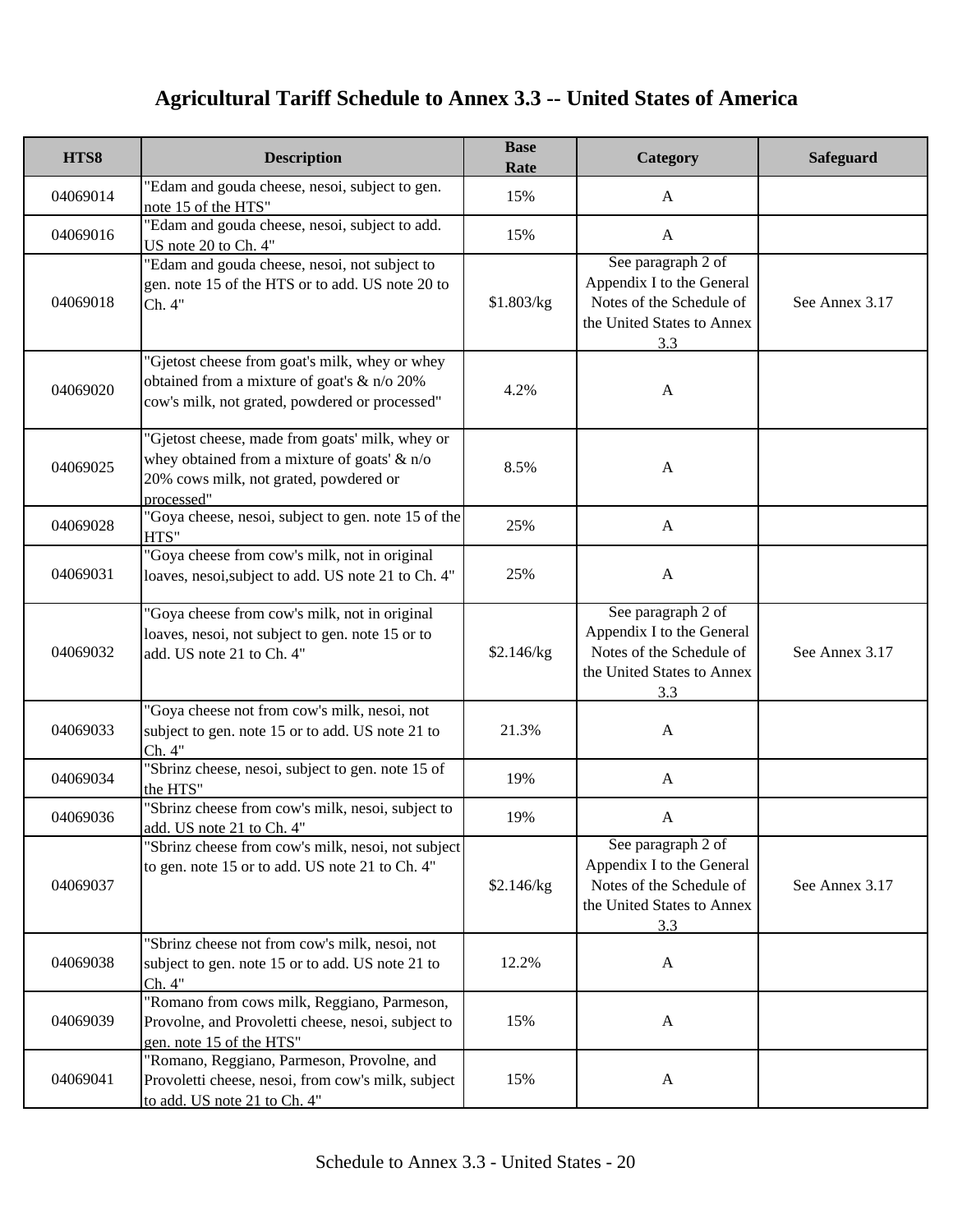# Agricultural Tariff Schedule to Annex 3.3 -- United States of America

| HTS8 | Description | Base Rate | Category | Safeguard |
|---|---|---|---|---|
| 04069014 | "Edam and gouda cheese, nesoi, subject to gen. note 15 of the HTS" | 15% | A | |
| 04069016 | "Edam and gouda cheese, nesoi, subject to add. US note 20 to Ch. 4" | 15% | A | |
| 04069018 | "Edam and gouda cheese, nesoi, not subject to gen. note 15 of the HTS or to add. US note 20 to Ch. 4" | $1.803/kg | See paragraph 2 of Appendix I to the General Notes of the Schedule of the United States to Annex 3.3 | See Annex 3.17 |
| 04069020 | "Gjetost cheese from goat's milk, whey or whey obtained from a mixture of goat's & n/o 20% cow's milk, not grated, powdered or processed" | 4.2% | A | |
| 04069025 | "Gjetost cheese, made from goats' milk, whey or whey obtained from a mixture of goats' & n/o 20% cows milk, not grated, powdered or processed" | 8.5% | A | |
| 04069028 | "Goya cheese, nesoi, subject to gen. note 15 of the HTS" | 25% | A | |
| 04069031 | "Goya cheese from cow's milk, not in original loaves, nesoi,subject to add. US note 21 to Ch. 4" | 25% | A | |
| 04069032 | "Goya cheese from cow's milk, not in original loaves, nesoi, not subject to gen. note 15 or to add. US note 21 to Ch. 4" | $2.146/kg | See paragraph 2 of Appendix I to the General Notes of the Schedule of the United States to Annex 3.3 | See Annex 3.17 |
| 04069033 | "Goya cheese not from cow's milk, nesoi, not subject to gen. note 15 or to add. US note 21 to Ch. 4" | 21.3% | A | |
| 04069034 | "Sbrinz cheese, nesoi, subject to gen. note 15 of the HTS" | 19% | A | |
| 04069036 | "Sbrinz cheese from cow's milk, nesoi, subject to add. US note 21 to Ch. 4" | 19% | A | |
| 04069037 | "Sbrinz cheese from cow's milk, nesoi, not subject to gen. note 15 or to add. US note 21 to Ch. 4" | $2.146/kg | See paragraph 2 of Appendix I to the General Notes of the Schedule of the United States to Annex 3.3 | See Annex 3.17 |
| 04069038 | "Sbrinz cheese not from cow's milk, nesoi, not subject to gen. note 15 or to add. US note 21 to Ch. 4" | 12.2% | A | |
| 04069039 | "Romano from cows milk, Reggiano, Parmeson, Provolne, and Provoletti cheese, nesoi, subject to gen. note 15 of the HTS" | 15% | A | |
| 04069041 | "Romano, Reggiano, Parmeson, Provolne, and Provoletti cheese, nesoi, from cow's milk, subject to add. US note 21 to Ch. 4" | 15% | A | |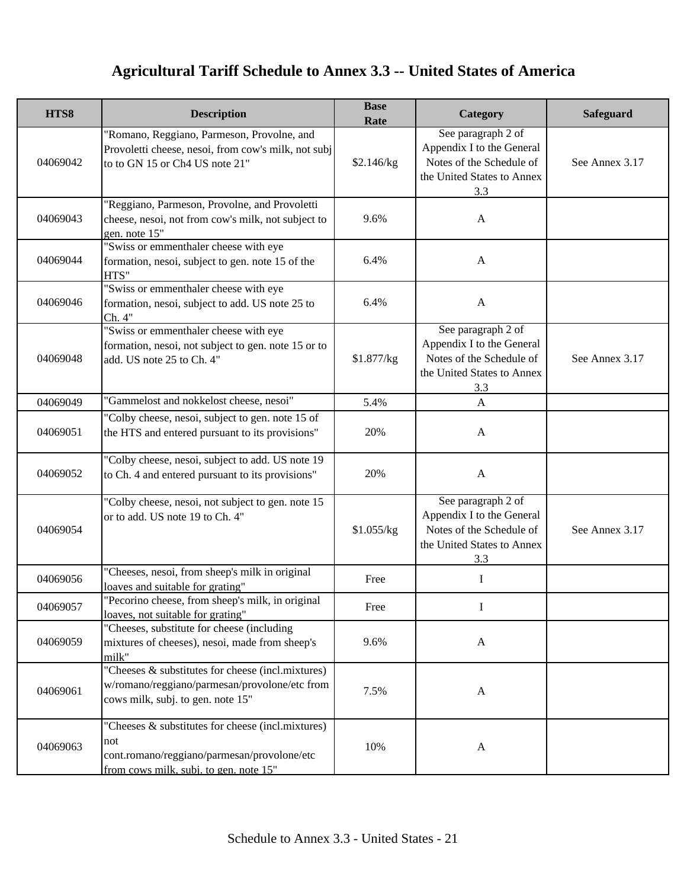# Agricultural Tariff Schedule to Annex 3.3 -- United States of America

| HTS8 | Description | Base Rate | Category | Safeguard |
|---|---|---|---|---|
| 04069042 | "Romano, Reggiano, Parmeson, Provolne, and Provoletti cheese, nesoi, from cow's milk, not subj to to GN 15 or Ch4 US note 21" | $2.146/kg | See paragraph 2 of Appendix I to the General Notes of the Schedule of the United States to Annex 3.3 | See Annex 3.17 |
| 04069043 | "Reggiano, Parmeson, Provolne, and Provoletti cheese, nesoi, not from cow's milk, not subject to gen. note 15" | 9.6% | A | |
| 04069044 | "Swiss or emmenthaler cheese with eye formation, nesoi, subject to gen. note 15 of the HTS" | 6.4% | A | |
| 04069046 | "Swiss or emmenthaler cheese with eye formation, nesoi, subject to add. US note 25 to Ch. 4" | 6.4% | A | |
| 04069048 | "Swiss or emmenthaler cheese with eye formation, nesoi, not subject to gen. note 15 or to add. US note 25 to Ch. 4" | $1.877/kg | See paragraph 2 of Appendix I to the General Notes of the Schedule of the United States to Annex 3.3 | See Annex 3.17 |
| 04069049 | "Gammelost and nokkelost cheese, nesoi" | 5.4% | A | |
| 04069051 | "Colby cheese, nesoi, subject to gen. note 15 of the HTS and entered pursuant to its provisions" | 20% | A | |
| 04069052 | "Colby cheese, nesoi, subject to add. US note 19 to Ch. 4 and entered pursuant to its provisions" | 20% | A | |
| 04069054 | "Colby cheese, nesoi, not subject to gen. note 15 or to add. US note 19 to Ch. 4" | $1.055/kg | See paragraph 2 of Appendix I to the General Notes of the Schedule of the United States to Annex 3.3 | See Annex 3.17 |
| 04069056 | "Cheeses, nesoi, from sheep's milk in original loaves and suitable for grating" | Free | I | |
| 04069057 | "Pecorino cheese, from sheep's milk, in original loaves, not suitable for grating" | Free | I | |
| 04069059 | "Cheeses, substitute for cheese (including mixtures of cheeses), nesoi, made from sheep's milk" | 9.6% | A | |
| 04069061 | "Cheeses & substitutes for cheese (incl.mixtures) w/romano/reggiano/parmesan/provolone/etc from cows milk, subj. to gen. note 15" | 7.5% | A | |
| 04069063 | "Cheeses & substitutes for cheese (incl.mixtures) not cont.romano/reggiano/parmesan/provolone/etc from cows milk, subj. to gen. note 15" | 10% | A | |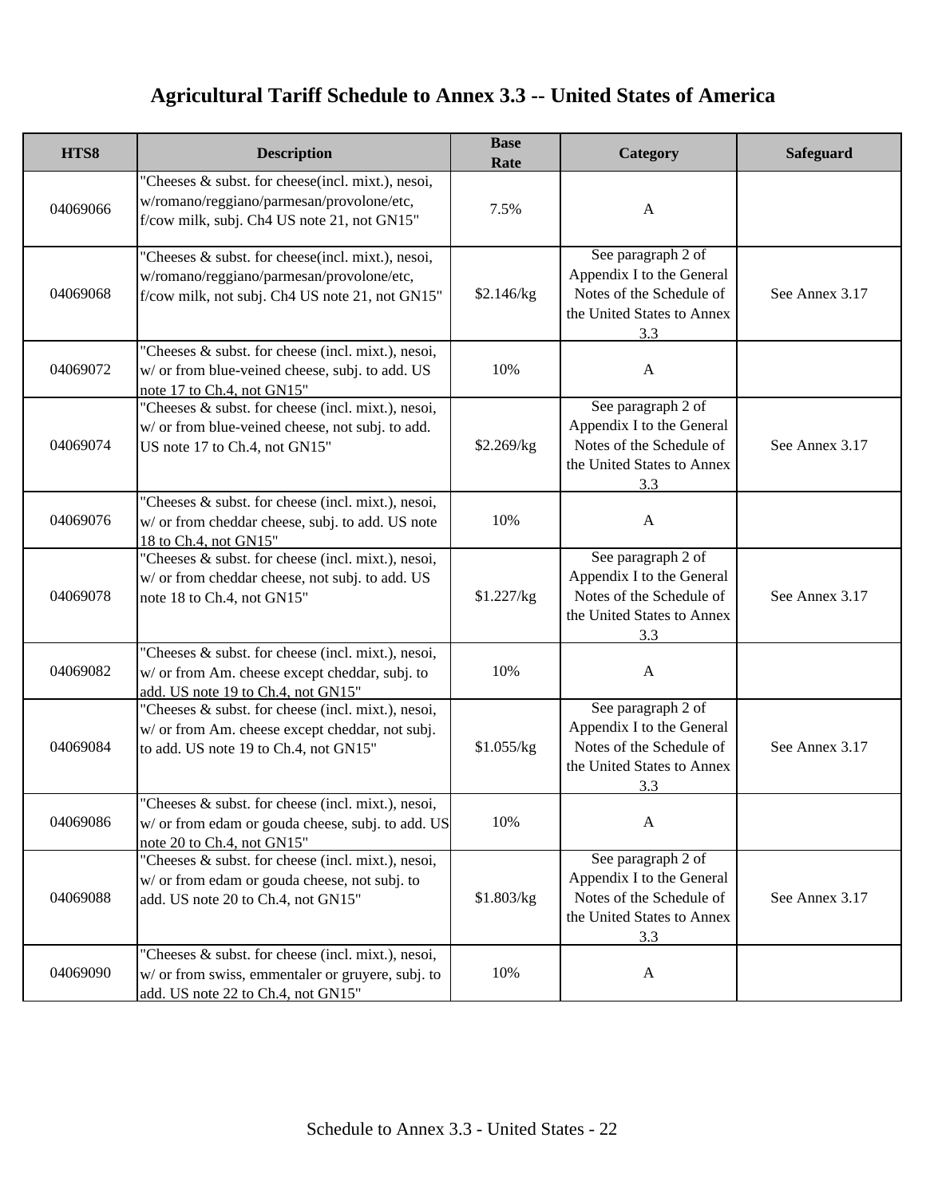# Agricultural Tariff Schedule to Annex 3.3 -- United States of America

| HTS8 | Description | Base Rate | Category | Safeguard |
|---|---|---|---|---|
| 04069066 | "Cheeses & subst. for cheese(incl. mixt.), nesoi, w/romano/reggiano/parmesan/provolone/etc, f/cow milk, subj. Ch4 US note 21, not GN15" | 7.5% | A | |
| 04069068 | "Cheeses & subst. for cheese(incl. mixt.), nesoi, w/romano/reggiano/parmesan/provolone/etc, f/cow milk, not subj. Ch4 US note 21, not GN15" | $2.146/kg | See paragraph 2 of Appendix I to the General Notes of the Schedule of the United States to Annex 3.3 | See Annex 3.17 |
| 04069072 | "Cheeses & subst. for cheese (incl. mixt.), nesoi, w/ or from blue-veined cheese, subj. to add. US note 17 to Ch.4, not GN15" | 10% | A | |
| 04069074 | "Cheeses & subst. for cheese (incl. mixt.), nesoi, w/ or from blue-veined cheese, not subj. to add. US note 17 to Ch.4, not GN15" | $2.269/kg | See paragraph 2 of Appendix I to the General Notes of the Schedule of the United States to Annex 3.3 | See Annex 3.17 |
| 04069076 | "Cheeses & subst. for cheese (incl. mixt.), nesoi, w/ or from cheddar cheese, subj. to add. US note 18 to Ch.4, not GN15" | 10% | A | |
| 04069078 | "Cheeses & subst. for cheese (incl. mixt.), nesoi, w/ or from cheddar cheese, not subj. to add. US note 18 to Ch.4, not GN15" | $1.227/kg | See paragraph 2 of Appendix I to the General Notes of the Schedule of the United States to Annex 3.3 | See Annex 3.17 |
| 04069082 | "Cheeses & subst. for cheese (incl. mixt.), nesoi, w/ or from Am. cheese except cheddar, subj. to add. US note 19 to Ch.4, not GN15" | 10% | A | |
| 04069084 | "Cheeses & subst. for cheese (incl. mixt.), nesoi, w/ or from Am. cheese except cheddar, not subj. to add. US note 19 to Ch.4, not GN15" | $1.055/kg | See paragraph 2 of Appendix I to the General Notes of the Schedule of the United States to Annex 3.3 | See Annex 3.17 |
| 04069086 | "Cheeses & subst. for cheese (incl. mixt.), nesoi, w/ or from edam or gouda cheese, subj. to add. US note 20 to Ch.4, not GN15" | 10% | A | |
| 04069088 | "Cheeses & subst. for cheese (incl. mixt.), nesoi, w/ or from edam or gouda cheese, not subj. to add. US note 20 to Ch.4, not GN15" | $1.803/kg | See paragraph 2 of Appendix I to the General Notes of the Schedule of the United States to Annex 3.3 | See Annex 3.17 |
| 04069090 | "Cheeses & subst. for cheese (incl. mixt.), nesoi, w/ or from swiss, emmentaler or gruyere, subj. to add. US note 22 to Ch.4, not GN15" | 10% | A | |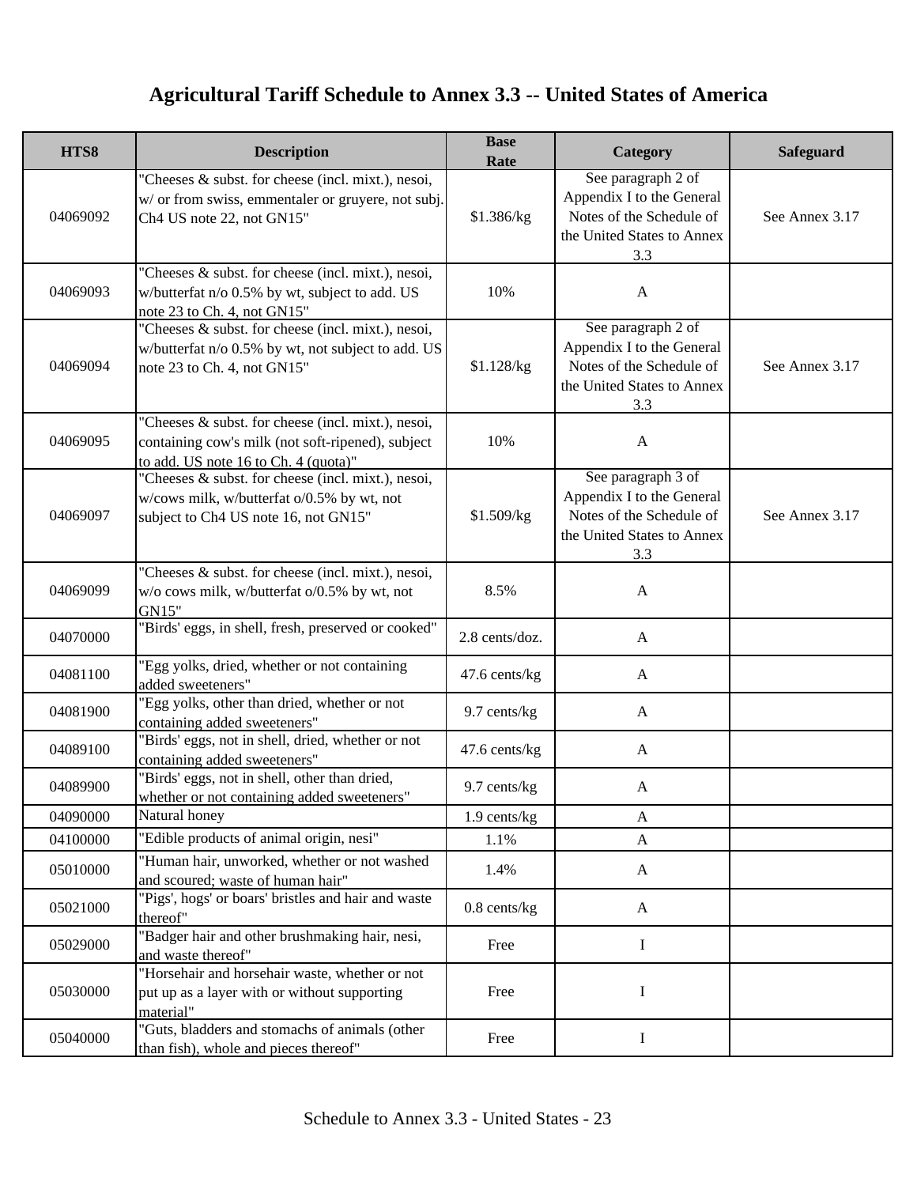# Agricultural Tariff Schedule to Annex 3.3 -- United States of America

| HTS8 | Description | Base Rate | Category | Safeguard |
|---|---|---|---|---|
| 04069092 | "Cheeses & subst. for cheese (incl. mixt.), nesoi, w/ or from swiss, emmentaler or gruyere, not subj. Ch4 US note 22, not GN15" | $1.386/kg | See paragraph 2 of Appendix I to the General Notes of the Schedule of the United States to Annex 3.3 | See Annex 3.17 |
| 04069093 | "Cheeses & subst. for cheese (incl. mixt.), nesoi, w/butterfat n/o 0.5% by wt, subject to add. US note 23 to Ch. 4, not GN15" | 10% | A | |
| 04069094 | "Cheeses & subst. for cheese (incl. mixt.), nesoi, w/butterfat n/o 0.5% by wt, not subject to add. US note 23 to Ch. 4, not GN15" | $1.128/kg | See paragraph 2 of Appendix I to the General Notes of the Schedule of the United States to Annex 3.3 | See Annex 3.17 |
| 04069095 | "Cheeses & subst. for cheese (incl. mixt.), nesoi, containing cow's milk (not soft-ripened), subject to add. US note 16 to Ch. 4 (quota)" | 10% | A | |
| 04069097 | "Cheeses & subst. for cheese (incl. mixt.), nesoi, w/cows milk, w/butterfat o/0.5% by wt, not subject to Ch4 US note 16, not GN15" | $1.509/kg | See paragraph 3 of Appendix I to the General Notes of the Schedule of the United States to Annex 3.3 | See Annex 3.17 |
| 04069099 | "Cheeses & subst. for cheese (incl. mixt.), nesoi, w/o cows milk, w/butterfat o/0.5% by wt, not GN15" | 8.5% | A | |
| 04070000 | "Birds' eggs, in shell, fresh, preserved or cooked" | 2.8 cents/doz. | A | |
| 04081100 | "Egg yolks, dried, whether or not containing added sweeteners" | 47.6 cents/kg | A | |
| 04081900 | "Egg yolks, other than dried, whether or not containing added sweeteners" | 9.7 cents/kg | A | |
| 04089100 | "Birds' eggs, not in shell, dried, whether or not containing added sweeteners" | 47.6 cents/kg | A | |
| 04089900 | "Birds' eggs, not in shell, other than dried, whether or not containing added sweeteners" | 9.7 cents/kg | A | |
| 04090000 | Natural honey | 1.9 cents/kg | A | |
| 04100000 | "Edible products of animal origin, nesi" | 1.1% | A | |
| 05010000 | "Human hair, unworked, whether or not washed and scoured; waste of human hair" | 1.4% | A | |
| 05021000 | "Pigs', hogs' or boars' bristles and hair and waste thereof" | 0.8 cents/kg | A | |
| 05029000 | "Badger hair and other brushmaking hair, nesi, and waste thereof" | Free | I | |
| 05030000 | "Horsehair and horsehair waste, whether or not put up as a layer with or without supporting material" | Free | I | |
| 05040000 | "Guts, bladders and stomachs of animals (other than fish), whole and pieces thereof" | Free | I | |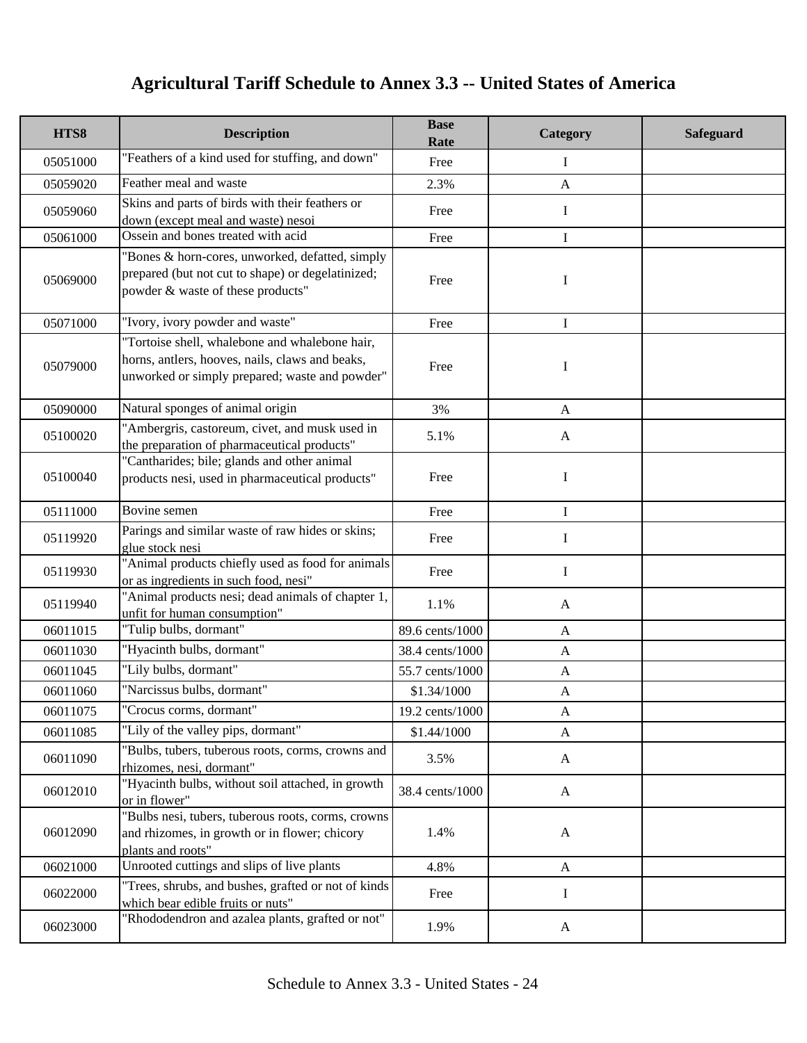# Agricultural Tariff Schedule to Annex 3.3 -- United States of America

| HTS8 | Description | Base Rate | Category | Safeguard |
|---|---|---|---|---|
| 05051000 | "Feathers of a kind used for stuffing, and down" | Free | I | |
| 05059020 | Feather meal and waste | 2.3% | A | |
| 05059060 | Skins and parts of birds with their feathers or down (except meal and waste) nesoi | Free | I | |
| 05061000 | Ossein and bones treated with acid | Free | I | |
| 05069000 | "Bones & horn-cores, unworked, defatted, simply prepared (but not cut to shape) or degelatinized; powder & waste of these products" | Free | I | |
| 05071000 | "Ivory, ivory powder and waste" | Free | I | |
| 05079000 | "Tortoise shell, whalebone and whalebone hair, horns, antlers, hooves, nails, claws and beaks, unworked or simply prepared; waste and powder" | Free | I | |
| 05090000 | Natural sponges of animal origin | 3% | A | |
| 05100020 | "Ambergris, castoreum, civet, and musk used in the preparation of pharmaceutical products" | 5.1% | A | |
| 05100040 | "Cantharides; bile; glands and other animal products nesi, used in pharmaceutical products" | Free | I | |
| 05111000 | Bovine semen | Free | I | |
| 05119920 | Parings and similar waste of raw hides or skins; glue stock nesi | Free | I | |
| 05119930 | "Animal products chiefly used as food for animals or as ingredients in such food, nesi" | Free | I | |
| 05119940 | "Animal products nesi; dead animals of chapter 1, unfit for human consumption" | 1.1% | A | |
| 06011015 | "Tulip bulbs, dormant" | 89.6 cents/1000 | A | |
| 06011030 | "Hyacinth bulbs, dormant" | 38.4 cents/1000 | A | |
| 06011045 | "Lily bulbs, dormant" | 55.7 cents/1000 | A | |
| 06011060 | "Narcissus bulbs, dormant" | $1.34/1000 | A | |
| 06011075 | "Crocus corms, dormant" | 19.2 cents/1000 | A | |
| 06011085 | "Lily of the valley pips, dormant" | $1.44/1000 | A | |
| 06011090 | "Bulbs, tubers, tuberous roots, corms, crowns and rhizomes, nesi, dormant" | 3.5% | A | |
| 06012010 | "Hyacinth bulbs, without soil attached, in growth or in flower" | 38.4 cents/1000 | A | |
| 06012090 | "Bulbs nesi, tubers, tuberous roots, corms, crowns and rhizomes, in growth or in flower; chicory plants and roots" | 1.4% | A | |
| 06021000 | Unrooted cuttings and slips of live plants | 4.8% | A | |
| 06022000 | "Trees, shrubs, and bushes, grafted or not of kinds which bear edible fruits or nuts" | Free | I | |
| 06023000 | "Rhododendron and azalea plants, grafted or not" | 1.9% | A | |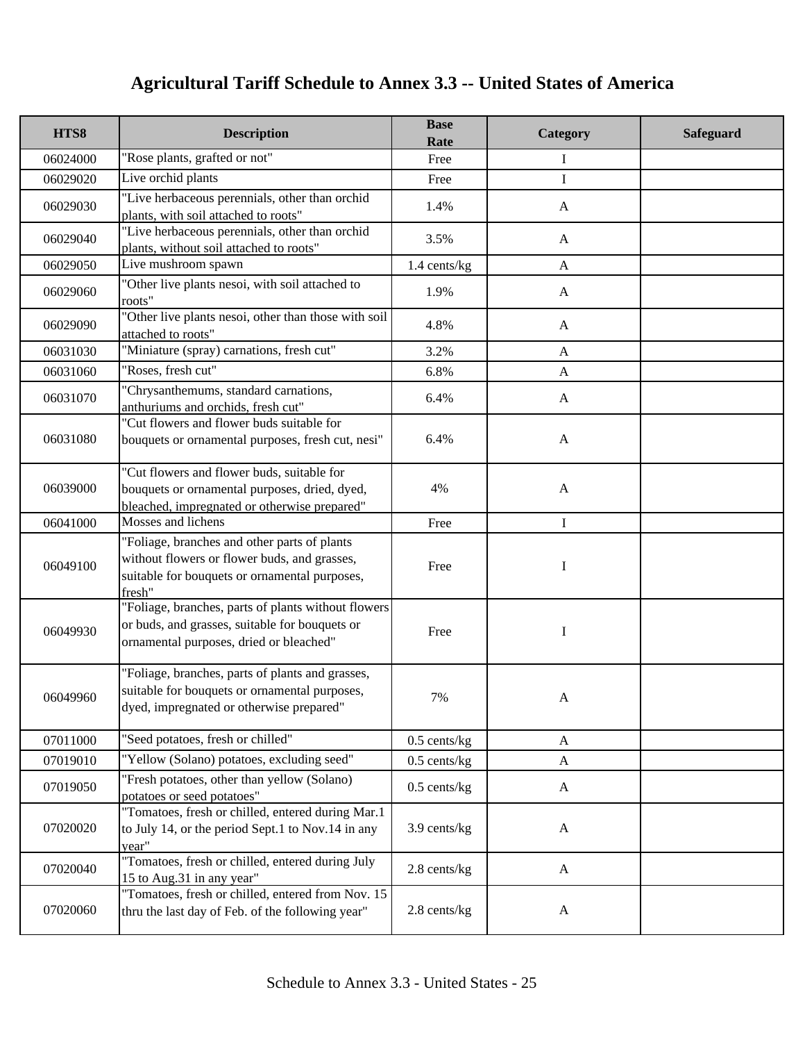# Agricultural Tariff Schedule to Annex 3.3 -- United States of America

| HTS8 | Description | Base Rate | Category | Safeguard |
|---|---|---|---|---|
| 06024000 | "Rose plants, grafted or not" | Free | I | |
| 06029020 | Live orchid plants | Free | I | |
| 06029030 | "Live herbaceous perennials, other than orchid plants, with soil attached to roots" | 1.4% | A | |
| 06029040 | "Live herbaceous perennials, other than orchid plants, without soil attached to roots" | 3.5% | A | |
| 06029050 | Live mushroom spawn | 1.4 cents/kg | A | |
| 06029060 | "Other live plants nesoi, with soil attached to roots" | 1.9% | A | |
| 06029090 | "Other live plants nesoi, other than those with soil attached to roots" | 4.8% | A | |
| 06031030 | "Miniature (spray) carnations, fresh cut" | 3.2% | A | |
| 06031060 | "Roses, fresh cut" | 6.8% | A | |
| 06031070 | "Chrysanthemums, standard carnations, anthuriums and orchids, fresh cut" | 6.4% | A | |
| 06031080 | "Cut flowers and flower buds suitable for bouquets or ornamental purposes, fresh cut, nesi" | 6.4% | A | |
| 06039000 | "Cut flowers and flower buds, suitable for bouquets or ornamental purposes, dried, dyed, bleached, impregnated or otherwise prepared" | 4% | A | |
| 06041000 | Mosses and lichens | Free | I | |
| 06049100 | "Foliage, branches and other parts of plants without flowers or flower buds, and grasses, suitable for bouquets or ornamental purposes, fresh" | Free | I | |
| 06049930 | "Foliage, branches, parts of plants without flowers or buds, and grasses, suitable for bouquets or ornamental purposes, dried or bleached" | Free | I | |
| 06049960 | "Foliage, branches, parts of plants and grasses, suitable for bouquets or ornamental purposes, dyed, impregnated or otherwise prepared" | 7% | A | |
| 07011000 | "Seed potatoes, fresh or chilled" | 0.5 cents/kg | A | |
| 07019010 | "Yellow (Solano) potatoes, excluding seed" | 0.5 cents/kg | A | |
| 07019050 | "Fresh potatoes, other than yellow (Solano) potatoes or seed potatoes" | 0.5 cents/kg | A | |
| 07020020 | "Tomatoes, fresh or chilled, entered during Mar.1 to July 14, or the period Sept.1 to Nov.14 in any year" | 3.9 cents/kg | A | |
| 07020040 | "Tomatoes, fresh or chilled, entered during July 15 to Aug.31 in any year" | 2.8 cents/kg | A | |
| 07020060 | "Tomatoes, fresh or chilled, entered from Nov. 15 thru the last day of Feb. of the following year" | 2.8 cents/kg | A | |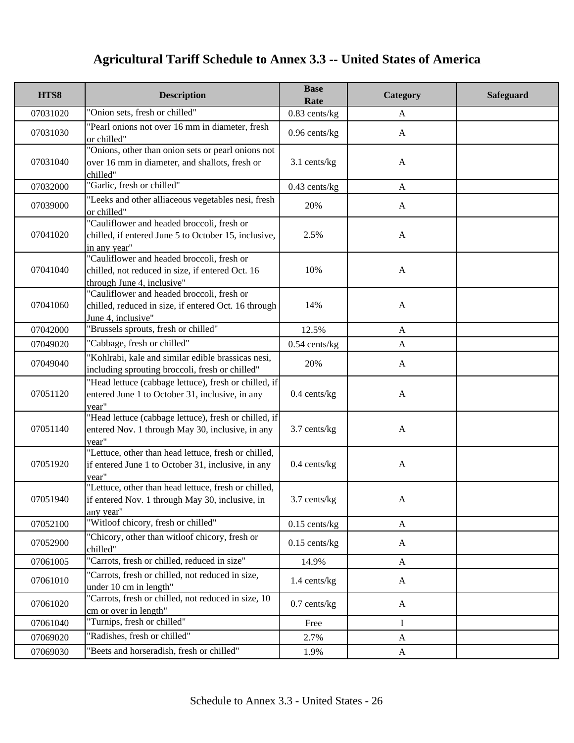# Agricultural Tariff Schedule to Annex 3.3 -- United States of America

| HTS8 | Description | Base Rate | Category | Safeguard |
|---|---|---|---|---|
| 07031020 | "Onion sets, fresh or chilled" | 0.83 cents/kg | A | |
| 07031030 | "Pearl onions not over 16 mm in diameter, fresh or chilled" | 0.96 cents/kg | A | |
| 07031040 | "Onions, other than onion sets or pearl onions not over 16 mm in diameter, and shallots, fresh or chilled" | 3.1 cents/kg | A | |
| 07032000 | "Garlic, fresh or chilled" | 0.43 cents/kg | A | |
| 07039000 | "Leeks and other alliaceous vegetables nesi, fresh or chilled" | 20% | A | |
| 07041020 | "Cauliflower and headed broccoli, fresh or chilled, if entered June 5 to October 15, inclusive, in any year" | 2.5% | A | |
| 07041040 | "Cauliflower and headed broccoli, fresh or chilled, not reduced in size, if entered Oct. 16 through June 4, inclusive" | 10% | A | |
| 07041060 | "Cauliflower and headed broccoli, fresh or chilled, reduced in size, if entered Oct. 16 through June 4, inclusive" | 14% | A | |
| 07042000 | "Brussels sprouts, fresh or chilled" | 12.5% | A | |
| 07049020 | "Cabbage, fresh or chilled" | 0.54 cents/kg | A | |
| 07049040 | "Kohlrabi, kale and similar edible brassicas nesi, including sprouting broccoli, fresh or chilled" | 20% | A | |
| 07051120 | "Head lettuce (cabbage lettuce), fresh or chilled, if entered June 1 to October 31, inclusive, in any year" | 0.4 cents/kg | A | |
| 07051140 | "Head lettuce (cabbage lettuce), fresh or chilled, if entered Nov. 1 through May 30, inclusive, in any year" | 3.7 cents/kg | A | |
| 07051920 | "Lettuce, other than head lettuce, fresh or chilled, if entered June 1 to October 31, inclusive, in any year" | 0.4 cents/kg | A | |
| 07051940 | "Lettuce, other than head lettuce, fresh or chilled, if entered Nov. 1 through May 30, inclusive, in any year" | 3.7 cents/kg | A | |
| 07052100 | "Witloof chicory, fresh or chilled" | 0.15 cents/kg | A | |
| 07052900 | "Chicory, other than witloof chicory, fresh or chilled" | 0.15 cents/kg | A | |
| 07061005 | "Carrots, fresh or chilled, reduced in size" | 14.9% | A | |
| 07061010 | "Carrots, fresh or chilled, not reduced in size, under 10 cm in length" | 1.4 cents/kg | A | |
| 07061020 | "Carrots, fresh or chilled, not reduced in size, 10 cm or over in length" | 0.7 cents/kg | A | |
| 07061040 | "Turnips, fresh or chilled" | Free | I | |
| 07069020 | "Radishes, fresh or chilled" | 2.7% | A | |
| 07069030 | "Beets and horseradish, fresh or chilled" | 1.9% | A | |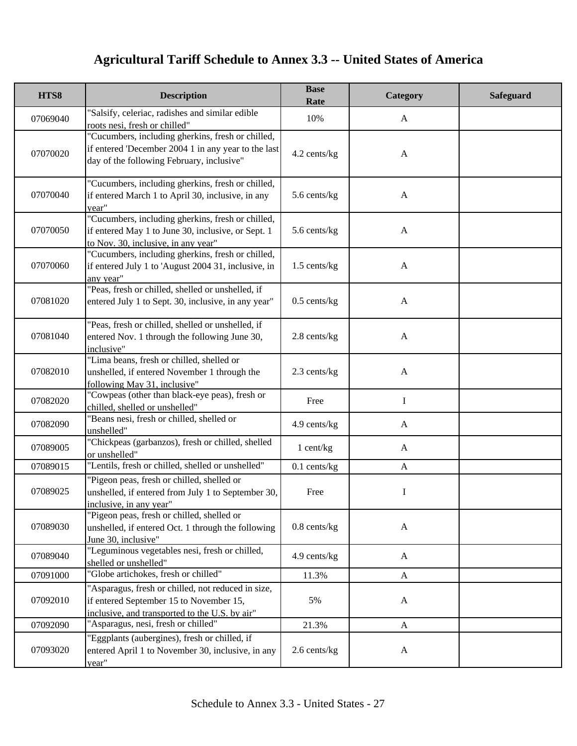# Agricultural Tariff Schedule to Annex 3.3 -- United States of America

| HTS8 | Description | Base Rate | Category | Safeguard |
|---|---|---|---|---|
| 07069040 | "Salsify, celeriac, radishes and similar edible roots nesi, fresh or chilled" | 10% | A | |
| 07070020 | "Cucumbers, including gherkins, fresh or chilled, if entered 'December 2004 1 in any year to the last day of the following February, inclusive" | 4.2 cents/kg | A | |
| 07070040 | "Cucumbers, including gherkins, fresh or chilled, if entered March 1 to April 30, inclusive, in any year" | 5.6 cents/kg | A | |
| 07070050 | "Cucumbers, including gherkins, fresh or chilled, if entered May 1 to June 30, inclusive, or Sept. 1 to Nov. 30, inclusive, in any year" | 5.6 cents/kg | A | |
| 07070060 | "Cucumbers, including gherkins, fresh or chilled, if entered July 1 to 'August 2004 31, inclusive, in any year" | 1.5 cents/kg | A | |
| 07081020 | "Peas, fresh or chilled, shelled or unshelled, if entered July 1 to Sept. 30, inclusive, in any year" | 0.5 cents/kg | A | |
| 07081040 | "Peas, fresh or chilled, shelled or unshelled, if entered Nov. 1 through the following June 30, inclusive" | 2.8 cents/kg | A | |
| 07082010 | "Lima beans, fresh or chilled, shelled or unshelled, if entered November 1 through the following May 31, inclusive" | 2.3 cents/kg | A | |
| 07082020 | "Cowpeas (other than black-eye peas), fresh or chilled, shelled or unshelled" | Free | I | |
| 07082090 | "Beans nesi, fresh or chilled, shelled or unshelled" | 4.9 cents/kg | A | |
| 07089005 | "Chickpeas (garbanzos), fresh or chilled, shelled or unshelled" | 1 cent/kg | A | |
| 07089015 | "Lentils, fresh or chilled, shelled or unshelled" | 0.1 cents/kg | A | |
| 07089025 | "Pigeon peas, fresh or chilled, shelled or unshelled, if entered from July 1 to September 30, inclusive, in any year" | Free | I | |
| 07089030 | "Pigeon peas, fresh or chilled, shelled or unshelled, if entered Oct. 1 through the following June 30, inclusive" | 0.8 cents/kg | A | |
| 07089040 | "Leguminous vegetables nesi, fresh or chilled, shelled or unshelled" | 4.9 cents/kg | A | |
| 07091000 | "Globe artichokes, fresh or chilled" | 11.3% | A | |
| 07092010 | "Asparagus, fresh or chilled, not reduced in size, if entered September 15 to November 15, inclusive, and transported to the U.S. by air" | 5% | A | |
| 07092090 | "Asparagus, nesi, fresh or chilled" | 21.3% | A | |
| 07093020 | "Eggplants (aubergines), fresh or chilled, if entered April 1 to November 30, inclusive, in any year" | 2.6 cents/kg | A | |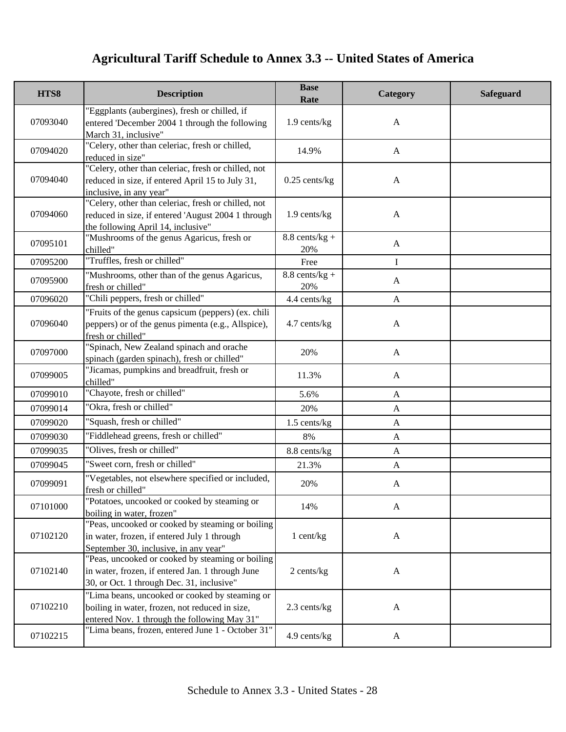# Agricultural Tariff Schedule to Annex 3.3 -- United States of America

| HTS8 | Description | Base Rate | Category | Safeguard |
|---|---|---|---|---|
| 07093040 | "Eggplants (aubergines), fresh or chilled, if entered 'December 2004 1 through the following March 31, inclusive" | 1.9 cents/kg | A | |
| 07094020 | "Celery, other than celeriac, fresh or chilled, reduced in size" | 14.9% | A | |
| 07094040 | "Celery, other than celeriac, fresh or chilled, not reduced in size, if entered April 15 to July 31, inclusive, in any year" | 0.25 cents/kg | A | |
| 07094060 | "Celery, other than celeriac, fresh or chilled, not reduced in size, if entered 'August 2004 1 through the following April 14, inclusive" | 1.9 cents/kg | A | |
| 07095101 | "Mushrooms of the genus Agaricus, fresh or chilled" | 8.8 cents/kg + 20% | A | |
| 07095200 | "Truffles, fresh or chilled" | Free | I | |
| 07095900 | "Mushrooms, other than of the genus Agaricus, fresh or chilled" | 8.8 cents/kg + 20% | A | |
| 07096020 | "Chili peppers, fresh or chilled" | 4.4 cents/kg | A | |
| 07096040 | "Fruits of the genus capsicum (peppers) (ex. chili peppers) or of the genus pimenta (e.g., Allspice), fresh or chilled" | 4.7 cents/kg | A | |
| 07097000 | "Spinach, New Zealand spinach and orache spinach (garden spinach), fresh or chilled" | 20% | A | |
| 07099005 | "Jicamas, pumpkins and breadfruit, fresh or chilled" | 11.3% | A | |
| 07099010 | "Chayote, fresh or chilled" | 5.6% | A | |
| 07099014 | "Okra, fresh or chilled" | 20% | A | |
| 07099020 | "Squash, fresh or chilled" | 1.5 cents/kg | A | |
| 07099030 | "Fiddlehead greens, fresh or chilled" | 8% | A | |
| 07099035 | "Olives, fresh or chilled" | 8.8 cents/kg | A | |
| 07099045 | "Sweet corn, fresh or chilled" | 21.3% | A | |
| 07099091 | "Vegetables, not elsewhere specified or included, fresh or chilled" | 20% | A | |
| 07101000 | "Potatoes, uncooked or cooked by steaming or boiling in water, frozen" | 14% | A | |
| 07102120 | "Peas, uncooked or cooked by steaming or boiling in water, frozen, if entered July 1 through September 30, inclusive, in any year" | 1 cent/kg | A | |
| 07102140 | "Peas, uncooked or cooked by steaming or boiling in water, frozen, if entered Jan. 1 through June 30, or Oct. 1 through Dec. 31, inclusive" | 2 cents/kg | A | |
| 07102210 | "Lima beans, uncooked or cooked by steaming or boiling in water, frozen, not reduced in size, entered Nov. 1 through the following May 31" | 2.3 cents/kg | A | |
| 07102215 | "Lima beans, frozen, entered June 1 - October 31" | 4.9 cents/kg | A | |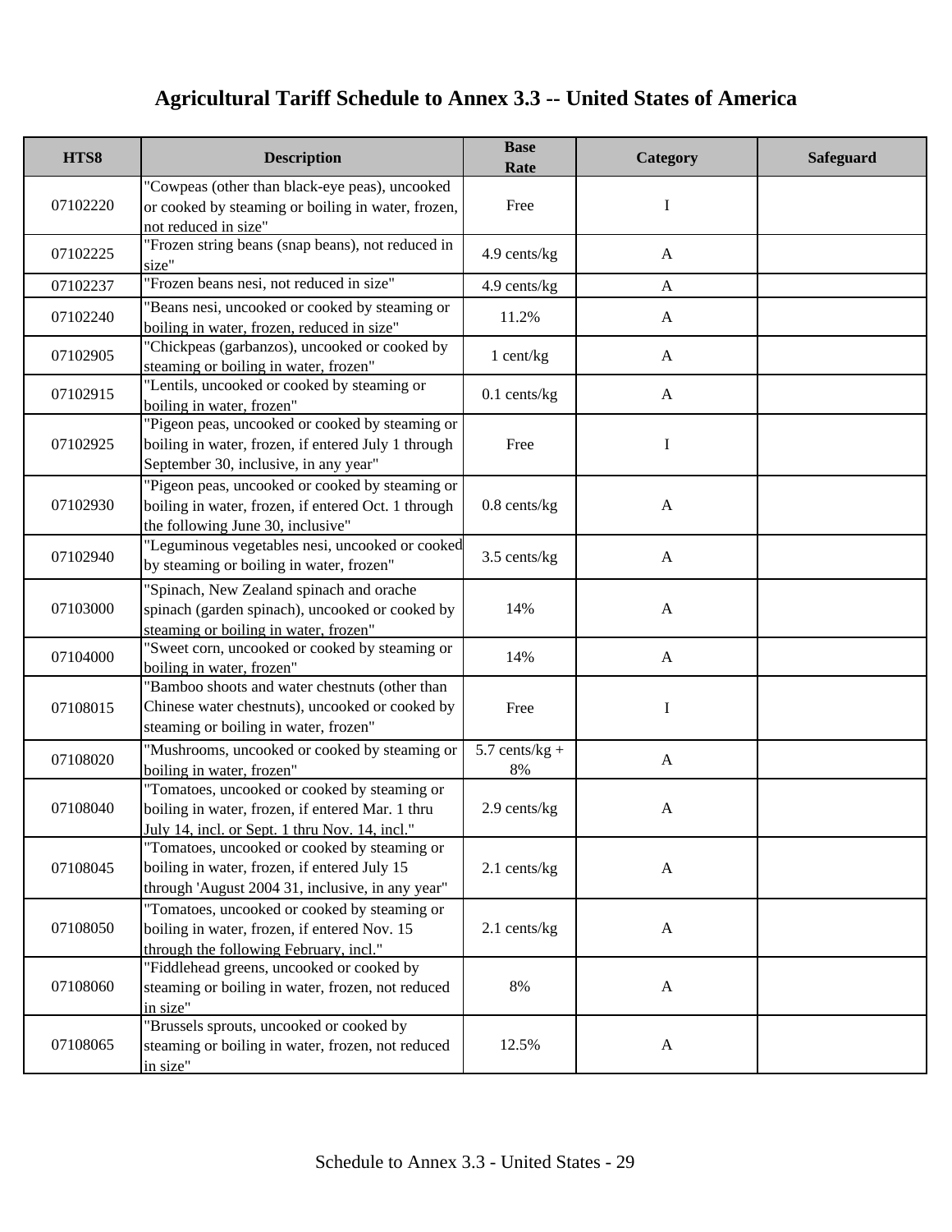# Agricultural Tariff Schedule to Annex 3.3 -- United States of America

| HTS8 | Description | Base Rate | Category | Safeguard |
|---|---|---|---|---|
| 07102220 | "Cowpeas (other than black-eye peas), uncooked or cooked by steaming or boiling in water, frozen, not reduced in size" | Free | I | |
| 07102225 | "Frozen string beans (snap beans), not reduced in size" | 4.9 cents/kg | A | |
| 07102237 | "Frozen beans nesi, not reduced in size" | 4.9 cents/kg | A | |
| 07102240 | "Beans nesi, uncooked or cooked by steaming or boiling in water, frozen, reduced in size" | 11.2% | A | |
| 07102905 | "Chickpeas (garbanzos), uncooked or cooked by steaming or boiling in water, frozen" | 1 cent/kg | A | |
| 07102915 | "Lentils, uncooked or cooked by steaming or boiling in water, frozen" | 0.1 cents/kg | A | |
| 07102925 | "Pigeon peas, uncooked or cooked by steaming or boiling in water, frozen, if entered July 1 through September 30, inclusive, in any year" | Free | I | |
| 07102930 | "Pigeon peas, uncooked or cooked by steaming or boiling in water, frozen, if entered Oct. 1 through the following June 30, inclusive" | 0.8 cents/kg | A | |
| 07102940 | "Leguminous vegetables nesi, uncooked or cooked by steaming or boiling in water, frozen" | 3.5 cents/kg | A | |
| 07103000 | "Spinach, New Zealand spinach and orache spinach (garden spinach), uncooked or cooked by steaming or boiling in water, frozen" | 14% | A | |
| 07104000 | "Sweet corn, uncooked or cooked by steaming or boiling in water, frozen" | 14% | A | |
| 07108015 | "Bamboo shoots and water chestnuts (other than Chinese water chestnuts), uncooked or cooked by steaming or boiling in water, frozen" | Free | I | |
| 07108020 | "Mushrooms, uncooked or cooked by steaming or boiling in water, frozen" | 5.7 cents/kg + 8% | A | |
| 07108040 | "Tomatoes, uncooked or cooked by steaming or boiling in water, frozen, if entered Mar. 1 thru July 14, incl. or Sept. 1 thru Nov. 14, incl." | 2.9 cents/kg | A | |
| 07108045 | "Tomatoes, uncooked or cooked by steaming or boiling in water, frozen, if entered July 15 through 'August 2004 31, inclusive, in any year" | 2.1 cents/kg | A | |
| 07108050 | "Tomatoes, uncooked or cooked by steaming or boiling in water, frozen, if entered Nov. 15 through the following February, incl." | 2.1 cents/kg | A | |
| 07108060 | "Fiddlehead greens, uncooked or cooked by steaming or boiling in water, frozen, not reduced in size" | 8% | A | |
| 07108065 | "Brussels sprouts, uncooked or cooked by steaming or boiling in water, frozen, not reduced in size" | 12.5% | A | |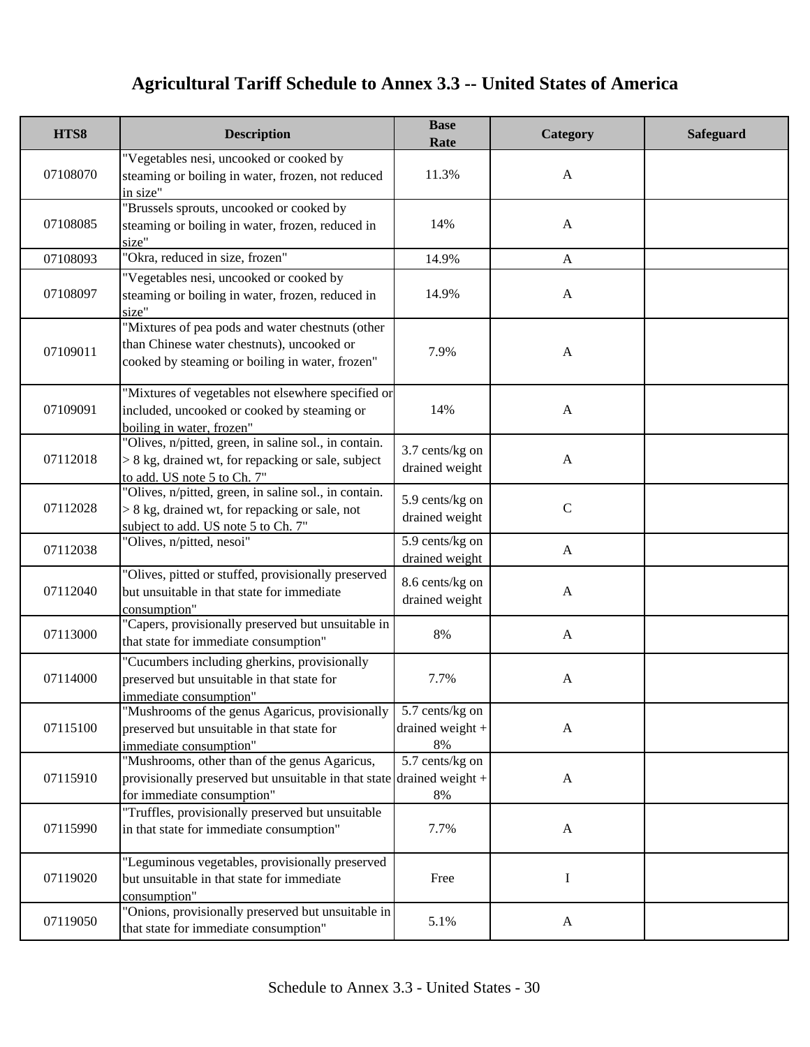# Agricultural Tariff Schedule to Annex 3.3 -- United States of America

| HTS8 | Description | Base Rate | Category | Safeguard |
| --- | --- | --- | --- | --- |
| 07108070 | "Vegetables nesi, uncooked or cooked by steaming or boiling in water, frozen, not reduced in size" | 11.3% | A | |
| 07108085 | "Brussels sprouts, uncooked or cooked by steaming or boiling in water, frozen, reduced in size" | 14% | A | |
| 07108093 | "Okra, reduced in size, frozen" | 14.9% | A | |
| 07108097 | "Vegetables nesi, uncooked or cooked by steaming or boiling in water, frozen, reduced in size" | 14.9% | A | |
| 07109011 | "Mixtures of pea pods and water chestnuts (other than Chinese water chestnuts), uncooked or cooked by steaming or boiling in water, frozen" | 7.9% | A | |
| 07109091 | "Mixtures of vegetables not elsewhere specified or included, uncooked or cooked by steaming or boiling in water, frozen" | 14% | A | |
| 07112018 | "Olives, n/pitted, green, in saline sol., in contain. > 8 kg, drained wt, for repacking or sale, subject to add. US note 5 to Ch. 7" | 3.7 cents/kg on drained weight | A | |
| 07112028 | "Olives, n/pitted, green, in saline sol., in contain. > 8 kg, drained wt, for repacking or sale, not subject to add. US note 5 to Ch. 7" | 5.9 cents/kg on drained weight | C | |
| 07112038 | "Olives, n/pitted, nesoi" | 5.9 cents/kg on drained weight | A | |
| 07112040 | "Olives, pitted or stuffed, provisionally preserved but unsuitable in that state for immediate consumption" | 8.6 cents/kg on drained weight | A | |
| 07113000 | "Capers, provisionally preserved but unsuitable in that state for immediate consumption" | 8% | A | |
| 07114000 | "Cucumbers including gherkins, provisionally preserved but unsuitable in that state for immediate consumption" | 7.7% | A | |
| 07115100 | "Mushrooms of the genus Agaricus, provisionally preserved but unsuitable in that state for immediate consumption" | 5.7 cents/kg on drained weight + 8% | A | |
| 07115910 | "Mushrooms, other than of the genus Agaricus, provisionally preserved but unsuitable in that state for immediate consumption" | 5.7 cents/kg on drained weight + 8% | A | |
| 07115990 | "Truffles, provisionally preserved but unsuitable in that state for immediate consumption" | 7.7% | A | |
| 07119020 | "Leguminous vegetables, provisionally preserved but unsuitable in that state for immediate consumption" | Free | I | |
| 07119050 | "Onions, provisionally preserved but unsuitable in that state for immediate consumption" | 5.1% | A | |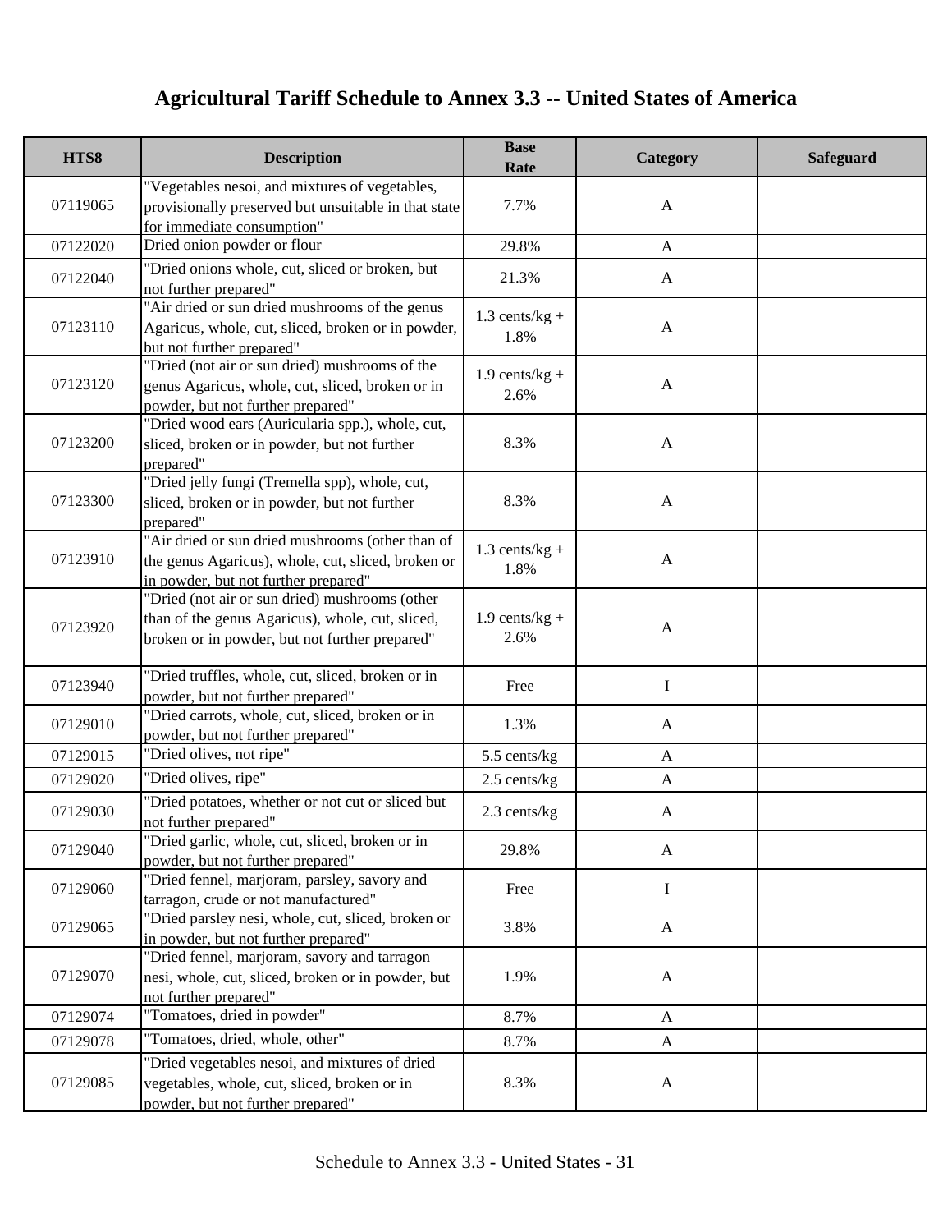# Agricultural Tariff Schedule to Annex 3.3 -- United States of America

| HTS8 | Description | Base Rate | Category | Safeguard |
|---|---|---|---|---|
| 07119065 | "Vegetables nesoi, and mixtures of vegetables, provisionally preserved but unsuitable in that state for immediate consumption" | 7.7% | A | |
| 07122020 | Dried onion powder or flour | 29.8% | A | |
| 07122040 | "Dried onions whole, cut, sliced or broken, but not further prepared" | 21.3% | A | |
| 07123110 | "Air dried or sun dried mushrooms of the genus Agaricus, whole, cut, sliced, broken or in powder, but not further prepared" | 1.3 cents/kg + 1.8% | A | |
| 07123120 | "Dried (not air or sun dried) mushrooms of the genus Agaricus, whole, cut, sliced, broken or in powder, but not further prepared" | 1.9 cents/kg + 2.6% | A | |
| 07123200 | "Dried wood ears (Auricularia spp.), whole, cut, sliced, broken or in powder, but not further prepared" | 8.3% | A | |
| 07123300 | "Dried jelly fungi (Tremella spp), whole, cut, sliced, broken or in powder, but not further prepared" | 8.3% | A | |
| 07123910 | "Air dried or sun dried mushrooms (other than of the genus Agaricus), whole, cut, sliced, broken or in powder, but not further prepared" | 1.3 cents/kg + 1.8% | A | |
| 07123920 | "Dried (not air or sun dried) mushrooms (other than of the genus Agaricus), whole, cut, sliced, broken or in powder, but not further prepared" | 1.9 cents/kg + 2.6% | A | |
| 07123940 | "Dried truffles, whole, cut, sliced, broken or in powder, but not further prepared" | Free | I | |
| 07129010 | "Dried carrots, whole, cut, sliced, broken or in powder, but not further prepared" | 1.3% | A | |
| 07129015 | "Dried olives, not ripe" | 5.5 cents/kg | A | |
| 07129020 | "Dried olives, ripe" | 2.5 cents/kg | A | |
| 07129030 | "Dried potatoes, whether or not cut or sliced but not further prepared" | 2.3 cents/kg | A | |
| 07129040 | "Dried garlic, whole, cut, sliced, broken or in powder, but not further prepared" | 29.8% | A | |
| 07129060 | "Dried fennel, marjoram, parsley, savory and tarragon, crude or not manufactured" | Free | I | |
| 07129065 | "Dried parsley nesi, whole, cut, sliced, broken or in powder, but not further prepared" | 3.8% | A | |
| 07129070 | "Dried fennel, marjoram, savory and tarragon nesi, whole, cut, sliced, broken or in powder, but not further prepared" | 1.9% | A | |
| 07129074 | "Tomatoes, dried in powder" | 8.7% | A | |
| 07129078 | "Tomatoes, dried, whole, other" | 8.7% | A | |
| 07129085 | "Dried vegetables nesoi, and mixtures of dried vegetables, whole, cut, sliced, broken or in powder, but not further prepared" | 8.3% | A | |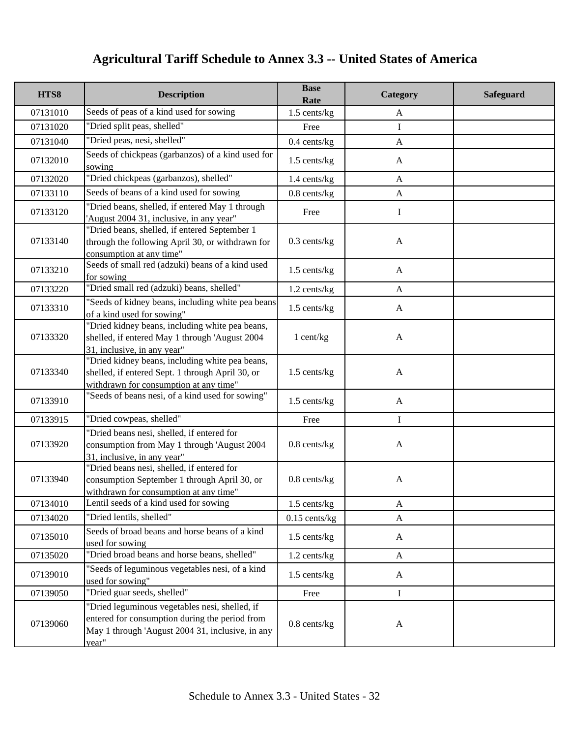# Agricultural Tariff Schedule to Annex 3.3 -- United States of America

| HTS8 | Description | Base Rate | Category | Safeguard |
|---|---|---|---|---|
| 07131010 | Seeds of peas of a kind used for sowing | 1.5 cents/kg | A | |
| 07131020 | "Dried split peas, shelled" | Free | I | |
| 07131040 | "Dried peas, nesi, shelled" | 0.4 cents/kg | A | |
| 07132010 | Seeds of chickpeas (garbanzos) of a kind used for sowing | 1.5 cents/kg | A | |
| 07132020 | "Dried chickpeas (garbanzos), shelled" | 1.4 cents/kg | A | |
| 07133110 | Seeds of beans of a kind used for sowing | 0.8 cents/kg | A | |
| 07133120 | "Dried beans, shelled, if entered May 1 through 'August 2004 31, inclusive, in any year" | Free | I | |
| 07133140 | "Dried beans, shelled, if entered September 1 through the following April 30, or withdrawn for consumption at any time" | 0.3 cents/kg | A | |
| 07133210 | Seeds of small red (adzuki) beans of a kind used for sowing | 1.5 cents/kg | A | |
| 07133220 | "Dried small red (adzuki) beans, shelled" | 1.2 cents/kg | A | |
| 07133310 | "Seeds of kidney beans, including white pea beans of a kind used for sowing" | 1.5 cents/kg | A | |
| 07133320 | "Dried kidney beans, including white pea beans, shelled, if entered May 1 through 'August 2004 31, inclusive, in any year" | 1 cent/kg | A | |
| 07133340 | "Dried kidney beans, including white pea beans, shelled, if entered Sept. 1 through April 30, or withdrawn for consumption at any time" | 1.5 cents/kg | A | |
| 07133910 | "Seeds of beans nesi, of a kind used for sowing" | 1.5 cents/kg | A | |
| 07133915 | "Dried cowpeas, shelled" | Free | I | |
| 07133920 | "Dried beans nesi, shelled, if entered for consumption from May 1 through 'August 2004 31, inclusive, in any year" | 0.8 cents/kg | A | |
| 07133940 | "Dried beans nesi, shelled, if entered for consumption September 1 through April 30, or withdrawn for consumption at any time" | 0.8 cents/kg | A | |
| 07134010 | Lentil seeds of a kind used for sowing | 1.5 cents/kg | A | |
| 07134020 | "Dried lentils, shelled" | 0.15 cents/kg | A | |
| 07135010 | Seeds of broad beans and horse beans of a kind used for sowing | 1.5 cents/kg | A | |
| 07135020 | "Dried broad beans and horse beans, shelled" | 1.2 cents/kg | A | |
| 07139010 | "Seeds of leguminous vegetables nesi, of a kind used for sowing" | 1.5 cents/kg | A | |
| 07139050 | "Dried guar seeds, shelled" | Free | I | |
| 07139060 | "Dried leguminous vegetables nesi, shelled, if entered for consumption during the period from May 1 through 'August 2004 31, inclusive, in any year" | 0.8 cents/kg | A | |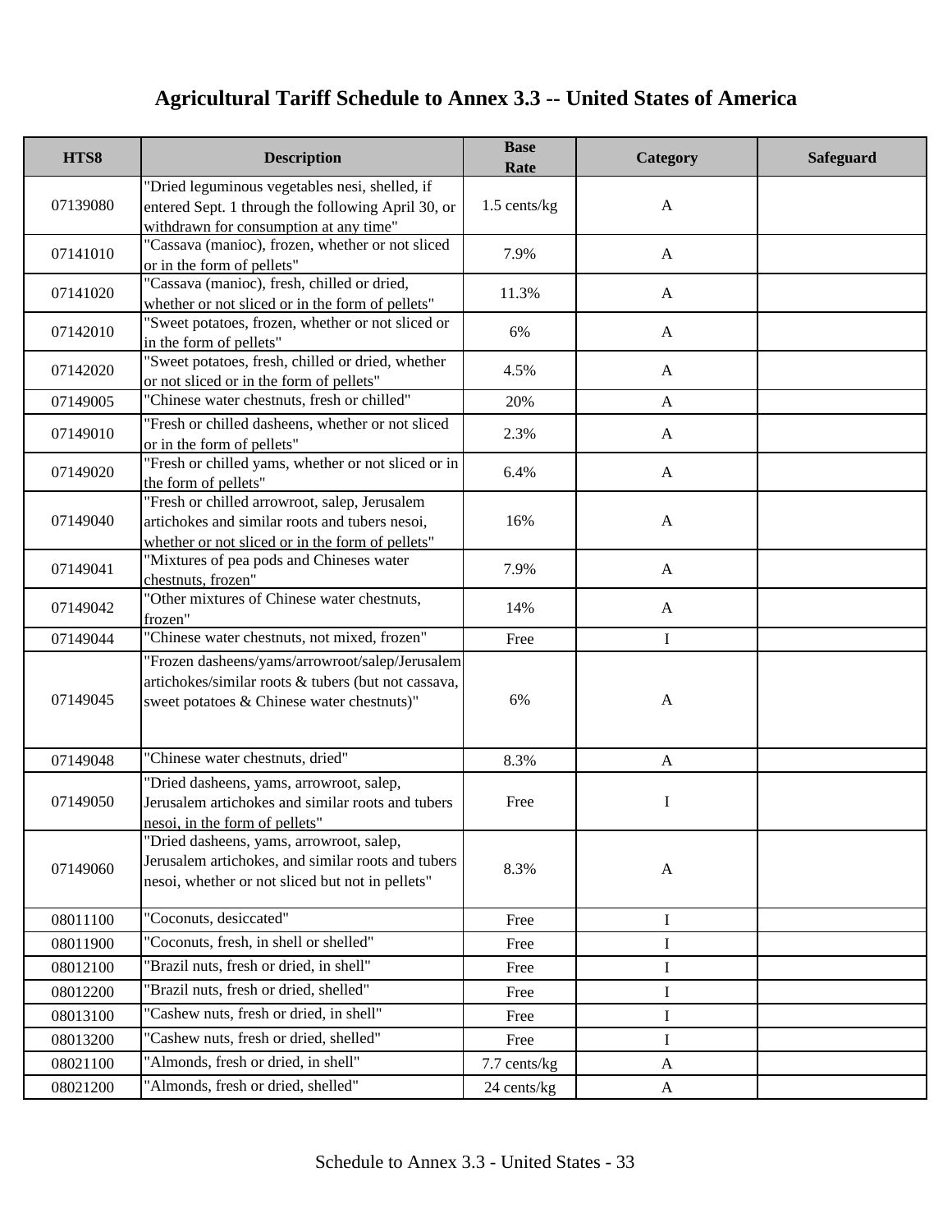# Agricultural Tariff Schedule to Annex 3.3 -- United States of America

| HTS8 | Description | Base Rate | Category | Safeguard |
|---|---|---|---|---|
| 07139080 | "Dried leguminous vegetables nesi, shelled, if entered Sept. 1 through the following April 30, or withdrawn for consumption at any time" | 1.5 cents/kg | A | |
| 07141010 | "Cassava (manioc), frozen, whether or not sliced or in the form of pellets" | 7.9% | A | |
| 07141020 | "Cassava (manioc), fresh, chilled or dried, whether or not sliced or in the form of pellets" | 11.3% | A | |
| 07142010 | "Sweet potatoes, frozen, whether or not sliced or in the form of pellets" | 6% | A | |
| 07142020 | "Sweet potatoes, fresh, chilled or dried, whether or not sliced or in the form of pellets" | 4.5% | A | |
| 07149005 | "Chinese water chestnuts, fresh or chilled" | 20% | A | |
| 07149010 | "Fresh or chilled dasheens, whether or not sliced or in the form of pellets" | 2.3% | A | |
| 07149020 | "Fresh or chilled yams, whether or not sliced or in the form of pellets" | 6.4% | A | |
| 07149040 | "Fresh or chilled arrowroot, salep, Jerusalem artichokes and similar roots and tubers nesoi, whether or not sliced or in the form of pellets" | 16% | A | |
| 07149041 | "Mixtures of pea pods and Chineses water chestnuts, frozen" | 7.9% | A | |
| 07149042 | "Other mixtures of Chinese water chestnuts, frozen" | 14% | A | |
| 07149044 | "Chinese water chestnuts, not mixed, frozen" | Free | I | |
| 07149045 | "Frozen dasheens/yams/arrowroot/salep/Jerusalem artichokes/similar roots & tubers (but not cassava, sweet potatoes & Chinese water chestnuts)" | 6% | A | |
| 07149048 | "Chinese water chestnuts, dried" | 8.3% | A | |
| 07149050 | "Dried dasheens, yams, arrowroot, salep, Jerusalem artichokes and similar roots and tubers nesoi, in the form of pellets" | Free | I | |
| 07149060 | "Dried dasheens, yams, arrowroot, salep, Jerusalem artichokes, and similar roots and tubers nesoi, whether or not sliced but not in pellets" | 8.3% | A | |
| 08011100 | "Coconuts, desiccated" | Free | I | |
| 08011900 | "Coconuts, fresh, in shell or shelled" | Free | I | |
| 08012100 | "Brazil nuts, fresh or dried, in shell" | Free | I | |
| 08012200 | "Brazil nuts, fresh or dried, shelled" | Free | I | |
| 08013100 | "Cashew nuts, fresh or dried, in shell" | Free | I | |
| 08013200 | "Cashew nuts, fresh or dried, shelled" | Free | I | |
| 08021100 | "Almonds, fresh or dried, in shell" | 7.7 cents/kg | A | |
| 08021200 | "Almonds, fresh or dried, shelled" | 24 cents/kg | A | |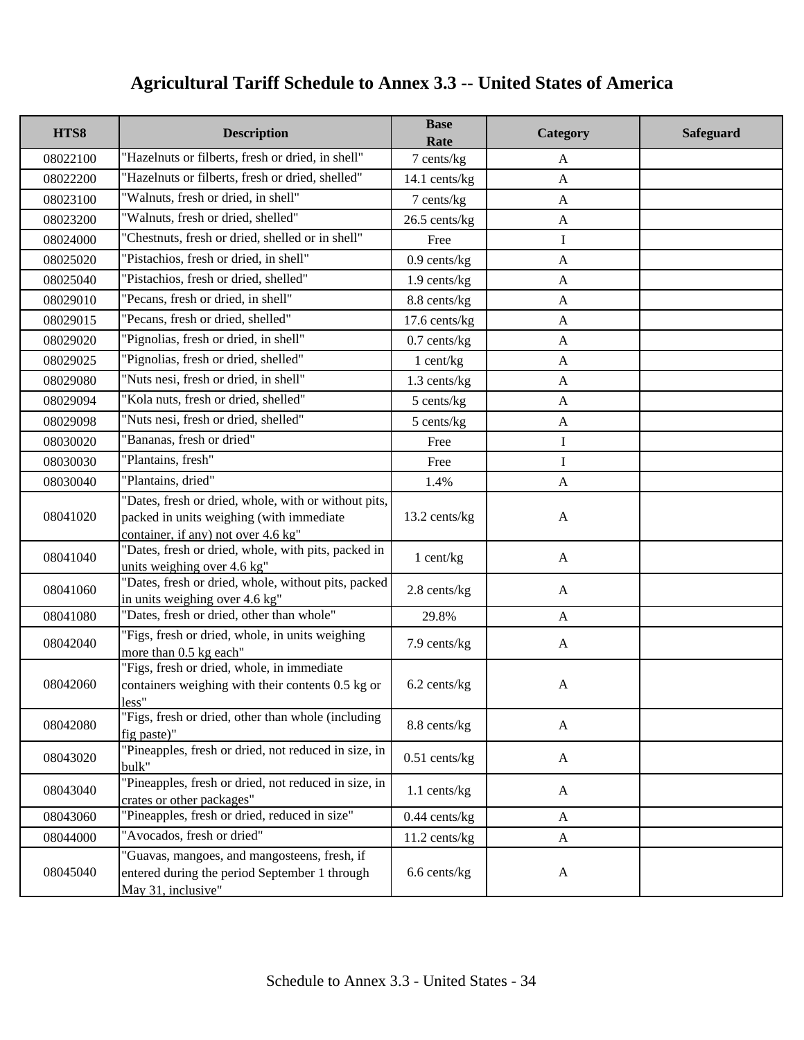# Agricultural Tariff Schedule to Annex 3.3 -- United States of America

| HTS8 | Description | Base Rate | Category | Safeguard |
|---|---|---|---|---|
| 08022100 | "Hazelnuts or filberts, fresh or dried, in shell" | 7 cents/kg | A | |
| 08022200 | "Hazelnuts or filberts, fresh or dried, shelled" | 14.1 cents/kg | A | |
| 08023100 | "Walnuts, fresh or dried, in shell" | 7 cents/kg | A | |
| 08023200 | "Walnuts, fresh or dried, shelled" | 26.5 cents/kg | A | |
| 08024000 | "Chestnuts, fresh or dried, shelled or in shell" | Free | I | |
| 08025020 | "Pistachios, fresh or dried, in shell" | 0.9 cents/kg | A | |
| 08025040 | "Pistachios, fresh or dried, shelled" | 1.9 cents/kg | A | |
| 08029010 | "Pecans, fresh or dried, in shell" | 8.8 cents/kg | A | |
| 08029015 | "Pecans, fresh or dried, shelled" | 17.6 cents/kg | A | |
| 08029020 | "Pignolias, fresh or dried, in shell" | 0.7 cents/kg | A | |
| 08029025 | "Pignolias, fresh or dried, shelled" | 1 cent/kg | A | |
| 08029080 | "Nuts nesi, fresh or dried, in shell" | 1.3 cents/kg | A | |
| 08029094 | "Kola nuts, fresh or dried, shelled" | 5 cents/kg | A | |
| 08029098 | "Nuts nesi, fresh or dried, shelled" | 5 cents/kg | A | |
| 08030020 | "Bananas, fresh or dried" | Free | I | |
| 08030030 | "Plantains, fresh" | Free | I | |
| 08030040 | "Plantains, dried" | 1.4% | A | |
| 08041020 | "Dates, fresh or dried, whole, with or without pits, packed in units weighing (with immediate container, if any) not over 4.6 kg" | 13.2 cents/kg | A | |
| 08041040 | "Dates, fresh or dried, whole, with pits, packed in units weighing over 4.6 kg" | 1 cent/kg | A | |
| 08041060 | "Dates, fresh or dried, whole, without pits, packed in units weighing over 4.6 kg" | 2.8 cents/kg | A | |
| 08041080 | "Dates, fresh or dried, other than whole" | 29.8% | A | |
| 08042040 | "Figs, fresh or dried, whole, in units weighing more than 0.5 kg each" | 7.9 cents/kg | A | |
| 08042060 | "Figs, fresh or dried, whole, in immediate containers weighing with their contents 0.5 kg or less" | 6.2 cents/kg | A | |
| 08042080 | "Figs, fresh or dried, other than whole (including fig paste)" | 8.8 cents/kg | A | |
| 08043020 | "Pineapples, fresh or dried, not reduced in size, in bulk" | 0.51 cents/kg | A | |
| 08043040 | "Pineapples, fresh or dried, not reduced in size, in crates or other packages" | 1.1 cents/kg | A | |
| 08043060 | "Pineapples, fresh or dried, reduced in size" | 0.44 cents/kg | A | |
| 08044000 | "Avocados, fresh or dried" | 11.2 cents/kg | A | |
| 08045040 | "Guavas, mangoes, and mangosteens, fresh, if entered during the period September 1 through May 31, inclusive" | 6.6 cents/kg | A | |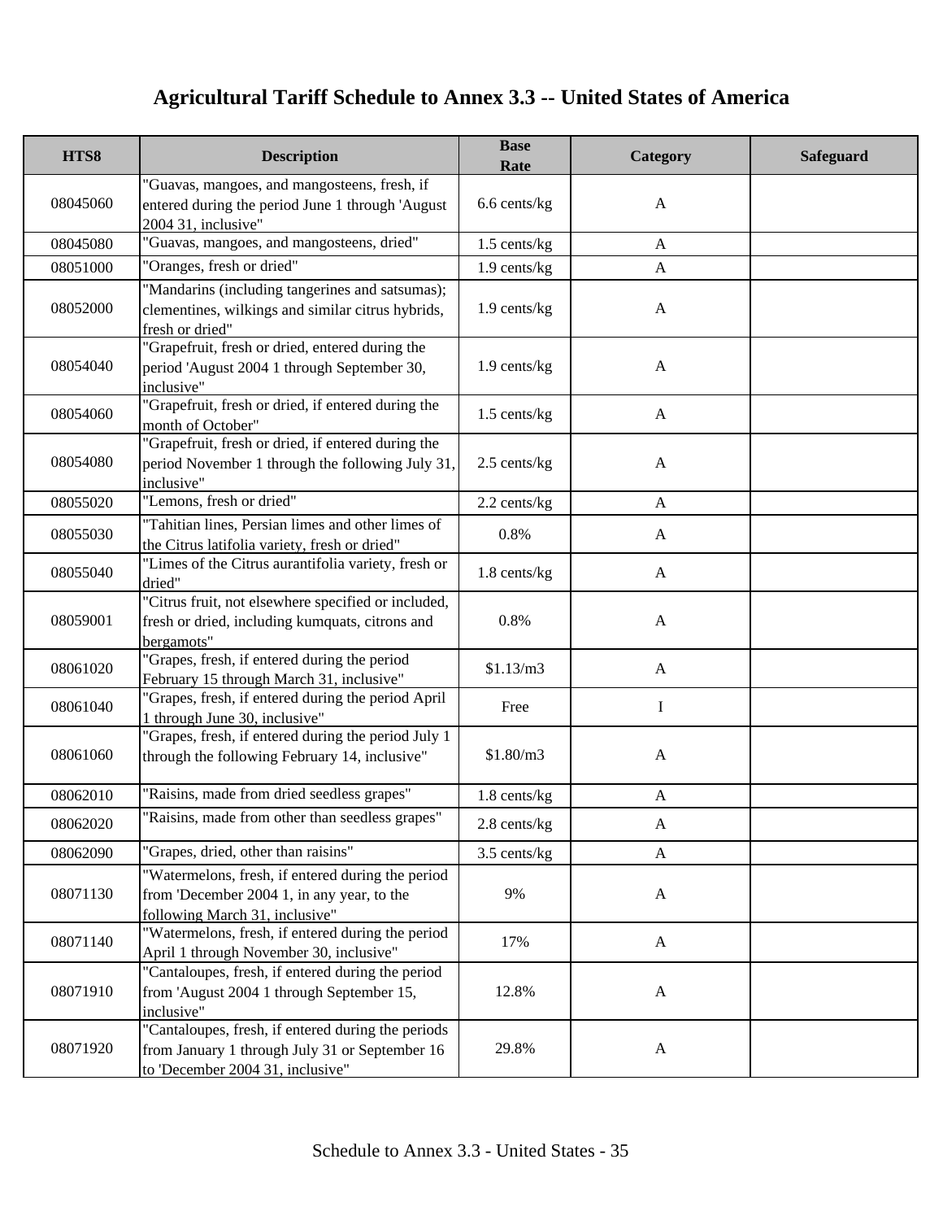# Agricultural Tariff Schedule to Annex 3.3 -- United States of America

| HTS8 | Description | Base Rate | Category | Safeguard |
|---|---|---|---|---|
| 08045060 | "Guavas, mangoes, and mangosteens, fresh, if entered during the period June 1 through 'August 2004 31, inclusive" | 6.6 cents/kg | A | |
| 08045080 | "Guavas, mangoes, and mangosteens, dried" | 1.5 cents/kg | A | |
| 08051000 | "Oranges, fresh or dried" | 1.9 cents/kg | A | |
| 08052000 | "Mandarins (including tangerines and satsumas); clementines, wilkings and similar citrus hybrids, fresh or dried" | 1.9 cents/kg | A | |
| 08054040 | "Grapefruit, fresh or dried, entered during the period 'August 2004 1 through September 30, inclusive" | 1.9 cents/kg | A | |
| 08054060 | "Grapefruit, fresh or dried, if entered during the month of October" | 1.5 cents/kg | A | |
| 08054080 | "Grapefruit, fresh or dried, if entered during the period November 1 through the following July 31, inclusive" | 2.5 cents/kg | A | |
| 08055020 | "Lemons, fresh or dried" | 2.2 cents/kg | A | |
| 08055030 | "Tahitian lines, Persian limes and other limes of the Citrus latifolia variety, fresh or dried" | 0.8% | A | |
| 08055040 | "Limes of the Citrus aurantifolia variety, fresh or dried" | 1.8 cents/kg | A | |
| 08059001 | "Citrus fruit, not elsewhere specified or included, fresh or dried, including kumquats, citrons and bergamots" | 0.8% | A | |
| 08061020 | "Grapes, fresh, if entered during the period February 15 through March 31, inclusive" | $1.13/m3 | A | |
| 08061040 | "Grapes, fresh, if entered during the period April 1 through June 30, inclusive" | Free | I | |
| 08061060 | "Grapes, fresh, if entered during the period July 1 through the following February 14, inclusive" | $1.80/m3 | A | |
| 08062010 | "Raisins, made from dried seedless grapes" | 1.8 cents/kg | A | |
| 08062020 | "Raisins, made from other than seedless grapes" | 2.8 cents/kg | A | |
| 08062090 | "Grapes, dried, other than raisins" | 3.5 cents/kg | A | |
| 08071130 | "Watermelons, fresh, if entered during the period from 'December 2004 1, in any year, to the following March 31, inclusive" | 9% | A | |
| 08071140 | "Watermelons, fresh, if entered during the period April 1 through November 30, inclusive" | 17% | A | |
| 08071910 | "Cantaloupes, fresh, if entered during the period from 'August 2004 1 through September 15, inclusive" | 12.8% | A | |
| 08071920 | "Cantaloupes, fresh, if entered during the periods from January 1 through July 31 or September 16 to 'December 2004 31, inclusive" | 29.8% | A | |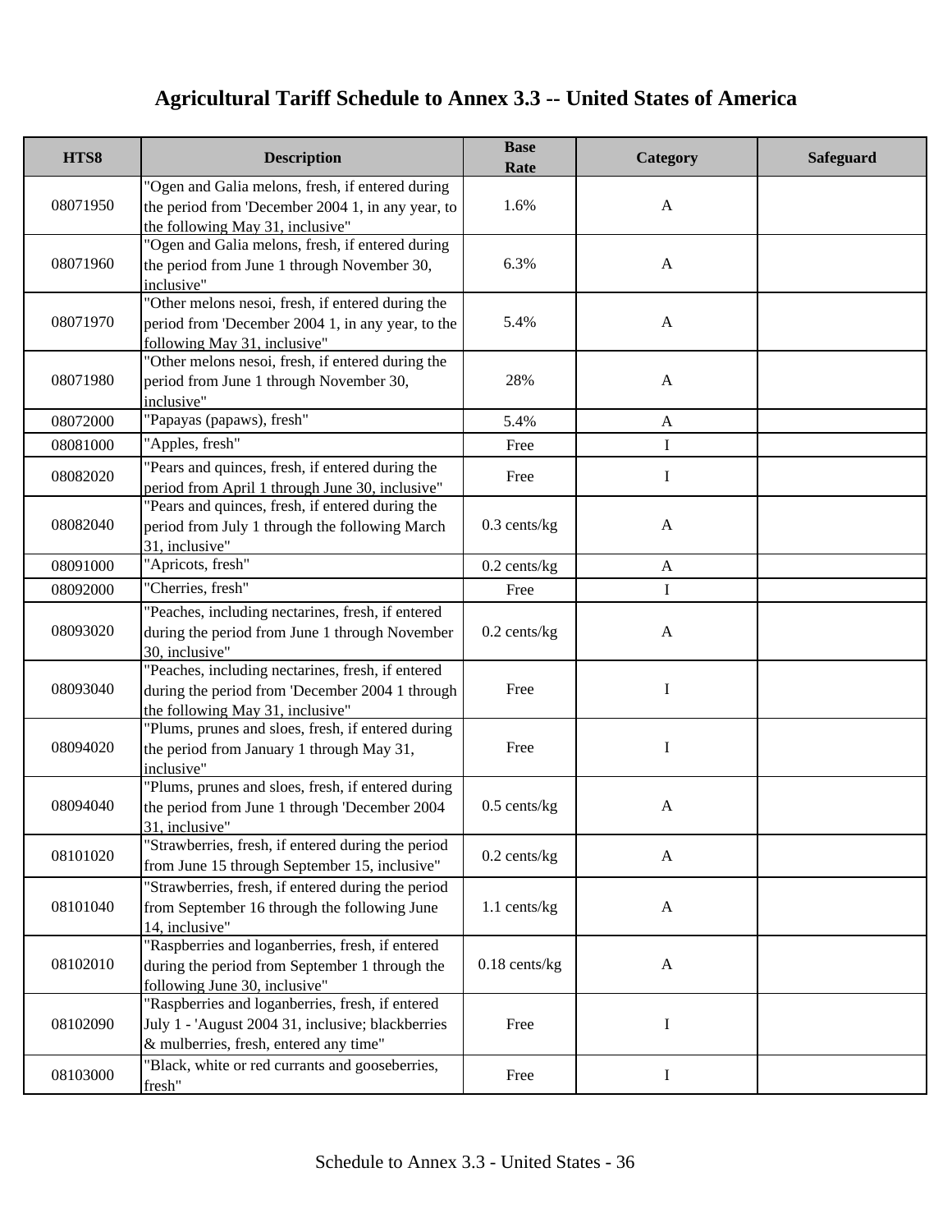# Agricultural Tariff Schedule to Annex 3.3 -- United States of America

| HTS8 | Description | Base Rate | Category | Safeguard |
|---|---|---|---|---|
| 08071950 | "Ogen and Galia melons, fresh, if entered during the period from 'December 2004 1, in any year, to the following May 31, inclusive" | 1.6% | A | |
| 08071960 | "Ogen and Galia melons, fresh, if entered during the period from June 1 through November 30, inclusive" | 6.3% | A | |
| 08071970 | "Other melons nesoi, fresh, if entered during the period from 'December 2004 1, in any year, to the following May 31, inclusive" | 5.4% | A | |
| 08071980 | "Other melons nesoi, fresh, if entered during the period from June 1 through November 30, inclusive" | 28% | A | |
| 08072000 | "Papayas (papaws), fresh" | 5.4% | A | |
| 08081000 | "Apples, fresh" | Free | I | |
| 08082020 | "Pears and quinces, fresh, if entered during the period from April 1 through June 30, inclusive" | Free | I | |
| 08082040 | "Pears and quinces, fresh, if entered during the period from July 1 through the following March 31, inclusive" | 0.3 cents/kg | A | |
| 08091000 | "Apricots, fresh" | 0.2 cents/kg | A | |
| 08092000 | "Cherries, fresh" | Free | I | |
| 08093020 | "Peaches, including nectarines, fresh, if entered during the period from June 1 through November 30, inclusive" | 0.2 cents/kg | A | |
| 08093040 | "Peaches, including nectarines, fresh, if entered during the period from 'December 2004 1 through the following May 31, inclusive" | Free | I | |
| 08094020 | "Plums, prunes and sloes, fresh, if entered during the period from January 1 through May 31, inclusive" | Free | I | |
| 08094040 | "Plums, prunes and sloes, fresh, if entered during the period from June 1 through 'December 2004 31, inclusive" | 0.5 cents/kg | A | |
| 08101020 | "Strawberries, fresh, if entered during the period from June 15 through September 15, inclusive" | 0.2 cents/kg | A | |
| 08101040 | "Strawberries, fresh, if entered during the period from September 16 through the following June 14, inclusive" | 1.1 cents/kg | A | |
| 08102010 | "Raspberries and loganberries, fresh, if entered during the period from September 1 through the following June 30, inclusive" | 0.18 cents/kg | A | |
| 08102090 | "Raspberries and loganberries, fresh, if entered July 1 - 'August 2004 31, inclusive; blackberries & mulberries, fresh, entered any time" | Free | I | |
| 08103000 | "Black, white or red currants and gooseberries, fresh" | Free | I | |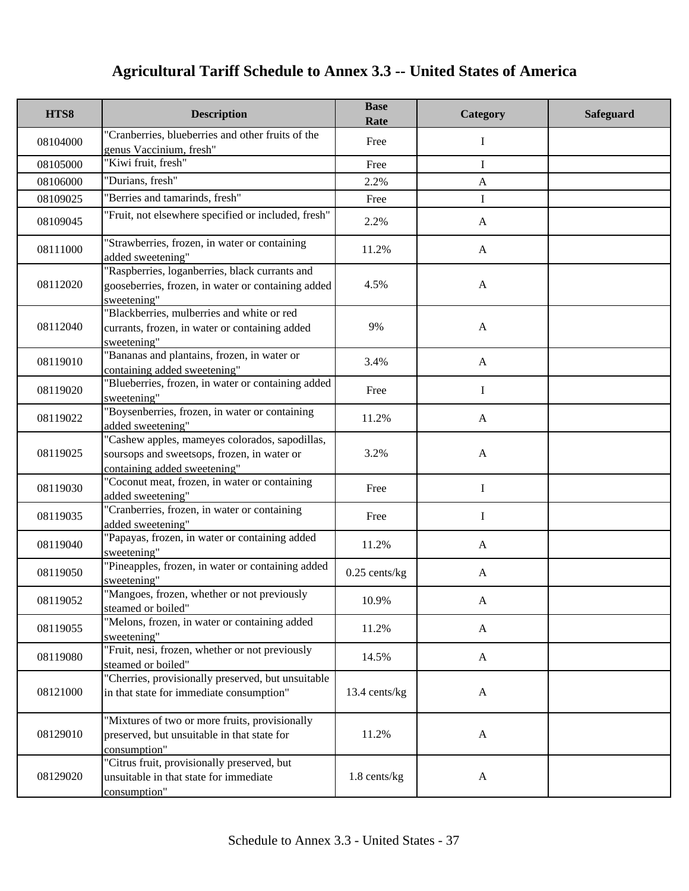# Agricultural Tariff Schedule to Annex 3.3 -- United States of America

| HTS8 | Description | Base Rate | Category | Safeguard |
|---|---|---|---|---|
| 08104000 | "Cranberries, blueberries and other fruits of the genus Vaccinium, fresh" | Free | I | |
| 08105000 | "Kiwi fruit, fresh" | Free | I | |
| 08106000 | "Durians, fresh" | 2.2% | A | |
| 08109025 | "Berries and tamarinds, fresh" | Free | I | |
| 08109045 | "Fruit, not elsewhere specified or included, fresh" | 2.2% | A | |
| 08111000 | "Strawberries, frozen, in water or containing added sweetening" | 11.2% | A | |
| 08112020 | "Raspberries, loganberries, black currants and gooseberries, frozen, in water or containing added sweetening" | 4.5% | A | |
| 08112040 | "Blackberries, mulberries and white or red currants, frozen, in water or containing added sweetening" | 9% | A | |
| 08119010 | "Bananas and plantains, frozen, in water or containing added sweetening" | 3.4% | A | |
| 08119020 | "Blueberries, frozen, in water or containing added sweetening" | Free | I | |
| 08119022 | "Boysenberries, frozen, in water or containing added sweetening" | 11.2% | A | |
| 08119025 | "Cashew apples, mameyes colorados, sapodillas, soursops and sweetsops, frozen, in water or containing added sweetening" | 3.2% | A | |
| 08119030 | "Coconut meat, frozen, in water or containing added sweetening" | Free | I | |
| 08119035 | "Cranberries, frozen, in water or containing added sweetening" | Free | I | |
| 08119040 | "Papayas, frozen, in water or containing added sweetening" | 11.2% | A | |
| 08119050 | "Pineapples, frozen, in water or containing added sweetening" | 0.25 cents/kg | A | |
| 08119052 | "Mangoes, frozen, whether or not previously steamed or boiled" | 10.9% | A | |
| 08119055 | "Melons, frozen, in water or containing added sweetening" | 11.2% | A | |
| 08119080 | "Fruit, nesi, frozen, whether or not previously steamed or boiled" | 14.5% | A | |
| 08121000 | "Cherries, provisionally preserved, but unsuitable in that state for immediate consumption" | 13.4 cents/kg | A | |
| 08129010 | "Mixtures of two or more fruits, provisionally preserved, but unsuitable in that state for consumption" | 11.2% | A | |
| 08129020 | "Citrus fruit, provisionally preserved, but unsuitable in that state for immediate consumption" | 1.8 cents/kg | A | |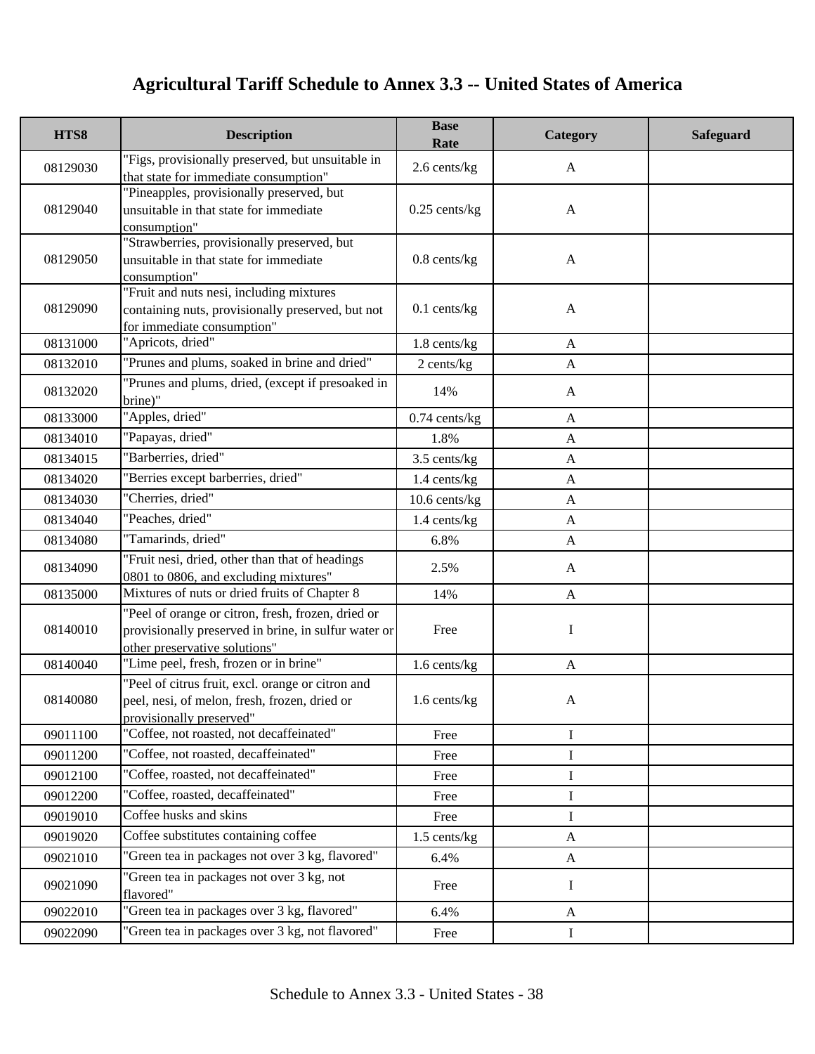# Agricultural Tariff Schedule to Annex 3.3 -- United States of America

| HTS8 | Description | Base Rate | Category | Safeguard |
|---|---|---|---|---|
| 08129030 | "Figs, provisionally preserved, but unsuitable in that state for immediate consumption" | 2.6 cents/kg | A | |
| 08129040 | "Pineapples, provisionally preserved, but unsuitable in that state for immediate consumption" | 0.25 cents/kg | A | |
| 08129050 | "Strawberries, provisionally preserved, but unsuitable in that state for immediate consumption" | 0.8 cents/kg | A | |
| 08129090 | "Fruit and nuts nesi, including mixtures containing nuts, provisionally preserved, but not for immediate consumption" | 0.1 cents/kg | A | |
| 08131000 | "Apricots, dried" | 1.8 cents/kg | A | |
| 08132010 | "Prunes and plums, soaked in brine and dried" | 2 cents/kg | A | |
| 08132020 | "Prunes and plums, dried, (except if presoaked in brine)" | 14% | A | |
| 08133000 | "Apples, dried" | 0.74 cents/kg | A | |
| 08134010 | "Papayas, dried" | 1.8% | A | |
| 08134015 | "Barberries, dried" | 3.5 cents/kg | A | |
| 08134020 | "Berries except barberries, dried" | 1.4 cents/kg | A | |
| 08134030 | "Cherries, dried" | 10.6 cents/kg | A | |
| 08134040 | "Peaches, dried" | 1.4 cents/kg | A | |
| 08134080 | "Tamarinds, dried" | 6.8% | A | |
| 08134090 | "Fruit nesi, dried, other than that of headings 0801 to 0806, and excluding mixtures" | 2.5% | A | |
| 08135000 | Mixtures of nuts or dried fruits of Chapter 8 | 14% | A | |
| 08140010 | "Peel of orange or citron, fresh, frozen, dried or provisionally preserved in brine, in sulfur water or other preservative solutions" | Free | I | |
| 08140040 | "Lime peel, fresh, frozen or in brine" | 1.6 cents/kg | A | |
| 08140080 | "Peel of citrus fruit, excl. orange or citron and peel, nesi, of melon, fresh, frozen, dried or provisionally preserved" | 1.6 cents/kg | A | |
| 09011100 | "Coffee, not roasted, not decaffeinated" | Free | I | |
| 09011200 | "Coffee, not roasted, decaffeinated" | Free | I | |
| 09012100 | "Coffee, roasted, not decaffeinated" | Free | I | |
| 09012200 | "Coffee, roasted, decaffeinated" | Free | I | |
| 09019010 | Coffee husks and skins | Free | I | |
| 09019020 | Coffee substitutes containing coffee | 1.5 cents/kg | A | |
| 09021010 | "Green tea in packages not over 3 kg, flavored" | 6.4% | A | |
| 09021090 | "Green tea in packages not over 3 kg, not flavored" | Free | I | |
| 09022010 | "Green tea in packages over 3 kg, flavored" | 6.4% | A | |
| 09022090 | "Green tea in packages over 3 kg, not flavored" | Free | I | |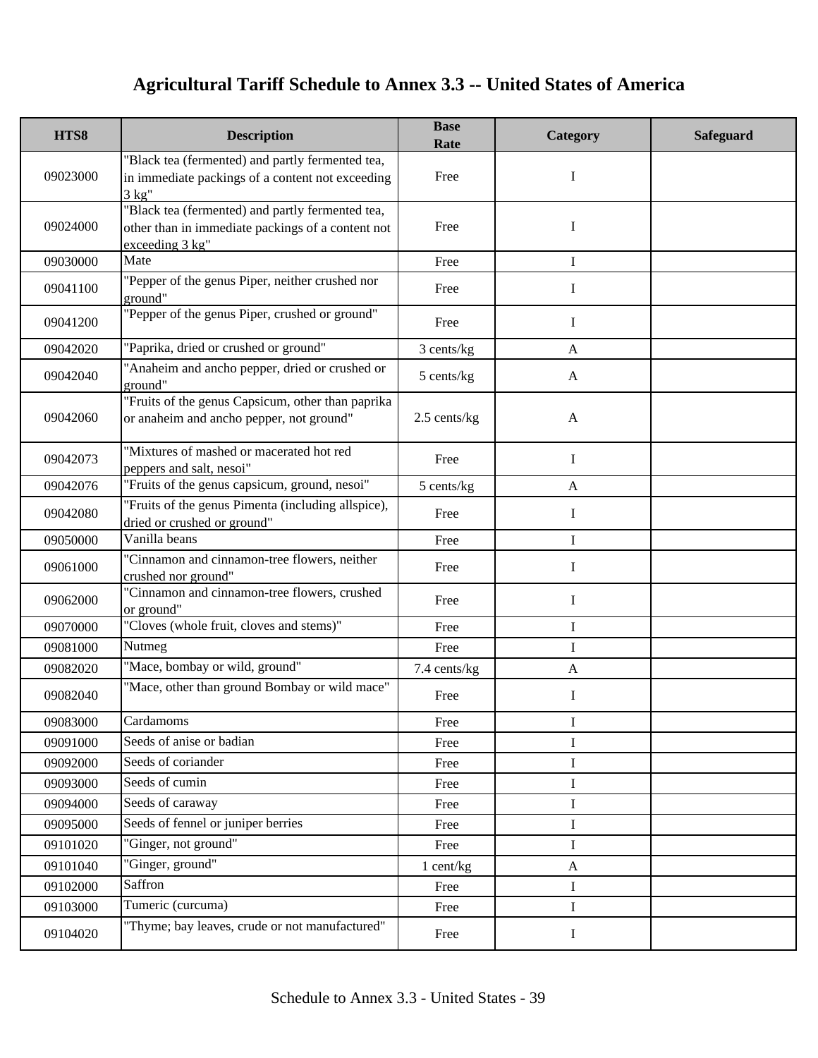# Agricultural Tariff Schedule to Annex 3.3 -- United States of America

| HTS8 | Description | Base Rate | Category | Safeguard |
|---|---|---|---|---|
| 09023000 | "Black tea (fermented) and partly fermented tea, in immediate packings of a content not exceeding 3 kg" | Free | I | |
| 09024000 | "Black tea (fermented) and partly fermented tea, other than in immediate packings of a content not exceeding 3 kg" | Free | I | |
| 09030000 | Mate | Free | I | |
| 09041100 | "Pepper of the genus Piper, neither crushed nor ground" | Free | I | |
| 09041200 | "Pepper of the genus Piper, crushed or ground" | Free | I | |
| 09042020 | "Paprika, dried or crushed or ground" | 3 cents/kg | A | |
| 09042040 | "Anaheim and ancho pepper, dried or crushed or ground" | 5 cents/kg | A | |
| 09042060 | "Fruits of the genus Capsicum, other than paprika or anaheim and ancho pepper, not ground" | 2.5 cents/kg | A | |
| 09042073 | "Mixtures of mashed or macerated hot red peppers and salt, nesoi" | Free | I | |
| 09042076 | "Fruits of the genus capsicum, ground, nesoi" | 5 cents/kg | A | |
| 09042080 | "Fruits of the genus Pimenta (including allspice), dried or crushed or ground" | Free | I | |
| 09050000 | Vanilla beans | Free | I | |
| 09061000 | "Cinnamon and cinnamon-tree flowers, neither crushed nor ground" | Free | I | |
| 09062000 | "Cinnamon and cinnamon-tree flowers, crushed or ground" | Free | I | |
| 09070000 | "Cloves (whole fruit, cloves and stems)" | Free | I | |
| 09081000 | Nutmeg | Free | I | |
| 09082020 | "Mace, bombay or wild, ground" | 7.4 cents/kg | A | |
| 09082040 | "Mace, other than ground Bombay or wild mace" | Free | I | |
| 09083000 | Cardamoms | Free | I | |
| 09091000 | Seeds of anise or badian | Free | I | |
| 09092000 | Seeds of coriander | Free | I | |
| 09093000 | Seeds of cumin | Free | I | |
| 09094000 | Seeds of caraway | Free | I | |
| 09095000 | Seeds of fennel or juniper berries | Free | I | |
| 09101020 | "Ginger, not ground" | Free | I | |
| 09101040 | "Ginger, ground" | 1 cent/kg | A | |
| 09102000 | Saffron | Free | I | |
| 09103000 | Tumeric (curcuma) | Free | I | |
| 09104020 | "Thyme; bay leaves, crude or not manufactured" | Free | I | |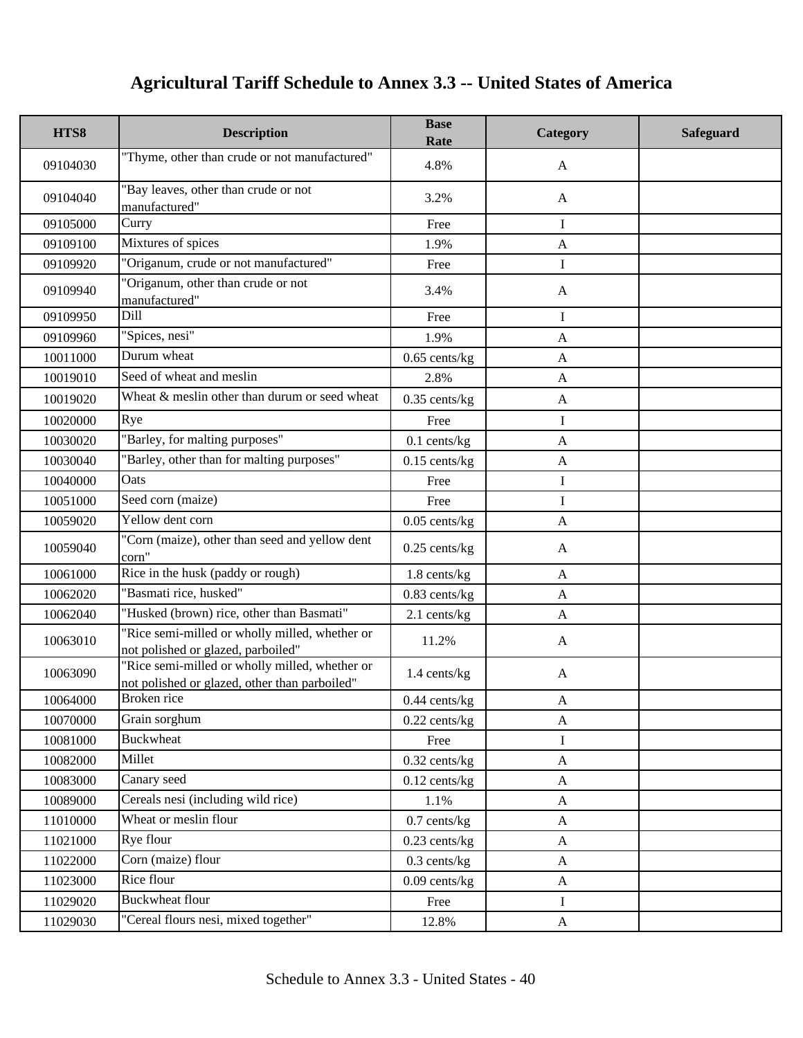# Agricultural Tariff Schedule to Annex 3.3 -- United States of America

| HTS8 | Description | Base Rate | Category | Safeguard |
|---|---|---|---|---|
| 09104030 | "Thyme, other than crude or not manufactured" | 4.8% | A | |
| 09104040 | "Bay leaves, other than crude or not manufactured" | 3.2% | A | |
| 09105000 | Curry | Free | I | |
| 09109100 | Mixtures of spices | 1.9% | A | |
| 09109920 | "Origanum, crude or not manufactured" | Free | I | |
| 09109940 | "Origanum, other than crude or not manufactured" | 3.4% | A | |
| 09109950 | Dill | Free | I | |
| 09109960 | "Spices, nesi" | 1.9% | A | |
| 10011000 | Durum wheat | 0.65 cents/kg | A | |
| 10019010 | Seed of wheat and meslin | 2.8% | A | |
| 10019020 | Wheat & meslin other than durum or seed wheat | 0.35 cents/kg | A | |
| 10020000 | Rye | Free | I | |
| 10030020 | "Barley, for malting purposes" | 0.1 cents/kg | A | |
| 10030040 | "Barley, other than for malting purposes" | 0.15 cents/kg | A | |
| 10040000 | Oats | Free | I | |
| 10051000 | Seed corn (maize) | Free | I | |
| 10059020 | Yellow dent corn | 0.05 cents/kg | A | |
| 10059040 | "Corn (maize), other than seed and yellow dent corn" | 0.25 cents/kg | A | |
| 10061000 | Rice in the husk (paddy or rough) | 1.8 cents/kg | A | |
| 10062020 | "Basmati rice, husked" | 0.83 cents/kg | A | |
| 10062040 | "Husked (brown) rice, other than Basmati" | 2.1 cents/kg | A | |
| 10063010 | "Rice semi-milled or wholly milled, whether or not polished or glazed, parboiled" | 11.2% | A | |
| 10063090 | "Rice semi-milled or wholly milled, whether or not polished or glazed, other than parboiled" | 1.4 cents/kg | A | |
| 10064000 | Broken rice | 0.44 cents/kg | A | |
| 10070000 | Grain sorghum | 0.22 cents/kg | A | |
| 10081000 | Buckwheat | Free | I | |
| 10082000 | Millet | 0.32 cents/kg | A | |
| 10083000 | Canary seed | 0.12 cents/kg | A | |
| 10089000 | Cereals nesi (including wild rice) | 1.1% | A | |
| 11010000 | Wheat or meslin flour | 0.7 cents/kg | A | |
| 11021000 | Rye flour | 0.23 cents/kg | A | |
| 11022000 | Corn (maize) flour | 0.3 cents/kg | A | |
| 11023000 | Rice flour | 0.09 cents/kg | A | |
| 11029020 | Buckwheat flour | Free | I | |
| 11029030 | "Cereal flours nesi, mixed together" | 12.8% | A | |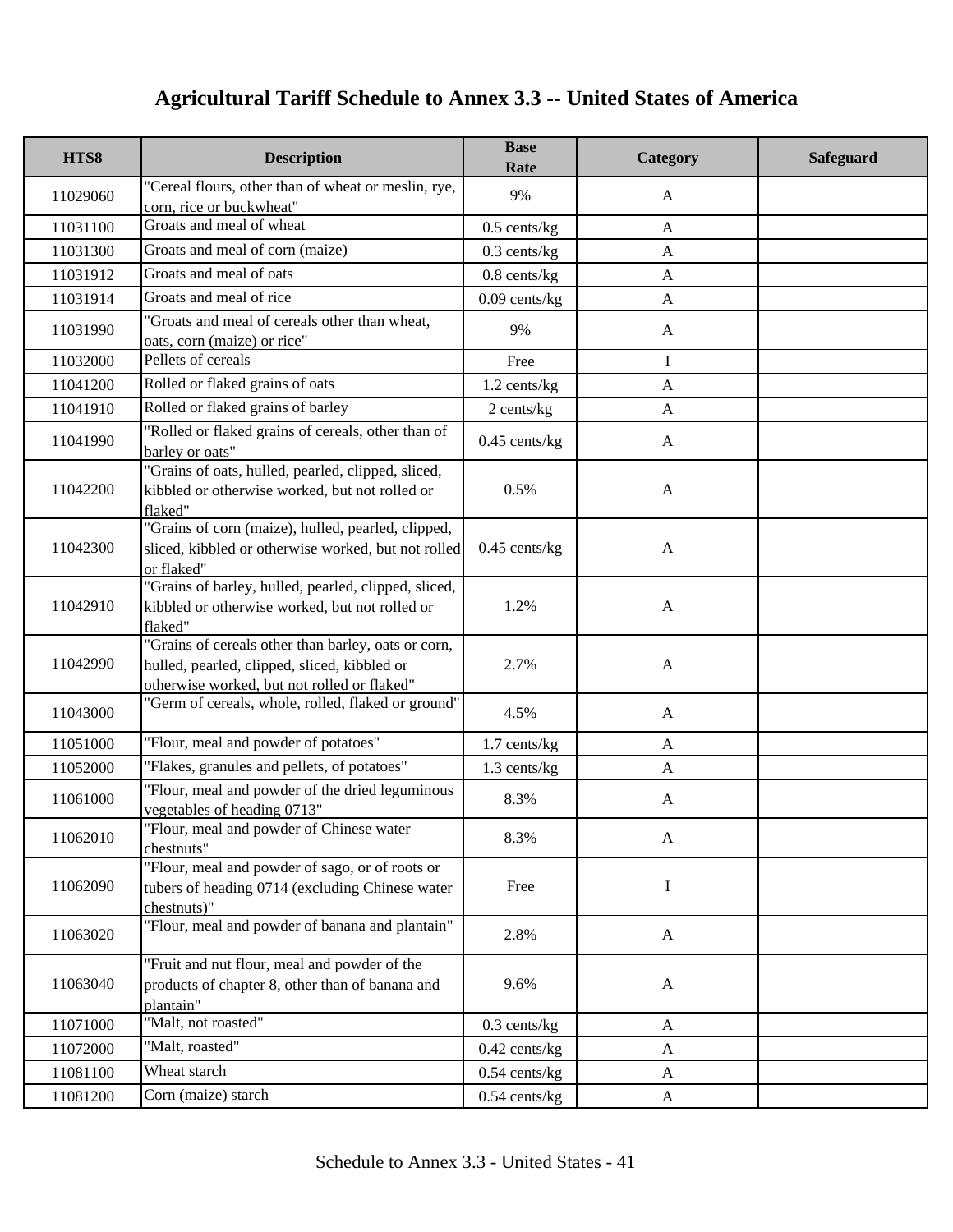# Agricultural Tariff Schedule to Annex 3.3 -- United States of America

| HTS8 | Description | Base Rate | Category | Safeguard |
|---|---|---|---|---|
| 11029060 | "Cereal flours, other than of wheat or meslin, rye, corn, rice or buckwheat" | 9% | A | |
| 11031100 | Groats and meal of wheat | 0.5 cents/kg | A | |
| 11031300 | Groats and meal of corn (maize) | 0.3 cents/kg | A | |
| 11031912 | Groats and meal of oats | 0.8 cents/kg | A | |
| 11031914 | Groats and meal of rice | 0.09 cents/kg | A | |
| 11031990 | "Groats and meal of cereals other than wheat, oats, corn (maize) or rice" | 9% | A | |
| 11032000 | Pellets of cereals | Free | I | |
| 11041200 | Rolled or flaked grains of oats | 1.2 cents/kg | A | |
| 11041910 | Rolled or flaked grains of barley | 2 cents/kg | A | |
| 11041990 | "Rolled or flaked grains of cereals, other than of barley or oats" | 0.45 cents/kg | A | |
| 11042200 | "Grains of oats, hulled, pearled, clipped, sliced, kibbled or otherwise worked, but not rolled or flaked" | 0.5% | A | |
| 11042300 | "Grains of corn (maize), hulled, pearled, clipped, sliced, kibbled or otherwise worked, but not rolled or flaked" | 0.45 cents/kg | A | |
| 11042910 | "Grains of barley, hulled, pearled, clipped, sliced, kibbled or otherwise worked, but not rolled or flaked" | 1.2% | A | |
| 11042990 | "Grains of cereals other than barley, oats or corn, hulled, pearled, clipped, sliced, kibbled or otherwise worked, but not rolled or flaked" | 2.7% | A | |
| 11043000 | "Germ of cereals, whole, rolled, flaked or ground" | 4.5% | A | |
| 11051000 | "Flour, meal and powder of potatoes" | 1.7 cents/kg | A | |
| 11052000 | "Flakes, granules and pellets, of potatoes" | 1.3 cents/kg | A | |
| 11061000 | "Flour, meal and powder of the dried leguminous vegetables of heading 0713" | 8.3% | A | |
| 11062010 | "Flour, meal and powder of Chinese water chestnuts" | 8.3% | A | |
| 11062090 | "Flour, meal and powder of sago, or of roots or tubers of heading 0714 (excluding Chinese water chestnuts)" | Free | I | |
| 11063020 | "Flour, meal and powder of banana and plantain" | 2.8% | A | |
| 11063040 | "Fruit and nut flour, meal and powder of the products of chapter 8, other than of banana and plantain" | 9.6% | A | |
| 11071000 | "Malt, not roasted" | 0.3 cents/kg | A | |
| 11072000 | "Malt, roasted" | 0.42 cents/kg | A | |
| 11081100 | Wheat starch | 0.54 cents/kg | A | |
| 11081200 | Corn (maize) starch | 0.54 cents/kg | A | |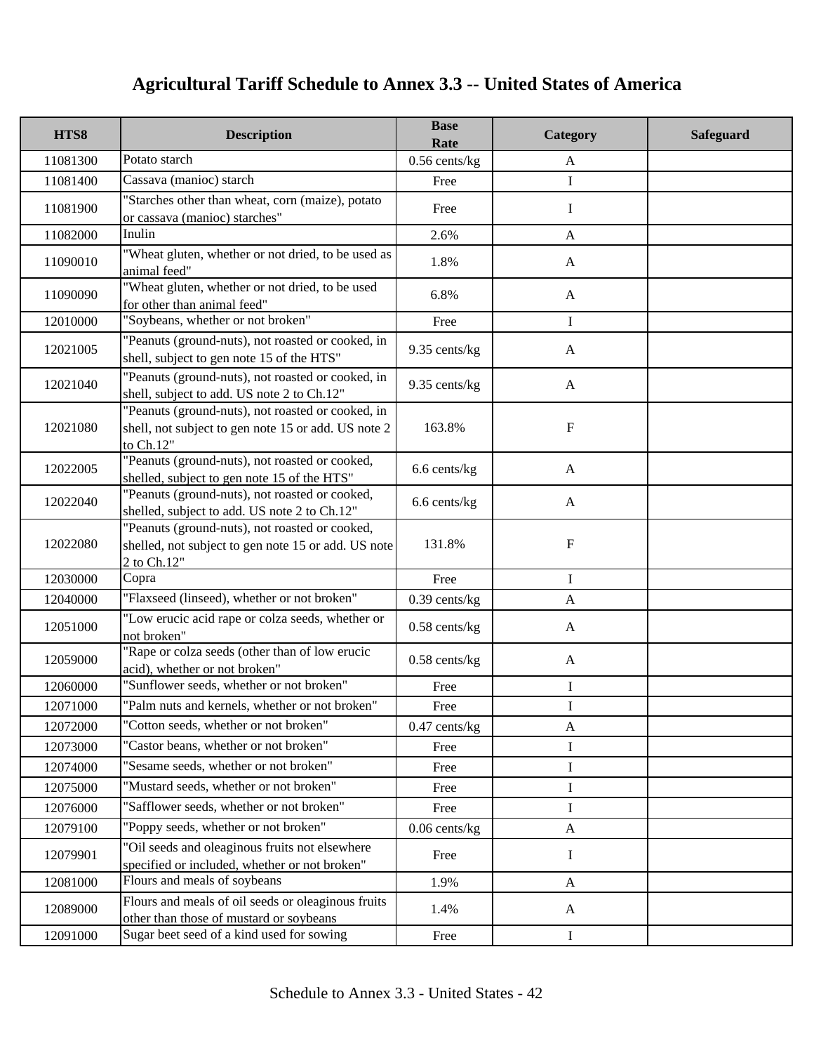# Agricultural Tariff Schedule to Annex 3.3 -- United States of America

| HTS8 | Description | Base Rate | Category | Safeguard |
|---|---|---|---|---|
| 11081300 | Potato starch | 0.56 cents/kg | A | |
| 11081400 | Cassava (manioc) starch | Free | I | |
| 11081900 | "Starches other than wheat, corn (maize), potato or cassava (manioc) starches" | Free | I | |
| 11082000 | Inulin | 2.6% | A | |
| 11090010 | "Wheat gluten, whether or not dried, to be used as animal feed" | 1.8% | A | |
| 11090090 | "Wheat gluten, whether or not dried, to be used for other than animal feed" | 6.8% | A | |
| 12010000 | "Soybeans, whether or not broken" | Free | I | |
| 12021005 | "Peanuts (ground-nuts), not roasted or cooked, in shell, subject to gen note 15 of the HTS" | 9.35 cents/kg | A | |
| 12021040 | "Peanuts (ground-nuts), not roasted or cooked, in shell, subject to add. US note 2 to Ch.12" | 9.35 cents/kg | A | |
| 12021080 | "Peanuts (ground-nuts), not roasted or cooked, in shell, not subject to gen note 15 or add. US note 2 to Ch.12" | 163.8% | F | |
| 12022005 | "Peanuts (ground-nuts), not roasted or cooked, shelled, subject to gen note 15 of the HTS" | 6.6 cents/kg | A | |
| 12022040 | "Peanuts (ground-nuts), not roasted or cooked, shelled, subject to add. US note 2 to Ch.12" | 6.6 cents/kg | A | |
| 12022080 | "Peanuts (ground-nuts), not roasted or cooked, shelled, not subject to gen note 15 or add. US note 2 to Ch.12" | 131.8% | F | |
| 12030000 | Copra | Free | I | |
| 12040000 | "Flaxseed (linseed), whether or not broken" | 0.39 cents/kg | A | |
| 12051000 | "Low erucic acid rape or colza seeds, whether or not broken" | 0.58 cents/kg | A | |
| 12059000 | "Rape or colza seeds (other than of low erucic acid), whether or not broken" | 0.58 cents/kg | A | |
| 12060000 | "Sunflower seeds, whether or not broken" | Free | I | |
| 12071000 | "Palm nuts and kernels, whether or not broken" | Free | I | |
| 12072000 | "Cotton seeds, whether or not broken" | 0.47 cents/kg | A | |
| 12073000 | "Castor beans, whether or not broken" | Free | I | |
| 12074000 | "Sesame seeds, whether or not broken" | Free | I | |
| 12075000 | "Mustard seeds, whether or not broken" | Free | I | |
| 12076000 | "Safflower seeds, whether or not broken" | Free | I | |
| 12079100 | "Poppy seeds, whether or not broken" | 0.06 cents/kg | A | |
| 12079901 | "Oil seeds and oleaginous fruits not elsewhere specified or included, whether or not broken" | Free | I | |
| 12081000 | Flours and meals of soybeans | 1.9% | A | |
| 12089000 | Flours and meals of oil seeds or oleaginous fruits other than those of mustard or soybeans | 1.4% | A | |
| 12091000 | Sugar beet seed of a kind used for sowing | Free | I | |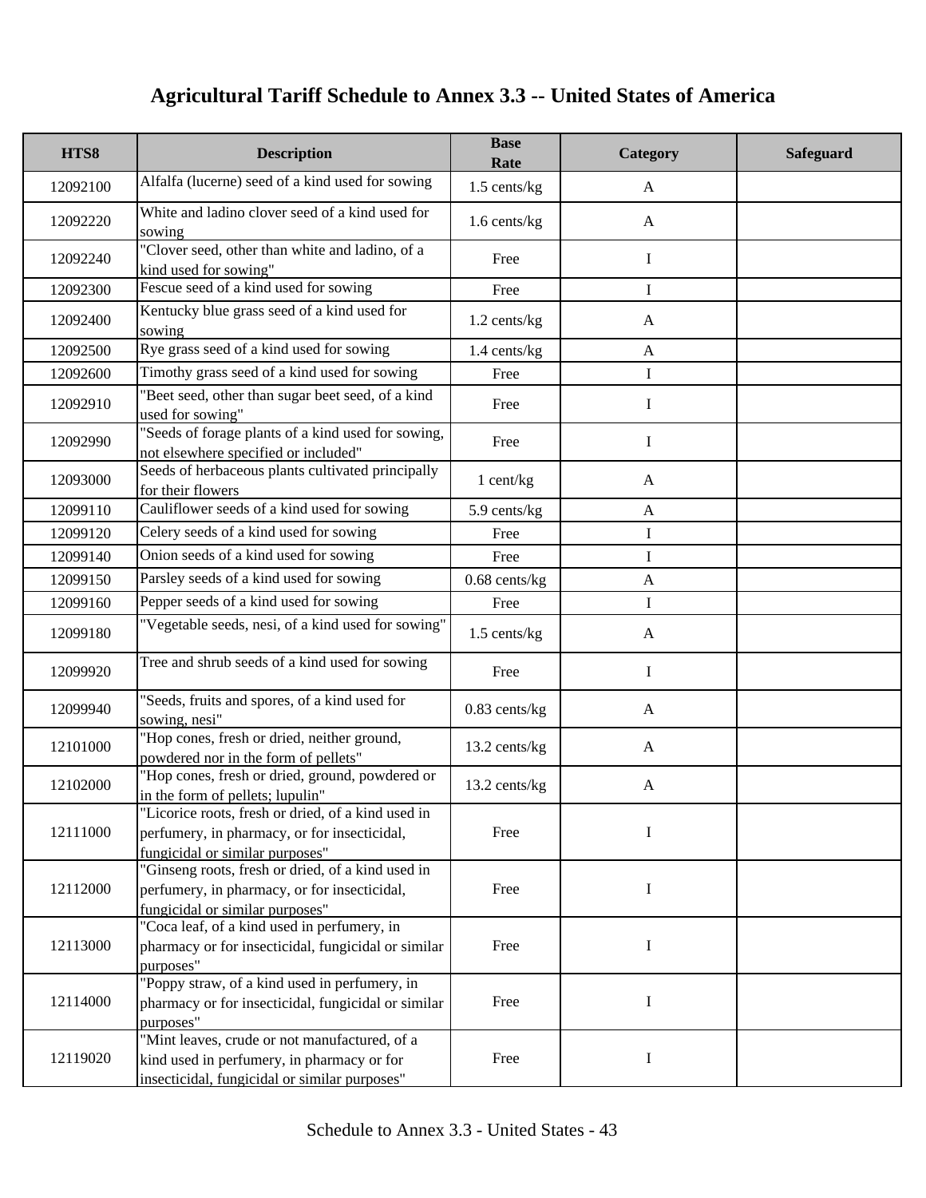# Agricultural Tariff Schedule to Annex 3.3 -- United States of America

| HTS8 | Description | Base Rate | Category | Safeguard |
|---|---|---|---|---|
| 12092100 | Alfalfa (lucerne) seed of a kind used for sowing | 1.5 cents/kg | A | |
| 12092220 | White and ladino clover seed of a kind used for sowing | 1.6 cents/kg | A | |
| 12092240 | "Clover seed, other than white and ladino, of a kind used for sowing" | Free | I | |
| 12092300 | Fescue seed of a kind used for sowing | Free | I | |
| 12092400 | Kentucky blue grass seed of a kind used for sowing | 1.2 cents/kg | A | |
| 12092500 | Rye grass seed of a kind used for sowing | 1.4 cents/kg | A | |
| 12092600 | Timothy grass seed of a kind used for sowing | Free | I | |
| 12092910 | "Beet seed, other than sugar beet seed, of a kind used for sowing" | Free | I | |
| 12092990 | "Seeds of forage plants of a kind used for sowing, not elsewhere specified or included" | Free | I | |
| 12093000 | Seeds of herbaceous plants cultivated principally for their flowers | 1 cent/kg | A | |
| 12099110 | Cauliflower seeds of a kind used for sowing | 5.9 cents/kg | A | |
| 12099120 | Celery seeds of a kind used for sowing | Free | I | |
| 12099140 | Onion seeds of a kind used for sowing | Free | I | |
| 12099150 | Parsley seeds of a kind used for sowing | 0.68 cents/kg | A | |
| 12099160 | Pepper seeds of a kind used for sowing | Free | I | |
| 12099180 | "Vegetable seeds, nesi, of a kind used for sowing" | 1.5 cents/kg | A | |
| 12099920 | Tree and shrub seeds of a kind used for sowing | Free | I | |
| 12099940 | "Seeds, fruits and spores, of a kind used for sowing, nesi" | 0.83 cents/kg | A | |
| 12101000 | "Hop cones, fresh or dried, neither ground, powdered nor in the form of pellets" | 13.2 cents/kg | A | |
| 12102000 | "Hop cones, fresh or dried, ground, powdered or in the form of pellets; lupulin" | 13.2 cents/kg | A | |
| 12111000 | "Licorice roots, fresh or dried, of a kind used in perfumery, in pharmacy, or for insecticidal, fungicidal or similar purposes" | Free | I | |
| 12112000 | "Ginseng roots, fresh or dried, of a kind used in perfumery, in pharmacy, or for insecticidal, fungicidal or similar purposes" | Free | I | |
| 12113000 | "Coca leaf, of a kind used in perfumery, in pharmacy or for insecticidal, fungicidal or similar purposes" | Free | I | |
| 12114000 | "Poppy straw, of a kind used in perfumery, in pharmacy or for insecticidal, fungicidal or similar purposes" | Free | I | |
| 12119020 | "Mint leaves, crude or not manufactured, of a kind used in perfumery, in pharmacy or for insecticidal, fungicidal or similar purposes" | Free | I | |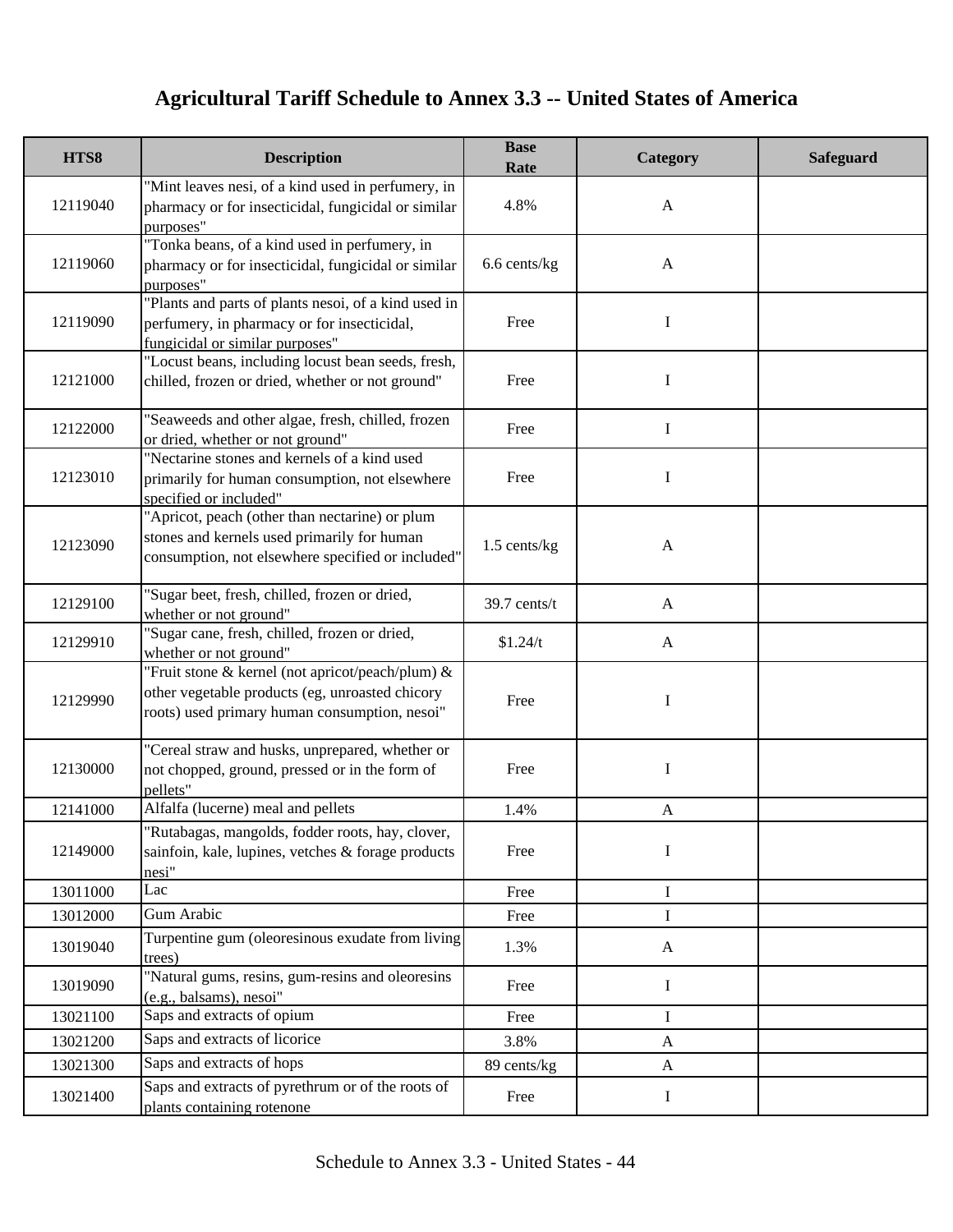# Agricultural Tariff Schedule to Annex 3.3 -- United States of America

| HTS8 | Description | Base Rate | Category | Safeguard |
|---|---|---|---|---|
| 12119040 | "Mint leaves nesi, of a kind used in perfumery, in pharmacy or for insecticidal, fungicidal or similar purposes" | 4.8% | A | |
| 12119060 | "Tonka beans, of a kind used in perfumery, in pharmacy or for insecticidal, fungicidal or similar purposes" | 6.6 cents/kg | A | |
| 12119090 | "Plants and parts of plants nesoi, of a kind used in perfumery, in pharmacy or for insecticidal, fungicidal or similar purposes" | Free | I | |
| 12121000 | "Locust beans, including locust bean seeds, fresh, chilled, frozen or dried, whether or not ground" | Free | I | |
| 12122000 | "Seaweeds and other algae, fresh, chilled, frozen or dried, whether or not ground" | Free | I | |
| 12123010 | "Nectarine stones and kernels of a kind used primarily for human consumption, not elsewhere specified or included" | Free | I | |
| 12123090 | "Apricot, peach (other than nectarine) or plum stones and kernels used primarily for human consumption, not elsewhere specified or included" | 1.5 cents/kg | A | |
| 12129100 | "Sugar beet, fresh, chilled, frozen or dried, whether or not ground" | 39.7 cents/t | A | |
| 12129910 | "Sugar cane, fresh, chilled, frozen or dried, whether or not ground" | $1.24/t | A | |
| 12129990 | "Fruit stone & kernel (not apricot/peach/plum) & other vegetable products (eg, unroasted chicory roots) used primary human consumption, nesoi" | Free | I | |
| 12130000 | "Cereal straw and husks, unprepared, whether or not chopped, ground, pressed or in the form of pellets" | Free | I | |
| 12141000 | Alfalfa (lucerne) meal and pellets | 1.4% | A | |
| 12149000 | "Rutabagas, mangolds, fodder roots, hay, clover, sainfoin, kale, lupines, vetches & forage products nesi" | Free | I | |
| 13011000 | Lac | Free | I | |
| 13012000 | Gum Arabic | Free | I | |
| 13019040 | Turpentine gum (oleoresinous exudate from living trees) | 1.3% | A | |
| 13019090 | "Natural gums, resins, gum-resins and oleoresins (e.g., balsams), nesoi" | Free | I | |
| 13021100 | Saps and extracts of opium | Free | I | |
| 13021200 | Saps and extracts of licorice | 3.8% | A | |
| 13021300 | Saps and extracts of hops | 89 cents/kg | A | |
| 13021400 | Saps and extracts of pyrethrum or of the roots of plants containing rotenone | Free | I | |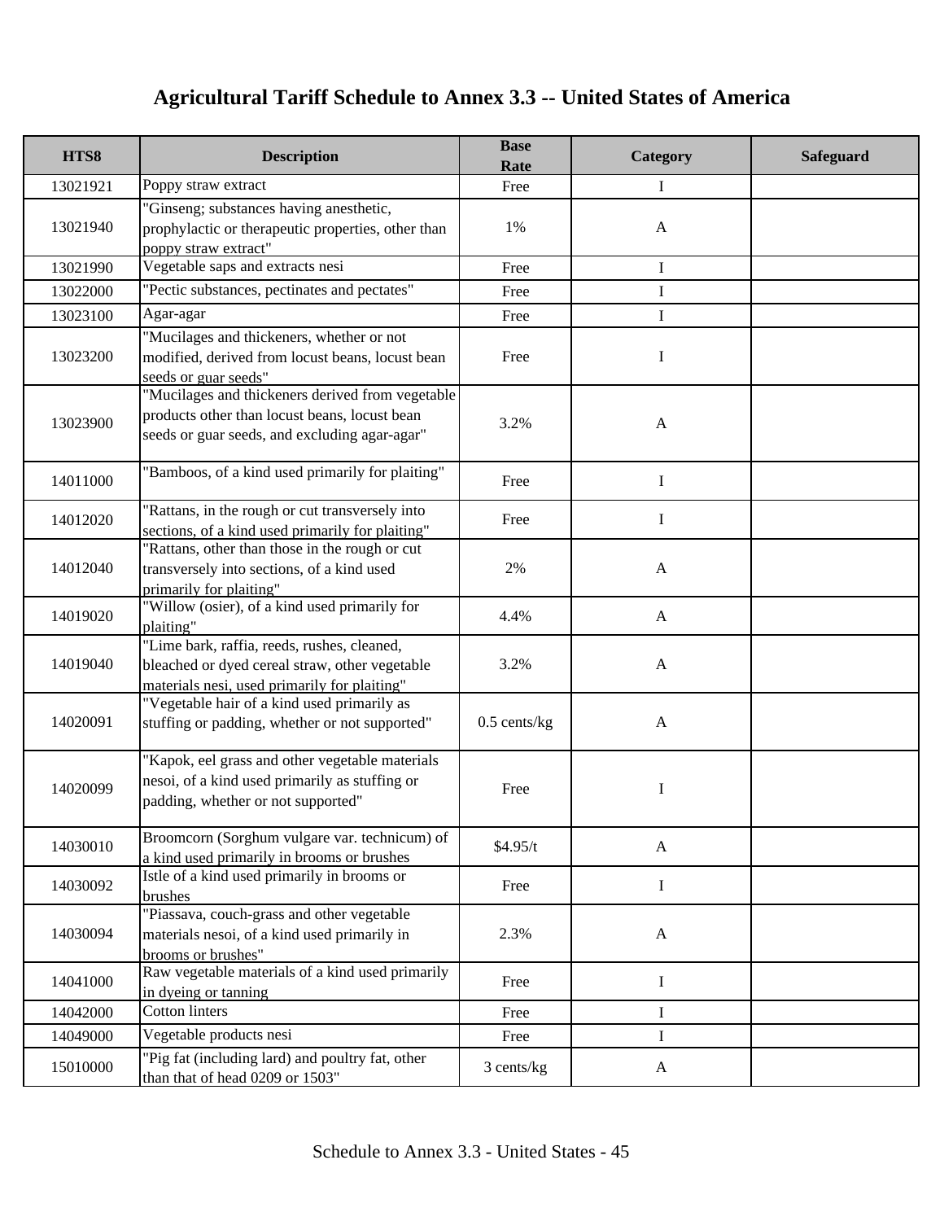# Agricultural Tariff Schedule to Annex 3.3 -- United States of America

| HTS8 | Description | Base Rate | Category | Safeguard |
|---|---|---|---|---|
| 13021921 | Poppy straw extract | Free | I | |
| 13021940 | "Ginseng; substances having anesthetic, prophylactic or therapeutic properties, other than poppy straw extract" | 1% | A | |
| 13021990 | Vegetable saps and extracts nesi | Free | I | |
| 13022000 | "Pectic substances, pectinates and pectates" | Free | I | |
| 13023100 | Agar-agar | Free | I | |
| 13023200 | "Mucilages and thickeners, whether or not modified, derived from locust beans, locust bean seeds or guar seeds" | Free | I | |
| 13023900 | "Mucilages and thickeners derived from vegetable products other than locust beans, locust bean seeds or guar seeds, and excluding agar-agar" | 3.2% | A | |
| 14011000 | "Bamboos, of a kind used primarily for plaiting" | Free | I | |
| 14012020 | "Rattans, in the rough or cut transversely into sections, of a kind used primarily for plaiting" | Free | I | |
| 14012040 | "Rattans, other than those in the rough or cut transversely into sections, of a kind used primarily for plaiting" | 2% | A | |
| 14019020 | "Willow (osier), of a kind used primarily for plaiting" | 4.4% | A | |
| 14019040 | "Lime bark, raffia, reeds, rushes, cleaned, bleached or dyed cereal straw, other vegetable materials nesi, used primarily for plaiting" | 3.2% | A | |
| 14020091 | "Vegetable hair of a kind used primarily as stuffing or padding, whether or not supported" | 0.5 cents/kg | A | |
| 14020099 | "Kapok, eel grass and other vegetable materials nesoi, of a kind used primarily as stuffing or padding, whether or not supported" | Free | I | |
| 14030010 | Broomcorn (Sorghum vulgare var. technicum) of a kind used primarily in brooms or brushes | $4.95/t | A | |
| 14030092 | Istle of a kind used primarily in brooms or brushes | Free | I | |
| 14030094 | "Piassava, couch-grass and other vegetable materials nesoi, of a kind used primarily in brooms or brushes" | 2.3% | A | |
| 14041000 | Raw vegetable materials of a kind used primarily in dyeing or tanning | Free | I | |
| 14042000 | Cotton linters | Free | I | |
| 14049000 | Vegetable products nesi | Free | I | |
| 15010000 | "Pig fat (including lard) and poultry fat, other than that of head 0209 or 1503" | 3 cents/kg | A | |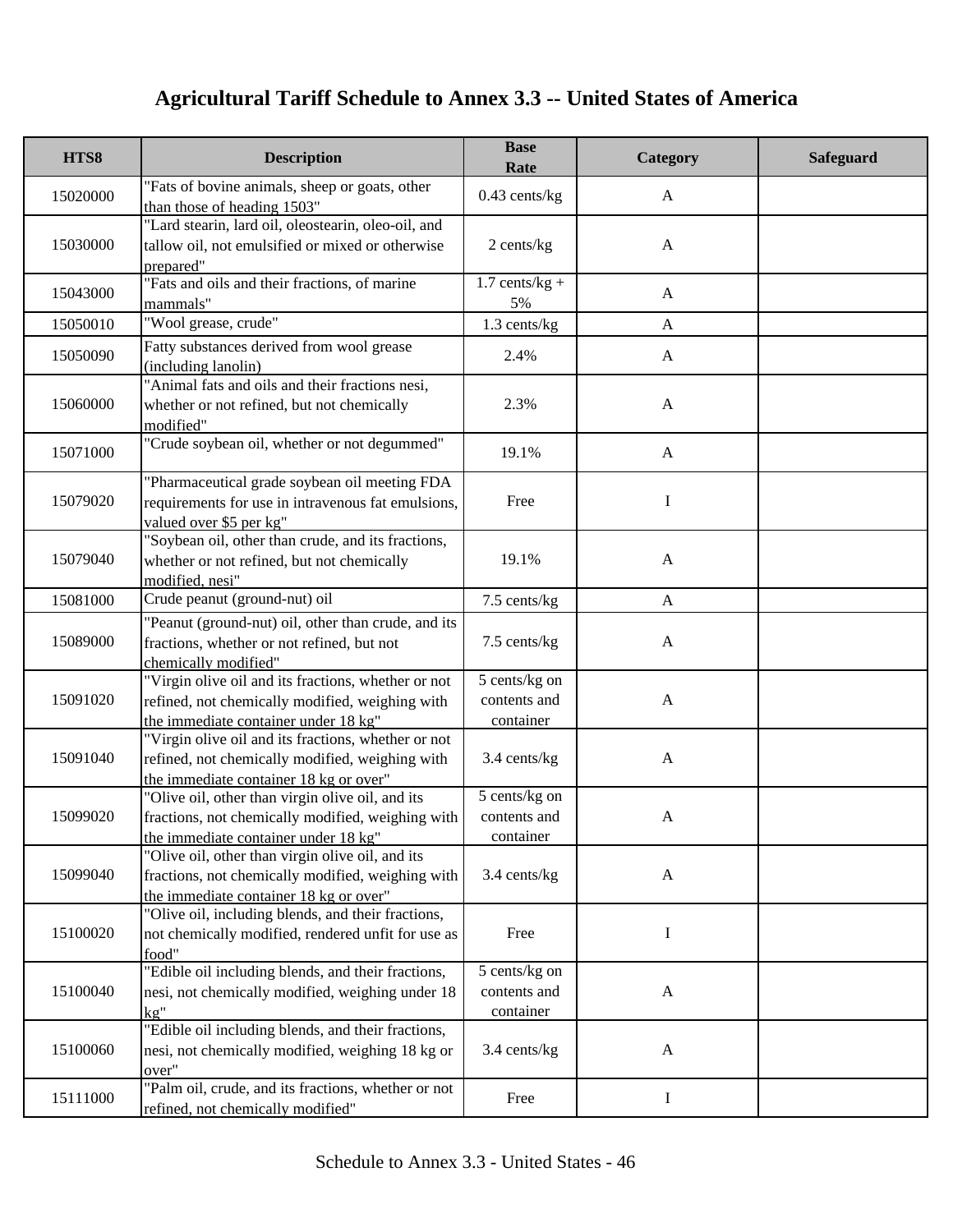# Agricultural Tariff Schedule to Annex 3.3 -- United States of America

| HTS8 | Description | Base Rate | Category | Safeguard |
|---|---|---|---|---|
| 15020000 | "Fats of bovine animals, sheep or goats, other than those of heading 1503" | 0.43 cents/kg | A | |
| 15030000 | "Lard stearin, lard oil, oleostearin, oleo-oil, and tallow oil, not emulsified or mixed or otherwise prepared" | 2 cents/kg | A | |
| 15043000 | "Fats and oils and their fractions, of marine mammals" | 1.7 cents/kg + 5% | A | |
| 15050010 | "Wool grease, crude" | 1.3 cents/kg | A | |
| 15050090 | Fatty substances derived from wool grease (including lanolin) | 2.4% | A | |
| 15060000 | "Animal fats and oils and their fractions nesi, whether or not refined, but not chemically modified" | 2.3% | A | |
| 15071000 | "Crude soybean oil, whether or not degummed" | 19.1% | A | |
| 15079020 | "Pharmaceutical grade soybean oil meeting FDA requirements for use in intravenous fat emulsions, valued over $5 per kg" | Free | I | |
| 15079040 | "Soybean oil, other than crude, and its fractions, whether or not refined, but not chemically modified, nesi" | 19.1% | A | |
| 15081000 | Crude peanut (ground-nut) oil | 7.5 cents/kg | A | |
| 15089000 | "Peanut (ground-nut) oil, other than crude, and its fractions, whether or not refined, but not chemically modified" | 7.5 cents/kg | A | |
| 15091020 | "Virgin olive oil and its fractions, whether or not refined, not chemically modified, weighing with the immediate container under 18 kg" | 5 cents/kg on contents and container | A | |
| 15091040 | "Virgin olive oil and its fractions, whether or not refined, not chemically modified, weighing with the immediate container 18 kg or over" | 3.4 cents/kg | A | |
| 15099020 | "Olive oil, other than virgin olive oil, and its fractions, not chemically modified, weighing with the immediate container under 18 kg" | 5 cents/kg on contents and container | A | |
| 15099040 | "Olive oil, other than virgin olive oil, and its fractions, not chemically modified, weighing with the immediate container 18 kg or over" | 3.4 cents/kg | A | |
| 15100020 | "Olive oil, including blends, and their fractions, not chemically modified, rendered unfit for use as food" | Free | I | |
| 15100040 | "Edible oil including blends, and their fractions, nesi, not chemically modified, weighing under 18 kg" | 5 cents/kg on contents and container | A | |
| 15100060 | "Edible oil including blends, and their fractions, nesi, not chemically modified, weighing 18 kg or over" | 3.4 cents/kg | A | |
| 15111000 | "Palm oil, crude, and its fractions, whether or not refined, not chemically modified" | Free | I | |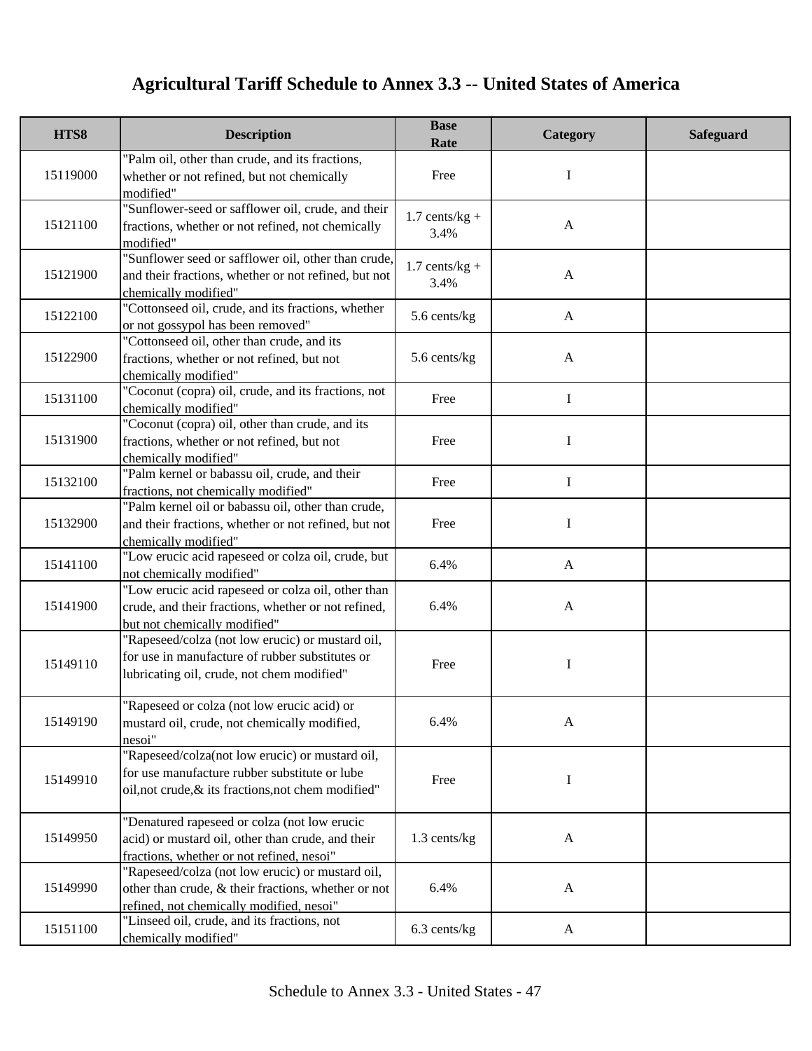# Agricultural Tariff Schedule to Annex 3.3 -- United States of America

| HTS8 | Description | Base Rate | Category | Safeguard |
|---|---|---|---|---|
| 15119000 | "Palm oil, other than crude, and its fractions, whether or not refined, but not chemically modified" | Free | I | |
| 15121100 | "Sunflower-seed or safflower oil, crude, and their fractions, whether or not refined, not chemically modified" | 1.7 cents/kg + 3.4% | A | |
| 15121900 | "Sunflower seed or safflower oil, other than crude, and their fractions, whether or not refined, but not chemically modified" | 1.7 cents/kg + 3.4% | A | |
| 15122100 | "Cottonseed oil, crude, and its fractions, whether or not gossypol has been removed" | 5.6 cents/kg | A | |
| 15122900 | "Cottonseed oil, other than crude, and its fractions, whether or not refined, but not chemically modified" | 5.6 cents/kg | A | |
| 15131100 | "Coconut (copra) oil, crude, and its fractions, not chemically modified" | Free | I | |
| 15131900 | "Coconut (copra) oil, other than crude, and its fractions, whether or not refined, but not chemically modified" | Free | I | |
| 15132100 | "Palm kernel or babassu oil, crude, and their fractions, not chemically modified" | Free | I | |
| 15132900 | "Palm kernel oil or babassu oil, other than crude, and their fractions, whether or not refined, but not chemically modified" | Free | I | |
| 15141100 | "Low erucic acid rapeseed or colza oil, crude, but not chemically modified" | 6.4% | A | |
| 15141900 | "Low erucic acid rapeseed or colza oil, other than crude, and their fractions, whether or not refined, but not chemically modified" | 6.4% | A | |
| 15149110 | "Rapeseed/colza (not low erucic) or mustard oil, for use in manufacture of rubber substitutes or lubricating oil, crude, not chem modified" | Free | I | |
| 15149190 | "Rapeseed or colza (not low erucic acid) or mustard oil, crude, not chemically modified, nesoi" | 6.4% | A | |
| 15149910 | "Rapeseed/colza(not low erucic) or mustard oil, for use manufacture rubber substitute or lube oil,not crude,& its fractions,not chem modified" | Free | I | |
| 15149950 | "Denatured rapeseed or colza (not low erucic acid) or mustard oil, other than crude, and their fractions, whether or not refined, nesoi" | 1.3 cents/kg | A | |
| 15149990 | "Rapeseed/colza (not low erucic) or mustard oil, other than crude, & their fractions, whether or not refined, not chemically modified, nesoi" | 6.4% | A | |
| 15151100 | "Linseed oil, crude, and its fractions, not chemically modified" | 6.3 cents/kg | A | |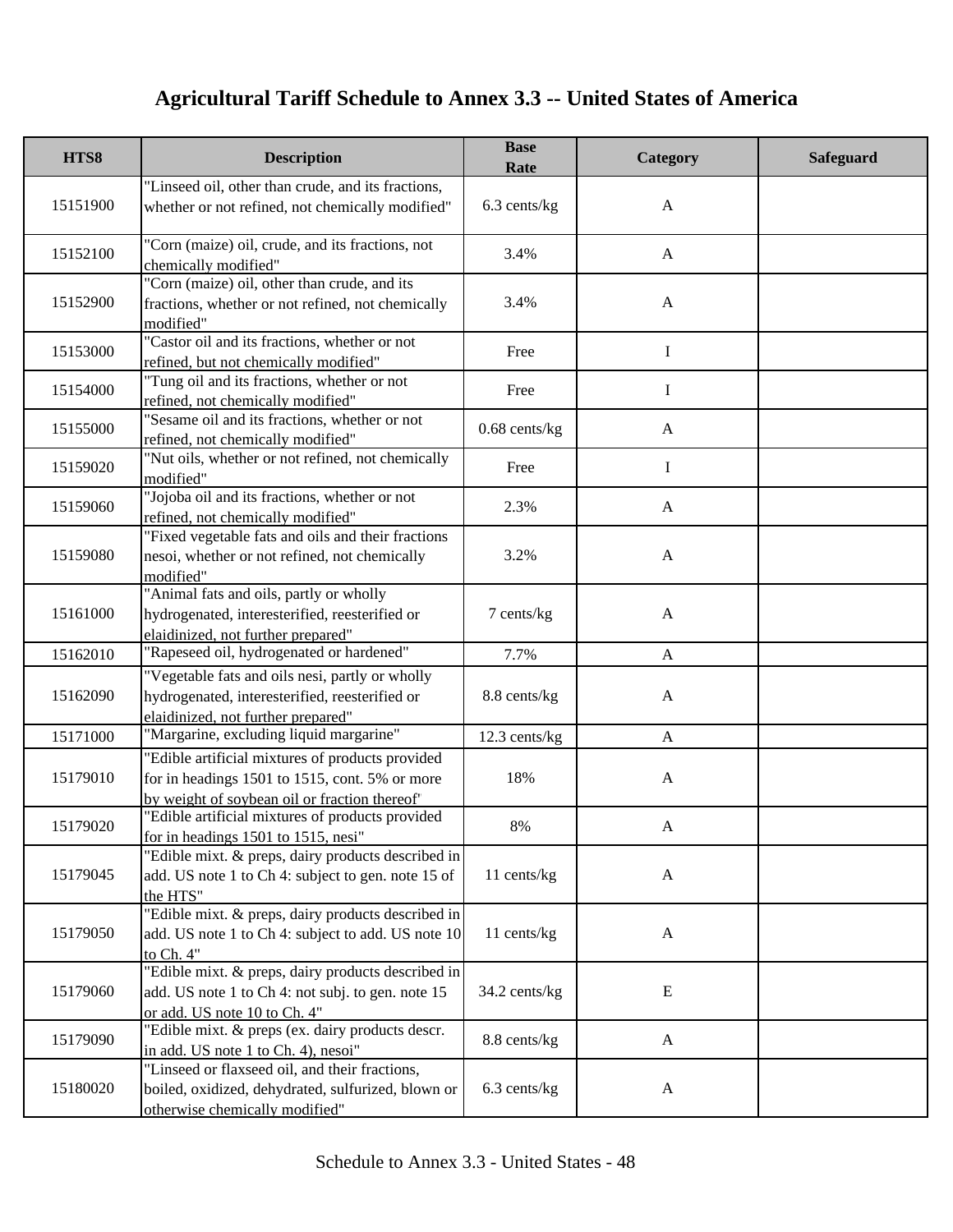# Agricultural Tariff Schedule to Annex 3.3 -- United States of America

| HTS8 | Description | Base Rate | Category | Safeguard |
|---|---|---|---|---|
| 15151900 | "Linseed oil, other than crude, and its fractions, whether or not refined, not chemically modified" | 6.3 cents/kg | A | |
| 15152100 | "Corn (maize) oil, crude, and its fractions, not chemically modified" | 3.4% | A | |
| 15152900 | "Corn (maize) oil, other than crude, and its fractions, whether or not refined, not chemically modified" | 3.4% | A | |
| 15153000 | "Castor oil and its fractions, whether or not refined, but not chemically modified" | Free | I | |
| 15154000 | "Tung oil and its fractions, whether or not refined, not chemically modified" | Free | I | |
| 15155000 | "Sesame oil and its fractions, whether or not refined, not chemically modified" | 0.68 cents/kg | A | |
| 15159020 | "Nut oils, whether or not refined, not chemically modified" | Free | I | |
| 15159060 | "Jojoba oil and its fractions, whether or not refined, not chemically modified" | 2.3% | A | |
| 15159080 | "Fixed vegetable fats and oils and their fractions nesoi, whether or not refined, not chemically modified" | 3.2% | A | |
| 15161000 | "Animal fats and oils, partly or wholly hydrogenated, interesterified, reesterified or elaidinized, not further prepared" | 7 cents/kg | A | |
| 15162010 | "Rapeseed oil, hydrogenated or hardened" | 7.7% | A | |
| 15162090 | "Vegetable fats and oils nesi, partly or wholly hydrogenated, interesterified, reesterified or elaidinized, not further prepared" | 8.8 cents/kg | A | |
| 15171000 | "Margarine, excluding liquid margarine" | 12.3 cents/kg | A | |
| 15179010 | "Edible artificial mixtures of products provided for in headings 1501 to 1515, cont. 5% or more by weight of soybean oil or fraction thereof" | 18% | A | |
| 15179020 | "Edible artificial mixtures of products provided for in headings 1501 to 1515, nesi" | 8% | A | |
| 15179045 | "Edible mixt. & preps, dairy products described in add. US note 1 to Ch 4: subject to gen. note 15 of the HTS" | 11 cents/kg | A | |
| 15179050 | "Edible mixt. & preps, dairy products described in add. US note 1 to Ch 4: subject to add. US note 10 to Ch. 4" | 11 cents/kg | A | |
| 15179060 | "Edible mixt. & preps, dairy products described in add. US note 1 to Ch 4: not subj. to gen. note 15 or add. US note 10 to Ch. 4" | 34.2 cents/kg | E | |
| 15179090 | "Edible mixt. & preps (ex. dairy products descr. in add. US note 1 to Ch. 4), nesoi" | 8.8 cents/kg | A | |
| 15180020 | "Linseed or flaxseed oil, and their fractions, boiled, oxidized, dehydrated, sulfurized, blown or otherwise chemically modified" | 6.3 cents/kg | A | |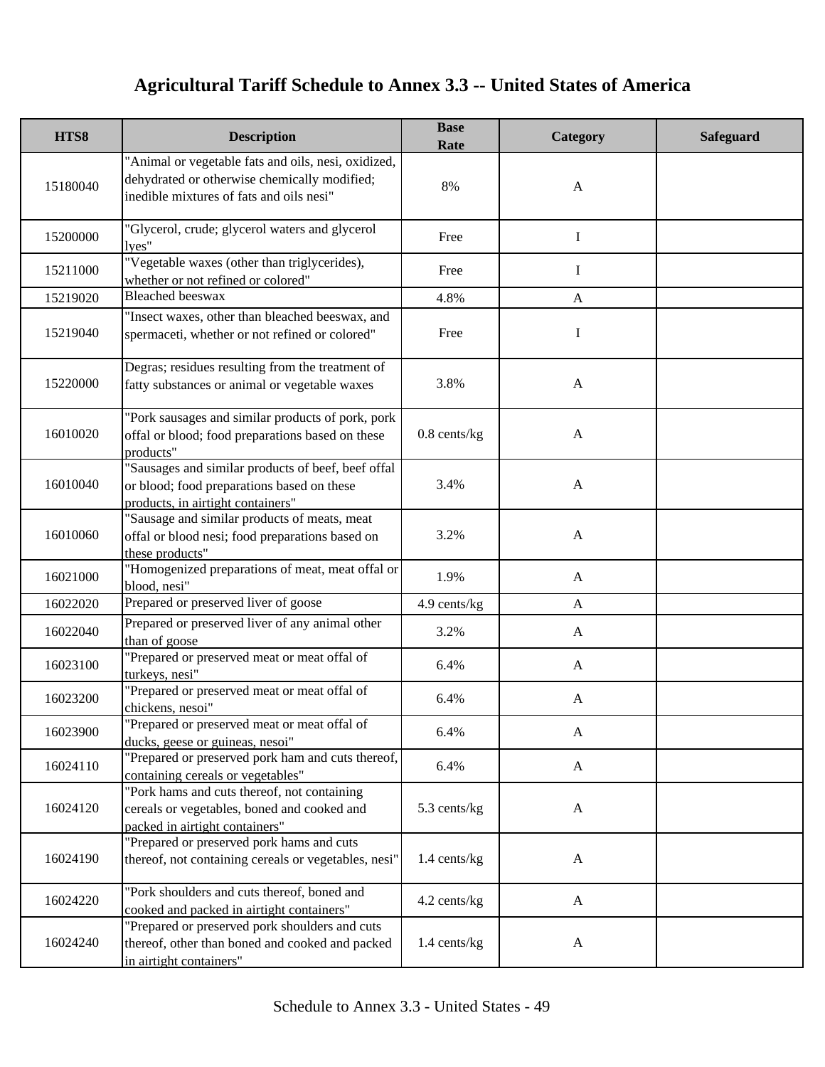# Agricultural Tariff Schedule to Annex 3.3 -- United States of America

| HTS8 | Description | Base Rate | Category | Safeguard |
|---|---|---|---|---|
| 15180040 | "Animal or vegetable fats and oils, nesi, oxidized, dehydrated or otherwise chemically modified; inedible mixtures of fats and oils nesi" | 8% | A | |
| 15200000 | "Glycerol, crude; glycerol waters and glycerol lyes" | Free | I | |
| 15211000 | "Vegetable waxes (other than triglycerides), whether or not refined or colored" | Free | I | |
| 15219020 | Bleached beeswax | 4.8% | A | |
| 15219040 | "Insect waxes, other than bleached beeswax, and spermaceti, whether or not refined or colored" | Free | I | |
| 15220000 | Degras; residues resulting from the treatment of fatty substances or animal or vegetable waxes | 3.8% | A | |
| 16010020 | "Pork sausages and similar products of pork, pork offal or blood; food preparations based on these products" | 0.8 cents/kg | A | |
| 16010040 | "Sausages and similar products of beef, beef offal or blood; food preparations based on these products, in airtight containers" | 3.4% | A | |
| 16010060 | "Sausage and similar products of meats, meat offal or blood nesi; food preparations based on these products" | 3.2% | A | |
| 16021000 | "Homogenized preparations of meat, meat offal or blood, nesi" | 1.9% | A | |
| 16022020 | Prepared or preserved liver of goose | 4.9 cents/kg | A | |
| 16022040 | Prepared or preserved liver of any animal other than of goose | 3.2% | A | |
| 16023100 | "Prepared or preserved meat or meat offal of turkeys, nesi" | 6.4% | A | |
| 16023200 | "Prepared or preserved meat or meat offal of chickens, nesoi" | 6.4% | A | |
| 16023900 | "Prepared or preserved meat or meat offal of ducks, geese or guineas, nesoi" | 6.4% | A | |
| 16024110 | "Prepared or preserved pork ham and cuts thereof, containing cereals or vegetables" | 6.4% | A | |
| 16024120 | "Pork hams and cuts thereof, not containing cereals or vegetables, boned and cooked and packed in airtight containers" | 5.3 cents/kg | A | |
| 16024190 | "Prepared or preserved pork hams and cuts thereof, not containing cereals or vegetables, nesi" | 1.4 cents/kg | A | |
| 16024220 | "Pork shoulders and cuts thereof, boned and cooked and packed in airtight containers" | 4.2 cents/kg | A | |
| 16024240 | "Prepared or preserved pork shoulders and cuts thereof, other than boned and cooked and packed in airtight containers" | 1.4 cents/kg | A | |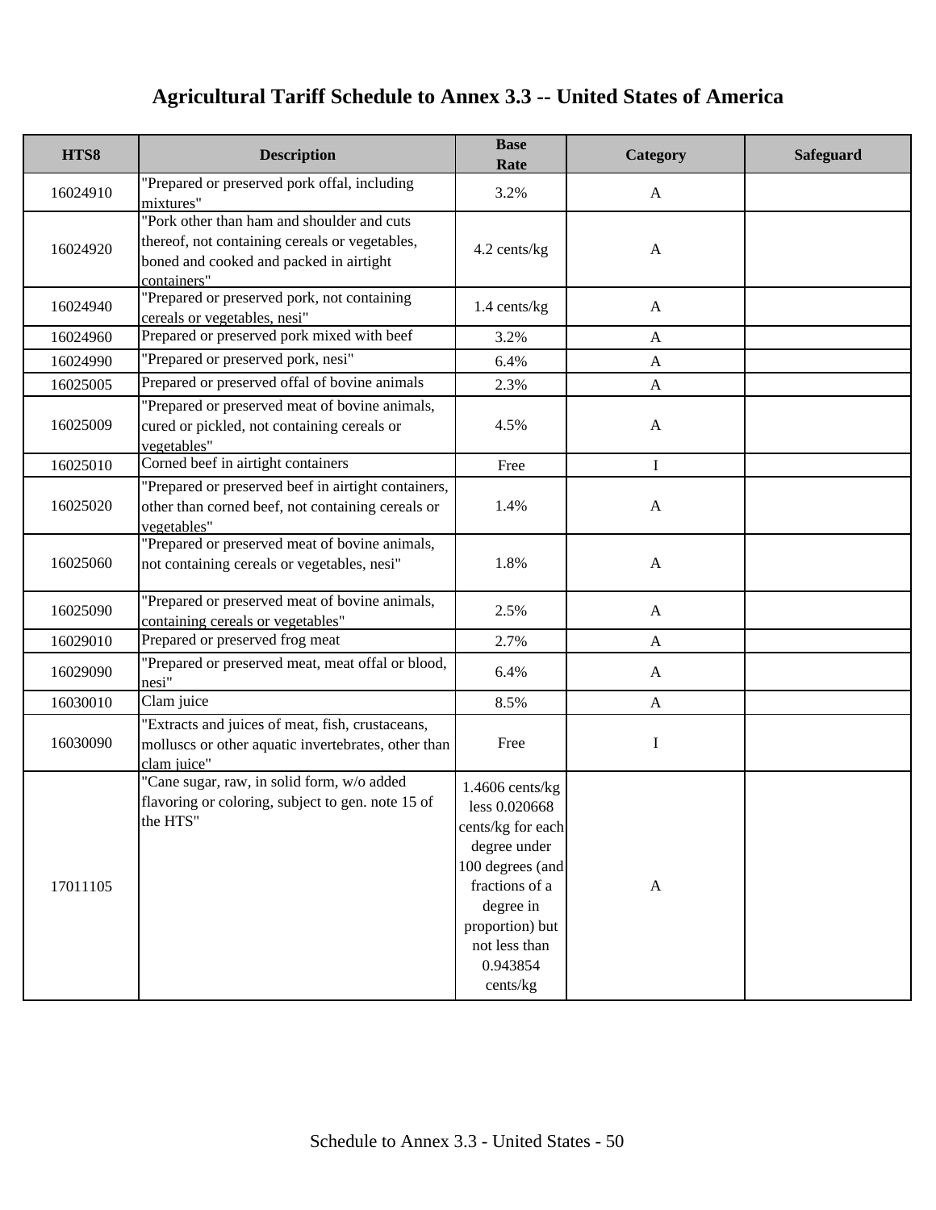# Agricultural Tariff Schedule to Annex 3.3 -- United States of America

| HTS8 | Description | Base Rate | Category | Safeguard |
|---|---|---|---|---|
| 16024910 | "Prepared or preserved pork offal, including mixtures" | 3.2% | A | |
| 16024920 | "Pork other than ham and shoulder and cuts thereof, not containing cereals or vegetables, boned and cooked and packed in airtight containers" | 4.2 cents/kg | A | |
| 16024940 | "Prepared or preserved pork, not containing cereals or vegetables, nesi" | 1.4 cents/kg | A | |
| 16024960 | Prepared or preserved pork mixed with beef | 3.2% | A | |
| 16024990 | "Prepared or preserved pork, nesi" | 6.4% | A | |
| 16025005 | Prepared or preserved offal of bovine animals | 2.3% | A | |
| 16025009 | "Prepared or preserved meat of bovine animals, cured or pickled, not containing cereals or vegetables" | 4.5% | A | |
| 16025010 | Corned beef in airtight containers | Free | I | |
| 16025020 | "Prepared or preserved beef in airtight containers, other than corned beef, not containing cereals or vegetables" | 1.4% | A | |
| 16025060 | "Prepared or preserved meat of bovine animals, not containing cereals or vegetables, nesi" | 1.8% | A | |
| 16025090 | "Prepared or preserved meat of bovine animals, containing cereals or vegetables" | 2.5% | A | |
| 16029010 | Prepared or preserved frog meat | 2.7% | A | |
| 16029090 | "Prepared or preserved meat, meat offal or blood, nesi" | 6.4% | A | |
| 16030010 | Clam juice | 8.5% | A | |
| 16030090 | "Extracts and juices of meat, fish, crustaceans, molluscs or other aquatic invertebrates, other than clam juice" | Free | I | |
| 17011105 | "Cane sugar, raw, in solid form, w/o added flavoring or coloring, subject to gen. note 15 of the HTS" | 1.4606 cents/kg less 0.020668 cents/kg for each degree under 100 degrees (and fractions of a degree in proportion) but not less than 0.943854 cents/kg | A | |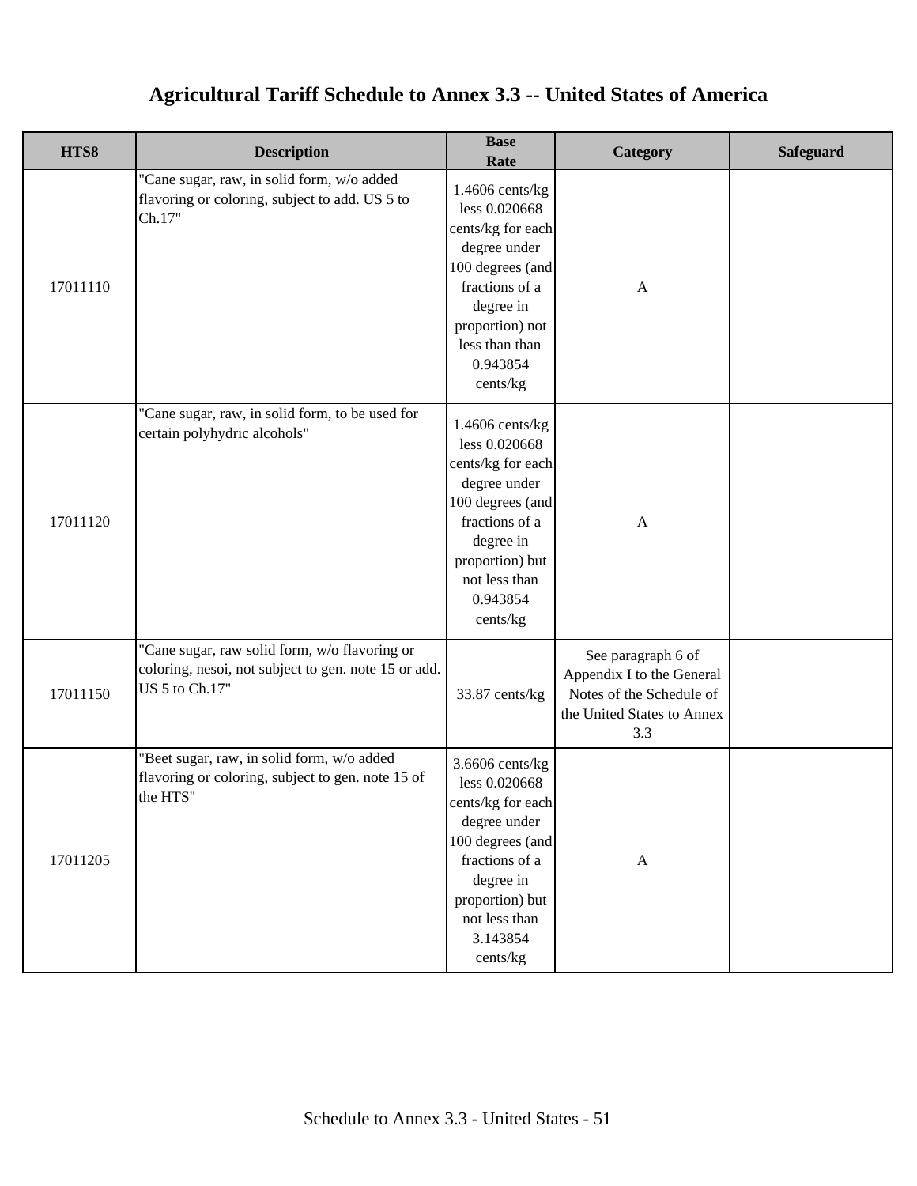# Agricultural Tariff Schedule to Annex 3.3 -- United States of America

| HTS8 | Description | Base Rate | Category | Safeguard |
|---|---|---|---|---|
| 17011110 | "Cane sugar, raw, in solid form, w/o added flavoring or coloring, subject to add. US 5 to Ch.17" | 1.4606 cents/kg less 0.020668 cents/kg for each degree under 100 degrees (and fractions of a degree in proportion) not less than than 0.943854 cents/kg | A | |
| 17011120 | "Cane sugar, raw, in solid form, to be used for certain polyhydric alcohols" | 1.4606 cents/kg less 0.020668 cents/kg for each degree under 100 degrees (and fractions of a degree in proportion) but not less than 0.943854 cents/kg | A | |
| 17011150 | "Cane sugar, raw solid form, w/o flavoring or coloring, nesoi, not subject to gen. note 15 or add. US 5 to Ch.17" | 33.87 cents/kg | See paragraph 6 of Appendix I to the General Notes of the Schedule of the United States to Annex 3.3 | |
| 17011205 | "Beet sugar, raw, in solid form, w/o added flavoring or coloring, subject to gen. note 15 of the HTS" | 3.6606 cents/kg less 0.020668 cents/kg for each degree under 100 degrees (and fractions of a degree in proportion) but not less than 3.143854 cents/kg | A | |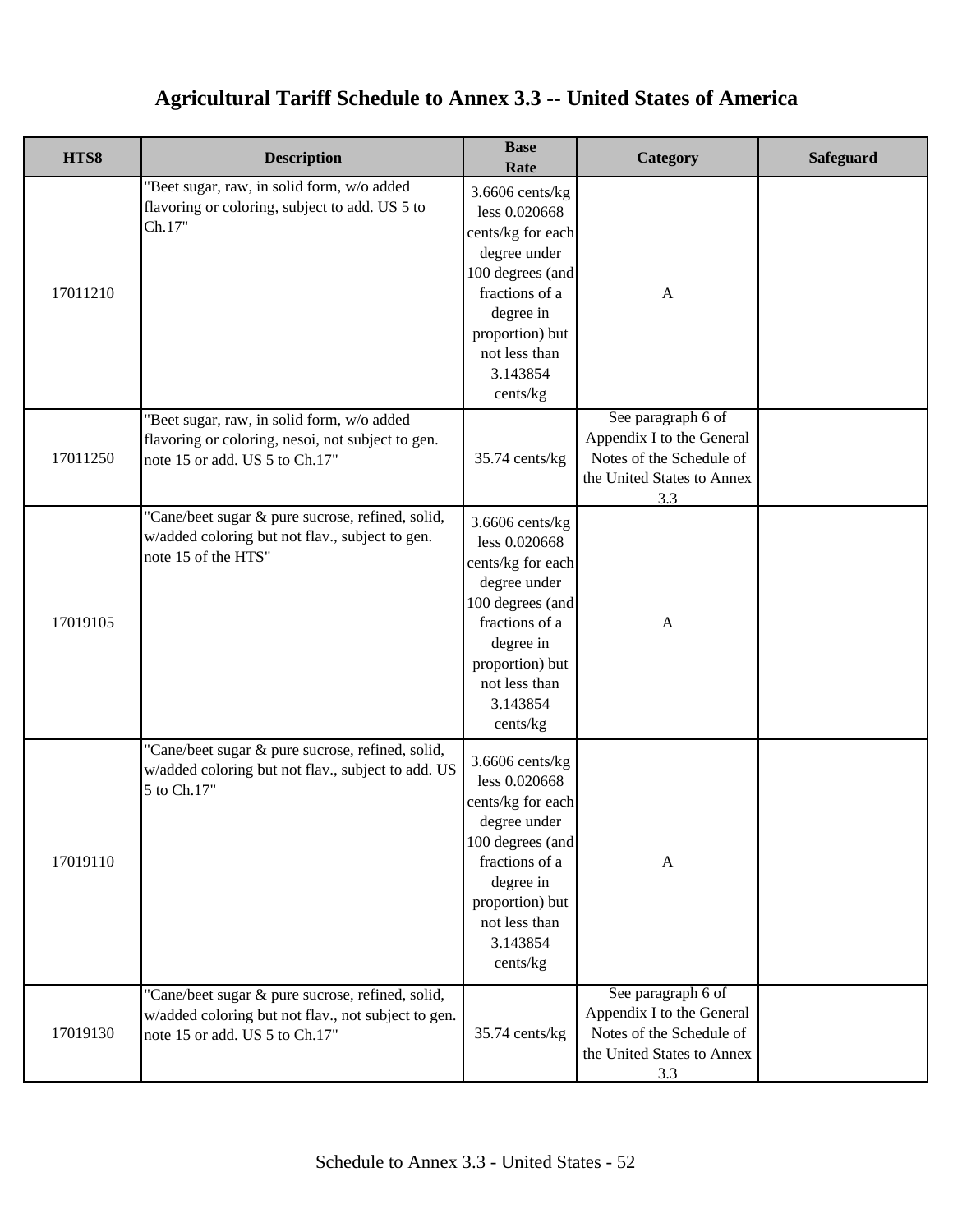# Agricultural Tariff Schedule to Annex 3.3 -- United States of America

| HTS8 | Description | Base Rate | Category | Safeguard |
|---|---|---|---|---|
| 17011210 | "Beet sugar, raw, in solid form, w/o added flavoring or coloring, subject to add. US 5 to Ch.17" | 3.6606 cents/kg less 0.020668 cents/kg for each degree under 100 degrees (and fractions of a degree in proportion) but not less than 3.143854 cents/kg | A | |
| 17011250 | "Beet sugar, raw, in solid form, w/o added flavoring or coloring, nesoi, not subject to gen. note 15 or add. US 5 to Ch.17" | 35.74 cents/kg | See paragraph 6 of Appendix I to the General Notes of the Schedule of the United States to Annex 3.3 | |
| 17019105 | "Cane/beet sugar & pure sucrose, refined, solid, w/added coloring but not flav., subject to gen. note 15 of the HTS" | 3.6606 cents/kg less 0.020668 cents/kg for each degree under 100 degrees (and fractions of a degree in proportion) but not less than 3.143854 cents/kg | A | |
| 17019110 | "Cane/beet sugar & pure sucrose, refined, solid, w/added coloring but not flav., subject to add. US 5 to Ch.17" | 3.6606 cents/kg less 0.020668 cents/kg for each degree under 100 degrees (and fractions of a degree in proportion) but not less than 3.143854 cents/kg | A | |
| 17019130 | "Cane/beet sugar & pure sucrose, refined, solid, w/added coloring but not flav., not subject to gen. note 15 or add. US 5 to Ch.17" | 35.74 cents/kg | See paragraph 6 of Appendix I to the General Notes of the Schedule of the United States to Annex 3.3 | |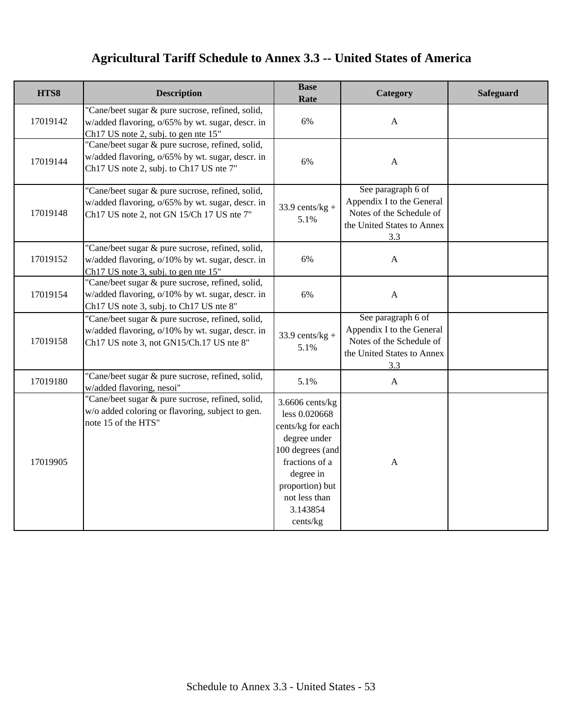# Agricultural Tariff Schedule to Annex 3.3 -- United States of America

| HTS8 | Description | Base Rate | Category | Safeguard |
|---|---|---|---|---|
| 17019142 | "Cane/beet sugar & pure sucrose, refined, solid, w/added flavoring, o/65% by wt. sugar, descr. in Ch17 US note 2, subj. to gen nte 15" | 6% | A | |
| 17019144 | "Cane/beet sugar & pure sucrose, refined, solid, w/added flavoring, o/65% by wt. sugar, descr. in Ch17 US note 2, subj. to Ch17 US nte 7" | 6% | A | |
| 17019148 | "Cane/beet sugar & pure sucrose, refined, solid, w/added flavoring, o/65% by wt. sugar, descr. in Ch17 US note 2, not GN 15/Ch 17 US nte 7" | 33.9 cents/kg + 5.1% | See paragraph 6 of Appendix I to the General Notes of the Schedule of the United States to Annex 3.3 | |
| 17019152 | "Cane/beet sugar & pure sucrose, refined, solid, w/added flavoring, o/10% by wt. sugar, descr. in Ch17 US note 3, subj. to gen nte 15" | 6% | A | |
| 17019154 | "Cane/beet sugar & pure sucrose, refined, solid, w/added flavoring, o/10% by wt. sugar, descr. in Ch17 US note 3, subj. to Ch17 US nte 8" | 6% | A | |
| 17019158 | "Cane/beet sugar & pure sucrose, refined, solid, w/added flavoring, o/10% by wt. sugar, descr. in Ch17 US note 3, not GN15/Ch.17 US nte 8" | 33.9 cents/kg + 5.1% | See paragraph 6 of Appendix I to the General Notes of the Schedule of the United States to Annex 3.3 | |
| 17019180 | "Cane/beet sugar & pure sucrose, refined, solid, w/added flavoring, nesoi" | 5.1% | A | |
| 17019905 | "Cane/beet sugar & pure sucrose, refined, solid, w/o added coloring or flavoring, subject to gen. note 15 of the HTS" | 3.6606 cents/kg less 0.020668 cents/kg for each degree under 100 degrees (and fractions of a degree in proportion) but not less than 3.143854 cents/kg | A | |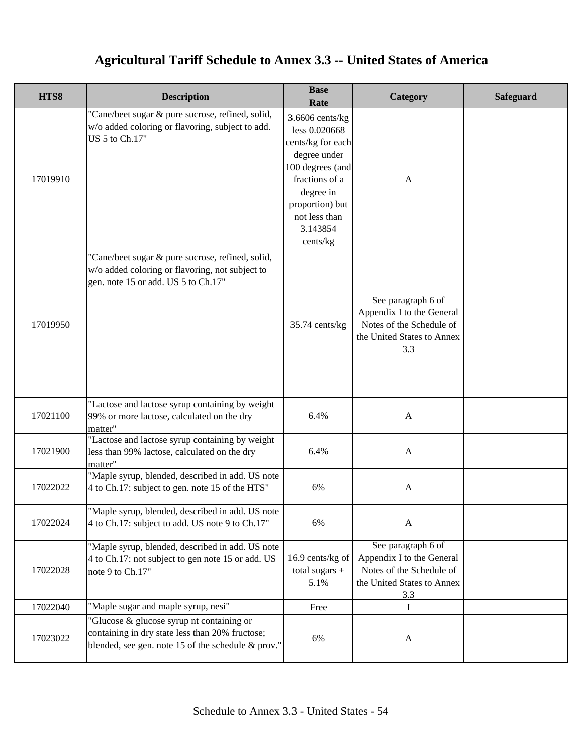# Agricultural Tariff Schedule to Annex 3.3 -- United States of America

| HTS8 | Description | Base Rate | Category | Safeguard |
|---|---|---|---|---|
| 17019910 | "Cane/beet sugar & pure sucrose, refined, solid, w/o added coloring or flavoring, subject to add. US 5 to Ch.17" | 3.6606 cents/kg less 0.020668 cents/kg for each degree under 100 degrees (and fractions of a degree in proportion) but not less than 3.143854 cents/kg | A | |
| 17019950 | "Cane/beet sugar & pure sucrose, refined, solid, w/o added coloring or flavoring, not subject to gen. note 15 or add. US 5 to Ch.17" | 35.74 cents/kg | See paragraph 6 of Appendix I to the General Notes of the Schedule of the United States to Annex 3.3 | |
| 17021100 | "Lactose and lactose syrup containing by weight 99% or more lactose, calculated on the dry matter" | 6.4% | A | |
| 17021900 | "Lactose and lactose syrup containing by weight less than 99% lactose, calculated on the dry matter" | 6.4% | A | |
| 17022022 | "Maple syrup, blended, described in add. US note 4 to Ch.17: subject to gen. note 15 of the HTS" | 6% | A | |
| 17022024 | "Maple syrup, blended, described in add. US note 4 to Ch.17: subject to add. US note 9 to Ch.17" | 6% | A | |
| 17022028 | "Maple syrup, blended, described in add. US note 4 to Ch.17: not subject to gen note 15 or add. US note 9 to Ch.17" | 16.9 cents/kg of total sugars + 5.1% | See paragraph 6 of Appendix I to the General Notes of the Schedule of the United States to Annex 3.3 | |
| 17022040 | "Maple sugar and maple syrup, nesi" | Free | I | |
| 17023022 | "Glucose & glucose syrup nt containing or containing in dry state less than 20% fructose; blended, see gen. note 15 of the schedule & prov." | 6% | A | |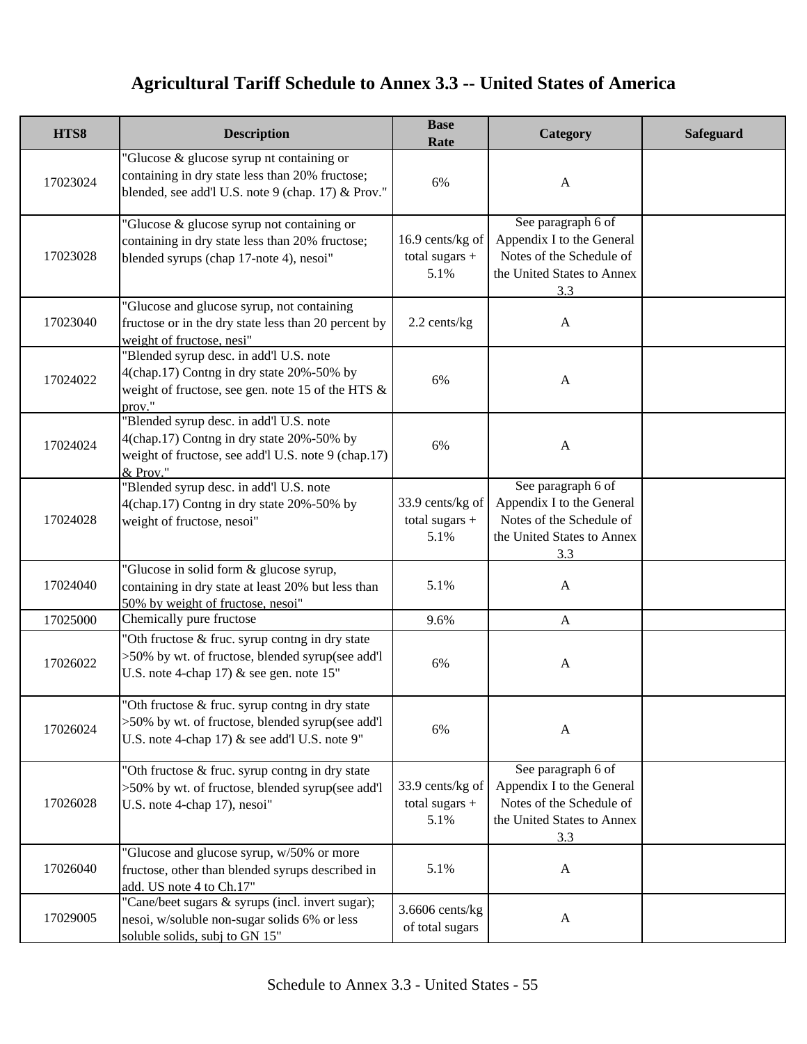# Agricultural Tariff Schedule to Annex 3.3 -- United States of America

| HTS8 | Description | Base Rate | Category | Safeguard |
|---|---|---|---|---|
| 17023024 | "Glucose & glucose syrup nt containing or containing in dry state less than 20% fructose; blended, see add'l U.S. note 9 (chap. 17) & Prov." | 6% | A | |
| 17023028 | "Glucose & glucose syrup not containing or containing in dry state less than 20% fructose; blended syrups (chap 17-note 4), nesoi" | 16.9 cents/kg of total sugars + 5.1% | See paragraph 6 of Appendix I to the General Notes of the Schedule of the United States to Annex 3.3 | |
| 17023040 | "Glucose and glucose syrup, not containing fructose or in the dry state less than 20 percent by weight of fructose, nesi" | 2.2 cents/kg | A | |
| 17024022 | "Blended syrup desc. in add'l U.S. note 4(chap.17) Contng in dry state 20%-50% by weight of fructose, see gen. note 15 of the HTS & prov." | 6% | A | |
| 17024024 | "Blended syrup desc. in add'l U.S. note 4(chap.17) Contng in dry state 20%-50% by weight of fructose, see add'l U.S. note 9 (chap.17) & Prov." | 6% | A | |
| 17024028 | "Blended syrup desc. in add'l U.S. note 4(chap.17) Contng in dry state 20%-50% by weight of fructose, nesoi" | 33.9 cents/kg of total sugars + 5.1% | See paragraph 6 of Appendix I to the General Notes of the Schedule of the United States to Annex 3.3 | |
| 17024040 | "Glucose in solid form & glucose syrup, containing in dry state at least 20% but less than 50% by weight of fructose, nesoi" | 5.1% | A | |
| 17025000 | Chemically pure fructose | 9.6% | A | |
| 17026022 | "Oth fructose & fruc. syrup contng in dry state >50% by wt. of fructose, blended syrup(see add'l U.S. note 4-chap 17) & see gen. note 15" | 6% | A | |
| 17026024 | "Oth fructose & fruc. syrup contng in dry state >50% by wt. of fructose, blended syrup(see add'l U.S. note 4-chap 17) & see add'l U.S. note 9" | 6% | A | |
| 17026028 | "Oth fructose & fruc. syrup contng in dry state >50% by wt. of fructose, blended syrup(see add'l U.S. note 4-chap 17), nesoi" | 33.9 cents/kg of total sugars + 5.1% | See paragraph 6 of Appendix I to the General Notes of the Schedule of the United States to Annex 3.3 | |
| 17026040 | "Glucose and glucose syrup, w/50% or more fructose, other than blended syrups described in add. US note 4 to Ch.17" | 5.1% | A | |
| 17029005 | "Cane/beet sugars & syrups (incl. invert sugar); nesoi, w/soluble non-sugar solids 6% or less soluble solids, subj to GN 15" | 3.6606 cents/kg of total sugars | A | |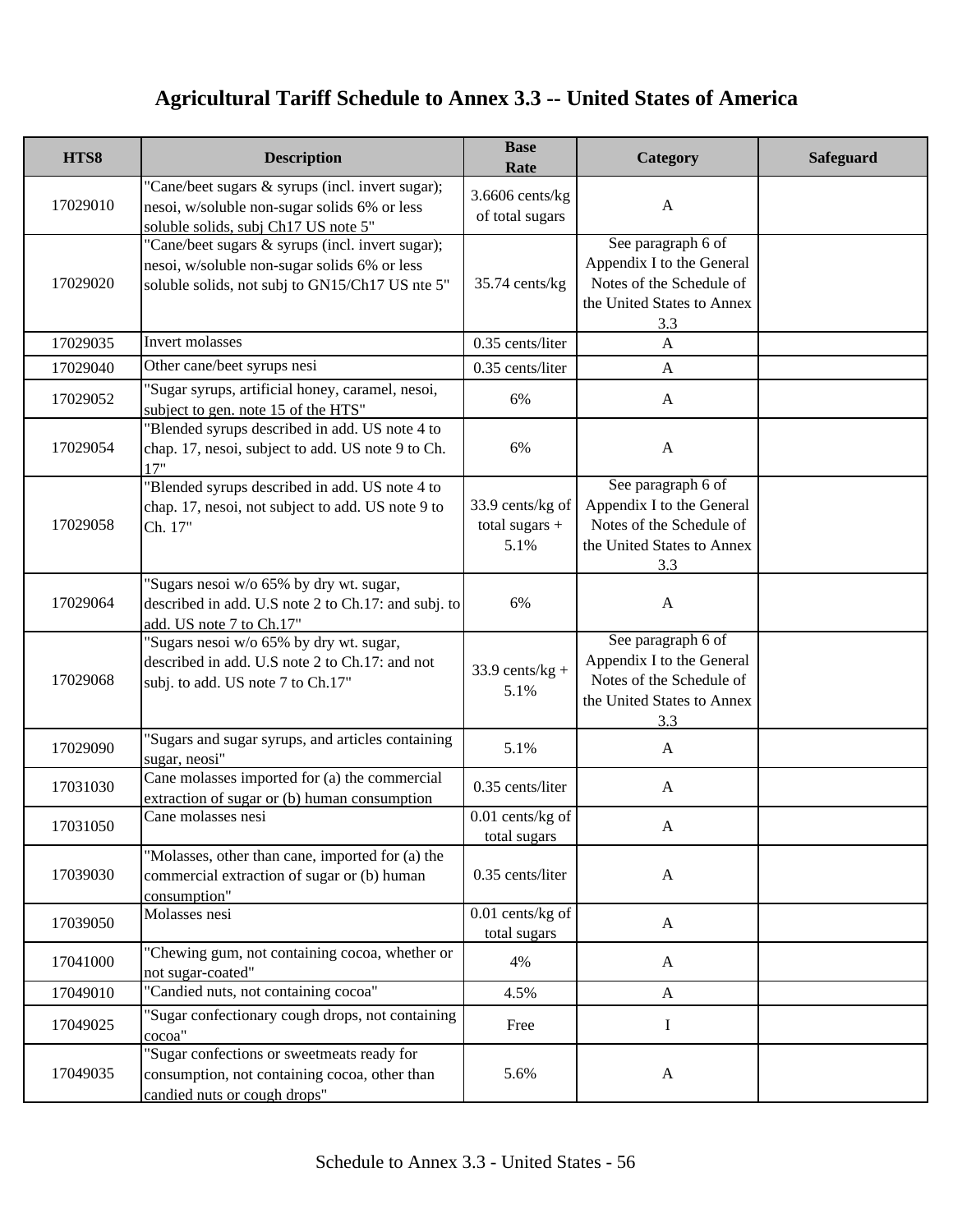# Agricultural Tariff Schedule to Annex 3.3 -- United States of America

| HTS8 | Description | Base Rate | Category | Safeguard |
|---|---|---|---|---|
| 17029010 | "Cane/beet sugars & syrups (incl. invert sugar); nesoi, w/soluble non-sugar solids 6% or less soluble solids, subj Ch17 US note 5" | 3.6606 cents/kg of total sugars | A | |
| 17029020 | "Cane/beet sugars & syrups (incl. invert sugar); nesoi, w/soluble non-sugar solids 6% or less soluble solids, not subj to GN15/Ch17 US nte 5" | 35.74 cents/kg | See paragraph 6 of Appendix I to the General Notes of the Schedule of the United States to Annex 3.3 | |
| 17029035 | Invert molasses | 0.35 cents/liter | A | |
| 17029040 | Other cane/beet syrups nesi | 0.35 cents/liter | A | |
| 17029052 | "Sugar syrups, artificial honey, caramel, nesoi, subject to gen. note 15 of the HTS" | 6% | A | |
| 17029054 | "Blended syrups described in add. US note 4 to chap. 17, nesoi, subject to add. US note 9 to Ch. 17" | 6% | A | |
| 17029058 | "Blended syrups described in add. US note 4 to chap. 17, nesoi, not subject to add. US note 9 to Ch. 17" | 33.9 cents/kg of total sugars + 5.1% | See paragraph 6 of Appendix I to the General Notes of the Schedule of the United States to Annex 3.3 | |
| 17029064 | "Sugars nesoi w/o 65% by dry wt. sugar, described in add. U.S note 2 to Ch.17: and subj. to add. US note 7 to Ch.17" | 6% | A | |
| 17029068 | "Sugars nesoi w/o 65% by dry wt. sugar, described in add. U.S note 2 to Ch.17: and not subj. to add. US note 7 to Ch.17" | 33.9 cents/kg + 5.1% | See paragraph 6 of Appendix I to the General Notes of the Schedule of the United States to Annex 3.3 | |
| 17029090 | "Sugars and sugar syrups, and articles containing sugar, neosi" | 5.1% | A | |
| 17031030 | Cane molasses imported for (a) the commercial extraction of sugar or (b) human consumption | 0.35 cents/liter | A | |
| 17031050 | Cane molasses nesi | 0.01 cents/kg of total sugars | A | |
| 17039030 | "Molasses, other than cane, imported for (a) the commercial extraction of sugar or (b) human consumption" | 0.35 cents/liter | A | |
| 17039050 | Molasses nesi | 0.01 cents/kg of total sugars | A | |
| 17041000 | "Chewing gum, not containing cocoa, whether or not sugar-coated" | 4% | A | |
| 17049010 | "Candied nuts, not containing cocoa" | 4.5% | A | |
| 17049025 | "Sugar confectionary cough drops, not containing cocoa" | Free | I | |
| 17049035 | "Sugar confections or sweetmeats ready for consumption, not containing cocoa, other than candied nuts or cough drops" | 5.6% | A | |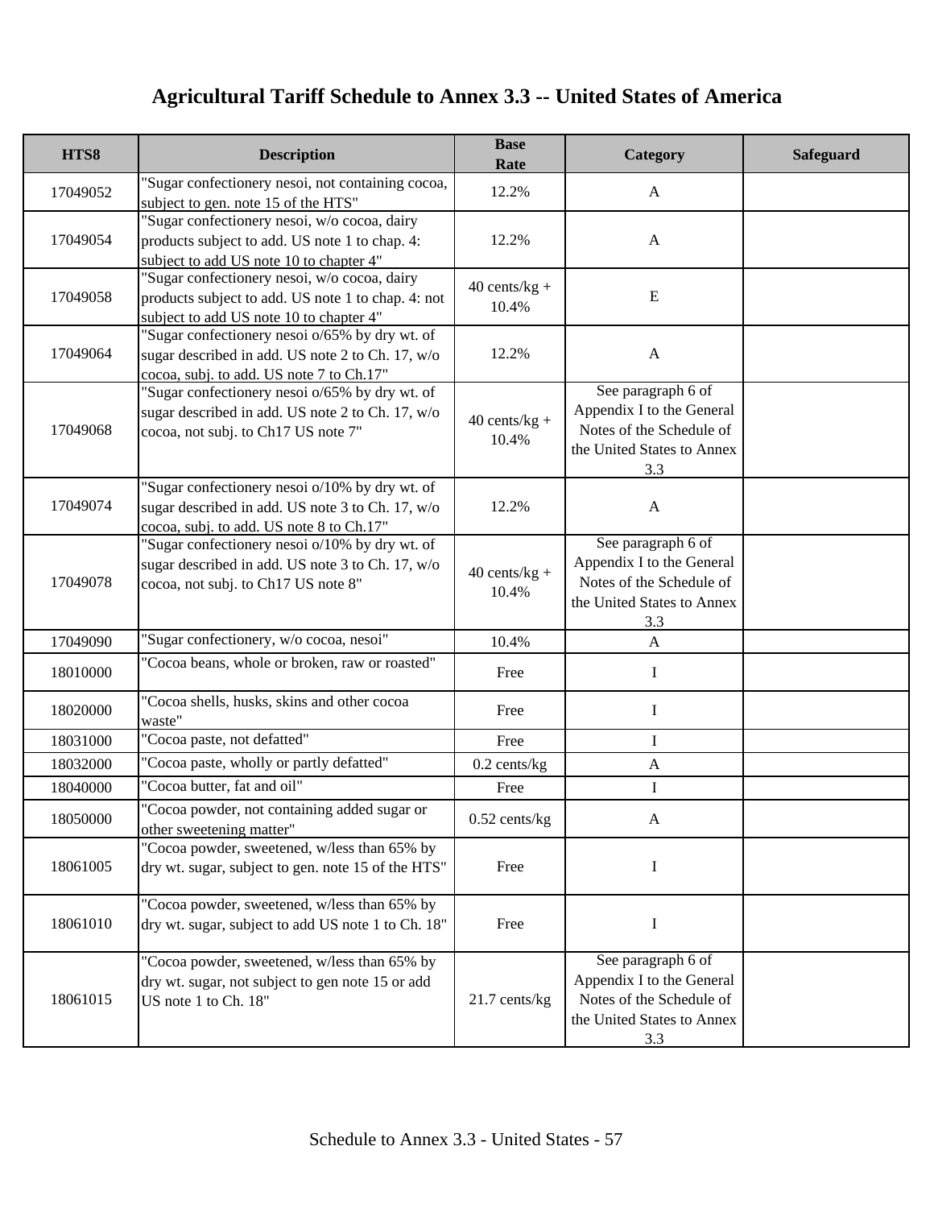# Agricultural Tariff Schedule to Annex 3.3 -- United States of America

| HTS8 | Description | Base Rate | Category | Safeguard |
|---|---|---|---|---|
| 17049052 | "Sugar confectionery nesoi, not containing cocoa, subject to gen. note 15 of the HTS" | 12.2% | A | |
| 17049054 | "Sugar confectionery nesoi, w/o cocoa, dairy products subject to add. US note 1 to chap. 4: subject to add US note 10 to chapter 4" | 12.2% | A | |
| 17049058 | "Sugar confectionery nesoi, w/o cocoa, dairy products subject to add. US note 1 to chap. 4: not subject to add US note 10 to chapter 4" | 40 cents/kg + 10.4% | E | |
| 17049064 | "Sugar confectionery nesoi o/65% by dry wt. of sugar described in add. US note 2 to Ch. 17, w/o cocoa, subj. to add. US note 7 to Ch.17" | 12.2% | A | |
| 17049068 | "Sugar confectionery nesoi o/65% by dry wt. of sugar described in add. US note 2 to Ch. 17, w/o cocoa, not subj. to Ch17 US note 7" | 40 cents/kg + 10.4% | See paragraph 6 of Appendix I to the General Notes of the Schedule of the United States to Annex 3.3 | |
| 17049074 | "Sugar confectionery nesoi o/10% by dry wt. of sugar described in add. US note 3 to Ch. 17, w/o cocoa, subj. to add. US note 8 to Ch.17" | 12.2% | A | |
| 17049078 | "Sugar confectionery nesoi o/10% by dry wt. of sugar described in add. US note 3 to Ch. 17, w/o cocoa, not subj. to Ch17 US note 8" | 40 cents/kg + 10.4% | See paragraph 6 of Appendix I to the General Notes of the Schedule of the United States to Annex 3.3 | |
| 17049090 | "Sugar confectionery, w/o cocoa, nesoi" | 10.4% | A | |
| 18010000 | "Cocoa beans, whole or broken, raw or roasted" | Free | I | |
| 18020000 | "Cocoa shells, husks, skins and other cocoa waste" | Free | I | |
| 18031000 | "Cocoa paste, not defatted" | Free | I | |
| 18032000 | "Cocoa paste, wholly or partly defatted" | 0.2 cents/kg | A | |
| 18040000 | "Cocoa butter, fat and oil" | Free | I | |
| 18050000 | "Cocoa powder, not containing added sugar or other sweetening matter" | 0.52 cents/kg | A | |
| 18061005 | "Cocoa powder, sweetened, w/less than 65% by dry wt. sugar, subject to gen. note 15 of the HTS" | Free | I | |
| 18061010 | "Cocoa powder, sweetened, w/less than 65% by dry wt. sugar, subject to add US note 1 to Ch. 18" | Free | I | |
| 18061015 | "Cocoa powder, sweetened, w/less than 65% by dry wt. sugar, not subject to gen note 15 or add US note 1 to Ch. 18" | 21.7 cents/kg | See paragraph 6 of Appendix I to the General Notes of the Schedule of the United States to Annex 3.3 | |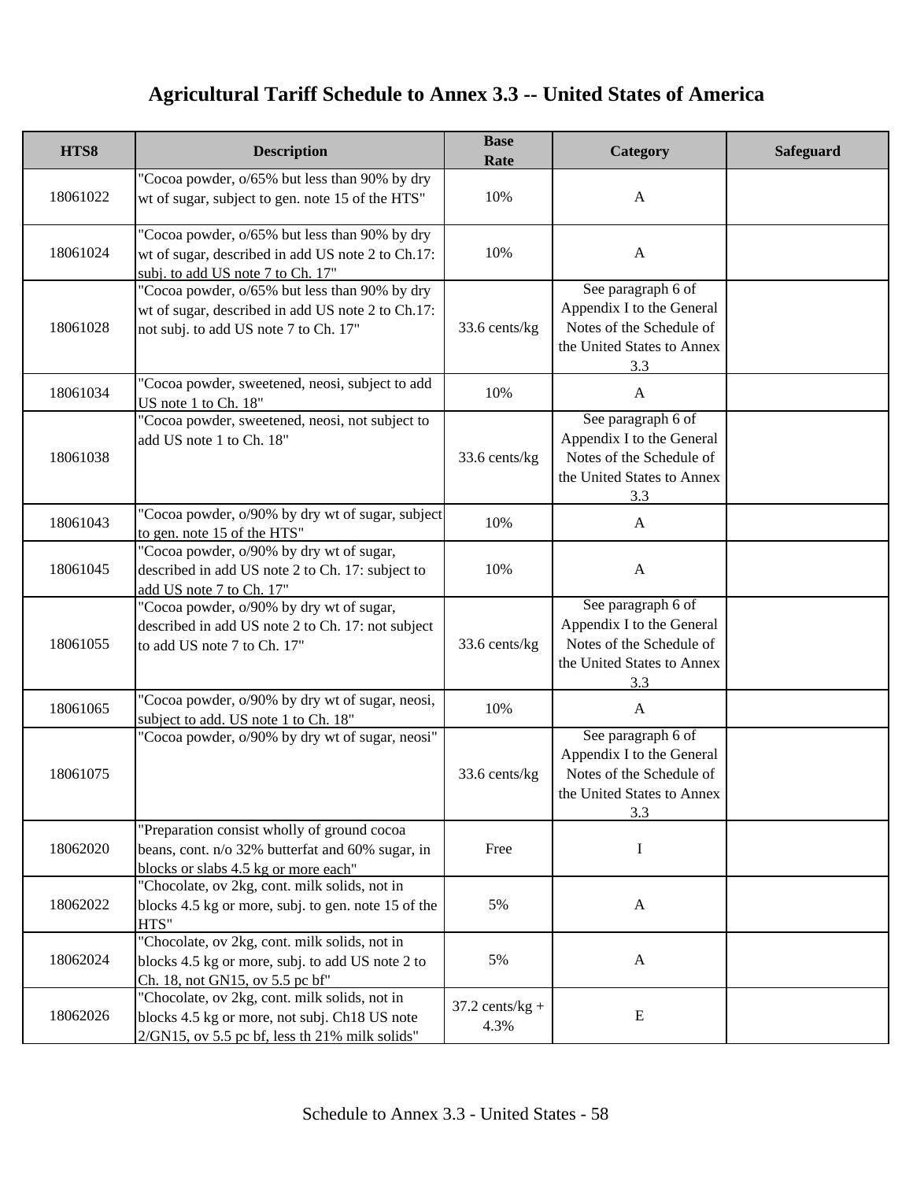# Agricultural Tariff Schedule to Annex 3.3 -- United States of America

| HTS8 | Description | Base Rate | Category | Safeguard |
|---|---|---|---|---|
| 18061022 | "Cocoa powder, o/65% but less than 90% by dry wt of sugar, subject to gen. note 15 of the HTS" | 10% | A | |
| 18061024 | "Cocoa powder, o/65% but less than 90% by dry wt of sugar, described in add US note 2 to Ch.17: subj. to add US note 7 to Ch. 17" | 10% | A | |
| 18061028 | "Cocoa powder, o/65% but less than 90% by dry wt of sugar, described in add US note 2 to Ch.17: not subj. to add US note 7 to Ch. 17" | 33.6 cents/kg | See paragraph 6 of Appendix I to the General Notes of the Schedule of the United States to Annex 3.3 | |
| 18061034 | "Cocoa powder, sweetened, neosi, subject to add US note 1 to Ch. 18" | 10% | A | |
| 18061038 | "Cocoa powder, sweetened, neosi, not subject to add US note 1 to Ch. 18" | 33.6 cents/kg | See paragraph 6 of Appendix I to the General Notes of the Schedule of the United States to Annex 3.3 | |
| 18061043 | "Cocoa powder, o/90% by dry wt of sugar, subject to gen. note 15 of the HTS" | 10% | A | |
| 18061045 | "Cocoa powder, o/90% by dry wt of sugar, described in add US note 2 to Ch. 17: subject to add US note 7 to Ch. 17" | 10% | A | |
| 18061055 | "Cocoa powder, o/90% by dry wt of sugar, described in add US note 2 to Ch. 17: not subject to add US note 7 to Ch. 17" | 33.6 cents/kg | See paragraph 6 of Appendix I to the General Notes of the Schedule of the United States to Annex 3.3 | |
| 18061065 | "Cocoa powder, o/90% by dry wt of sugar, neosi, subject to add. US note 1 to Ch. 18" | 10% | A | |
| 18061075 | "Cocoa powder, o/90% by dry wt of sugar, neosi" | 33.6 cents/kg | See paragraph 6 of Appendix I to the General Notes of the Schedule of the United States to Annex 3.3 | |
| 18062020 | "Preparation consist wholly of ground cocoa beans, cont. n/o 32% butterfat and 60% sugar, in blocks or slabs 4.5 kg or more each" | Free | I | |
| 18062022 | "Chocolate, ov 2kg, cont. milk solids, not in blocks 4.5 kg or more, subj. to gen. note 15 of the HTS" | 5% | A | |
| 18062024 | "Chocolate, ov 2kg, cont. milk solids, not in blocks 4.5 kg or more, subj. to add US note 2 to Ch. 18, not GN15, ov 5.5 pc bf" | 5% | A | |
| 18062026 | "Chocolate, ov 2kg, cont. milk solids, not in blocks 4.5 kg or more, not subj. Ch18 US note 2/GN15, ov 5.5 pc bf, less th 21% milk solids" | 37.2 cents/kg + 4.3% | E | |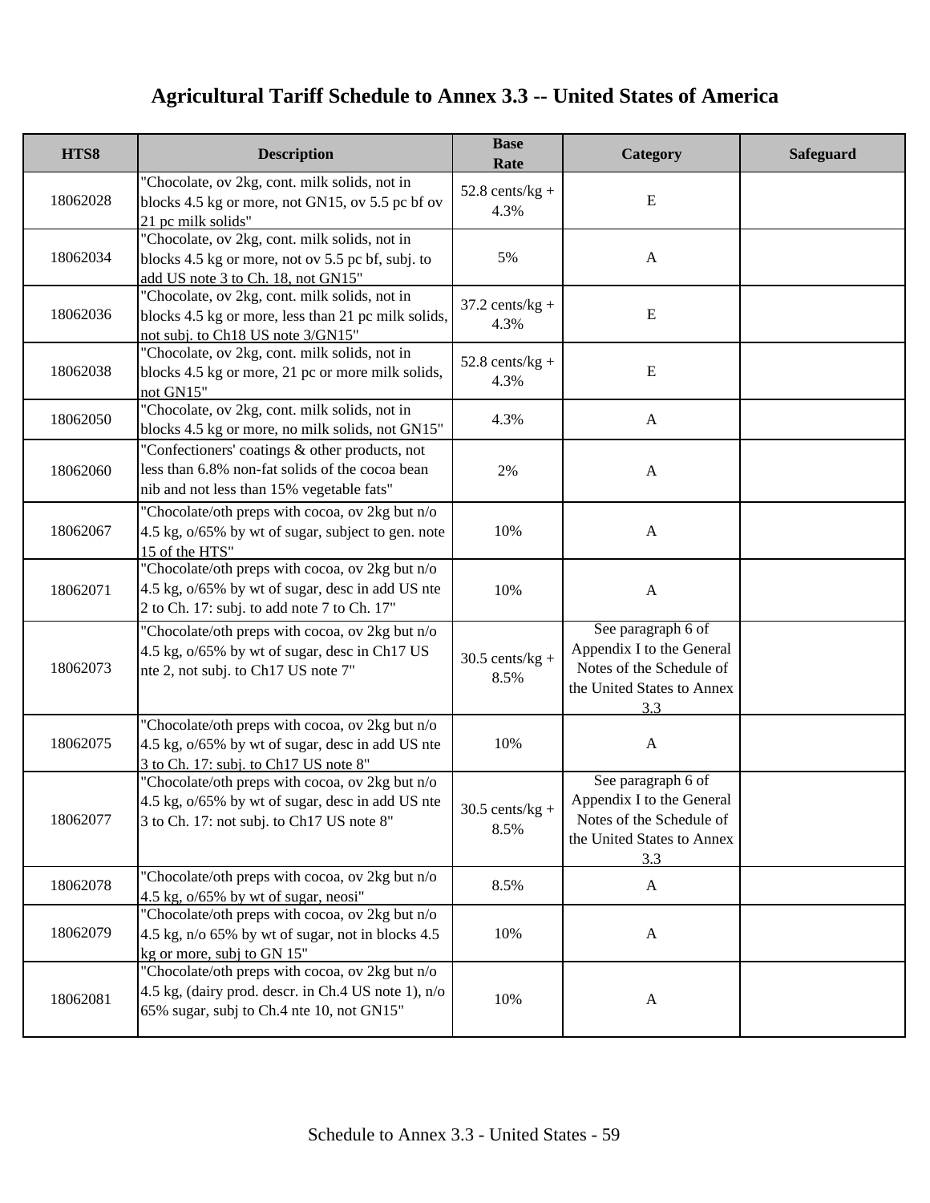# Agricultural Tariff Schedule to Annex 3.3 -- United States of America

| HTS8 | Description | Base Rate | Category | Safeguard |
|---|---|---|---|---|
| 18062028 | "Chocolate, ov 2kg, cont. milk solids, not in blocks 4.5 kg or more, not GN15, ov 5.5 pc bf ov 21 pc milk solids" | 52.8 cents/kg + 4.3% | E | |
| 18062034 | "Chocolate, ov 2kg, cont. milk solids, not in blocks 4.5 kg or more, not ov 5.5 pc bf, subj. to add US note 3 to Ch. 18, not GN15" | 5% | A | |
| 18062036 | "Chocolate, ov 2kg, cont. milk solids, not in blocks 4.5 kg or more, less than 21 pc milk solids, not subj. to Ch18 US note 3/GN15" | 37.2 cents/kg + 4.3% | E | |
| 18062038 | "Chocolate, ov 2kg, cont. milk solids, not in blocks 4.5 kg or more, 21 pc or more milk solids, not GN15" | 52.8 cents/kg + 4.3% | E | |
| 18062050 | "Chocolate, ov 2kg, cont. milk solids, not in blocks 4.5 kg or more, no milk solids, not GN15" | 4.3% | A | |
| 18062060 | "Confectioners' coatings & other products, not less than 6.8% non-fat solids of the cocoa bean nib and not less than 15% vegetable fats" | 2% | A | |
| 18062067 | "Chocolate/oth preps with cocoa, ov 2kg but n/o 4.5 kg, o/65% by wt of sugar, subject to gen. note 15 of the HTS" | 10% | A | |
| 18062071 | "Chocolate/oth preps with cocoa, ov 2kg but n/o 4.5 kg, o/65% by wt of sugar, desc in add US nte 2 to Ch. 17: subj. to add note 7 to Ch. 17" | 10% | A | |
| 18062073 | "Chocolate/oth preps with cocoa, ov 2kg but n/o 4.5 kg, o/65% by wt of sugar, desc in Ch17 US nte 2, not subj. to Ch17 US note 7" | 30.5 cents/kg + 8.5% | See paragraph 6 of Appendix I to the General Notes of the Schedule of the United States to Annex 3.3 | |
| 18062075 | "Chocolate/oth preps with cocoa, ov 2kg but n/o 4.5 kg, o/65% by wt of sugar, desc in add US nte 3 to Ch. 17: subj. to Ch17 US note 8" | 10% | A | |
| 18062077 | "Chocolate/oth preps with cocoa, ov 2kg but n/o 4.5 kg, o/65% by wt of sugar, desc in add US nte 3 to Ch. 17: not subj. to Ch17 US note 8" | 30.5 cents/kg + 8.5% | See paragraph 6 of Appendix I to the General Notes of the Schedule of the United States to Annex 3.3 | |
| 18062078 | "Chocolate/oth preps with cocoa, ov 2kg but n/o 4.5 kg, o/65% by wt of sugar, neosi" | 8.5% | A | |
| 18062079 | "Chocolate/oth preps with cocoa, ov 2kg but n/o 4.5 kg, n/o 65% by wt of sugar, not in blocks 4.5 kg or more, subj to GN 15" | 10% | A | |
| 18062081 | "Chocolate/oth preps with cocoa, ov 2kg but n/o 4.5 kg, (dairy prod. descr. in Ch.4 US note 1), n/o 65% sugar, subj to Ch.4 nte 10, not GN15" | 10% | A | |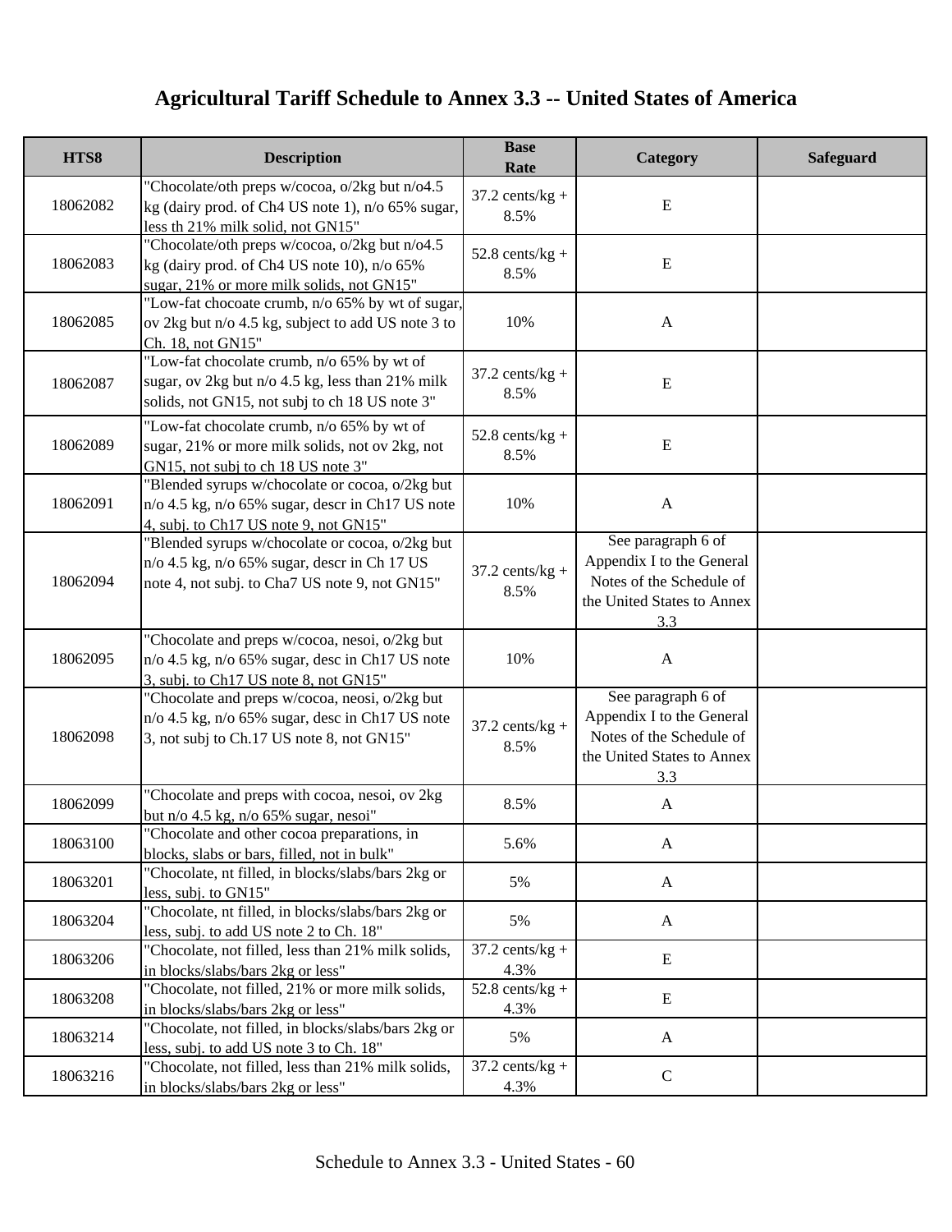# Agricultural Tariff Schedule to Annex 3.3 -- United States of America

| HTS8 | Description | Base Rate | Category | Safeguard |
|---|---|---|---|---|
| 18062082 | "Chocolate/oth preps w/cocoa, o/2kg but n/o4.5 kg (dairy prod. of Ch4 US note 1), n/o 65% sugar, less th 21% milk solid, not GN15" | 37.2 cents/kg + 8.5% | E | |
| 18062083 | "Chocolate/oth preps w/cocoa, o/2kg but n/o4.5 kg (dairy prod. of Ch4 US note 10), n/o 65% sugar, 21% or more milk solids, not GN15" | 52.8 cents/kg + 8.5% | E | |
| 18062085 | "Low-fat chocoate crumb, n/o 65% by wt of sugar, ov 2kg but n/o 4.5 kg, subject to add US note 3 to Ch. 18, not GN15" | 10% | A | |
| 18062087 | "Low-fat chocolate crumb, n/o 65% by wt of sugar, ov 2kg but n/o 4.5 kg, less than 21% milk solids, not GN15, not subj to ch 18 US note 3" | 37.2 cents/kg + 8.5% | E | |
| 18062089 | "Low-fat chocolate crumb, n/o 65% by wt of sugar, 21% or more milk solids, not ov 2kg, not GN15, not subj to ch 18 US note 3" | 52.8 cents/kg + 8.5% | E | |
| 18062091 | "Blended syrups w/chocolate or cocoa, o/2kg but n/o 4.5 kg, n/o 65% sugar, descr in Ch17 US note 4, subj. to Ch17 US note 9, not GN15" | 10% | A | |
| 18062094 | "Blended syrups w/chocolate or cocoa, o/2kg but n/o 4.5 kg, n/o 65% sugar, descr in Ch 17 US note 4, not subj. to Cha7 US note 9, not GN15" | 37.2 cents/kg + 8.5% | See paragraph 6 of Appendix I to the General Notes of the Schedule of the United States to Annex 3.3 | |
| 18062095 | "Chocolate and preps w/cocoa, nesoi, o/2kg but n/o 4.5 kg, n/o 65% sugar, desc in Ch17 US note 3, subj. to Ch17 US note 8, not GN15" | 10% | A | |
| 18062098 | "Chocolate and preps w/cocoa, neosi, o/2kg but n/o 4.5 kg, n/o 65% sugar, desc in Ch17 US note 3, not subj to Ch.17 US note 8, not GN15" | 37.2 cents/kg + 8.5% | See paragraph 6 of Appendix I to the General Notes of the Schedule of the United States to Annex 3.3 | |
| 18062099 | "Chocolate and preps with cocoa, nesoi, ov 2kg but n/o 4.5 kg, n/o 65% sugar, nesoi" | 8.5% | A | |
| 18063100 | "Chocolate and other cocoa preparations, in blocks, slabs or bars, filled, not in bulk" | 5.6% | A | |
| 18063201 | "Chocolate, nt filled, in blocks/slabs/bars 2kg or less, subj. to GN15" | 5% | A | |
| 18063204 | "Chocolate, nt filled, in blocks/slabs/bars 2kg or less, subj. to add US note 2 to Ch. 18" | 5% | A | |
| 18063206 | "Chocolate, not filled, less than 21% milk solids, in blocks/slabs/bars 2kg or less" | 37.2 cents/kg + 4.3% | E | |
| 18063208 | "Chocolate, not filled, 21% or more milk solids, in blocks/slabs/bars 2kg or less" | 52.8 cents/kg + 4.3% | E | |
| 18063214 | "Chocolate, not filled, in blocks/slabs/bars 2kg or less, subj. to add US note 3 to Ch. 18" | 5% | A | |
| 18063216 | "Chocolate, not filled, less than 21% milk solids, in blocks/slabs/bars 2kg or less" | 37.2 cents/kg + 4.3% | C | |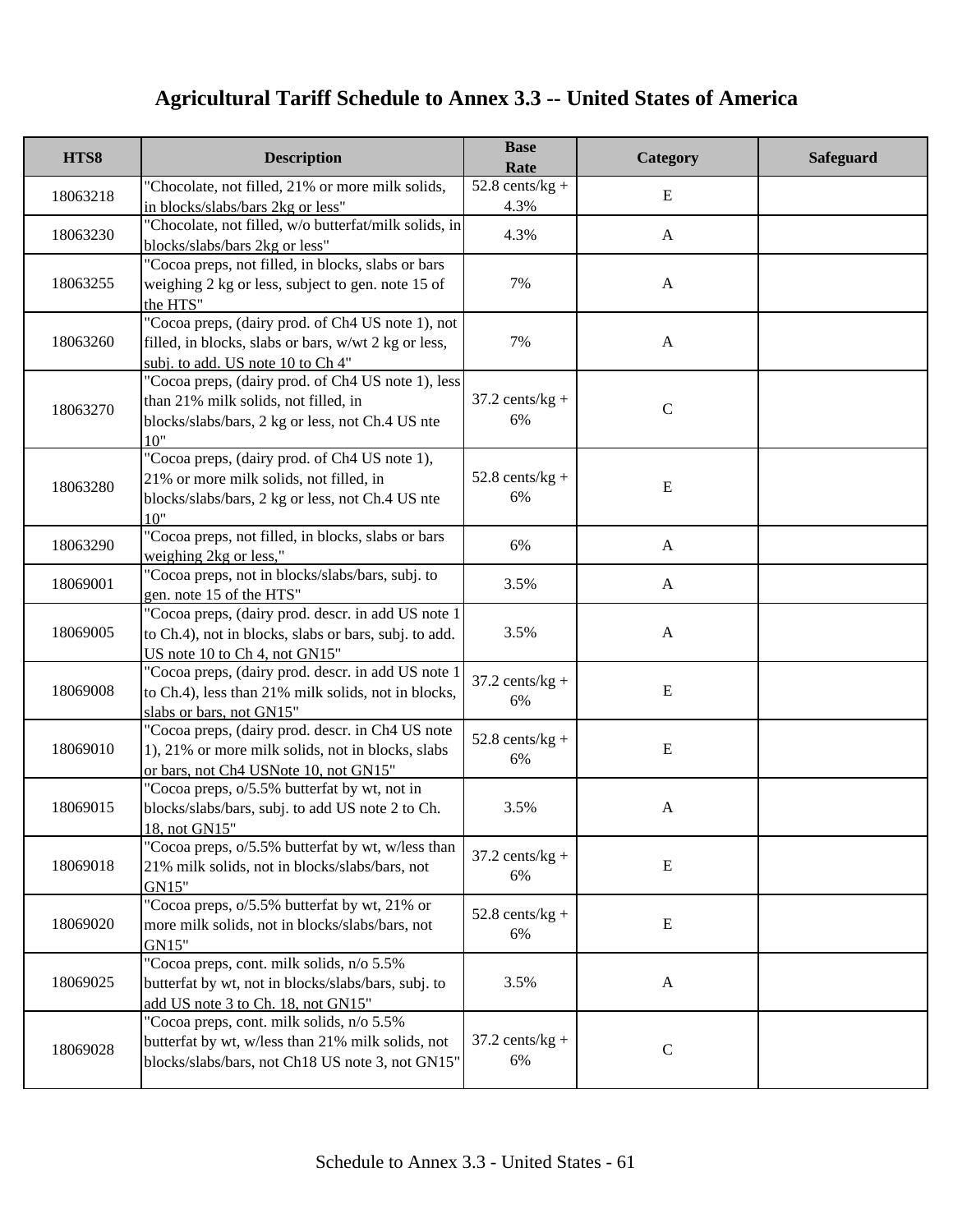# Agricultural Tariff Schedule to Annex 3.3 -- United States of America

| HTS8 | Description | Base Rate | Category | Safeguard |
|---|---|---|---|---|
| 18063218 | "Chocolate, not filled, 21% or more milk solids, in blocks/slabs/bars 2kg or less" | 52.8 cents/kg + 4.3% | E | |
| 18063230 | "Chocolate, not filled, w/o butterfat/milk solids, in blocks/slabs/bars 2kg or less" | 4.3% | A | |
| 18063255 | "Cocoa preps, not filled, in blocks, slabs or bars weighing 2 kg or less, subject to gen. note 15 of the HTS" | 7% | A | |
| 18063260 | "Cocoa preps, (dairy prod. of Ch4 US note 1), not filled, in blocks, slabs or bars, w/wt 2 kg or less, subj. to add. US note 10 to Ch 4" | 7% | A | |
| 18063270 | "Cocoa preps, (dairy prod. of Ch4 US note 1), less than 21% milk solids, not filled, in blocks/slabs/bars, 2 kg or less, not Ch.4 US nte 10" | 37.2 cents/kg + 6% | C | |
| 18063280 | "Cocoa preps, (dairy prod. of Ch4 US note 1), 21% or more milk solids, not filled, in blocks/slabs/bars, 2 kg or less, not Ch.4 US nte 10" | 52.8 cents/kg + 6% | E | |
| 18063290 | "Cocoa preps, not filled, in blocks, slabs or bars weighing 2kg or less," | 6% | A | |
| 18069001 | "Cocoa preps, not in blocks/slabs/bars, subj. to gen. note 15 of the HTS" | 3.5% | A | |
| 18069005 | "Cocoa preps, (dairy prod. descr. in add US note 1 to Ch.4), not in blocks, slabs or bars, subj. to add. US note 10 to Ch 4, not GN15" | 3.5% | A | |
| 18069008 | "Cocoa preps, (dairy prod. descr. in add US note 1 to Ch.4), less than 21% milk solids, not in blocks, slabs or bars, not GN15" | 37.2 cents/kg + 6% | E | |
| 18069010 | "Cocoa preps, (dairy prod. descr. in Ch4 US note 1), 21% or more milk solids, not in blocks, slabs or bars, not Ch4 USNote 10, not GN15" | 52.8 cents/kg + 6% | E | |
| 18069015 | "Cocoa preps, o/5.5% butterfat by wt, not in blocks/slabs/bars, subj. to add US note 2 to Ch. 18, not GN15" | 3.5% | A | |
| 18069018 | "Cocoa preps, o/5.5% butterfat by wt, w/less than 21% milk solids, not in blocks/slabs/bars, not GN15" | 37.2 cents/kg + 6% | E | |
| 18069020 | "Cocoa preps, o/5.5% butterfat by wt, 21% or more milk solids, not in blocks/slabs/bars, not GN15" | 52.8 cents/kg + 6% | E | |
| 18069025 | "Cocoa preps, cont. milk solids, n/o 5.5% butterfat by wt, not in blocks/slabs/bars, subj. to add US note 3 to Ch. 18, not GN15" | 3.5% | A | |
| 18069028 | "Cocoa preps, cont. milk solids, n/o 5.5% butterfat by wt, w/less than 21% milk solids, not blocks/slabs/bars, not Ch18 US note 3, not GN15" | 37.2 cents/kg + 6% | C | |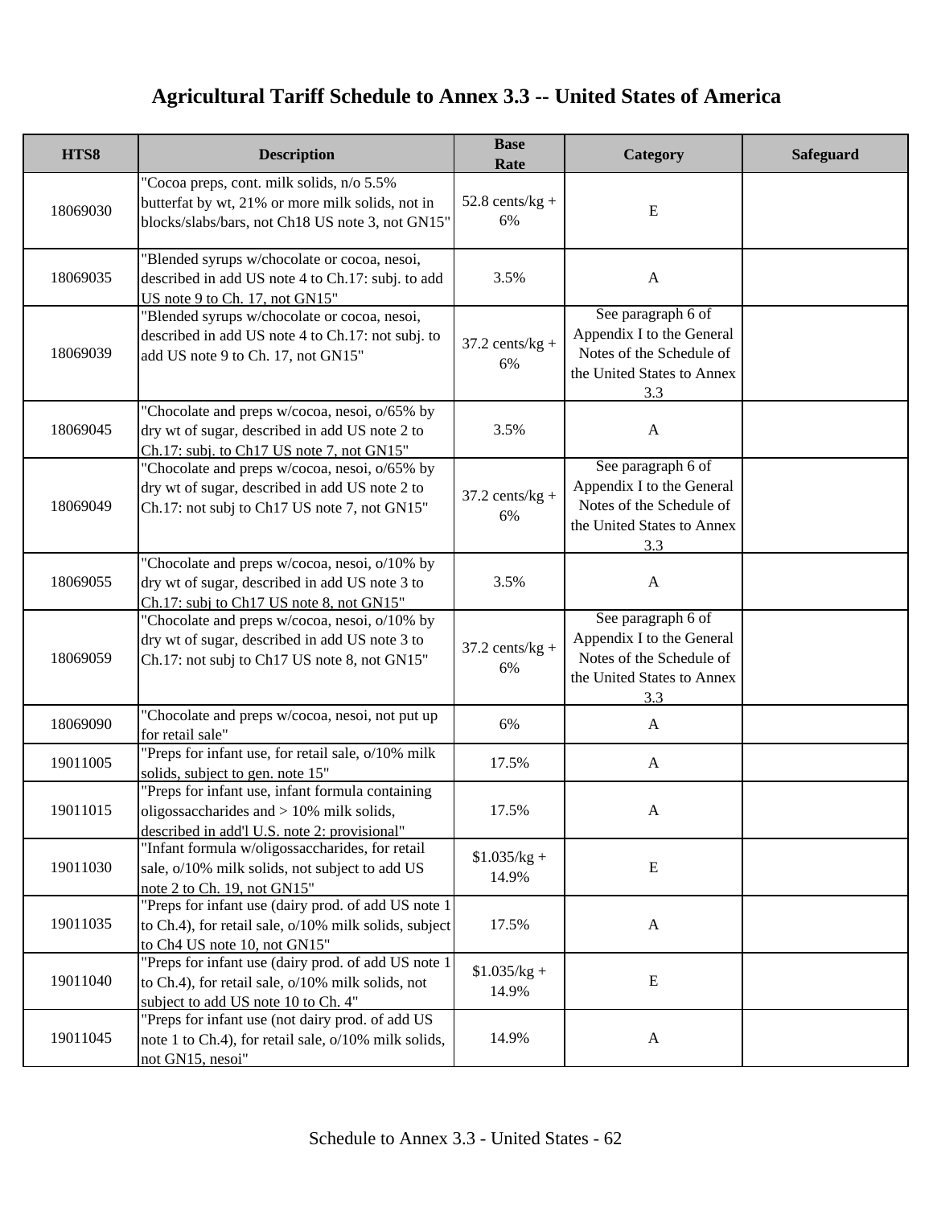# Agricultural Tariff Schedule to Annex 3.3 -- United States of America

| HTS8 | Description | Base Rate | Category | Safeguard |
|---|---|---|---|---|
| 18069030 | "Cocoa preps, cont. milk solids, n/o 5.5% butterfat by wt, 21% or more milk solids, not in blocks/slabs/bars, not Ch18 US note 3, not GN15" | 52.8 cents/kg + 6% | E | |
| 18069035 | "Blended syrups w/chocolate or cocoa, nesoi, described in add US note 4 to Ch.17: subj. to add US note 9 to Ch. 17, not GN15" | 3.5% | A | |
| 18069039 | "Blended syrups w/chocolate or cocoa, nesoi, described in add US note 4 to Ch.17: not subj. to add US note 9 to Ch. 17, not GN15" | 37.2 cents/kg + 6% | See paragraph 6 of Appendix I to the General Notes of the Schedule of the United States to Annex 3.3 | |
| 18069045 | "Chocolate and preps w/cocoa, nesoi, o/65% by dry wt of sugar, described in add US note 2 to Ch.17: subj. to Ch17 US note 7, not GN15" | 3.5% | A | |
| 18069049 | "Chocolate and preps w/cocoa, nesoi, o/65% by dry wt of sugar, described in add US note 2 to Ch.17: not subj to Ch17 US note 7, not GN15" | 37.2 cents/kg + 6% | See paragraph 6 of Appendix I to the General Notes of the Schedule of the United States to Annex 3.3 | |
| 18069055 | "Chocolate and preps w/cocoa, nesoi, o/10% by dry wt of sugar, described in add US note 3 to Ch.17: subj to Ch17 US note 8, not GN15" | 3.5% | A | |
| 18069059 | "Chocolate and preps w/cocoa, nesoi, o/10% by dry wt of sugar, described in add US note 3 to Ch.17: not subj to Ch17 US note 8, not GN15" | 37.2 cents/kg + 6% | See paragraph 6 of Appendix I to the General Notes of the Schedule of the United States to Annex 3.3 | |
| 18069090 | "Chocolate and preps w/cocoa, nesoi, not put up for retail sale" | 6% | A | |
| 19011005 | "Preps for infant use, for retail sale, o/10% milk solids, subject to gen. note 15" | 17.5% | A | |
| 19011015 | "Preps for infant use, infant formula containing oligossaccharides and > 10% milk solids, described in add'l U.S. note 2: provisional" | 17.5% | A | |
| 19011030 | "Infant formula w/oligossaccharides, for retail sale, o/10% milk solids, not subject to add US note 2 to Ch. 19, not GN15" | $1.035/kg + 14.9% | E | |
| 19011035 | "Preps for infant use (dairy prod. of add US note 1 to Ch.4), for retail sale, o/10% milk solids, subject to Ch4 US note 10, not GN15" | 17.5% | A | |
| 19011040 | "Preps for infant use (dairy prod. of add US note 1 to Ch.4), for retail sale, o/10% milk solids, not subject to add US note 10 to Ch. 4" | $1.035/kg + 14.9% | E | |
| 19011045 | "Preps for infant use (not dairy prod. of add US note 1 to Ch.4), for retail sale, o/10% milk solids, not GN15, nesoi" | 14.9% | A | |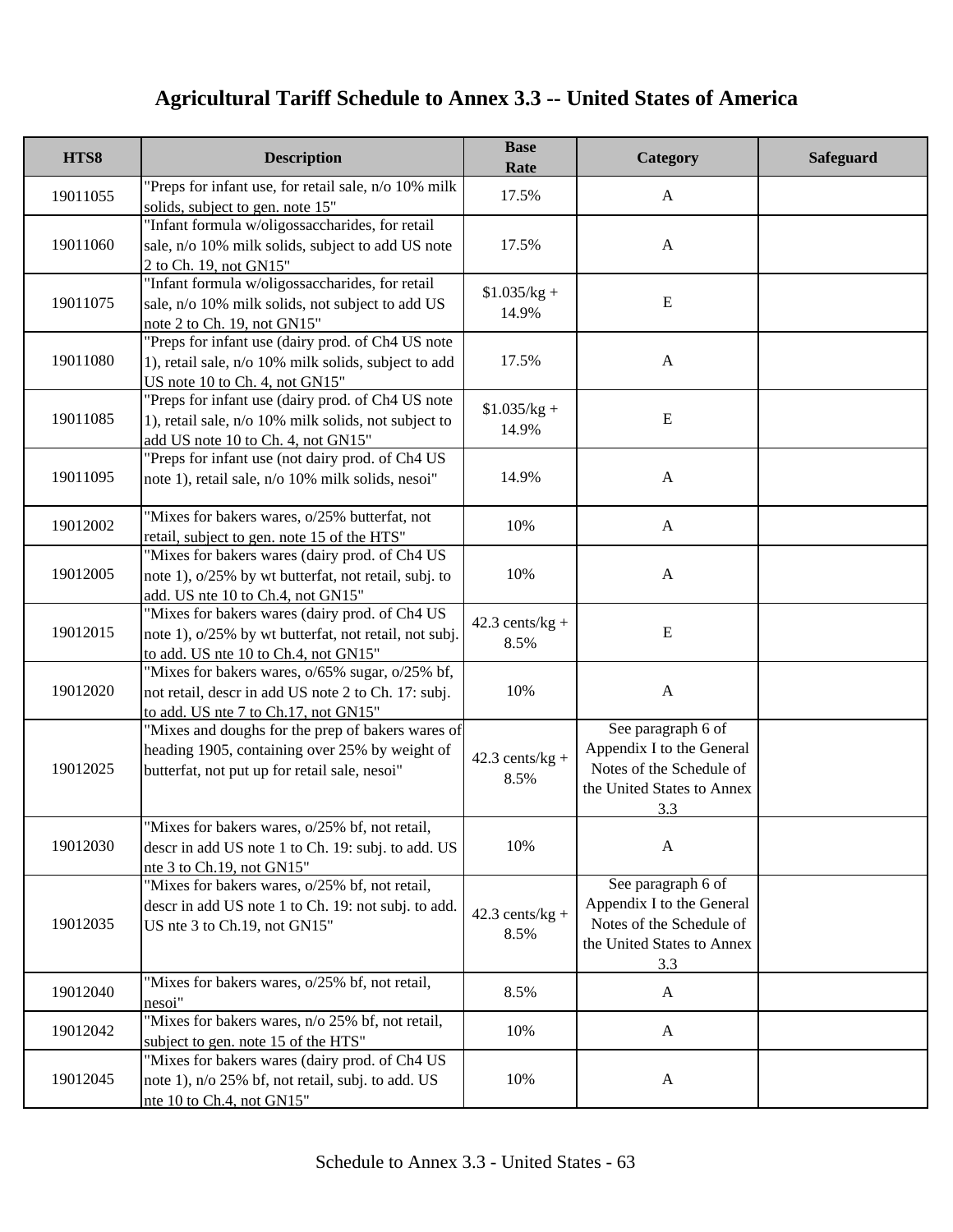# Agricultural Tariff Schedule to Annex 3.3 -- United States of America

| HTS8 | Description | Base Rate | Category | Safeguard |
|---|---|---|---|---|
| 19011055 | "Preps for infant use, for retail sale, n/o 10% milk solids, subject to gen. note 15" | 17.5% | A | |
| 19011060 | "Infant formula w/oligossaccharides, for retail sale, n/o 10% milk solids, subject to add US note 2 to Ch. 19, not GN15" | 17.5% | A | |
| 19011075 | "Infant formula w/oligossaccharides, for retail sale, n/o 10% milk solids, not subject to add US note 2 to Ch. 19, not GN15" | $1.035/kg + 14.9% | E | |
| 19011080 | "Preps for infant use (dairy prod. of Ch4 US note 1), retail sale, n/o 10% milk solids, subject to add US note 10 to Ch. 4, not GN15" | 17.5% | A | |
| 19011085 | "Preps for infant use (dairy prod. of Ch4 US note 1), retail sale, n/o 10% milk solids, not subject to add US note 10 to Ch. 4, not GN15" | $1.035/kg + 14.9% | E | |
| 19011095 | "Preps for infant use (not dairy prod. of Ch4 US note 1), retail sale, n/o 10% milk solids, nesoi" | 14.9% | A | |
| 19012002 | "Mixes for bakers wares, o/25% butterfat, not retail, subject to gen. note 15 of the HTS" | 10% | A | |
| 19012005 | "Mixes for bakers wares (dairy prod. of Ch4 US note 1), o/25% by wt butterfat, not retail, subj. to add. US nte 10 to Ch.4, not GN15" | 10% | A | |
| 19012015 | "Mixes for bakers wares (dairy prod. of Ch4 US note 1), o/25% by wt butterfat, not retail, not subj. to add. US nte 10 to Ch.4, not GN15" | 42.3 cents/kg + 8.5% | E | |
| 19012020 | "Mixes for bakers wares, o/65% sugar, o/25% bf, not retail, descr in add US note 2 to Ch. 17: subj. to add. US nte 7 to Ch.17, not GN15" | 10% | A | |
| 19012025 | "Mixes and doughs for the prep of bakers wares of heading 1905, containing over 25% by weight of butterfat, not put up for retail sale, nesoi" | 42.3 cents/kg + 8.5% | See paragraph 6 of Appendix I to the General Notes of the Schedule of the United States to Annex 3.3 | |
| 19012030 | "Mixes for bakers wares, o/25% bf, not retail, descr in add US note 1 to Ch. 19: subj. to add. US nte 3 to Ch.19, not GN15" | 10% | A | |
| 19012035 | "Mixes for bakers wares, o/25% bf, not retail, descr in add US note 1 to Ch. 19: not subj. to add. US nte 3 to Ch.19, not GN15" | 42.3 cents/kg + 8.5% | See paragraph 6 of Appendix I to the General Notes of the Schedule of the United States to Annex 3.3 | |
| 19012040 | "Mixes for bakers wares, o/25% bf, not retail, nesoi" | 8.5% | A | |
| 19012042 | "Mixes for bakers wares, n/o 25% bf, not retail, subject to gen. note 15 of the HTS" | 10% | A | |
| 19012045 | "Mixes for bakers wares (dairy prod. of Ch4 US note 1), n/o 25% bf, not retail, subj. to add. US nte 10 to Ch.4, not GN15" | 10% | A | |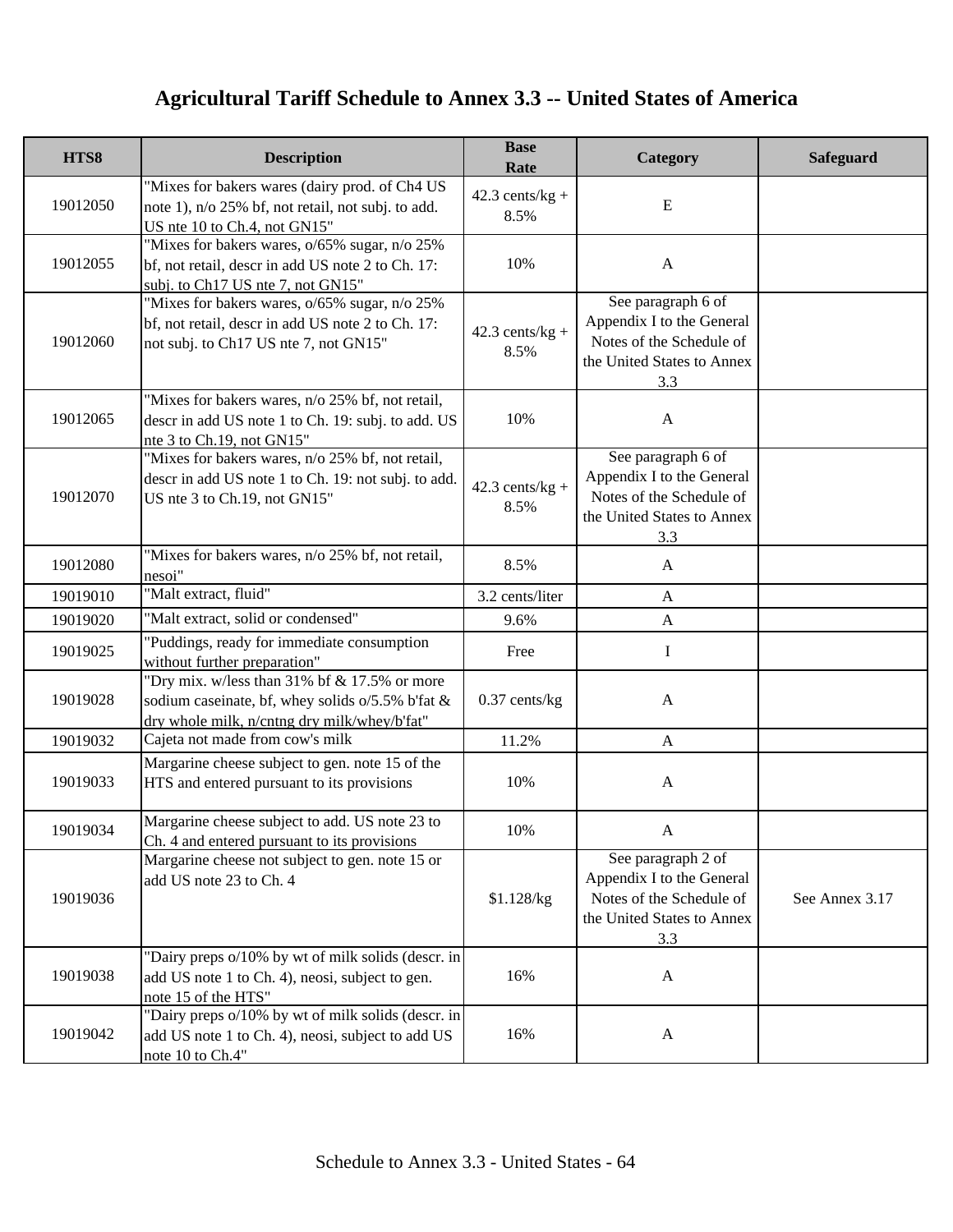# Agricultural Tariff Schedule to Annex 3.3 -- United States of America

| HTS8 | Description | Base Rate | Category | Safeguard |
|---|---|---|---|---|
| 19012050 | "Mixes for bakers wares (dairy prod. of Ch4 US note 1), n/o 25% bf, not retail, not subj. to add. US nte 10 to Ch.4, not GN15" | 42.3 cents/kg + 8.5% | E | |
| 19012055 | "Mixes for bakers wares, o/65% sugar, n/o 25% bf, not retail, descr in add US note 2 to Ch. 17: subj. to Ch17 US nte 7, not GN15" | 10% | A | |
| 19012060 | "Mixes for bakers wares, o/65% sugar, n/o 25% bf, not retail, descr in add US note 2 to Ch. 17: not subj. to Ch17 US nte 7, not GN15" | 42.3 cents/kg + 8.5% | See paragraph 6 of Appendix I to the General Notes of the Schedule of the United States to Annex 3.3 | |
| 19012065 | "Mixes for bakers wares, n/o 25% bf, not retail, descr in add US note 1 to Ch. 19: subj. to add. US nte 3 to Ch.19, not GN15" | 10% | A | |
| 19012070 | "Mixes for bakers wares, n/o 25% bf, not retail, descr in add US note 1 to Ch. 19: not subj. to add. US nte 3 to Ch.19, not GN15" | 42.3 cents/kg + 8.5% | See paragraph 6 of Appendix I to the General Notes of the Schedule of the United States to Annex 3.3 | |
| 19012080 | "Mixes for bakers wares, n/o 25% bf, not retail, nesoi" | 8.5% | A | |
| 19019010 | "Malt extract, fluid" | 3.2 cents/liter | A | |
| 19019020 | "Malt extract, solid or condensed" | 9.6% | A | |
| 19019025 | "Puddings, ready for immediate consumption without further preparation" | Free | I | |
| 19019028 | "Dry mix. w/less than 31% bf & 17.5% or more sodium caseinate, bf, whey solids o/5.5% b'fat & dry whole milk, n/cntng dry milk/whey/b'fat" | 0.37 cents/kg | A | |
| 19019032 | Cajeta not made from cow's milk | 11.2% | A | |
| 19019033 | Margarine cheese subject to gen. note 15 of the HTS and entered pursuant to its provisions | 10% | A | |
| 19019034 | Margarine cheese subject to add. US note 23 to Ch. 4 and entered pursuant to its provisions | 10% | A | |
| 19019036 | Margarine cheese not subject to gen. note 15 or add US note 23 to Ch. 4 | $1.128/kg | See paragraph 2 of Appendix I to the General Notes of the Schedule of the United States to Annex 3.3 | See Annex 3.17 |
| 19019038 | "Dairy preps o/10% by wt of milk solids (descr. in add US note 1 to Ch. 4), neosi, subject to gen. note 15 of the HTS" | 16% | A | |
| 19019042 | "Dairy preps o/10% by wt of milk solids (descr. in add US note 1 to Ch. 4), neosi, subject to add US note 10 to Ch.4" | 16% | A | |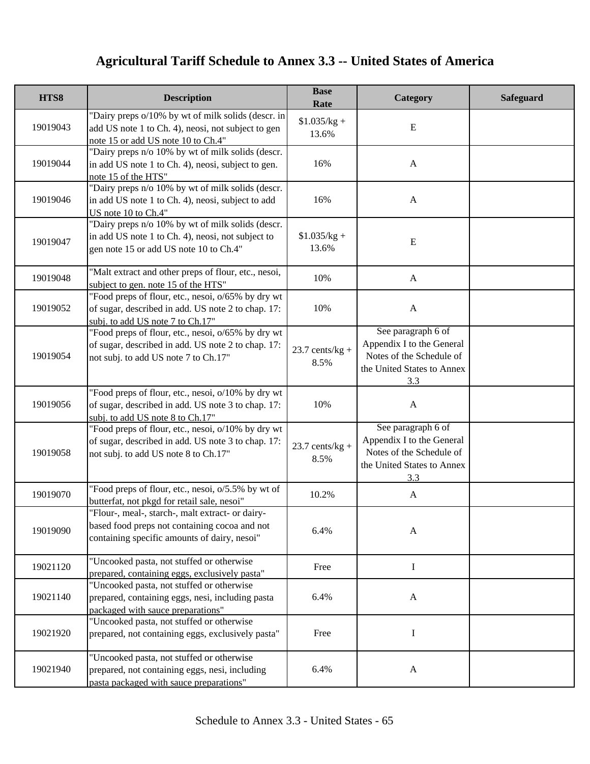# Agricultural Tariff Schedule to Annex 3.3 -- United States of America

| HTS8 | Description | Base Rate | Category | Safeguard |
|---|---|---|---|---|
| 19019043 | "Dairy preps o/10% by wt of milk solids (descr. in add US note 1 to Ch. 4), neosi, not subject to gen note 15 or add US note 10 to Ch.4" | $1.035/kg + 13.6% | E | |
| 19019044 | "Dairy preps n/o 10% by wt of milk solids (descr. in add US note 1 to Ch. 4), neosi, subject to gen. note 15 of the HTS" | 16% | A | |
| 19019046 | "Dairy preps n/o 10% by wt of milk solids (descr. in add US note 1 to Ch. 4), neosi, subject to add US note 10 to Ch.4" | 16% | A | |
| 19019047 | "Dairy preps n/o 10% by wt of milk solids (descr. in add US note 1 to Ch. 4), neosi, not subject to gen note 15 or add US note 10 to Ch.4" | $1.035/kg + 13.6% | E | |
| 19019048 | "Malt extract and other preps of flour, etc., nesoi, subject to gen. note 15 of the HTS" | 10% | A | |
| 19019052 | "Food preps of flour, etc., nesoi, o/65% by dry wt of sugar, described in add. US note 2 to chap. 17: subj. to add US note 7 to Ch.17" | 10% | A | |
| 19019054 | "Food preps of flour, etc., nesoi, o/65% by dry wt of sugar, described in add. US note 2 to chap. 17: not subj. to add US note 7 to Ch.17" | 23.7 cents/kg + 8.5% | See paragraph 6 of Appendix I to the General Notes of the Schedule of the United States to Annex 3.3 | |
| 19019056 | "Food preps of flour, etc., nesoi, o/10% by dry wt of sugar, described in add. US note 3 to chap. 17: subj. to add US note 8 to Ch.17" | 10% | A | |
| 19019058 | "Food preps of flour, etc., nesoi, o/10% by dry wt of sugar, described in add. US note 3 to chap. 17: not subj. to add US note 8 to Ch.17" | 23.7 cents/kg + 8.5% | See paragraph 6 of Appendix I to the General Notes of the Schedule of the United States to Annex 3.3 | |
| 19019070 | "Food preps of flour, etc., nesoi, o/5.5% by wt of butterfat, not pkgd for retail sale, nesoi" | 10.2% | A | |
| 19019090 | "Flour-, meal-, starch-, malt extract- or dairy-based food preps not containing cocoa and not containing specific amounts of dairy, nesoi" | 6.4% | A | |
| 19021120 | "Uncooked pasta, not stuffed or otherwise prepared, containing eggs, exclusively pasta" | Free | I | |
| 19021140 | "Uncooked pasta, not stuffed or otherwise prepared, containing eggs, nesi, including pasta packaged with sauce preparations" | 6.4% | A | |
| 19021920 | "Uncooked pasta, not stuffed or otherwise prepared, not containing eggs, exclusively pasta" | Free | I | |
| 19021940 | "Uncooked pasta, not stuffed or otherwise prepared, not containing eggs, nesi, including pasta packaged with sauce preparations" | 6.4% | A | |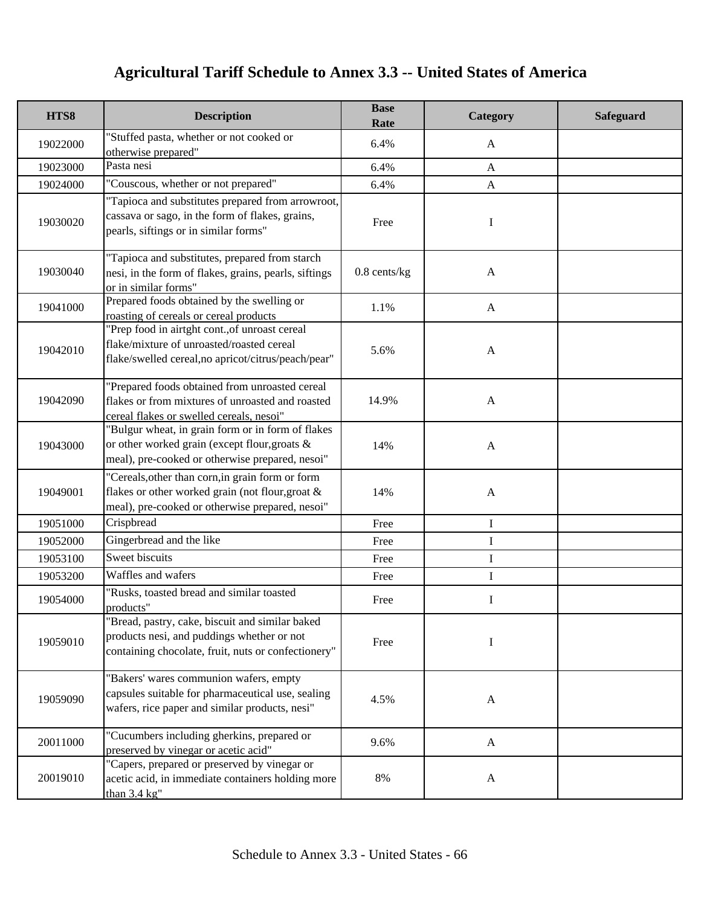# Agricultural Tariff Schedule to Annex 3.3 -- United States of America

| HTS8 | Description | Base Rate | Category | Safeguard |
|---|---|---|---|---|
| 19022000 | "Stuffed pasta, whether or not cooked or otherwise prepared" | 6.4% | A | |
| 19023000 | Pasta nesi | 6.4% | A | |
| 19024000 | "Couscous, whether or not prepared" | 6.4% | A | |
| 19030020 | "Tapioca and substitutes prepared from arrowroot, cassava or sago, in the form of flakes, grains, pearls, siftings or in similar forms" | Free | I | |
| 19030040 | "Tapioca and substitutes, prepared from starch nesi, in the form of flakes, grains, pearls, siftings or in similar forms" | 0.8 cents/kg | A | |
| 19041000 | Prepared foods obtained by the swelling or roasting of cereals or cereal products | 1.1% | A | |
| 19042010 | "Prep food in airtght cont.,of unroast cereal flake/mixture of unroasted/roasted cereal flake/swelled cereal,no apricot/citrus/peach/pear" | 5.6% | A | |
| 19042090 | "Prepared foods obtained from unroasted cereal flakes or from mixtures of unroasted and roasted cereal flakes or swelled cereals, nesoi" | 14.9% | A | |
| 19043000 | "Bulgur wheat, in grain form or in form of flakes or other worked grain (except flour,groats & meal), pre-cooked or otherwise prepared, nesoi" | 14% | A | |
| 19049001 | "Cereals,other than corn,in grain form or form flakes or other worked grain (not flour,groat & meal), pre-cooked or otherwise prepared, nesoi" | 14% | A | |
| 19051000 | Crispbread | Free | I | |
| 19052000 | Gingerbread and the like | Free | I | |
| 19053100 | Sweet biscuits | Free | I | |
| 19053200 | Waffles and wafers | Free | I | |
| 19054000 | "Rusks, toasted bread and similar toasted products" | Free | I | |
| 19059010 | "Bread, pastry, cake, biscuit and similar baked products nesi, and puddings whether or not containing chocolate, fruit, nuts or confectionery" | Free | I | |
| 19059090 | "Bakers' wares communion wafers, empty capsules suitable for pharmaceutical use, sealing wafers, rice paper and similar products, nesi" | 4.5% | A | |
| 20011000 | "Cucumbers including gherkins, prepared or preserved by vinegar or acetic acid" | 9.6% | A | |
| 20019010 | "Capers, prepared or preserved by vinegar or acetic acid, in immediate containers holding more than 3.4 kg" | 8% | A | |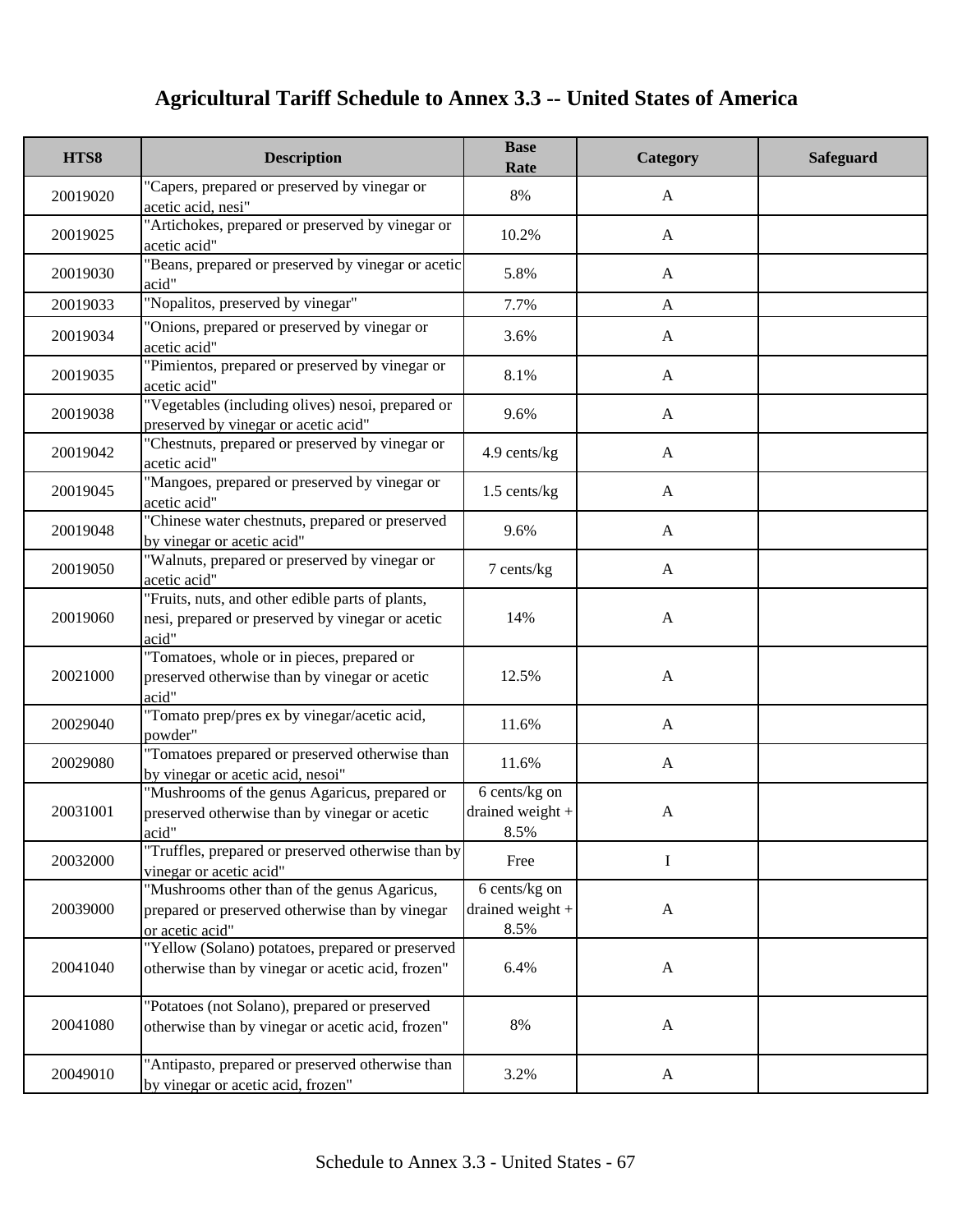# Agricultural Tariff Schedule to Annex 3.3 -- United States of America

| HTS8 | Description | Base Rate | Category | Safeguard |
|---|---|---|---|---|
| 20019020 | "Capers, prepared or preserved by vinegar or acetic acid, nesi" | 8% | A | |
| 20019025 | "Artichokes, prepared or preserved by vinegar or acetic acid" | 10.2% | A | |
| 20019030 | "Beans, prepared or preserved by vinegar or acetic acid" | 5.8% | A | |
| 20019033 | "Nopalitos, preserved by vinegar" | 7.7% | A | |
| 20019034 | "Onions, prepared or preserved by vinegar or acetic acid" | 3.6% | A | |
| 20019035 | "Pimientos, prepared or preserved by vinegar or acetic acid" | 8.1% | A | |
| 20019038 | "Vegetables (including olives) nesoi, prepared or preserved by vinegar or acetic acid" | 9.6% | A | |
| 20019042 | "Chestnuts, prepared or preserved by vinegar or acetic acid" | 4.9 cents/kg | A | |
| 20019045 | "Mangoes, prepared or preserved by vinegar or acetic acid" | 1.5 cents/kg | A | |
| 20019048 | "Chinese water chestnuts, prepared or preserved by vinegar or acetic acid" | 9.6% | A | |
| 20019050 | "Walnuts, prepared or preserved by vinegar or acetic acid" | 7 cents/kg | A | |
| 20019060 | "Fruits, nuts, and other edible parts of plants, nesi, prepared or preserved by vinegar or acetic acid" | 14% | A | |
| 20021000 | "Tomatoes, whole or in pieces, prepared or preserved otherwise than by vinegar or acetic acid" | 12.5% | A | |
| 20029040 | "Tomato prep/pres ex by vinegar/acetic acid, powder" | 11.6% | A | |
| 20029080 | "Tomatoes prepared or preserved otherwise than by vinegar or acetic acid, nesoi" | 11.6% | A | |
| 20031001 | "Mushrooms of the genus Agaricus, prepared or preserved otherwise than by vinegar or acetic acid" | 6 cents/kg on drained weight + 8.5% | A | |
| 20032000 | "Truffles, prepared or preserved otherwise than by vinegar or acetic acid" | Free | I | |
| 20039000 | "Mushrooms other than of the genus Agaricus, prepared or preserved otherwise than by vinegar or acetic acid" | 6 cents/kg on drained weight + 8.5% | A | |
| 20041040 | "Yellow (Solano) potatoes, prepared or preserved otherwise than by vinegar or acetic acid, frozen" | 6.4% | A | |
| 20041080 | "Potatoes (not Solano), prepared or preserved otherwise than by vinegar or acetic acid, frozen" | 8% | A | |
| 20049010 | "Antipasto, prepared or preserved otherwise than by vinegar or acetic acid, frozen" | 3.2% | A | |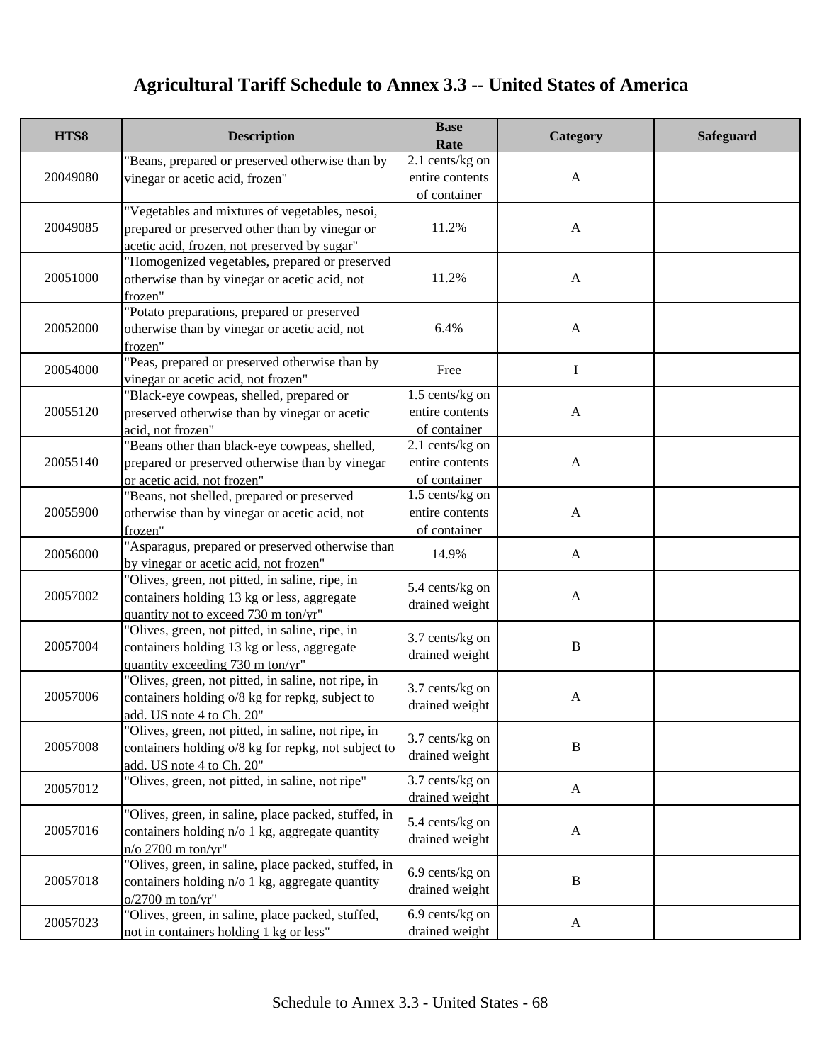# Agricultural Tariff Schedule to Annex 3.3 -- United States of America

| HTS8 | Description | Base Rate | Category | Safeguard |
|---|---|---|---|---|
| 20049080 | "Beans, prepared or preserved otherwise than by vinegar or acetic acid, frozen" | 2.1 cents/kg on entire contents of container | A | |
| 20049085 | "Vegetables and mixtures of vegetables, nesoi, prepared or preserved other than by vinegar or acetic acid, frozen, not preserved by sugar" | 11.2% | A | |
| 20051000 | "Homogenized vegetables, prepared or preserved otherwise than by vinegar or acetic acid, not frozen" | 11.2% | A | |
| 20052000 | "Potato preparations, prepared or preserved otherwise than by vinegar or acetic acid, not frozen" | 6.4% | A | |
| 20054000 | "Peas, prepared or preserved otherwise than by vinegar or acetic acid, not frozen" | Free | I | |
| 20055120 | "Black-eye cowpeas, shelled, prepared or preserved otherwise than by vinegar or acetic acid, not frozen" | 1.5 cents/kg on entire contents of container | A | |
| 20055140 | "Beans other than black-eye cowpeas, shelled, prepared or preserved otherwise than by vinegar or acetic acid, not frozen" | 2.1 cents/kg on entire contents of container | A | |
| 20055900 | "Beans, not shelled, prepared or preserved otherwise than by vinegar or acetic acid, not frozen" | 1.5 cents/kg on entire contents of container | A | |
| 20056000 | "Asparagus, prepared or preserved otherwise than by vinegar or acetic acid, not frozen" | 14.9% | A | |
| 20057002 | "Olives, green, not pitted, in saline, ripe, in containers holding 13 kg or less, aggregate quantity not to exceed 730 m ton/yr" | 5.4 cents/kg on drained weight | A | |
| 20057004 | "Olives, green, not pitted, in saline, ripe, in containers holding 13 kg or less, aggregate quantity exceeding 730 m ton/yr" | 3.7 cents/kg on drained weight | B | |
| 20057006 | "Olives, green, not pitted, in saline, not ripe, in containers holding o/8 kg for repkg, subject to add. US note 4 to Ch. 20" | 3.7 cents/kg on drained weight | A | |
| 20057008 | "Olives, green, not pitted, in saline, not ripe, in containers holding o/8 kg for repkg, not subject to add. US note 4 to Ch. 20" | 3.7 cents/kg on drained weight | B | |
| 20057012 | "Olives, green, not pitted, in saline, not ripe" | 3.7 cents/kg on drained weight | A | |
| 20057016 | "Olives, green, in saline, place packed, stuffed, in containers holding n/o 1 kg, aggregate quantity n/o 2700 m ton/yr" | 5.4 cents/kg on drained weight | A | |
| 20057018 | "Olives, green, in saline, place packed, stuffed, in containers holding n/o 1 kg, aggregate quantity o/2700 m ton/yr" | 6.9 cents/kg on drained weight | B | |
| 20057023 | "Olives, green, in saline, place packed, stuffed, not in containers holding 1 kg or less" | 6.9 cents/kg on drained weight | A | |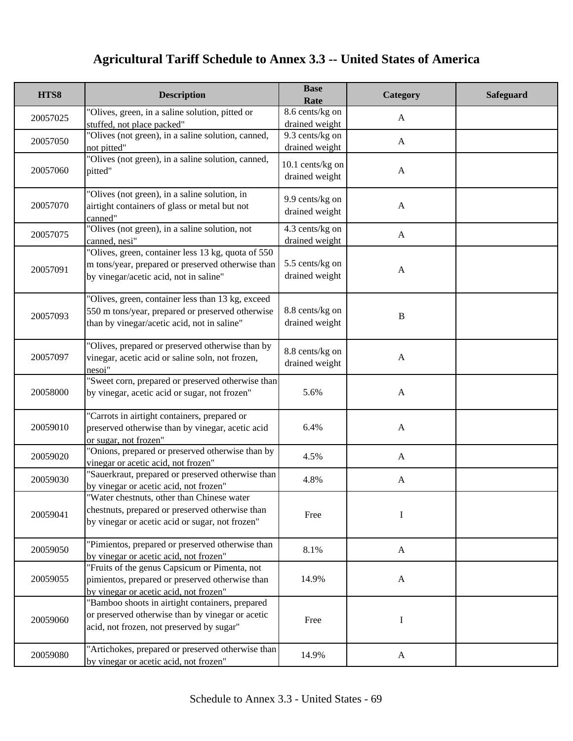# Agricultural Tariff Schedule to Annex 3.3 -- United States of America

| HTS8 | Description | Base Rate | Category | Safeguard |
|---|---|---|---|---|
| 20057025 | "Olives, green, in a saline solution, pitted or stuffed, not place packed" | 8.6 cents/kg on drained weight | A | |
| 20057050 | "Olives (not green), in a saline solution, canned, not pitted" | 9.3 cents/kg on drained weight | A | |
| 20057060 | "Olives (not green), in a saline solution, canned, pitted" | 10.1 cents/kg on drained weight | A | |
| 20057070 | "Olives (not green), in a saline solution, in airtight containers of glass or metal but not canned" | 9.9 cents/kg on drained weight | A | |
| 20057075 | "Olives (not green), in a saline solution, not canned, nesi" | 4.3 cents/kg on drained weight | A | |
| 20057091 | "Olives, green, container less 13 kg, quota of 550 m tons/year, prepared or preserved otherwise than by vinegar/acetic acid, not in saline" | 5.5 cents/kg on drained weight | A | |
| 20057093 | "Olives, green, container less than 13 kg, exceed 550 m tons/year, prepared or preserved otherwise than by vinegar/acetic acid, not in saline" | 8.8 cents/kg on drained weight | B | |
| 20057097 | "Olives, prepared or preserved otherwise than by vinegar, acetic acid or saline soln, not frozen, nesoi" | 8.8 cents/kg on drained weight | A | |
| 20058000 | "Sweet corn, prepared or preserved otherwise than by vinegar, acetic acid or sugar, not frozen" | 5.6% | A | |
| 20059010 | "Carrots in airtight containers, prepared or preserved otherwise than by vinegar, acetic acid or sugar, not frozen" | 6.4% | A | |
| 20059020 | "Onions, prepared or preserved otherwise than by vinegar or acetic acid, not frozen" | 4.5% | A | |
| 20059030 | "Sauerkraut, prepared or preserved otherwise than by vinegar or acetic acid, not frozen" | 4.8% | A | |
| 20059041 | "Water chestnuts, other than Chinese water chestnuts, prepared or preserved otherwise than by vinegar or acetic acid or sugar, not frozen" | Free | I | |
| 20059050 | "Pimientos, prepared or preserved otherwise than by vinegar or acetic acid, not frozen" | 8.1% | A | |
| 20059055 | "Fruits of the genus Capsicum or Pimenta, not pimientos, prepared or preserved otherwise than by vinegar or acetic acid, not frozen" | 14.9% | A | |
| 20059060 | "Bamboo shoots in airtight containers, prepared or preserved otherwise than by vinegar or acetic acid, not frozen, not preserved by sugar" | Free | I | |
| 20059080 | "Artichokes, prepared or preserved otherwise than by vinegar or acetic acid, not frozen" | 14.9% | A | |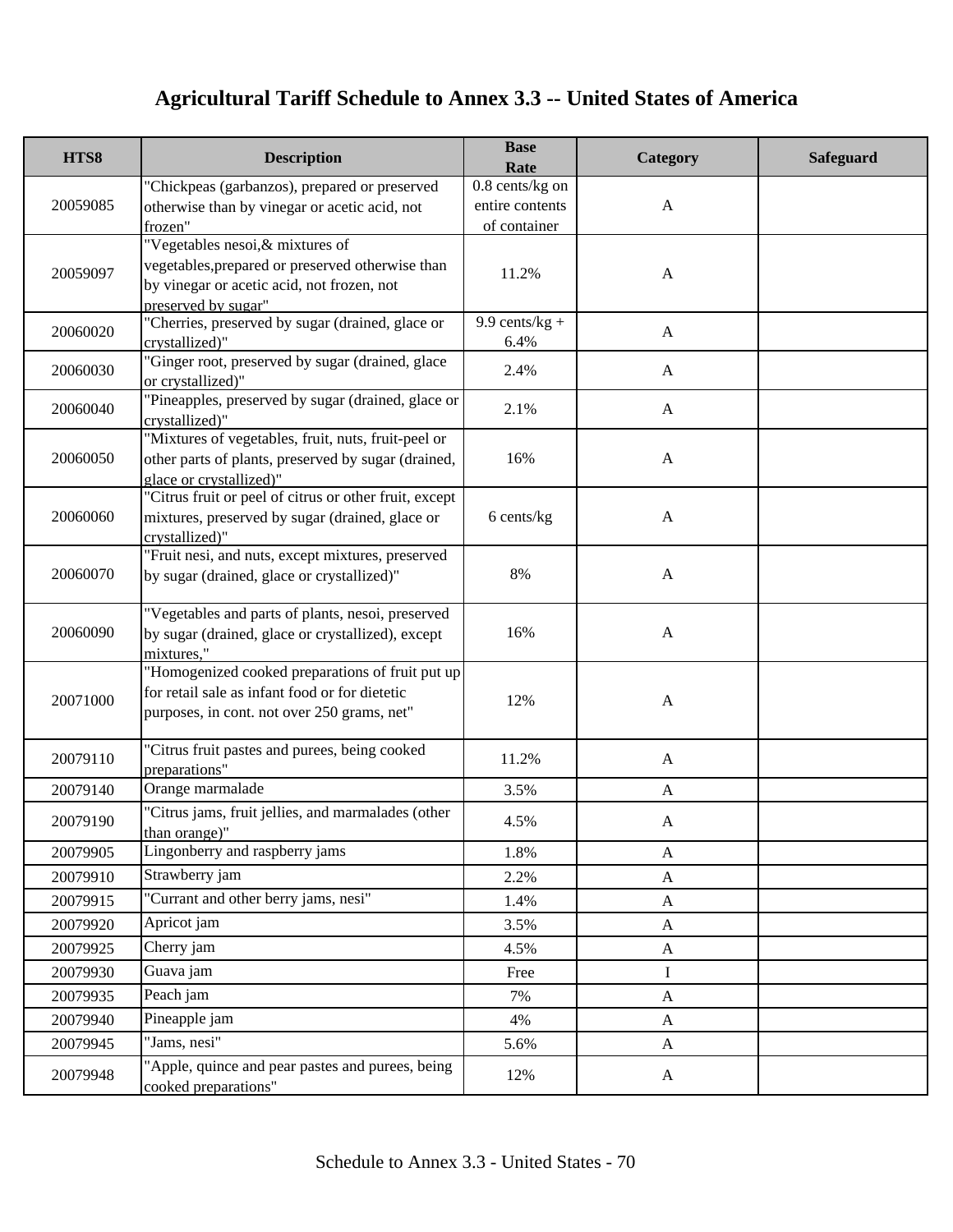# Agricultural Tariff Schedule to Annex 3.3 -- United States of America

| HTS8 | Description | Base Rate | Category | Safeguard |
|---|---|---|---|---|
| 20059085 | "Chickpeas (garbanzos), prepared or preserved otherwise than by vinegar or acetic acid, not frozen" | 0.8 cents/kg on entire contents of container | A | |
| 20059097 | "Vegetables nesoi,& mixtures of vegetables,prepared or preserved otherwise than by vinegar or acetic acid, not frozen, not preserved by sugar" | 11.2% | A | |
| 20060020 | "Cherries, preserved by sugar (drained, glace or crystallized)" | 9.9 cents/kg + 6.4% | A | |
| 20060030 | "Ginger root, preserved by sugar (drained, glace or crystallized)" | 2.4% | A | |
| 20060040 | "Pineapples, preserved by sugar (drained, glace or crystallized)" | 2.1% | A | |
| 20060050 | "Mixtures of vegetables, fruit, nuts, fruit-peel or other parts of plants, preserved by sugar (drained, glace or crystallized)" | 16% | A | |
| 20060060 | "Citrus fruit or peel of citrus or other fruit, except mixtures, preserved by sugar (drained, glace or crystallized)" | 6 cents/kg | A | |
| 20060070 | "Fruit nesi, and nuts, except mixtures, preserved by sugar (drained, glace or crystallized)" | 8% | A | |
| 20060090 | "Vegetables and parts of plants, nesoi, preserved by sugar (drained, glace or crystallized), except mixtures," | 16% | A | |
| 20071000 | "Homogenized cooked preparations of fruit put up for retail sale as infant food or for dietetic purposes, in cont. not over 250 grams, net" | 12% | A | |
| 20079110 | "Citrus fruit pastes and purees, being cooked preparations" | 11.2% | A | |
| 20079140 | Orange marmalade | 3.5% | A | |
| 20079190 | "Citrus jams, fruit jellies, and marmalades (other than orange)" | 4.5% | A | |
| 20079905 | Lingonberry and raspberry jams | 1.8% | A | |
| 20079910 | Strawberry jam | 2.2% | A | |
| 20079915 | "Currant and other berry jams, nesi" | 1.4% | A | |
| 20079920 | Apricot jam | 3.5% | A | |
| 20079925 | Cherry jam | 4.5% | A | |
| 20079930 | Guava jam | Free | I | |
| 20079935 | Peach jam | 7% | A | |
| 20079940 | Pineapple jam | 4% | A | |
| 20079945 | "Jams, nesi" | 5.6% | A | |
| 20079948 | "Apple, quince and pear pastes and purees, being cooked preparations" | 12% | A | |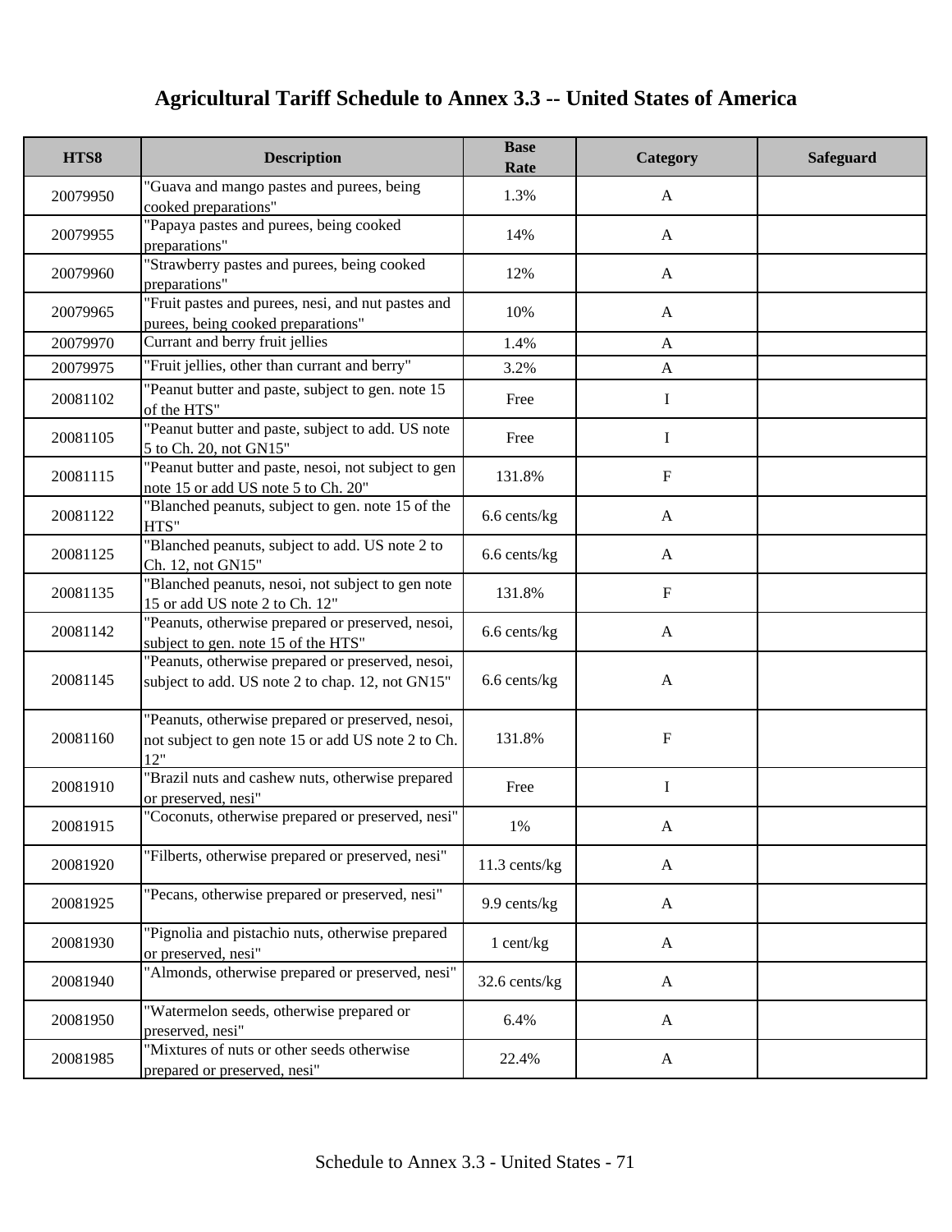# Agricultural Tariff Schedule to Annex 3.3 -- United States of America

| HTS8 | Description | Base Rate | Category | Safeguard |
|---|---|---|---|---|
| 20079950 | "Guava and mango pastes and purees, being cooked preparations" | 1.3% | A | |
| 20079955 | "Papaya pastes and purees, being cooked preparations" | 14% | A | |
| 20079960 | "Strawberry pastes and purees, being cooked preparations" | 12% | A | |
| 20079965 | "Fruit pastes and purees, nesi, and nut pastes and purees, being cooked preparations" | 10% | A | |
| 20079970 | Currant and berry fruit jellies | 1.4% | A | |
| 20079975 | "Fruit jellies, other than currant and berry" | 3.2% | A | |
| 20081102 | "Peanut butter and paste, subject to gen. note 15 of the HTS" | Free | I | |
| 20081105 | "Peanut butter and paste, subject to add. US note 5 to Ch. 20, not GN15" | Free | I | |
| 20081115 | "Peanut butter and paste, nesoi, not subject to gen note 15 or add US note 5 to Ch. 20" | 131.8% | F | |
| 20081122 | "Blanched peanuts, subject to gen. note 15 of the HTS" | 6.6 cents/kg | A | |
| 20081125 | "Blanched peanuts, subject to add. US note 2 to Ch. 12, not GN15" | 6.6 cents/kg | A | |
| 20081135 | "Blanched peanuts, nesoi, not subject to gen note 15 or add US note 2 to Ch. 12" | 131.8% | F | |
| 20081142 | "Peanuts, otherwise prepared or preserved, nesoi, subject to gen. note 15 of the HTS" | 6.6 cents/kg | A | |
| 20081145 | "Peanuts, otherwise prepared or preserved, nesoi, subject to add. US note 2 to chap. 12, not GN15" | 6.6 cents/kg | A | |
| 20081160 | "Peanuts, otherwise prepared or preserved, nesoi, not subject to gen note 15 or add US note 2 to Ch. 12" | 131.8% | F | |
| 20081910 | "Brazil nuts and cashew nuts, otherwise prepared or preserved, nesi" | Free | I | |
| 20081915 | "Coconuts, otherwise prepared or preserved, nesi" | 1% | A | |
| 20081920 | "Filberts, otherwise prepared or preserved, nesi" | 11.3 cents/kg | A | |
| 20081925 | "Pecans, otherwise prepared or preserved, nesi" | 9.9 cents/kg | A | |
| 20081930 | "Pignolia and pistachio nuts, otherwise prepared or preserved, nesi" | 1 cent/kg | A | |
| 20081940 | "Almonds, otherwise prepared or preserved, nesi" | 32.6 cents/kg | A | |
| 20081950 | "Watermelon seeds, otherwise prepared or preserved, nesi" | 6.4% | A | |
| 20081985 | "Mixtures of nuts or other seeds otherwise prepared or preserved, nesi" | 22.4% | A | |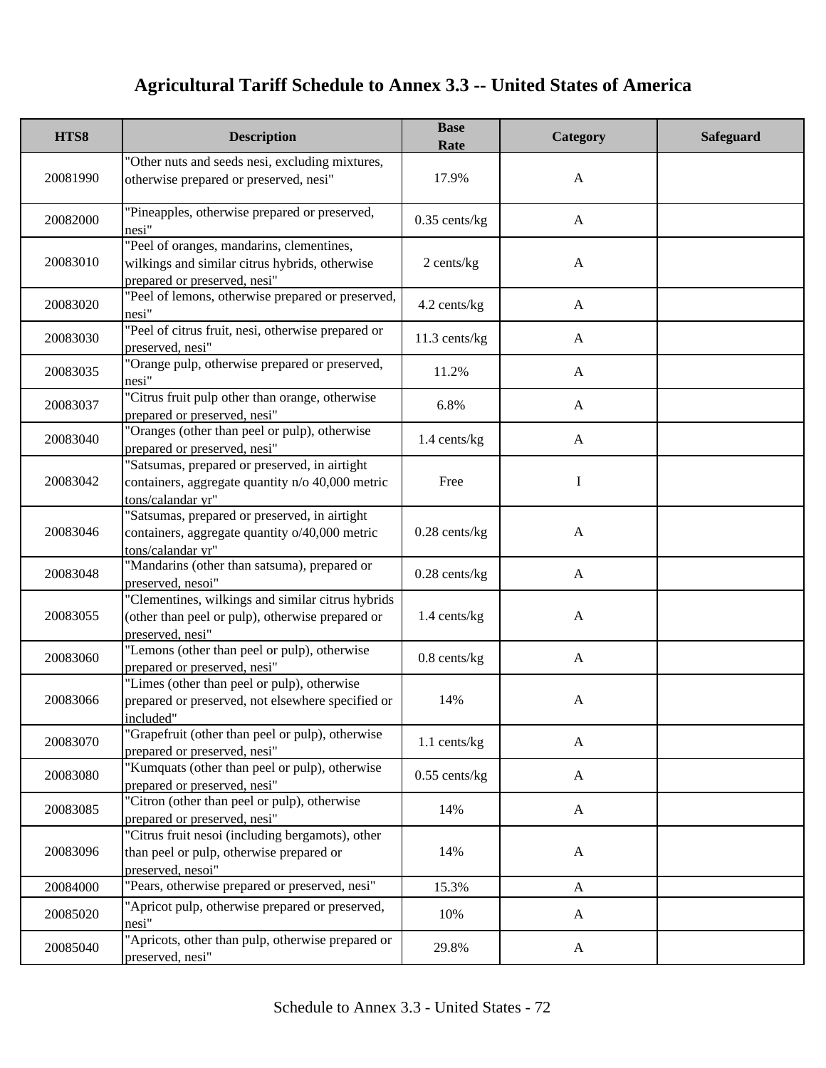# Agricultural Tariff Schedule to Annex 3.3 -- United States of America

| HTS8 | Description | Base Rate | Category | Safeguard |
|---|---|---|---|---|
| 20081990 | "Other nuts and seeds nesi, excluding mixtures, otherwise prepared or preserved, nesi" | 17.9% | A | |
| 20082000 | "Pineapples, otherwise prepared or preserved, nesi" | 0.35 cents/kg | A | |
| 20083010 | "Peel of oranges, mandarins, clementines, wilkings and similar citrus hybrids, otherwise prepared or preserved, nesi" | 2 cents/kg | A | |
| 20083020 | "Peel of lemons, otherwise prepared or preserved, nesi" | 4.2 cents/kg | A | |
| 20083030 | "Peel of citrus fruit, nesi, otherwise prepared or preserved, nesi" | 11.3 cents/kg | A | |
| 20083035 | "Orange pulp, otherwise prepared or preserved, nesi" | 11.2% | A | |
| 20083037 | "Citrus fruit pulp other than orange, otherwise prepared or preserved, nesi" | 6.8% | A | |
| 20083040 | "Oranges (other than peel or pulp), otherwise prepared or preserved, nesi" | 1.4 cents/kg | A | |
| 20083042 | "Satsumas, prepared or preserved, in airtight containers, aggregate quantity n/o 40,000 metric tons/calandar yr" | Free | I | |
| 20083046 | "Satsumas, prepared or preserved, in airtight containers, aggregate quantity o/40,000 metric tons/calandar yr" | 0.28 cents/kg | A | |
| 20083048 | "Mandarins (other than satsuma), prepared or preserved, nesoi" | 0.28 cents/kg | A | |
| 20083055 | "Clementines, wilkings and similar citrus hybrids (other than peel or pulp), otherwise prepared or preserved, nesi" | 1.4 cents/kg | A | |
| 20083060 | "Lemons (other than peel or pulp), otherwise prepared or preserved, nesi" | 0.8 cents/kg | A | |
| 20083066 | "Limes (other than peel or pulp), otherwise prepared or preserved, not elsewhere specified or included" | 14% | A | |
| 20083070 | "Grapefruit (other than peel or pulp), otherwise prepared or preserved, nesi" | 1.1 cents/kg | A | |
| 20083080 | "Kumquats (other than peel or pulp), otherwise prepared or preserved, nesi" | 0.55 cents/kg | A | |
| 20083085 | "Citron (other than peel or pulp), otherwise prepared or preserved, nesi" | 14% | A | |
| 20083096 | "Citrus fruit nesoi (including bergamots), other than peel or pulp, otherwise prepared or preserved, nesoi" | 14% | A | |
| 20084000 | "Pears, otherwise prepared or preserved, nesi" | 15.3% | A | |
| 20085020 | "Apricot pulp, otherwise prepared or preserved, nesi" | 10% | A | |
| 20085040 | "Apricots, other than pulp, otherwise prepared or preserved, nesi" | 29.8% | A | |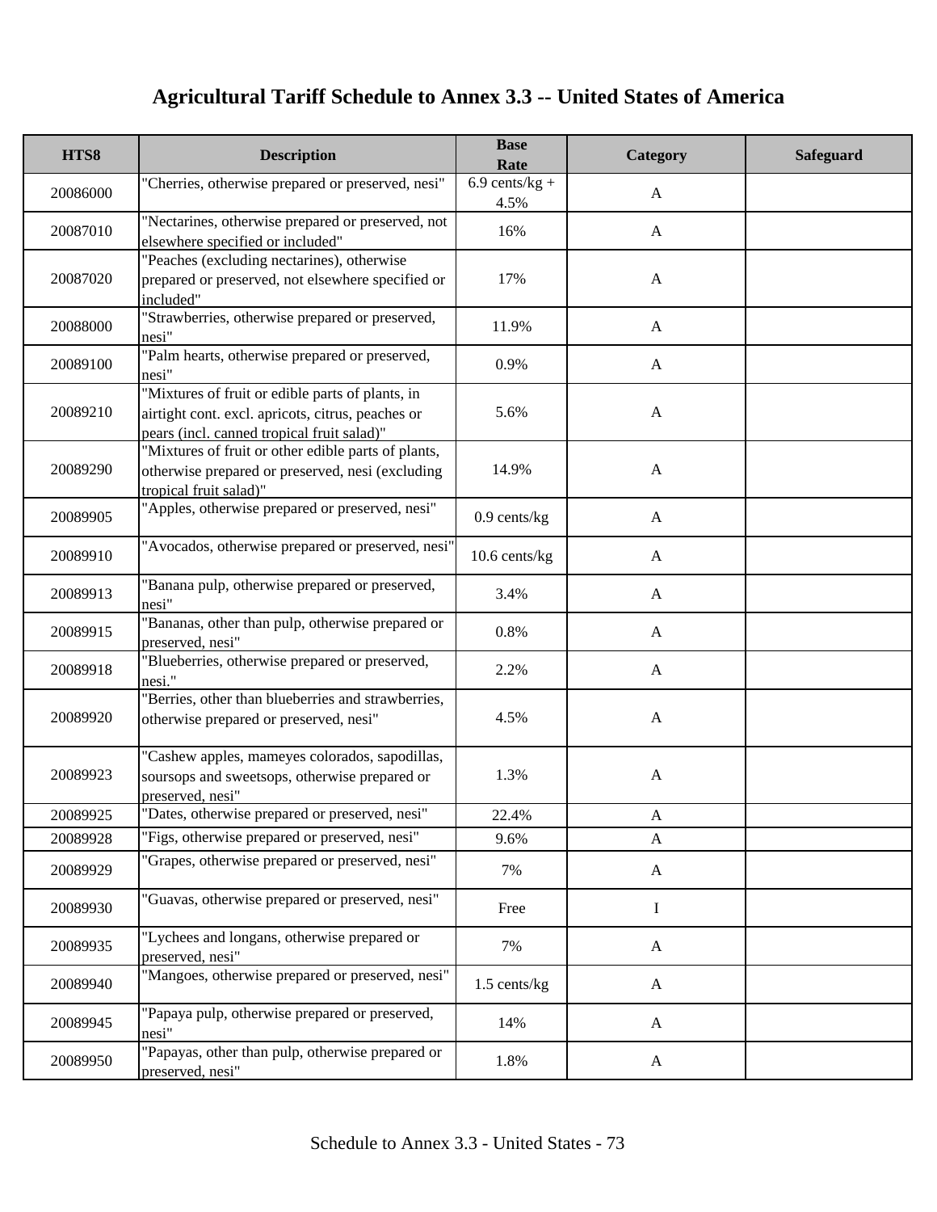# Agricultural Tariff Schedule to Annex 3.3 -- United States of America

| HTS8 | Description | Base Rate | Category | Safeguard |
|---|---|---|---|---|
| 20086000 | "Cherries, otherwise prepared or preserved, nesi" | 6.9 cents/kg + 4.5% | A | |
| 20087010 | "Nectarines, otherwise prepared or preserved, not elsewhere specified or included" | 16% | A | |
| 20087020 | "Peaches (excluding nectarines), otherwise prepared or preserved, not elsewhere specified or included" | 17% | A | |
| 20088000 | "Strawberries, otherwise prepared or preserved, nesi" | 11.9% | A | |
| 20089100 | "Palm hearts, otherwise prepared or preserved, nesi" | 0.9% | A | |
| 20089210 | "Mixtures of fruit or edible parts of plants, in airtight cont. excl. apricots, citrus, peaches or pears (incl. canned tropical fruit salad)" | 5.6% | A | |
| 20089290 | "Mixtures of fruit or other edible parts of plants, otherwise prepared or preserved, nesi (excluding tropical fruit salad)" | 14.9% | A | |
| 20089905 | "Apples, otherwise prepared or preserved, nesi" | 0.9 cents/kg | A | |
| 20089910 | "Avocados, otherwise prepared or preserved, nesi" | 10.6 cents/kg | A | |
| 20089913 | "Banana pulp, otherwise prepared or preserved, nesi" | 3.4% | A | |
| 20089915 | "Bananas, other than pulp, otherwise prepared or preserved, nesi" | 0.8% | A | |
| 20089918 | "Blueberries, otherwise prepared or preserved, nesi." | 2.2% | A | |
| 20089920 | "Berries, other than blueberries and strawberries, otherwise prepared or preserved, nesi" | 4.5% | A | |
| 20089923 | "Cashew apples, mameyes colorados, sapodillas, soursops and sweetsops, otherwise prepared or preserved, nesi" | 1.3% | A | |
| 20089925 | "Dates, otherwise prepared or preserved, nesi" | 22.4% | A | |
| 20089928 | "Figs, otherwise prepared or preserved, nesi" | 9.6% | A | |
| 20089929 | "Grapes, otherwise prepared or preserved, nesi" | 7% | A | |
| 20089930 | "Guavas, otherwise prepared or preserved, nesi" | Free | I | |
| 20089935 | "Lychees and longans, otherwise prepared or preserved, nesi" | 7% | A | |
| 20089940 | "Mangoes, otherwise prepared or preserved, nesi" | 1.5 cents/kg | A | |
| 20089945 | "Papaya pulp, otherwise prepared or preserved, nesi" | 14% | A | |
| 20089950 | "Papayas, other than pulp, otherwise prepared or preserved, nesi" | 1.8% | A | |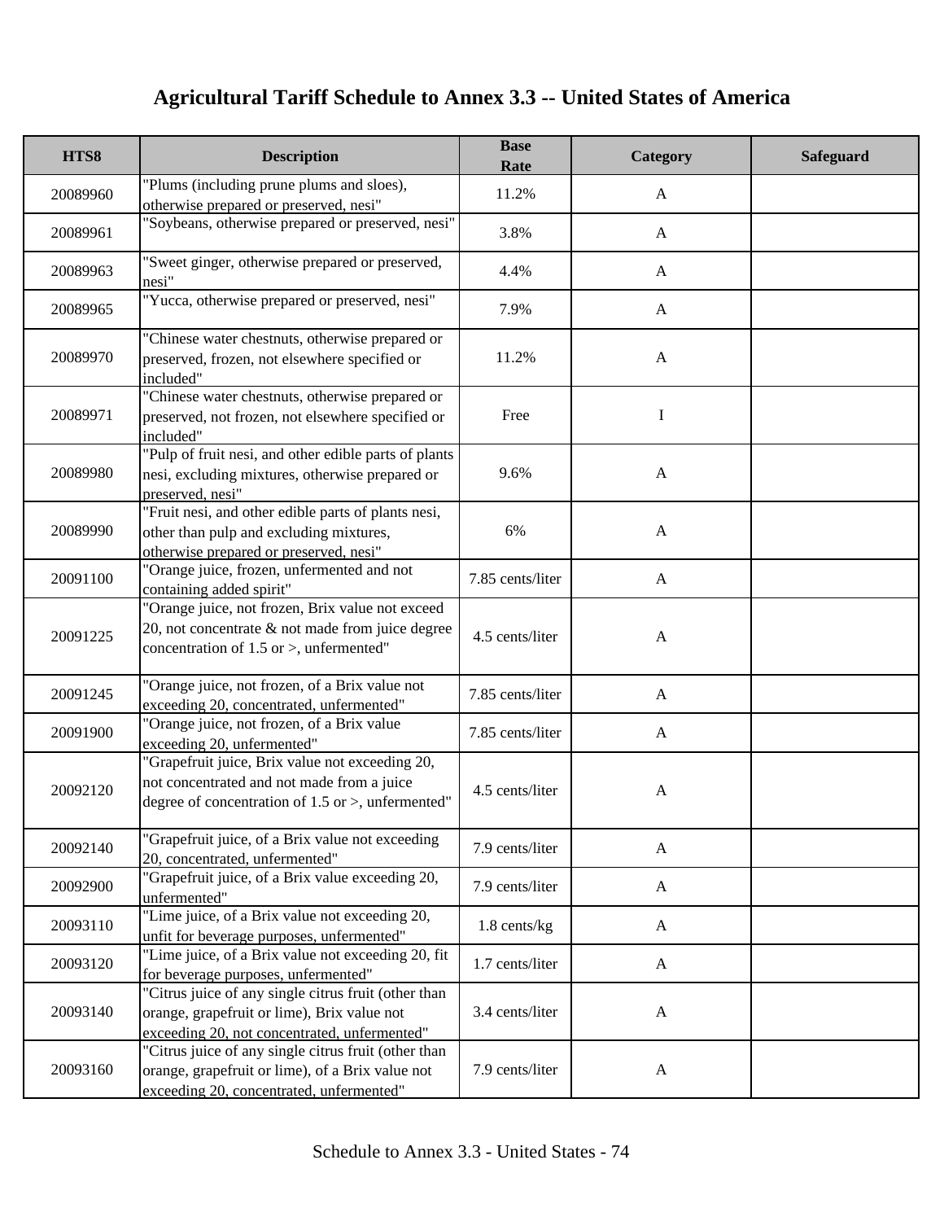# Agricultural Tariff Schedule to Annex 3.3 -- United States of America

| HTS8 | Description | Base Rate | Category | Safeguard |
|---|---|---|---|---|
| 20089960 | "Plums (including prune plums and sloes), otherwise prepared or preserved, nesi" | 11.2% | A | |
| 20089961 | "Soybeans, otherwise prepared or preserved, nesi" | 3.8% | A | |
| 20089963 | "Sweet ginger, otherwise prepared or preserved, nesi" | 4.4% | A | |
| 20089965 | "Yucca, otherwise prepared or preserved, nesi" | 7.9% | A | |
| 20089970 | "Chinese water chestnuts, otherwise prepared or preserved, frozen, not elsewhere specified or included" | 11.2% | A | |
| 20089971 | "Chinese water chestnuts, otherwise prepared or preserved, not frozen, not elsewhere specified or included" | Free | I | |
| 20089980 | "Pulp of fruit nesi, and other edible parts of plants nesi, excluding mixtures, otherwise prepared or preserved, nesi" | 9.6% | A | |
| 20089990 | "Fruit nesi, and other edible parts of plants nesi, other than pulp and excluding mixtures, otherwise prepared or preserved, nesi" | 6% | A | |
| 20091100 | "Orange juice, frozen, unfermented and not containing added spirit" | 7.85 cents/liter | A | |
| 20091225 | "Orange juice, not frozen, Brix value not exceed 20, not concentrate & not made from juice degree concentration of 1.5 or >, unfermented" | 4.5 cents/liter | A | |
| 20091245 | "Orange juice, not frozen, of a Brix value not exceeding 20, concentrated, unfermented" | 7.85 cents/liter | A | |
| 20091900 | "Orange juice, not frozen, of a Brix value exceeding 20, unfermented" | 7.85 cents/liter | A | |
| 20092120 | "Grapefruit juice, Brix value not exceeding 20, not concentrated and not made from a juice degree of concentration of 1.5 or >, unfermented" | 4.5 cents/liter | A | |
| 20092140 | "Grapefruit juice, of a Brix value not exceeding 20, concentrated, unfermented" | 7.9 cents/liter | A | |
| 20092900 | "Grapefruit juice, of a Brix value exceeding 20, unfermented" | 7.9 cents/liter | A | |
| 20093110 | "Lime juice, of a Brix value not exceeding 20, unfit for beverage purposes, unfermented" | 1.8 cents/kg | A | |
| 20093120 | "Lime juice, of a Brix value not exceeding 20, fit for beverage purposes, unfermented" | 1.7 cents/liter | A | |
| 20093140 | "Citrus juice of any single citrus fruit (other than orange, grapefruit or lime), Brix value not exceeding 20, not concentrated, unfermented" | 3.4 cents/liter | A | |
| 20093160 | "Citrus juice of any single citrus fruit (other than orange, grapefruit or lime), of a Brix value not exceeding 20, concentrated, unfermented" | 7.9 cents/liter | A | |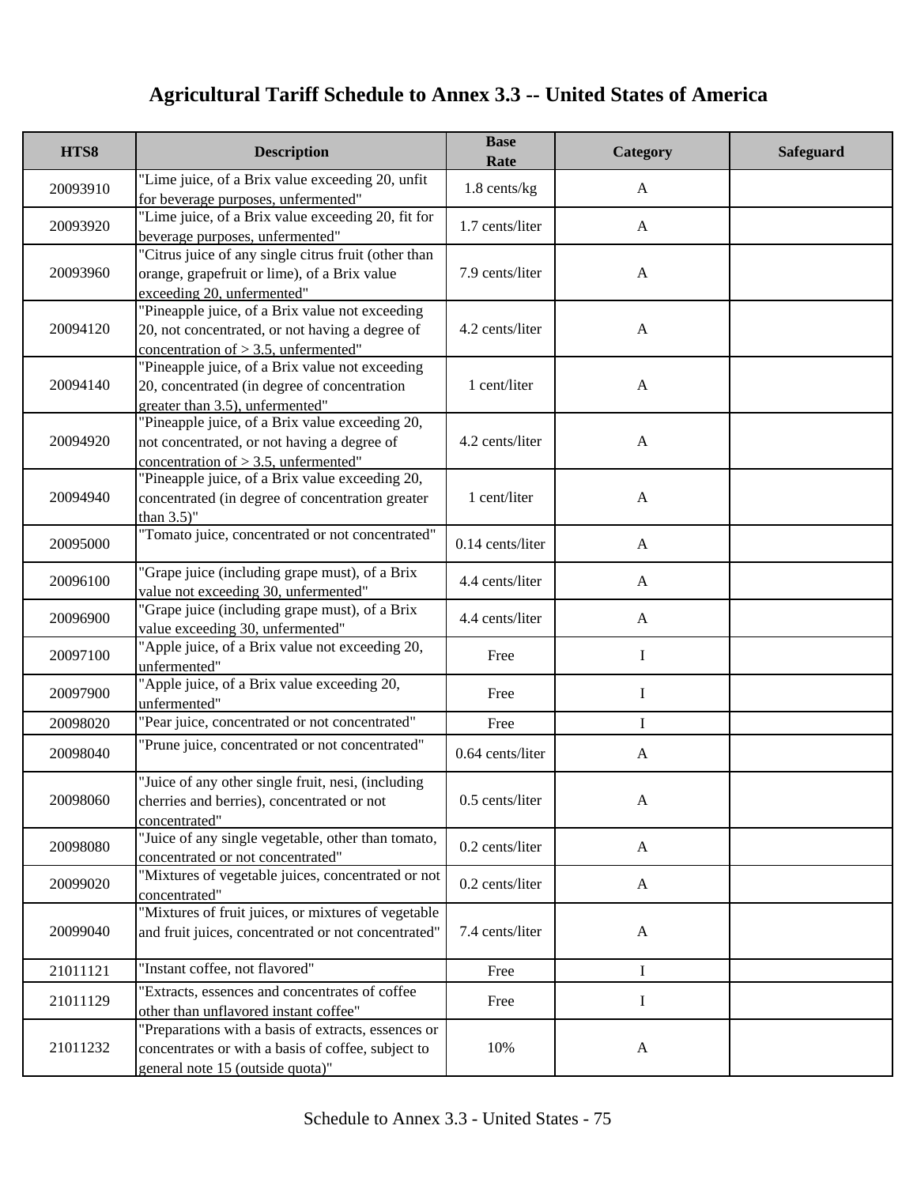# Agricultural Tariff Schedule to Annex 3.3 -- United States of America

| HTS8 | Description | Base Rate | Category | Safeguard |
|---|---|---|---|---|
| 20093910 | "Lime juice, of a Brix value exceeding 20, unfit for beverage purposes, unfermented" | 1.8 cents/kg | A | |
| 20093920 | "Lime juice, of a Brix value exceeding 20, fit for beverage purposes, unfermented" | 1.7 cents/liter | A | |
| 20093960 | "Citrus juice of any single citrus fruit (other than orange, grapefruit or lime), of a Brix value exceeding 20, unfermented" | 7.9 cents/liter | A | |
| 20094120 | "Pineapple juice, of a Brix value not exceeding 20, not concentrated, or not having a degree of concentration of > 3.5, unfermented" | 4.2 cents/liter | A | |
| 20094140 | "Pineapple juice, of a Brix value not exceeding 20, concentrated (in degree of concentration greater than 3.5), unfermented" | 1 cent/liter | A | |
| 20094920 | "Pineapple juice, of a Brix value exceeding 20, not concentrated, or not having a degree of concentration of > 3.5, unfermented" | 4.2 cents/liter | A | |
| 20094940 | "Pineapple juice, of a Brix value exceeding 20, concentrated (in degree of concentration greater than 3.5)" | 1 cent/liter | A | |
| 20095000 | "Tomato juice, concentrated or not concentrated" | 0.14 cents/liter | A | |
| 20096100 | "Grape juice (including grape must), of a Brix value not exceeding 30, unfermented" | 4.4 cents/liter | A | |
| 20096900 | "Grape juice (including grape must), of a Brix value exceeding 30, unfermented" | 4.4 cents/liter | A | |
| 20097100 | "Apple juice, of a Brix value not exceeding 20, unfermented" | Free | I | |
| 20097900 | "Apple juice, of a Brix value exceeding 20, unfermented" | Free | I | |
| 20098020 | "Pear juice, concentrated or not concentrated" | Free | I | |
| 20098040 | "Prune juice, concentrated or not concentrated" | 0.64 cents/liter | A | |
| 20098060 | "Juice of any other single fruit, nesi, (including cherries and berries), concentrated or not concentrated" | 0.5 cents/liter | A | |
| 20098080 | "Juice of any single vegetable, other than tomato, concentrated or not concentrated" | 0.2 cents/liter | A | |
| 20099020 | "Mixtures of vegetable juices, concentrated or not concentrated" | 0.2 cents/liter | A | |
| 20099040 | "Mixtures of fruit juices, or mixtures of vegetable and fruit juices, concentrated or not concentrated" | 7.4 cents/liter | A | |
| 21011121 | "Instant coffee, not flavored" | Free | I | |
| 21011129 | "Extracts, essences and concentrates of coffee other than unflavored instant coffee" | Free | I | |
| 21011232 | "Preparations with a basis of extracts, essences or concentrates or with a basis of coffee, subject to general note 15 (outside quota)" | 10% | A | |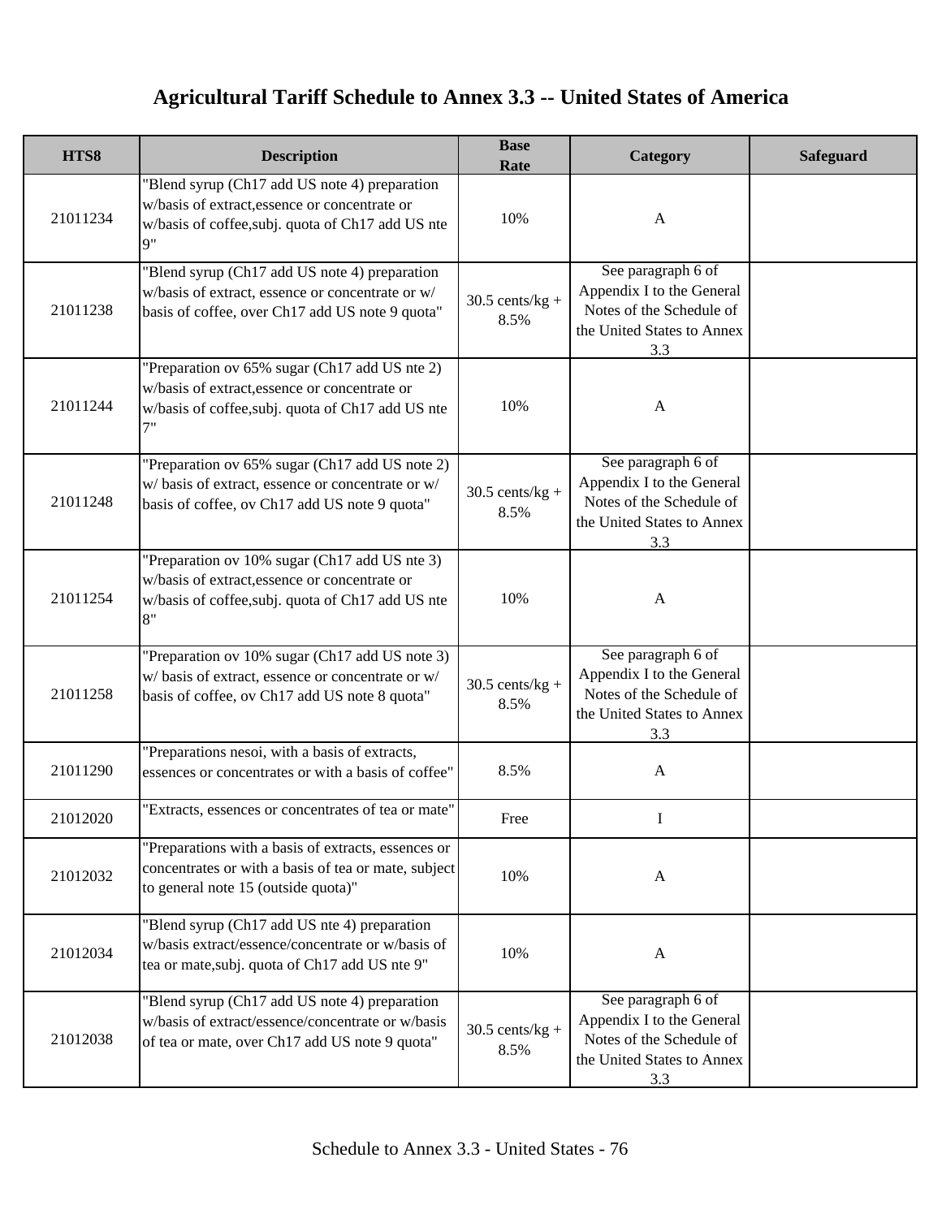# Agricultural Tariff Schedule to Annex 3.3 -- United States of America

| HTS8 | Description | Base Rate | Category | Safeguard |
|---|---|---|---|---|
| 21011234 | "Blend syrup (Ch17 add US note 4) preparation w/basis of extract,essence or concentrate or w/basis of coffee,subj. quota of Ch17 add US nte 9" | 10% | A | |
| 21011238 | "Blend syrup (Ch17 add US note 4) preparation w/basis of extract, essence or concentrate or w/ basis of coffee, over Ch17 add US note 9 quota" | 30.5 cents/kg + 8.5% | See paragraph 6 of Appendix I to the General Notes of the Schedule of the United States to Annex 3.3 | |
| 21011244 | "Preparation ov 65% sugar (Ch17 add US nte 2) w/basis of extract,essence or concentrate or w/basis of coffee,subj. quota of Ch17 add US nte 7" | 10% | A | |
| 21011248 | "Preparation ov 65% sugar (Ch17 add US note 2) w/ basis of extract, essence or concentrate or w/ basis of coffee, ov Ch17 add US note 9 quota" | 30.5 cents/kg + 8.5% | See paragraph 6 of Appendix I to the General Notes of the Schedule of the United States to Annex 3.3 | |
| 21011254 | "Preparation ov 10% sugar (Ch17 add US nte 3) w/basis of extract,essence or concentrate or w/basis of coffee,subj. quota of Ch17 add US nte 8" | 10% | A | |
| 21011258 | "Preparation ov 10% sugar (Ch17 add US note 3) w/ basis of extract, essence or concentrate or w/ basis of coffee, ov Ch17 add US note 8 quota" | 30.5 cents/kg + 8.5% | See paragraph 6 of Appendix I to the General Notes of the Schedule of the United States to Annex 3.3 | |
| 21011290 | "Preparations nesoi, with a basis of extracts, essences or concentrates or with a basis of coffee" | 8.5% | A | |
| 21012020 | "Extracts, essences or concentrates of tea or mate" | Free | I | |
| 21012032 | "Preparations with a basis of extracts, essences or concentrates or with a basis of tea or mate, subject to general note 15 (outside quota)" | 10% | A | |
| 21012034 | "Blend syrup (Ch17 add US nte 4) preparation w/basis extract/essence/concentrate or w/basis of tea or mate,subj. quota of Ch17 add US nte 9" | 10% | A | |
| 21012038 | "Blend syrup (Ch17 add US note 4) preparation w/basis of extract/essence/concentrate or w/basis of tea or mate, over Ch17 add US note 9 quota" | 30.5 cents/kg + 8.5% | See paragraph 6 of Appendix I to the General Notes of the Schedule of the United States to Annex 3.3 | |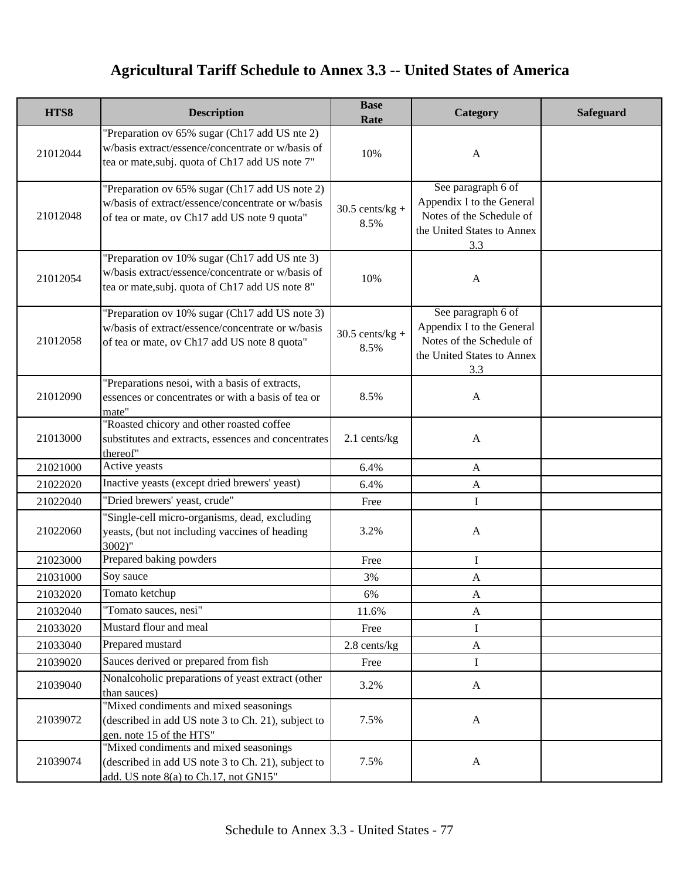# Agricultural Tariff Schedule to Annex 3.3 -- United States of America

| HTS8 | Description | Base Rate | Category | Safeguard |
|---|---|---|---|---|
| 21012044 | "Preparation ov 65% sugar (Ch17 add US nte 2) w/basis extract/essence/concentrate or w/basis of tea or mate,subj. quota of Ch17 add US note 7" | 10% | A | |
| 21012048 | "Preparation ov 65% sugar (Ch17 add US note 2) w/basis of extract/essence/concentrate or w/basis of tea or mate, ov Ch17 add US note 9 quota" | 30.5 cents/kg + 8.5% | See paragraph 6 of Appendix I to the General Notes of the Schedule of the United States to Annex 3.3 | |
| 21012054 | "Preparation ov 10% sugar (Ch17 add US nte 3) w/basis extract/essence/concentrate or w/basis of tea or mate,subj. quota of Ch17 add US note 8" | 10% | A | |
| 21012058 | "Preparation ov 10% sugar (Ch17 add US note 3) w/basis of extract/essence/concentrate or w/basis of tea or mate, ov Ch17 add US note 8 quota" | 30.5 cents/kg + 8.5% | See paragraph 6 of Appendix I to the General Notes of the Schedule of the United States to Annex 3.3 | |
| 21012090 | "Preparations nesoi, with a basis of extracts, essences or concentrates or with a basis of tea or mate" | 8.5% | A | |
| 21013000 | "Roasted chicory and other roasted coffee substitutes and extracts, essences and concentrates thereof" | 2.1 cents/kg | A | |
| 21021000 | Active yeasts | 6.4% | A | |
| 21022020 | Inactive yeasts (except dried brewers' yeast) | 6.4% | A | |
| 21022040 | "Dried brewers' yeast, crude" | Free | I | |
| 21022060 | "Single-cell micro-organisms, dead, excluding yeasts, (but not including vaccines of heading 3002)" | 3.2% | A | |
| 21023000 | Prepared baking powders | Free | I | |
| 21031000 | Soy sauce | 3% | A | |
| 21032020 | Tomato ketchup | 6% | A | |
| 21032040 | "Tomato sauces, nesi" | 11.6% | A | |
| 21033020 | Mustard flour and meal | Free | I | |
| 21033040 | Prepared mustard | 2.8 cents/kg | A | |
| 21039020 | Sauces derived or prepared from fish | Free | I | |
| 21039040 | Nonalcoholic preparations of yeast extract (other than sauces) | 3.2% | A | |
| 21039072 | "Mixed condiments and mixed seasonings (described in add US note 3 to Ch. 21), subject to gen. note 15 of the HTS" | 7.5% | A | |
| 21039074 | "Mixed condiments and mixed seasonings (described in add US note 3 to Ch. 21), subject to add. US note 8(a) to Ch.17, not GN15" | 7.5% | A | |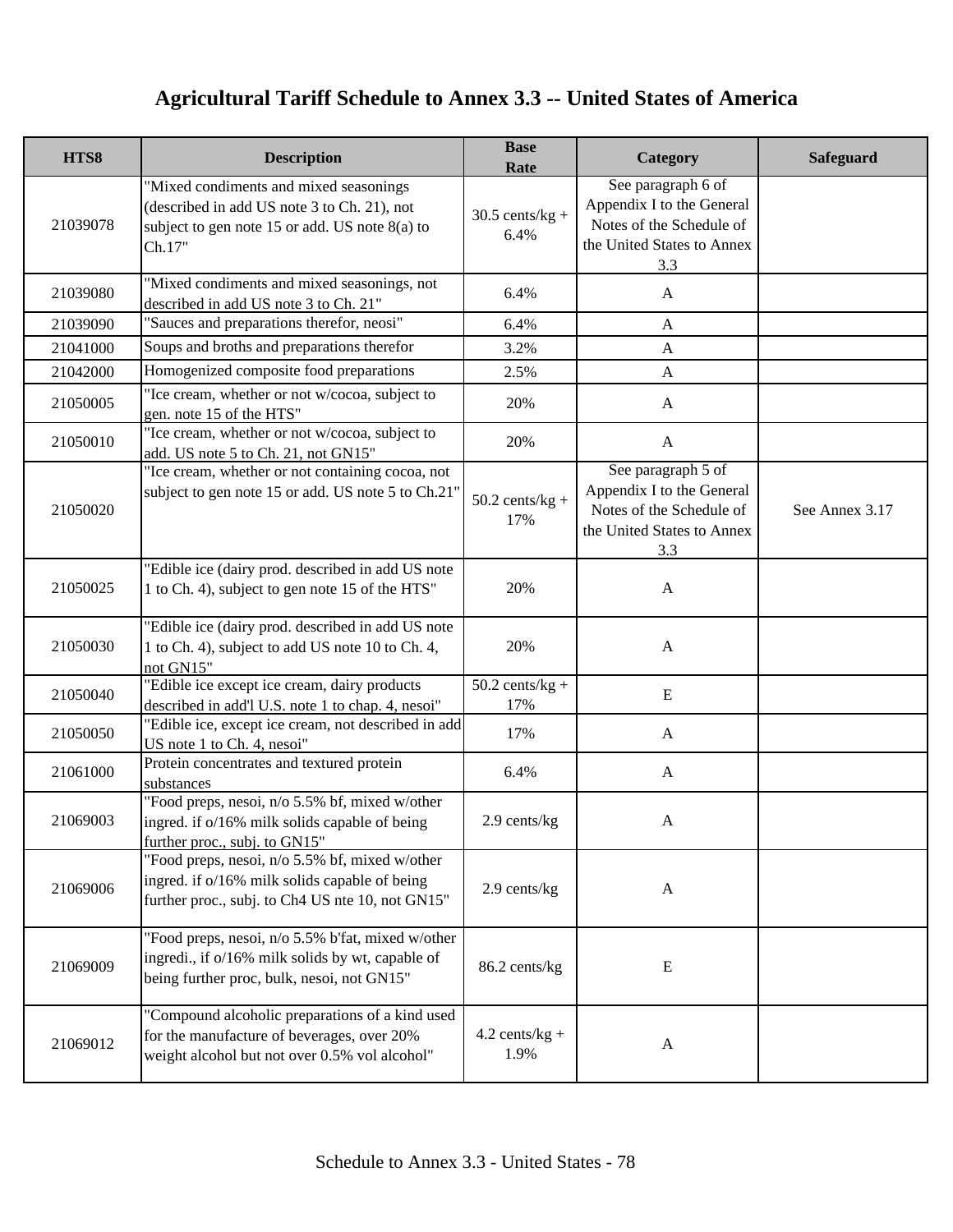# Agricultural Tariff Schedule to Annex 3.3 -- United States of America

| HTS8 | Description | Base Rate | Category | Safeguard |
|---|---|---|---|---|
| 21039078 | "Mixed condiments and mixed seasonings (described in add US note 3 to Ch. 21), not subject to gen note 15 or add. US note 8(a) to Ch.17" | 30.5 cents/kg + 6.4% | See paragraph 6 of Appendix I to the General Notes of the Schedule of the United States to Annex 3.3 | |
| 21039080 | "Mixed condiments and mixed seasonings, not described in add US note 3 to Ch. 21" | 6.4% | A | |
| 21039090 | "Sauces and preparations therefor, neosi" | 6.4% | A | |
| 21041000 | Soups and broths and preparations therefor | 3.2% | A | |
| 21042000 | Homogenized composite food preparations | 2.5% | A | |
| 21050005 | "Ice cream, whether or not w/cocoa, subject to gen. note 15 of the HTS" | 20% | A | |
| 21050010 | "Ice cream, whether or not w/cocoa, subject to add. US note 5 to Ch. 21, not GN15" | 20% | A | |
| 21050020 | "Ice cream, whether or not containing cocoa, not subject to gen note 15 or add. US note 5 to Ch.21" | 50.2 cents/kg + 17% | See paragraph 5 of Appendix I to the General Notes of the Schedule of the United States to Annex 3.3 | See Annex 3.17 |
| 21050025 | "Edible ice (dairy prod. described in add US note 1 to Ch. 4), subject to gen note 15 of the HTS" | 20% | A | |
| 21050030 | "Edible ice (dairy prod. described in add US note 1 to Ch. 4), subject to add US note 10 to Ch. 4, not GN15" | 20% | A | |
| 21050040 | "Edible ice except ice cream, dairy products described in add'l U.S. note 1 to chap. 4, nesoi" | 50.2 cents/kg + 17% | E | |
| 21050050 | "Edible ice, except ice cream, not described in add US note 1 to Ch. 4, nesoi" | 17% | A | |
| 21061000 | Protein concentrates and textured protein substances | 6.4% | A | |
| 21069003 | "Food preps, nesoi, n/o 5.5% bf, mixed w/other ingred. if o/16% milk solids capable of being further proc., subj. to GN15" | 2.9 cents/kg | A | |
| 21069006 | "Food preps, nesoi, n/o 5.5% bf, mixed w/other ingred. if o/16% milk solids capable of being further proc., subj. to Ch4 US nte 10, not GN15" | 2.9 cents/kg | A | |
| 21069009 | "Food preps, nesoi, n/o 5.5% b'fat, mixed w/other ingredi., if o/16% milk solids by wt, capable of being further proc, bulk, nesoi, not GN15" | 86.2 cents/kg | E | |
| 21069012 | "Compound alcoholic preparations of a kind used for the manufacture of beverages, over 20% weight alcohol but not over 0.5% vol alcohol" | 4.2 cents/kg + 1.9% | A | |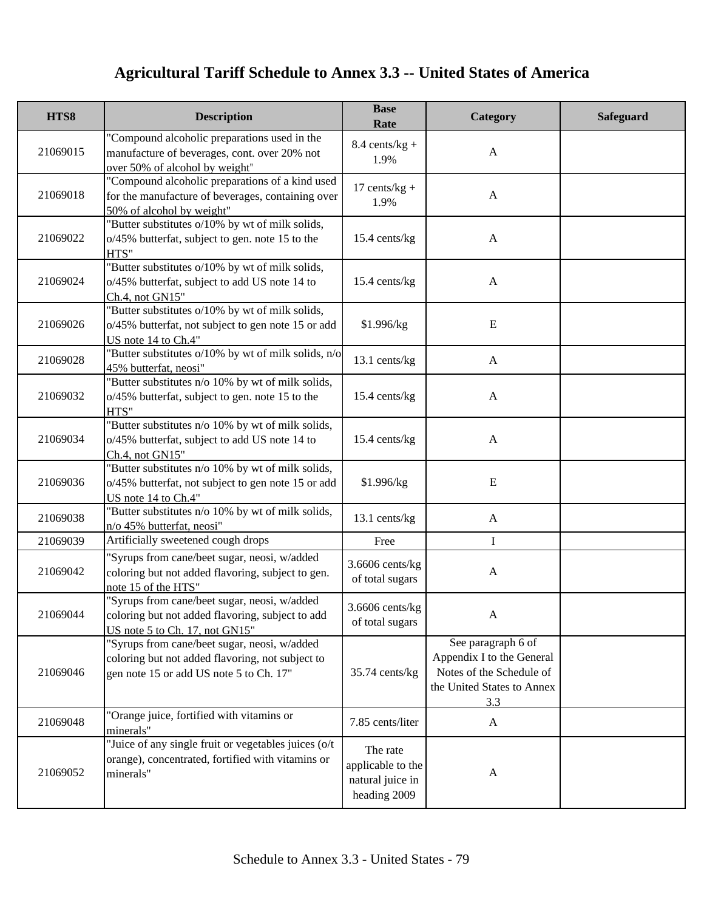# Agricultural Tariff Schedule to Annex 3.3 -- United States of America

| HTS8 | Description | Base Rate | Category | Safeguard |
|---|---|---|---|---|
| 21069015 | "Compound alcoholic preparations used in the manufacture of beverages, cont. over 20% not over 50% of alcohol by weight" | 8.4 cents/kg + 1.9% | A | |
| 21069018 | "Compound alcoholic preparations of a kind used for the manufacture of beverages, containing over 50% of alcohol by weight" | 17 cents/kg + 1.9% | A | |
| 21069022 | "Butter substitutes o/10% by wt of milk solids, o/45% butterfat, subject to gen. note 15 to the HTS" | 15.4 cents/kg | A | |
| 21069024 | "Butter substitutes o/10% by wt of milk solids, o/45% butterfat, subject to add US note 14 to Ch.4, not GN15" | 15.4 cents/kg | A | |
| 21069026 | "Butter substitutes o/10% by wt of milk solids, o/45% butterfat, not subject to gen note 15 or add US note 14 to Ch.4" | $1.996/kg | E | |
| 21069028 | "Butter substitutes o/10% by wt of milk solids, n/o 45% butterfat, neosi" | 13.1 cents/kg | A | |
| 21069032 | "Butter substitutes n/o 10% by wt of milk solids, o/45% butterfat, subject to gen. note 15 to the HTS" | 15.4 cents/kg | A | |
| 21069034 | "Butter substitutes n/o 10% by wt of milk solids, o/45% butterfat, subject to add US note 14 to Ch.4, not GN15" | 15.4 cents/kg | A | |
| 21069036 | "Butter substitutes n/o 10% by wt of milk solids, o/45% butterfat, not subject to gen note 15 or add US note 14 to Ch.4" | $1.996/kg | E | |
| 21069038 | "Butter substitutes n/o 10% by wt of milk solids, n/o 45% butterfat, neosi" | 13.1 cents/kg | A | |
| 21069039 | Artificially sweetened cough drops | Free | I | |
| 21069042 | "Syrups from cane/beet sugar, neosi, w/added coloring but not added flavoring, subject to gen. note 15 of the HTS" | 3.6606 cents/kg of total sugars | A | |
| 21069044 | "Syrups from cane/beet sugar, neosi, w/added coloring but not added flavoring, subject to add US note 5 to Ch. 17, not GN15" | 3.6606 cents/kg of total sugars | A | |
| 21069046 | "Syrups from cane/beet sugar, neosi, w/added coloring but not added flavoring, not subject to gen note 15 or add US note 5 to Ch. 17" | 35.74 cents/kg | See paragraph 6 of Appendix I to the General Notes of the Schedule of the United States to Annex 3.3 | |
| 21069048 | "Orange juice, fortified with vitamins or minerals" | 7.85 cents/liter | A | |
| 21069052 | "Juice of any single fruit or vegetables juices (o/t orange), concentrated, fortified with vitamins or minerals" | The rate applicable to the natural juice in heading 2009 | A | |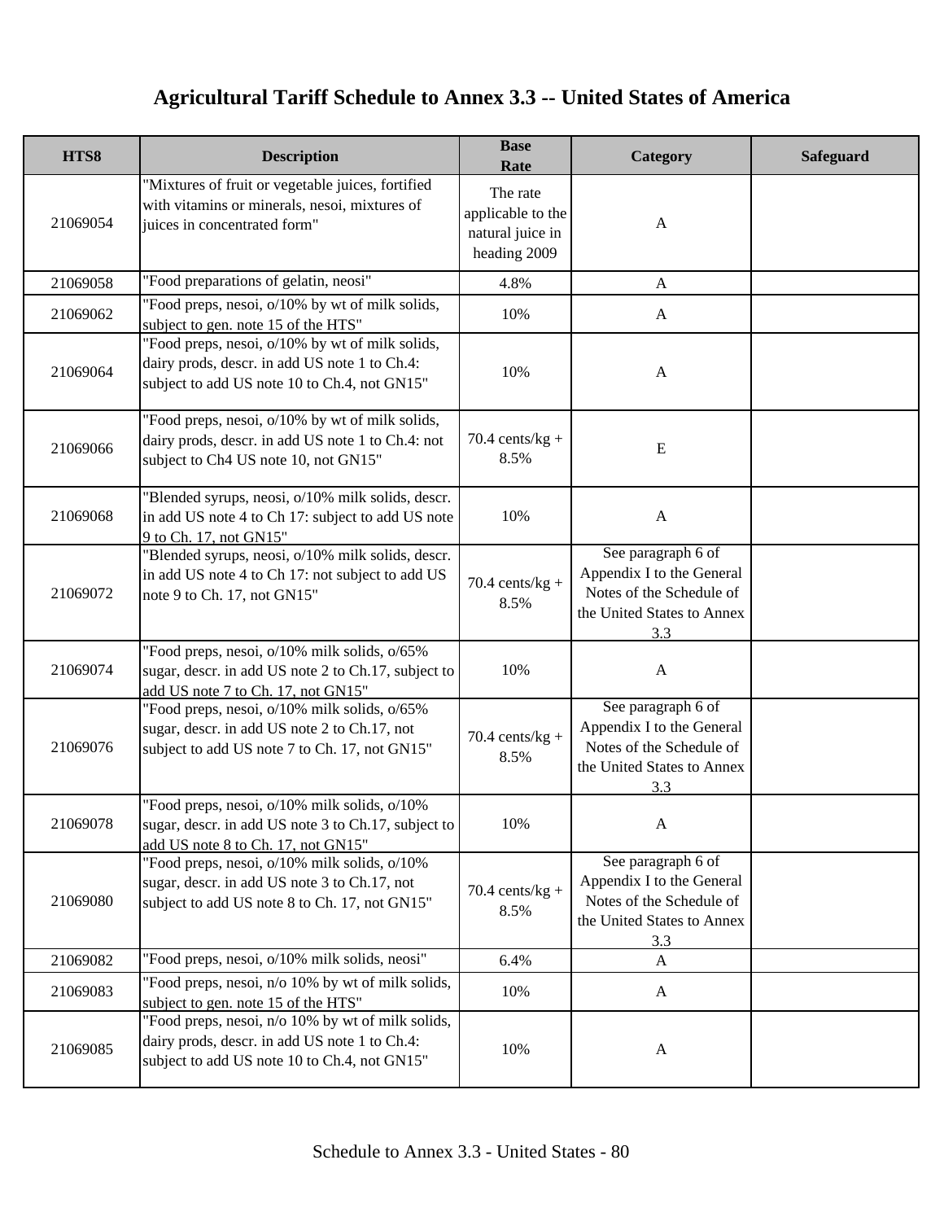# Agricultural Tariff Schedule to Annex 3.3 -- United States of America

| HTS8 | Description | Base Rate | Category | Safeguard |
|---|---|---|---|---|
| 21069054 | "Mixtures of fruit or vegetable juices, fortified with vitamins or minerals, nesoi, mixtures of juices in concentrated form" | The rate applicable to the natural juice in heading 2009 | A | |
| 21069058 | "Food preparations of gelatin, neosi" | 4.8% | A | |
| 21069062 | "Food preps, nesoi, o/10% by wt of milk solids, subject to gen. note 15 of the HTS" | 10% | A | |
| 21069064 | "Food preps, nesoi, o/10% by wt of milk solids, dairy prods, descr. in add US note 1 to Ch.4: subject to add US note 10 to Ch.4, not GN15" | 10% | A | |
| 21069066 | "Food preps, nesoi, o/10% by wt of milk solids, dairy prods, descr. in add US note 1 to Ch.4: not subject to Ch4 US note 10, not GN15" | 70.4 cents/kg + 8.5% | E | |
| 21069068 | "Blended syrups, neosi, o/10% milk solids, descr. in add US note 4 to Ch 17: subject to add US note 9 to Ch. 17, not GN15" | 10% | A | |
| 21069072 | "Blended syrups, neosi, o/10% milk solids, descr. in add US note 4 to Ch 17: not subject to add US note 9 to Ch. 17, not GN15" | 70.4 cents/kg + 8.5% | See paragraph 6 of Appendix I to the General Notes of the Schedule of the United States to Annex 3.3 | |
| 21069074 | "Food preps, nesoi, o/10% milk solids, o/65% sugar, descr. in add US note 2 to Ch.17, subject to add US note 7 to Ch. 17, not GN15" | 10% | A | |
| 21069076 | "Food preps, nesoi, o/10% milk solids, o/65% sugar, descr. in add US note 2 to Ch.17, not subject to add US note 7 to Ch. 17, not GN15" | 70.4 cents/kg + 8.5% | See paragraph 6 of Appendix I to the General Notes of the Schedule of the United States to Annex 3.3 | |
| 21069078 | "Food preps, nesoi, o/10% milk solids, o/10% sugar, descr. in add US note 3 to Ch.17, subject to add US note 8 to Ch. 17, not GN15" | 10% | A | |
| 21069080 | "Food preps, nesoi, o/10% milk solids, o/10% sugar, descr. in add US note 3 to Ch.17, not subject to add US note 8 to Ch. 17, not GN15" | 70.4 cents/kg + 8.5% | See paragraph 6 of Appendix I to the General Notes of the Schedule of the United States to Annex 3.3 | |
| 21069082 | "Food preps, nesoi, o/10% milk solids, neosi" | 6.4% | A | |
| 21069083 | "Food preps, nesoi, n/o 10% by wt of milk solids, subject to gen. note 15 of the HTS" | 10% | A | |
| 21069085 | "Food preps, nesoi, n/o 10% by wt of milk solids, dairy prods, descr. in add US note 1 to Ch.4: subject to add US note 10 to Ch.4, not GN15" | 10% | A | |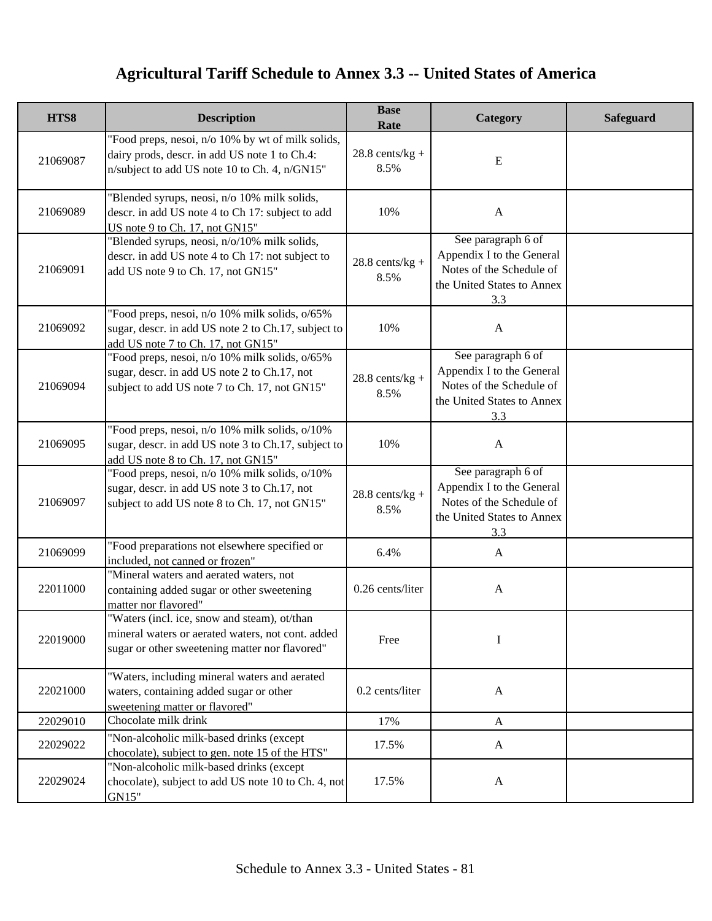# Agricultural Tariff Schedule to Annex 3.3 -- United States of America

| HTS8 | Description | Base Rate | Category | Safeguard |
|---|---|---|---|---|
| 21069087 | "Food preps, nesoi, n/o 10% by wt of milk solids, dairy prods, descr. in add US note 1 to Ch.4: n/subject to add US note 10 to Ch. 4, n/GN15" | 28.8 cents/kg + 8.5% | E | |
| 21069089 | "Blended syrups, neosi, n/o 10% milk solids, descr. in add US note 4 to Ch 17: subject to add US note 9 to Ch. 17, not GN15" | 10% | A | |
| 21069091 | "Blended syrups, neosi, n/o/10% milk solids, descr. in add US note 4 to Ch 17: not subject to add US note 9 to Ch. 17, not GN15" | 28.8 cents/kg + 8.5% | See paragraph 6 of Appendix I to the General Notes of the Schedule of the United States to Annex 3.3 | |
| 21069092 | "Food preps, nesoi, n/o 10% milk solids, o/65% sugar, descr. in add US note 2 to Ch.17, subject to add US note 7 to Ch. 17, not GN15" | 10% | A | |
| 21069094 | "Food preps, nesoi, n/o 10% milk solids, o/65% sugar, descr. in add US note 2 to Ch.17, not subject to add US note 7 to Ch. 17, not GN15" | 28.8 cents/kg + 8.5% | See paragraph 6 of Appendix I to the General Notes of the Schedule of the United States to Annex 3.3 | |
| 21069095 | "Food preps, nesoi, n/o 10% milk solids, o/10% sugar, descr. in add US note 3 to Ch.17, subject to add US note 8 to Ch. 17, not GN15" | 10% | A | |
| 21069097 | "Food preps, nesoi, n/o 10% milk solids, o/10% sugar, descr. in add US note 3 to Ch.17, not subject to add US note 8 to Ch. 17, not GN15" | 28.8 cents/kg + 8.5% | See paragraph 6 of Appendix I to the General Notes of the Schedule of the United States to Annex 3.3 | |
| 21069099 | "Food preparations not elsewhere specified or included, not canned or frozen" | 6.4% | A | |
| 22011000 | "Mineral waters and aerated waters, not containing added sugar or other sweetening matter nor flavored" | 0.26 cents/liter | A | |
| 22019000 | "Waters (incl. ice, snow and steam), ot/than mineral waters or aerated waters, not cont. added sugar or other sweetening matter nor flavored" | Free | I | |
| 22021000 | "Waters, including mineral waters and aerated waters, containing added sugar or other sweetening matter or flavored" | 0.2 cents/liter | A | |
| 22029010 | Chocolate milk drink | 17% | A | |
| 22029022 | "Non-alcoholic milk-based drinks (except chocolate), subject to gen. note 15 of the HTS" | 17.5% | A | |
| 22029024 | "Non-alcoholic milk-based drinks (except chocolate), subject to add US note 10 to Ch. 4, not GN15" | 17.5% | A | |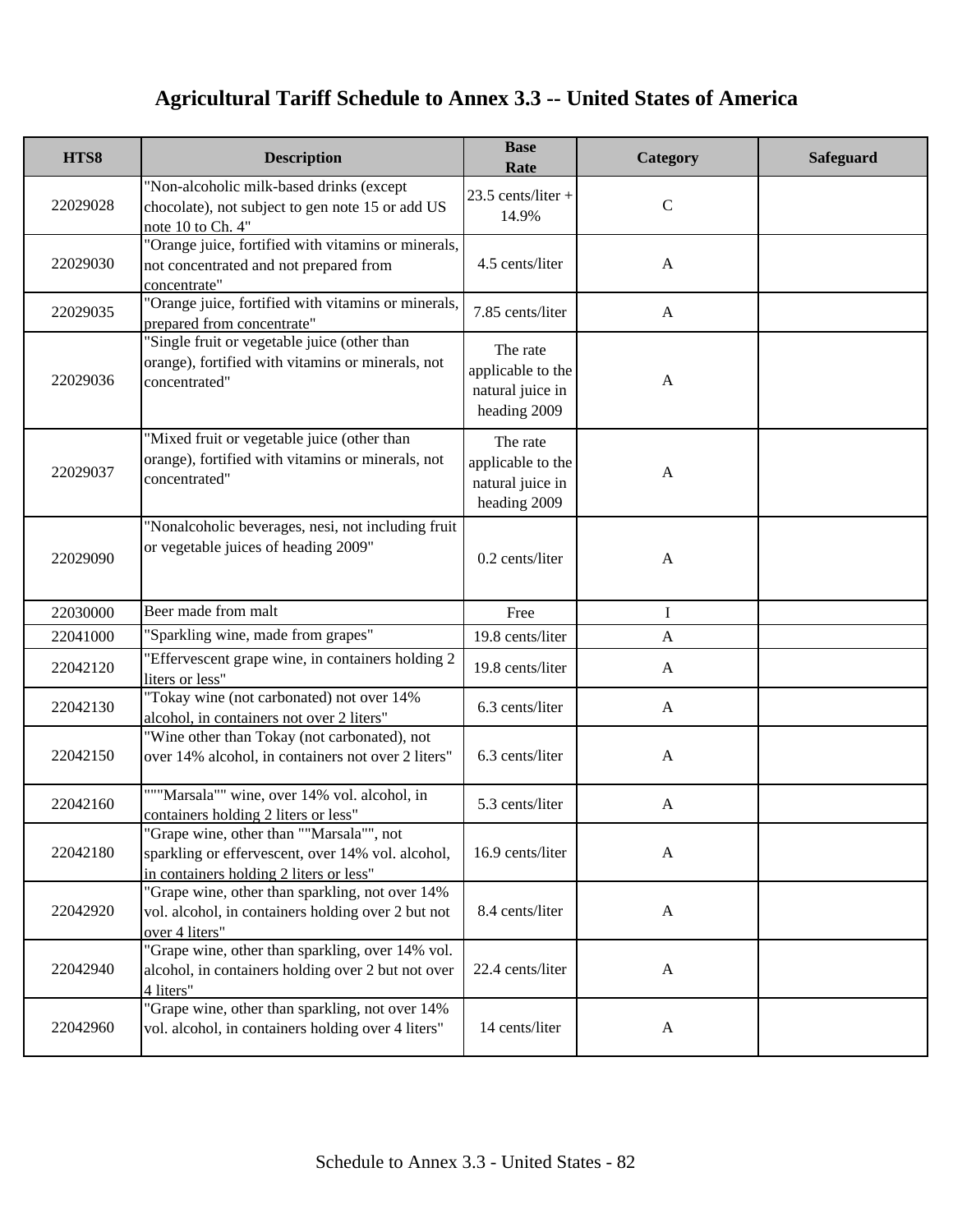# Agricultural Tariff Schedule to Annex 3.3 -- United States of America

| HTS8 | Description | Base Rate | Category | Safeguard |
|---|---|---|---|---|
| 22029028 | "Non-alcoholic milk-based drinks (except chocolate), not subject to gen note 15 or add US note 10 to Ch. 4" | 23.5 cents/liter + 14.9% | C | |
| 22029030 | "Orange juice, fortified with vitamins or minerals, not concentrated and not prepared from concentrate" | 4.5 cents/liter | A | |
| 22029035 | "Orange juice, fortified with vitamins or minerals, prepared from concentrate" | 7.85 cents/liter | A | |
| 22029036 | "Single fruit or vegetable juice (other than orange), fortified with vitamins or minerals, not concentrated" | The rate applicable to the natural juice in heading 2009 | A | |
| 22029037 | "Mixed fruit or vegetable juice (other than orange), fortified with vitamins or minerals, not concentrated" | The rate applicable to the natural juice in heading 2009 | A | |
| 22029090 | "Nonalcoholic beverages, nesi, not including fruit or vegetable juices of heading 2009" | 0.2 cents/liter | A | |
| 22030000 | Beer made from malt | Free | I | |
| 22041000 | "Sparkling wine, made from grapes" | 19.8 cents/liter | A | |
| 22042120 | "Effervescent grape wine, in containers holding 2 liters or less" | 19.8 cents/liter | A | |
| 22042130 | "Tokay wine (not carbonated) not over 14% alcohol, in containers not over 2 liters" | 6.3 cents/liter | A | |
| 22042150 | "Wine other than Tokay (not carbonated), not over 14% alcohol, in containers not over 2 liters" | 6.3 cents/liter | A | |
| 22042160 | """Marsala"" wine, over 14% vol. alcohol, in containers holding 2 liters or less" | 5.3 cents/liter | A | |
| 22042180 | "Grape wine, other than ""Marsala"", not sparkling or effervescent, over 14% vol. alcohol, in containers holding 2 liters or less" | 16.9 cents/liter | A | |
| 22042920 | "Grape wine, other than sparkling, not over 14% vol. alcohol, in containers holding over 2 but not over 4 liters" | 8.4 cents/liter | A | |
| 22042940 | "Grape wine, other than sparkling, over 14% vol. alcohol, in containers holding over 2 but not over 4 liters" | 22.4 cents/liter | A | |
| 22042960 | "Grape wine, other than sparkling, not over 14% vol. alcohol, in containers holding over 4 liters" | 14 cents/liter | A | |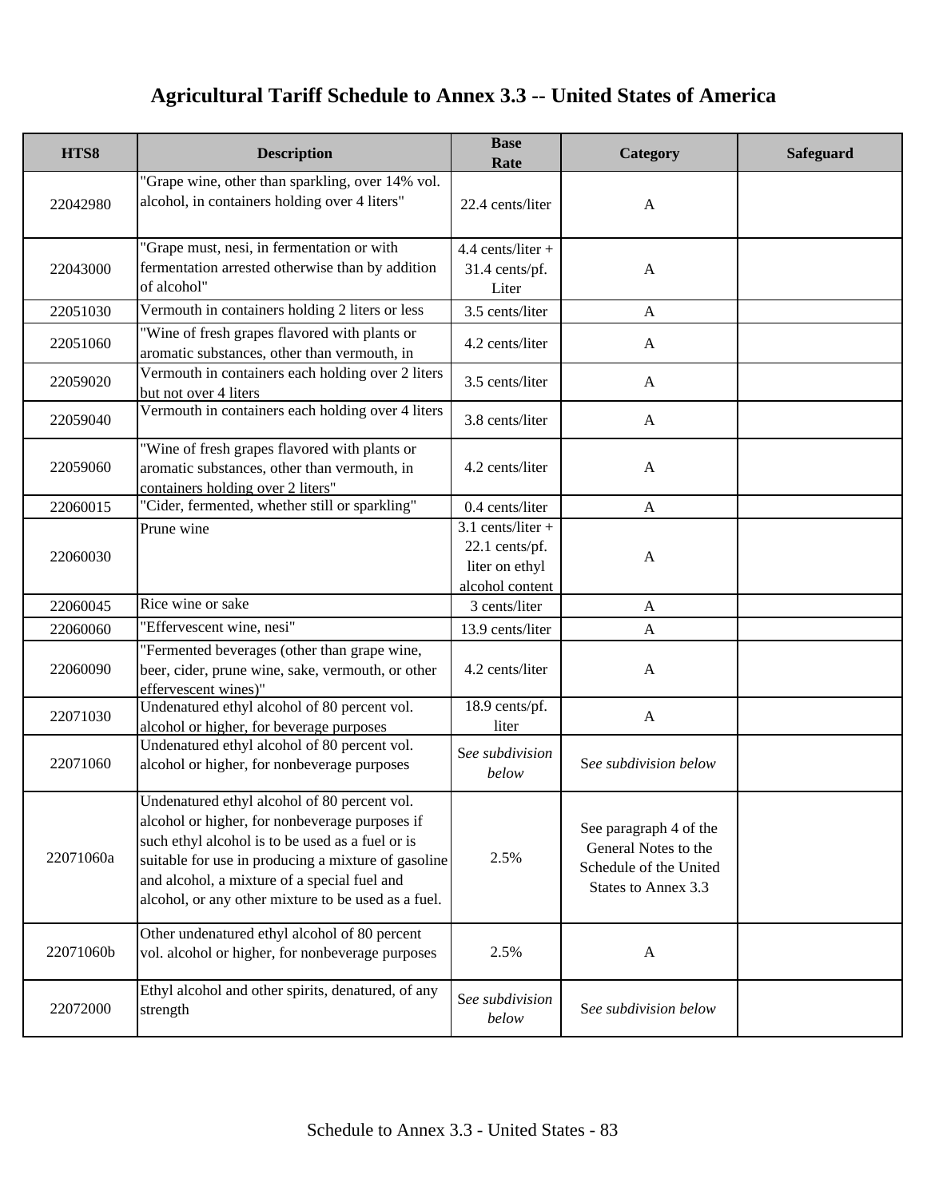# Agricultural Tariff Schedule to Annex 3.3 -- United States of America

| HTS8 | Description | Base Rate | Category | Safeguard |
|---|---|---|---|---|
| 22042980 | "Grape wine, other than sparkling, over 14% vol. alcohol, in containers holding over 4 liters" | 22.4 cents/liter | A | |
| 22043000 | "Grape must, nesi, in fermentation or with fermentation arrested otherwise than by addition of alcohol" | 4.4 cents/liter + 31.4 cents/pf. Liter | A | |
| 22051030 | Vermouth in containers holding 2 liters or less | 3.5 cents/liter | A | |
| 22051060 | "Wine of fresh grapes flavored with plants or aromatic substances, other than vermouth, in | 4.2 cents/liter | A | |
| 22059020 | Vermouth in containers each holding over 2 liters but not over 4 liters | 3.5 cents/liter | A | |
| 22059040 | Vermouth in containers each holding over 4 liters | 3.8 cents/liter | A | |
| 22059060 | "Wine of fresh grapes flavored with plants or aromatic substances, other than vermouth, in containers holding over 2 liters" | 4.2 cents/liter | A | |
| 22060015 | "Cider, fermented, whether still or sparkling" | 0.4 cents/liter | A | |
| 22060030 | Prune wine | 3.1 cents/liter + 22.1 cents/pf. liter on ethyl alcohol content | A | |
| 22060045 | Rice wine or sake | 3 cents/liter | A | |
| 22060060 | "Effervescent wine, nesi" | 13.9 cents/liter | A | |
| 22060090 | "Fermented beverages (other than grape wine, beer, cider, prune wine, sake, vermouth, or other effervescent wines)" | 4.2 cents/liter | A | |
| 22071030 | Undenatured ethyl alcohol of 80 percent vol. alcohol or higher, for beverage purposes | 18.9 cents/pf. liter | A | |
| 22071060 | Undenatured ethyl alcohol of 80 percent vol. alcohol or higher, for nonbeverage purposes | See *subdivision below* | See *subdivision below* | |
| 22071060a | Undenatured ethyl alcohol of 80 percent vol. alcohol or higher, for nonbeverage purposes if such ethyl alcohol is to be used as a fuel or is suitable for use in producing a mixture of gasoline and alcohol, a mixture of a special fuel and alcohol, or any other mixture to be used as a fuel. | 2.5% | See paragraph 4 of the General Notes to the Schedule of the United States to Annex 3.3 | |
| 22071060b | Other undenatured ethyl alcohol of 80 percent vol. alcohol or higher, for nonbeverage purposes | 2.5% | A | |
| 22072000 | Ethyl alcohol and other spirits, denatured, of any strength | See *subdivision below* | See *subdivision below* | |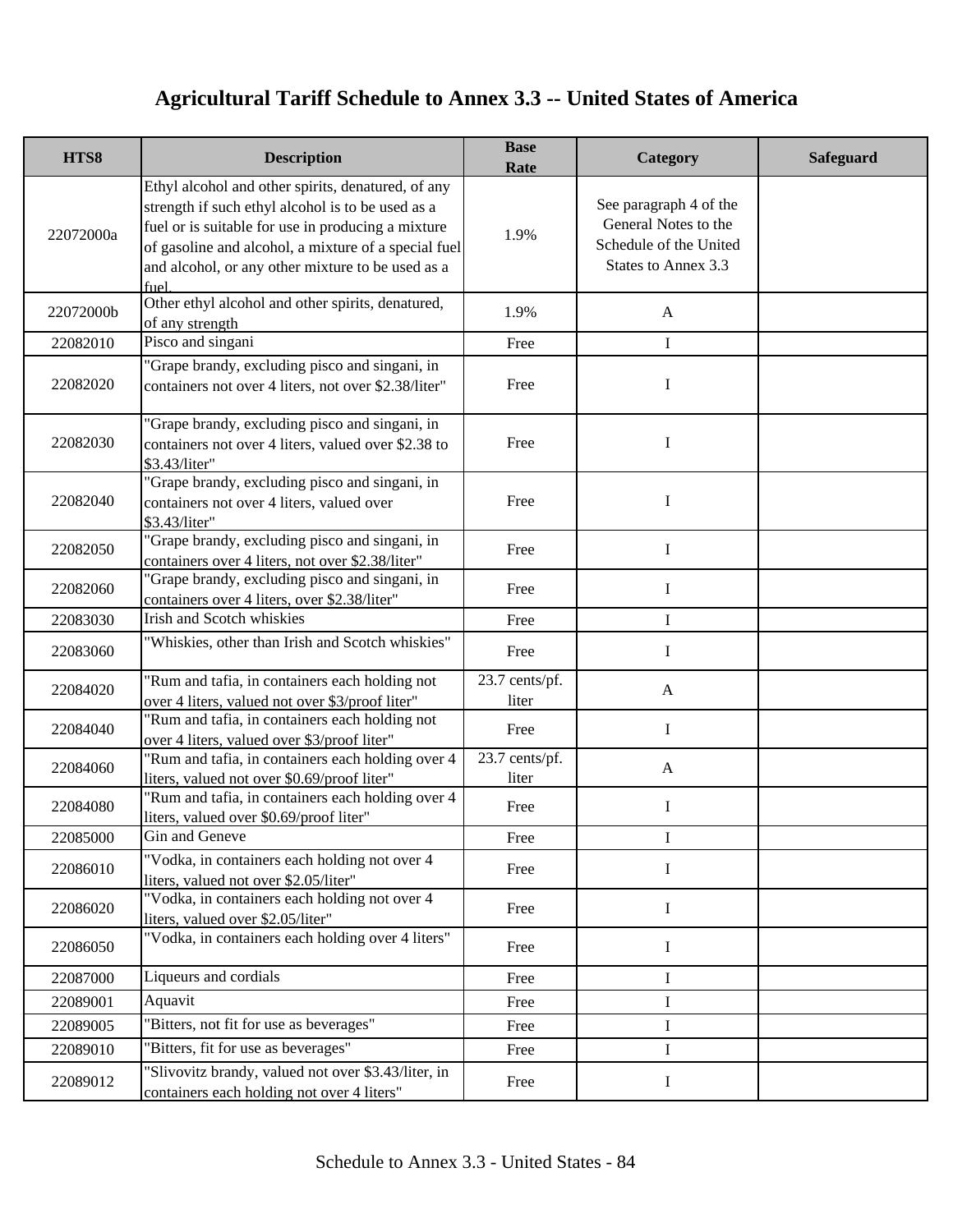# Agricultural Tariff Schedule to Annex 3.3 -- United States of America

| HTS8 | Description | Base Rate | Category | Safeguard |
|---|---|---|---|---|
| 22072000a | Ethyl alcohol and other spirits, denatured, of any strength if such ethyl alcohol is to be used as a fuel or is suitable for use in producing a mixture of gasoline and alcohol, a mixture of a special fuel and alcohol, or any other mixture to be used as a fuel. | 1.9% | See paragraph 4 of the General Notes to the Schedule of the United States to Annex 3.3 | |
| 22072000b | Other ethyl alcohol and other spirits, denatured, of any strength | 1.9% | A | |
| 22082010 | Pisco and singani | Free | I | |
| 22082020 | "Grape brandy, excluding pisco and singani, in containers not over 4 liters, not over $2.38/liter" | Free | I | |
| 22082030 | "Grape brandy, excluding pisco and singani, in containers not over 4 liters, valued over $2.38 to $3.43/liter" | Free | I | |
| 22082040 | "Grape brandy, excluding pisco and singani, in containers not over 4 liters, valued over $3.43/liter" | Free | I | |
| 22082050 | "Grape brandy, excluding pisco and singani, in containers over 4 liters, not over $2.38/liter" | Free | I | |
| 22082060 | "Grape brandy, excluding pisco and singani, in containers over 4 liters, over $2.38/liter" | Free | I | |
| 22083030 | Irish and Scotch whiskies | Free | I | |
| 22083060 | "Whiskies, other than Irish and Scotch whiskies" | Free | I | |
| 22084020 | "Rum and tafia, in containers each holding not over 4 liters, valued not over $3/proof liter" | 23.7 cents/pf. liter | A | |
| 22084040 | "Rum and tafia, in containers each holding not over 4 liters, valued over $3/proof liter" | Free | I | |
| 22084060 | "Rum and tafia, in containers each holding over 4 liters, valued not over $0.69/proof liter" | 23.7 cents/pf. liter | A | |
| 22084080 | "Rum and tafia, in containers each holding over 4 liters, valued over $0.69/proof liter" | Free | I | |
| 22085000 | Gin and Geneve | Free | I | |
| 22086010 | "Vodka, in containers each holding not over 4 liters, valued not over $2.05/liter" | Free | I | |
| 22086020 | "Vodka, in containers each holding not over 4 liters, valued over $2.05/liter" | Free | I | |
| 22086050 | "Vodka, in containers each holding over 4 liters" | Free | I | |
| 22087000 | Liqueurs and cordials | Free | I | |
| 22089001 | Aquavit | Free | I | |
| 22089005 | "Bitters, not fit for use as beverages" | Free | I | |
| 22089010 | "Bitters, fit for use as beverages" | Free | I | |
| 22089012 | "Slivovitz brandy, valued not over $3.43/liter, in containers each holding not over 4 liters" | Free | I | |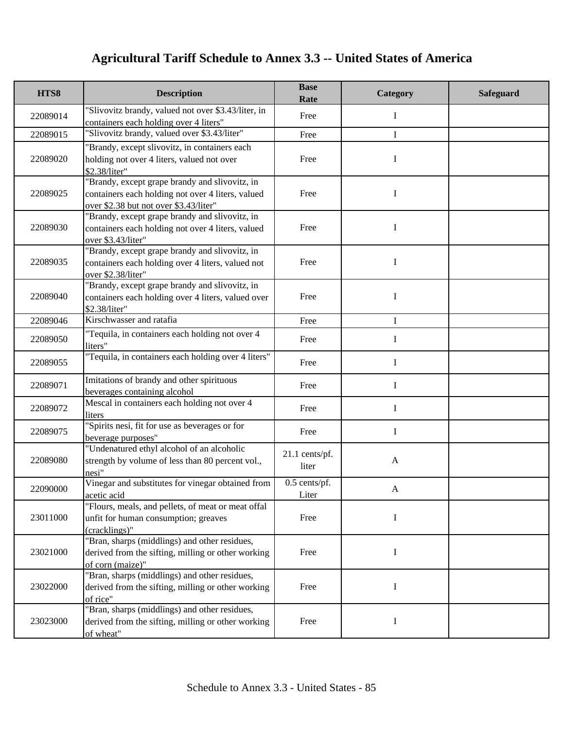# Agricultural Tariff Schedule to Annex 3.3 -- United States of America

| HTS8 | Description | Base Rate | Category | Safeguard |
|---|---|---|---|---|
| 22089014 | "Slivovitz brandy, valued not over $3.43/liter, in containers each holding over 4 liters" | Free | I | |
| 22089015 | "Slivovitz brandy, valued over $3.43/liter" | Free | I | |
| 22089020 | "Brandy, except slivovitz, in containers each holding not over 4 liters, valued not over $2.38/liter" | Free | I | |
| 22089025 | "Brandy, except grape brandy and slivovitz, in containers each holding not over 4 liters, valued over $2.38 but not over $3.43/liter" | Free | I | |
| 22089030 | "Brandy, except grape brandy and slivovitz, in containers each holding not over 4 liters, valued over $3.43/liter" | Free | I | |
| 22089035 | "Brandy, except grape brandy and slivovitz, in containers each holding over 4 liters, valued not over $2.38/liter" | Free | I | |
| 22089040 | "Brandy, except grape brandy and slivovitz, in containers each holding over 4 liters, valued over $2.38/liter" | Free | I | |
| 22089046 | Kirschwasser and ratafia | Free | I | |
| 22089050 | "Tequila, in containers each holding not over 4 liters" | Free | I | |
| 22089055 | "Tequila, in containers each holding over 4 liters" | Free | I | |
| 22089071 | Imitations of brandy and other spirituous beverages containing alcohol | Free | I | |
| 22089072 | Mescal in containers each holding not over 4 liters | Free | I | |
| 22089075 | "Spirits nesi, fit for use as beverages or for beverage purposes" | Free | I | |
| 22089080 | "Undenatured ethyl alcohol of an alcoholic strength by volume of less than 80 percent vol., nesi" | 21.1 cents/pf. liter | A | |
| 22090000 | Vinegar and substitutes for vinegar obtained from acetic acid | 0.5 cents/pf. Liter | A | |
| 23011000 | "Flours, meals, and pellets, of meat or meat offal unfit for human consumption; greaves (cracklings)" | Free | I | |
| 23021000 | "Bran, sharps (middlings) and other residues, derived from the sifting, milling or other working of corn (maize)" | Free | I | |
| 23022000 | "Bran, sharps (middlings) and other residues, derived from the sifting, milling or other working of rice" | Free | I | |
| 23023000 | "Bran, sharps (middlings) and other residues, derived from the sifting, milling or other working of wheat" | Free | I | |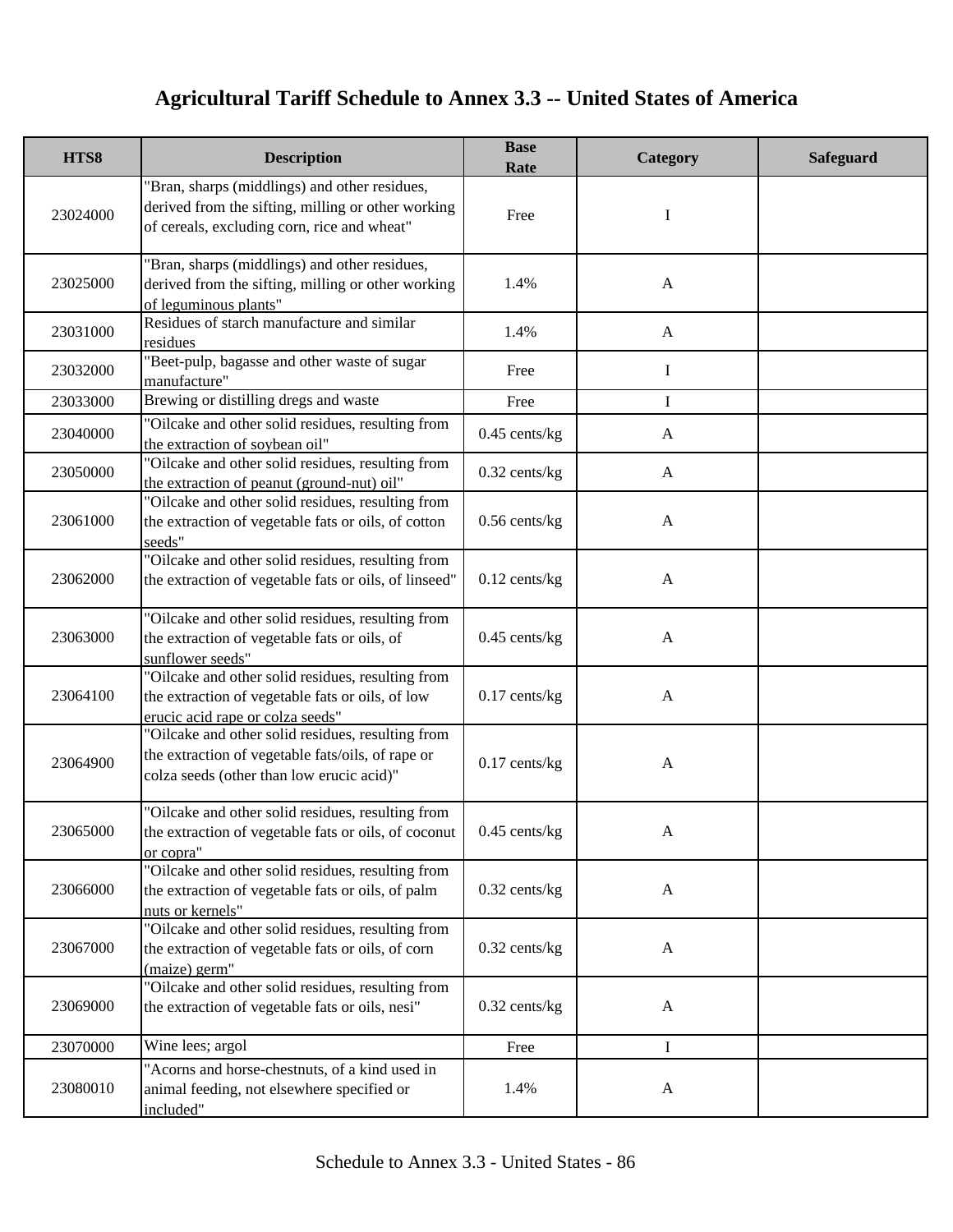# Agricultural Tariff Schedule to Annex 3.3 -- United States of America

| HTS8 | Description | Base Rate | Category | Safeguard |
|---|---|---|---|---|
| 23024000 | "Bran, sharps (middlings) and other residues, derived from the sifting, milling or other working of cereals, excluding corn, rice and wheat" | Free | I | |
| 23025000 | "Bran, sharps (middlings) and other residues, derived from the sifting, milling or other working of leguminous plants" | 1.4% | A | |
| 23031000 | Residues of starch manufacture and similar residues | 1.4% | A | |
| 23032000 | "Beet-pulp, bagasse and other waste of sugar manufacture" | Free | I | |
| 23033000 | Brewing or distilling dregs and waste | Free | I | |
| 23040000 | "Oilcake and other solid residues, resulting from the extraction of soybean oil" | 0.45 cents/kg | A | |
| 23050000 | "Oilcake and other solid residues, resulting from the extraction of peanut (ground-nut) oil" | 0.32 cents/kg | A | |
| 23061000 | "Oilcake and other solid residues, resulting from the extraction of vegetable fats or oils, of cotton seeds" | 0.56 cents/kg | A | |
| 23062000 | "Oilcake and other solid residues, resulting from the extraction of vegetable fats or oils, of linseed" | 0.12 cents/kg | A | |
| 23063000 | "Oilcake and other solid residues, resulting from the extraction of vegetable fats or oils, of sunflower seeds" | 0.45 cents/kg | A | |
| 23064100 | "Oilcake and other solid residues, resulting from the extraction of vegetable fats or oils, of low erucic acid rape or colza seeds" | 0.17 cents/kg | A | |
| 23064900 | "Oilcake and other solid residues, resulting from the extraction of vegetable fats/oils, of rape or colza seeds (other than low erucic acid)" | 0.17 cents/kg | A | |
| 23065000 | "Oilcake and other solid residues, resulting from the extraction of vegetable fats or oils, of coconut or copra" | 0.45 cents/kg | A | |
| 23066000 | "Oilcake and other solid residues, resulting from the extraction of vegetable fats or oils, of palm nuts or kernels" | 0.32 cents/kg | A | |
| 23067000 | "Oilcake and other solid residues, resulting from the extraction of vegetable fats or oils, of corn (maize) germ" | 0.32 cents/kg | A | |
| 23069000 | "Oilcake and other solid residues, resulting from the extraction of vegetable fats or oils, nesi" | 0.32 cents/kg | A | |
| 23070000 | Wine lees; argol | Free | I | |
| 23080010 | "Acorns and horse-chestnuts, of a kind used in animal feeding, not elsewhere specified or included" | 1.4% | A | |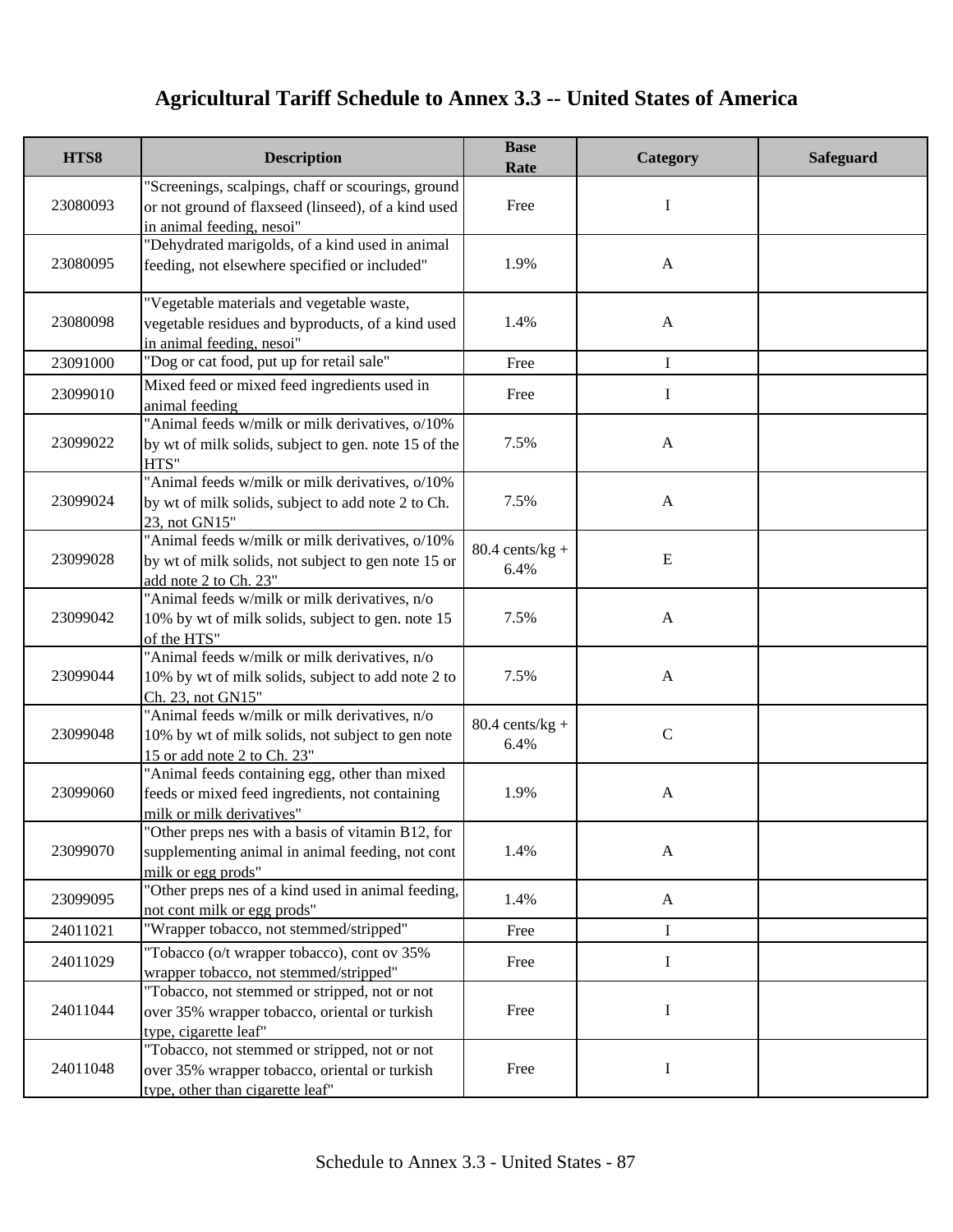# Agricultural Tariff Schedule to Annex 3.3 -- United States of America

| HTS8 | Description | Base Rate | Category | Safeguard |
|---|---|---|---|---|
| 23080093 | "Screenings, scalpings, chaff or scourings, ground or not ground of flaxseed (linseed), of a kind used in animal feeding, nesoi" | Free | I | |
| 23080095 | "Dehydrated marigolds, of a kind used in animal feeding, not elsewhere specified or included" | 1.9% | A | |
| 23080098 | "Vegetable materials and vegetable waste, vegetable residues and byproducts, of a kind used in animal feeding, nesoi" | 1.4% | A | |
| 23091000 | "Dog or cat food, put up for retail sale" | Free | I | |
| 23099010 | Mixed feed or mixed feed ingredients used in animal feeding | Free | I | |
| 23099022 | "Animal feeds w/milk or milk derivatives, o/10% by wt of milk solids, subject to gen. note 15 of the HTS" | 7.5% | A | |
| 23099024 | "Animal feeds w/milk or milk derivatives, o/10% by wt of milk solids, subject to add note 2 to Ch. 23, not GN15" | 7.5% | A | |
| 23099028 | "Animal feeds w/milk or milk derivatives, o/10% by wt of milk solids, not subject to gen note 15 or add note 2 to Ch. 23" | 80.4 cents/kg + 6.4% | E | |
| 23099042 | "Animal feeds w/milk or milk derivatives, n/o 10% by wt of milk solids, subject to gen. note 15 of the HTS" | 7.5% | A | |
| 23099044 | "Animal feeds w/milk or milk derivatives, n/o 10% by wt of milk solids, subject to add note 2 to Ch. 23, not GN15" | 7.5% | A | |
| 23099048 | "Animal feeds w/milk or milk derivatives, n/o 10% by wt of milk solids, not subject to gen note 15 or add note 2 to Ch. 23" | 80.4 cents/kg + 6.4% | C | |
| 23099060 | "Animal feeds containing egg, other than mixed feeds or mixed feed ingredients, not containing milk or milk derivatives" | 1.9% | A | |
| 23099070 | "Other preps nes with a basis of vitamin B12, for supplementing animal in animal feeding, not cont milk or egg prods" | 1.4% | A | |
| 23099095 | "Other preps nes of a kind used in animal feeding, not cont milk or egg prods" | 1.4% | A | |
| 24011021 | "Wrapper tobacco, not stemmed/stripped" | Free | I | |
| 24011029 | "Tobacco (o/t wrapper tobacco), cont ov 35% wrapper tobacco, not stemmed/stripped" | Free | I | |
| 24011044 | "Tobacco, not stemmed or stripped, not or not over 35% wrapper tobacco, oriental or turkish type, cigarette leaf" | Free | I | |
| 24011048 | "Tobacco, not stemmed or stripped, not or not over 35% wrapper tobacco, oriental or turkish type, other than cigarette leaf" | Free | I | |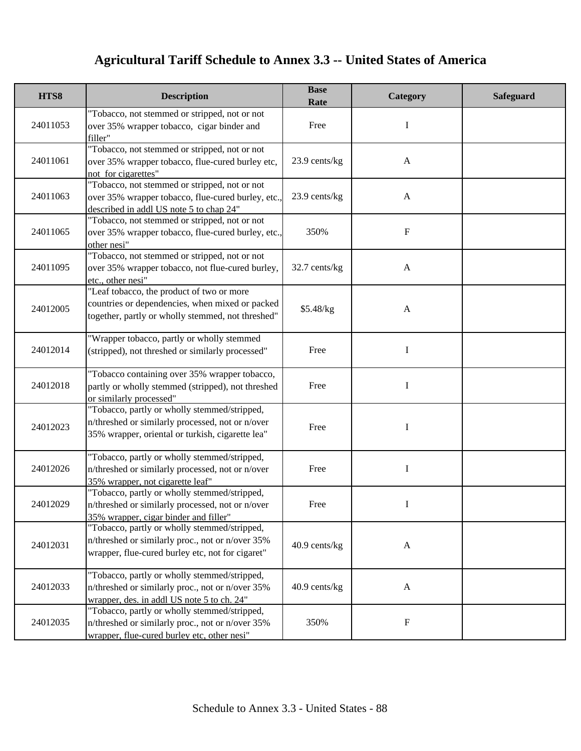# Agricultural Tariff Schedule to Annex 3.3 -- United States of America

| HTS8 | Description | Base Rate | Category | Safeguard |
|---|---|---|---|---|
| 24011053 | "Tobacco, not stemmed or stripped, not or not over 35% wrapper tobacco, cigar binder and filler" | Free | I | |
| 24011061 | "Tobacco, not stemmed or stripped, not or not over 35% wrapper tobacco, flue-cured burley etc, not for cigarettes" | 23.9 cents/kg | A | |
| 24011063 | "Tobacco, not stemmed or stripped, not or not over 35% wrapper tobacco, flue-cured burley, etc., described in addl US note 5 to chap 24" | 23.9 cents/kg | A | |
| 24011065 | "Tobacco, not stemmed or stripped, not or not over 35% wrapper tobacco, flue-cured burley, etc., other nesi" | 350% | F | |
| 24011095 | "Tobacco, not stemmed or stripped, not or not over 35% wrapper tobacco, not flue-cured burley, etc., other nesi" | 32.7 cents/kg | A | |
| 24012005 | "Leaf tobacco, the product of two or more countries or dependencies, when mixed or packed together, partly or wholly stemmed, not threshed" | $5.48/kg | A | |
| 24012014 | "Wrapper tobacco, partly or wholly stemmed (stripped), not threshed or similarly processed" | Free | I | |
| 24012018 | "Tobacco containing over 35% wrapper tobacco, partly or wholly stemmed (stripped), not threshed or similarly processed" | Free | I | |
| 24012023 | "Tobacco, partly or wholly stemmed/stripped, n/threshed or similarly processed, not or n/over 35% wrapper, oriental or turkish, cigarette lea" | Free | I | |
| 24012026 | "Tobacco, partly or wholly stemmed/stripped, n/threshed or similarly processed, not or n/over 35% wrapper, not cigarette leaf" | Free | I | |
| 24012029 | "Tobacco, partly or wholly stemmed/stripped, n/threshed or similarly processed, not or n/over 35% wrapper, cigar binder and filler" | Free | I | |
| 24012031 | "Tobacco, partly or wholly stemmed/stripped, n/threshed or similarly proc., not or n/over 35% wrapper, flue-cured burley etc, not for cigaret" | 40.9 cents/kg | A | |
| 24012033 | "Tobacco, partly or wholly stemmed/stripped, n/threshed or similarly proc., not or n/over 35% wrapper, des. in addl US note 5 to ch. 24" | 40.9 cents/kg | A | |
| 24012035 | "Tobacco, partly or wholly stemmed/stripped, n/threshed or similarly proc., not or n/over 35% wrapper, flue-cured burley etc, other nesi" | 350% | F | |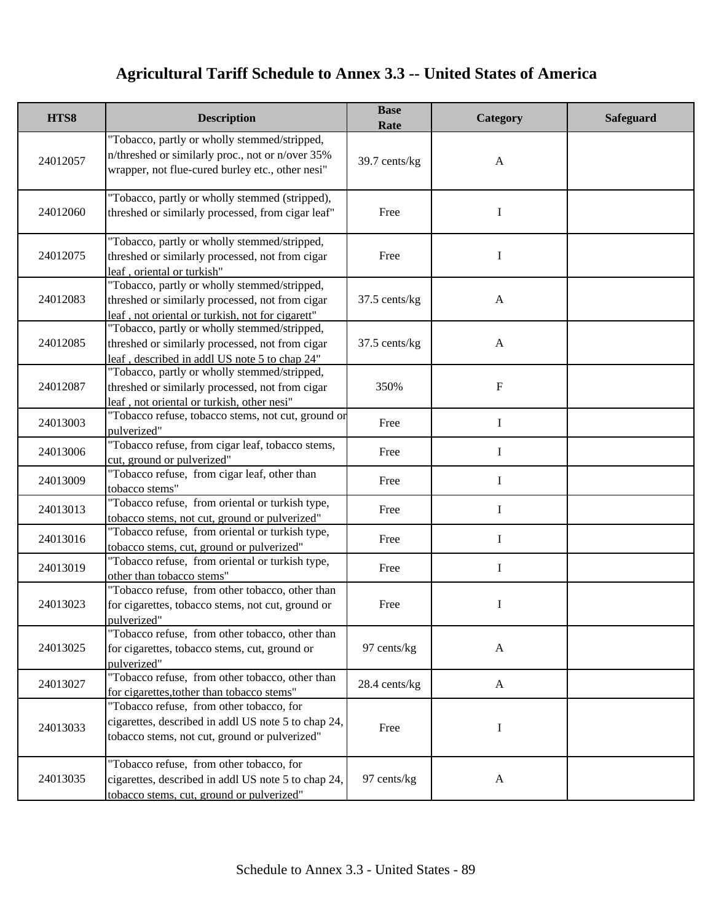# Agricultural Tariff Schedule to Annex 3.3 -- United States of America

| HTS8 | Description | Base Rate | Category | Safeguard |
|---|---|---|---|---|
| 24012057 | "Tobacco, partly or wholly stemmed/stripped, n/threshed or similarly proc., not or n/over 35% wrapper, not flue-cured burley etc., other nesi" | 39.7 cents/kg | A | |
| 24012060 | "Tobacco, partly or wholly stemmed (stripped), threshed or similarly processed, from cigar leaf" | Free | I | |
| 24012075 | "Tobacco, partly or wholly stemmed/stripped, threshed or similarly processed, not from cigar leaf , oriental or turkish" | Free | I | |
| 24012083 | "Tobacco, partly or wholly stemmed/stripped, threshed or similarly processed, not from cigar leaf , not oriental or turkish, not for cigarett" | 37.5 cents/kg | A | |
| 24012085 | "Tobacco, partly or wholly stemmed/stripped, threshed or similarly processed, not from cigar leaf , described in addl US note 5 to chap 24" | 37.5 cents/kg | A | |
| 24012087 | "Tobacco, partly or wholly stemmed/stripped, threshed or similarly processed, not from cigar leaf , not oriental or turkish, other nesi" | 350% | F | |
| 24013003 | "Tobacco refuse, tobacco stems, not cut, ground or pulverized" | Free | I | |
| 24013006 | "Tobacco refuse, from cigar leaf, tobacco stems, cut, ground or pulverized" | Free | I | |
| 24013009 | "Tobacco refuse, from cigar leaf, other than tobacco stems" | Free | I | |
| 24013013 | "Tobacco refuse, from oriental or turkish type, tobacco stems, not cut, ground or pulverized" | Free | I | |
| 24013016 | "Tobacco refuse, from oriental or turkish type, tobacco stems, cut, ground or pulverized" | Free | I | |
| 24013019 | "Tobacco refuse, from oriental or turkish type, other than tobacco stems" | Free | I | |
| 24013023 | "Tobacco refuse, from other tobacco, other than for cigarettes, tobacco stems, not cut, ground or pulverized" | Free | I | |
| 24013025 | "Tobacco refuse, from other tobacco, other than for cigarettes, tobacco stems, cut, ground or pulverized" | 97 cents/kg | A | |
| 24013027 | "Tobacco refuse, from other tobacco, other than for cigarettes,tother than tobacco stems" | 28.4 cents/kg | A | |
| 24013033 | "Tobacco refuse, from other tobacco, for cigarettes, described in addl US note 5 to chap 24, tobacco stems, not cut, ground or pulverized" | Free | I | |
| 24013035 | "Tobacco refuse, from other tobacco, for cigarettes, described in addl US note 5 to chap 24, tobacco stems, cut, ground or pulverized" | 97 cents/kg | A | |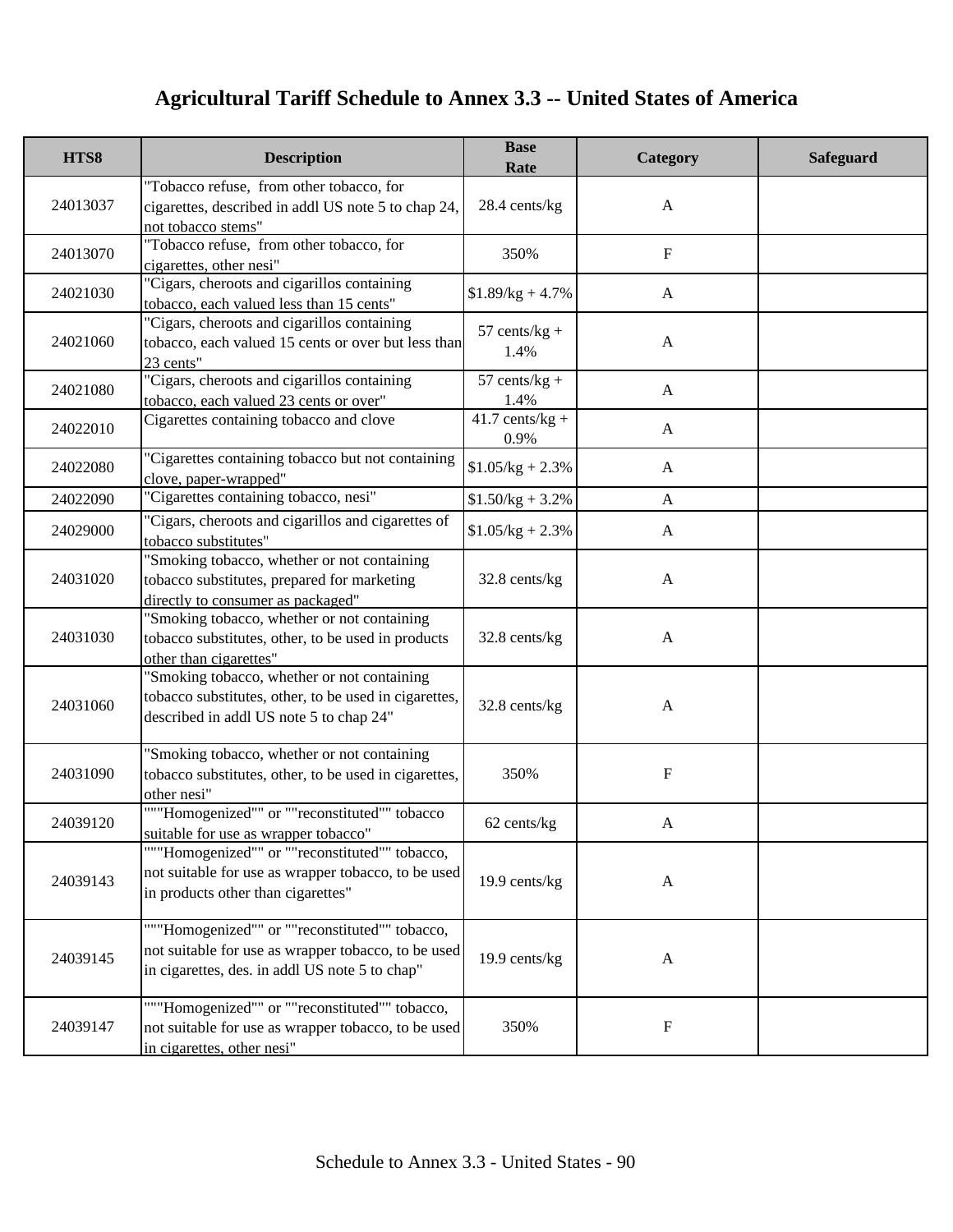# Agricultural Tariff Schedule to Annex 3.3 -- United States of America

| HTS8 | Description | Base Rate | Category | Safeguard |
|---|---|---|---|---|
| 24013037 | "Tobacco refuse,  from other tobacco, for cigarettes, described in addl US note 5 to chap 24, not tobacco stems" | 28.4 cents/kg | A | |
| 24013070 | "Tobacco refuse,  from other tobacco, for cigarettes, other nesi" | 350% | F | |
| 24021030 | "Cigars, cheroots and cigarillos containing tobacco, each valued less than 15 cents" | $1.89/kg + 4.7% | A | |
| 24021060 | "Cigars, cheroots and cigarillos containing tobacco, each valued 15 cents or over but less than 23 cents" | 57 cents/kg + 1.4% | A | |
| 24021080 | "Cigars, cheroots and cigarillos containing tobacco, each valued 23 cents or over" | 57 cents/kg + 1.4% | A | |
| 24022010 | Cigarettes containing tobacco and clove | 41.7 cents/kg + 0.9% | A | |
| 24022080 | "Cigarettes containing tobacco but not containing clove, paper-wrapped" | $1.05/kg + 2.3% | A | |
| 24022090 | "Cigarettes containing tobacco, nesi" | $1.50/kg + 3.2% | A | |
| 24029000 | "Cigars, cheroots and cigarillos and cigarettes of tobacco substitutes" | $1.05/kg + 2.3% | A | |
| 24031020 | "Smoking tobacco, whether or not containing tobacco substitutes, prepared for marketing directly to consumer as packaged" | 32.8 cents/kg | A | |
| 24031030 | "Smoking tobacco, whether or not containing tobacco substitutes, other, to be used in products other than cigarettes" | 32.8 cents/kg | A | |
| 24031060 | "Smoking tobacco, whether or not containing tobacco substitutes, other, to be used in cigarettes, described in addl US note 5 to chap 24" | 32.8 cents/kg | A | |
| 24031090 | "Smoking tobacco, whether or not containing tobacco substitutes, other, to be used in cigarettes, other nesi" | 350% | F | |
| 24039120 | """Homogenized"" or ""reconstituted"" tobacco suitable for use as wrapper tobacco" | 62 cents/kg | A | |
| 24039143 | """Homogenized"" or ""reconstituted"" tobacco, not suitable for use as wrapper tobacco, to be used in products other than cigarettes" | 19.9 cents/kg | A | |
| 24039145 | """Homogenized"" or ""reconstituted"" tobacco, not suitable for use as wrapper tobacco, to be used in cigarettes, des. in addl US note 5 to chap" | 19.9 cents/kg | A | |
| 24039147 | """Homogenized"" or ""reconstituted"" tobacco, not suitable for use as wrapper tobacco, to be used in cigarettes, other nesi" | 350% | F | |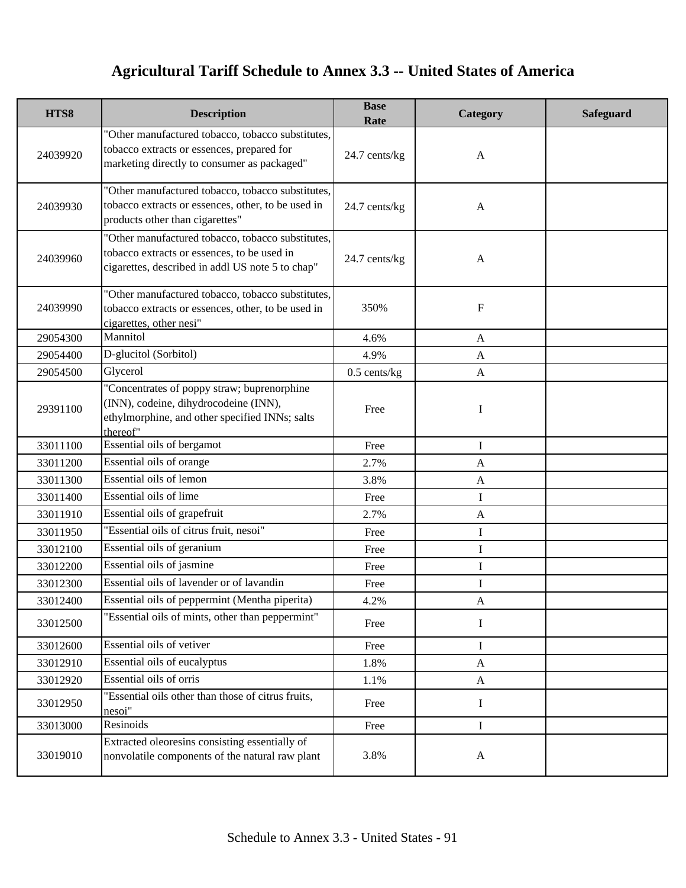# Agricultural Tariff Schedule to Annex 3.3 -- United States of America

| HTS8 | Description | Base Rate | Category | Safeguard |
|---|---|---|---|---|
| 24039920 | "Other manufactured tobacco, tobacco substitutes, tobacco extracts or essences, prepared for marketing directly to consumer as packaged" | 24.7 cents/kg | A | |
| 24039930 | "Other manufactured tobacco, tobacco substitutes, tobacco extracts or essences, other, to be used in products other than cigarettes" | 24.7 cents/kg | A | |
| 24039960 | "Other manufactured tobacco, tobacco substitutes, tobacco extracts or essences, to be used in cigarettes, described in addl US note 5 to chap" | 24.7 cents/kg | A | |
| 24039990 | "Other manufactured tobacco, tobacco substitutes, tobacco extracts or essences, other, to be used in cigarettes, other nesi" | 350% | F | |
| 29054300 | Mannitol | 4.6% | A | |
| 29054400 | D-glucitol (Sorbitol) | 4.9% | A | |
| 29054500 | Glycerol | 0.5 cents/kg | A | |
| 29391100 | "Concentrates of poppy straw; buprenorphine (INN), codeine, dihydrocodeine (INN), ethylmorphine, and other specified INNs; salts thereof" | Free | I | |
| 33011100 | Essential oils of bergamot | Free | I | |
| 33011200 | Essential oils of orange | 2.7% | A | |
| 33011300 | Essential oils of lemon | 3.8% | A | |
| 33011400 | Essential oils of lime | Free | I | |
| 33011910 | Essential oils of grapefruit | 2.7% | A | |
| 33011950 | "Essential oils of citrus fruit, nesoi" | Free | I | |
| 33012100 | Essential oils of geranium | Free | I | |
| 33012200 | Essential oils of jasmine | Free | I | |
| 33012300 | Essential oils of lavender or of lavandin | Free | I | |
| 33012400 | Essential oils of peppermint (Mentha piperita) | 4.2% | A | |
| 33012500 | "Essential oils of mints, other than peppermint" | Free | I | |
| 33012600 | Essential oils of vetiver | Free | I | |
| 33012910 | Essential oils of eucalyptus | 1.8% | A | |
| 33012920 | Essential oils of orris | 1.1% | A | |
| 33012950 | "Essential oils other than those of citrus fruits, nesoi" | Free | I | |
| 33013000 | Resinoids | Free | I | |
| 33019010 | Extracted oleoresins consisting essentially of nonvolatile components of the natural raw plant | 3.8% | A | |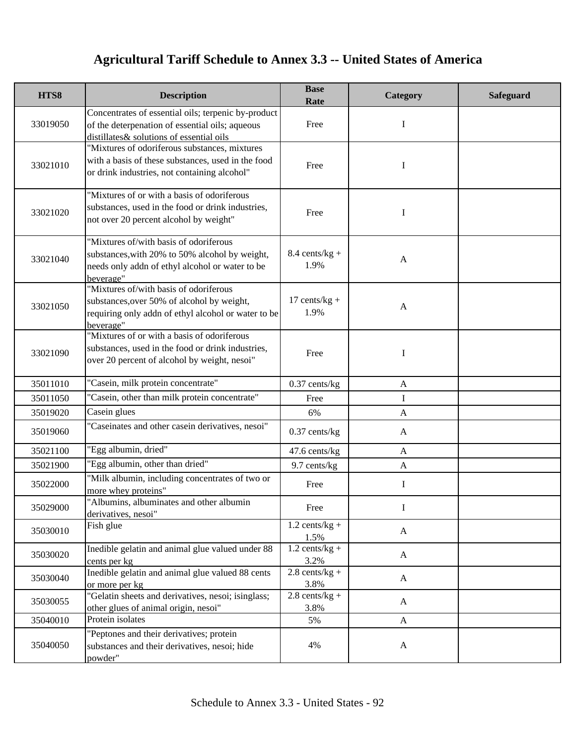# Agricultural Tariff Schedule to Annex 3.3 -- United States of America

| HTS8 | Description | Base Rate | Category | Safeguard |
|---|---|---|---|---|
| 33019050 | Concentrates of essential oils; terpenic by-product of the deterpenation of essential oils; aqueous distillates& solutions of essential oils | Free | I | |
| 33021010 | "Mixtures of odoriferous substances, mixtures with a basis of these substances, used in the food or drink industries, not containing alcohol" | Free | I | |
| 33021020 | "Mixtures of or with a basis of odoriferous substances, used in the food or drink industries, not over 20 percent alcohol by weight" | Free | I | |
| 33021040 | "Mixtures of/with basis of odoriferous substances,with 20% to 50% alcohol by weight, needs only addn of ethyl alcohol or water to be beverage" | 8.4 cents/kg + 1.9% | A | |
| 33021050 | "Mixtures of/with basis of odoriferous substances,over 50% of alcohol by weight, requiring only addn of ethyl alcohol or water to be beverage" | 17 cents/kg + 1.9% | A | |
| 33021090 | "Mixtures of or with a basis of odoriferous substances, used in the food or drink industries, over 20 percent of alcohol by weight, nesoi" | Free | I | |
| 35011010 | "Casein, milk protein concentrate" | 0.37 cents/kg | A | |
| 35011050 | "Casein, other than milk protein concentrate" | Free | I | |
| 35019020 | Casein glues | 6% | A | |
| 35019060 | "Caseinates and other casein derivatives, nesoi" | 0.37 cents/kg | A | |
| 35021100 | "Egg albumin, dried" | 47.6 cents/kg | A | |
| 35021900 | "Egg albumin, other than dried" | 9.7 cents/kg | A | |
| 35022000 | "Milk albumin, including concentrates of two or more whey proteins" | Free | I | |
| 35029000 | "Albumins, albuminates and other albumin derivatives, nesoi" | Free | I | |
| 35030010 | Fish glue | 1.2 cents/kg + 1.5% | A | |
| 35030020 | Inedible gelatin and animal glue valued under 88 cents per kg | 1.2 cents/kg + 3.2% | A | |
| 35030040 | Inedible gelatin and animal glue valued 88 cents or more per kg | 2.8 cents/kg + 3.8% | A | |
| 35030055 | "Gelatin sheets and derivatives, nesoi; isinglass; other glues of animal origin, nesoi" | 2.8 cents/kg + 3.8% | A | |
| 35040010 | Protein isolates | 5% | A | |
| 35040050 | "Peptones and their derivatives; protein substances and their derivatives, nesoi; hide powder" | 4% | A | |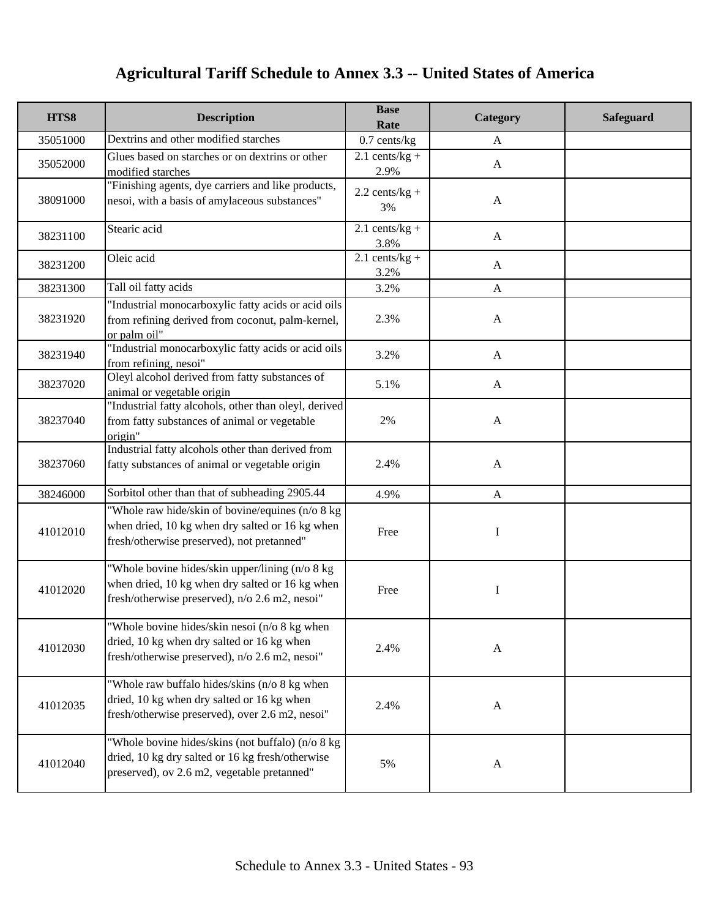# Agricultural Tariff Schedule to Annex 3.3 -- United States of America

| HTS8 | Description | Base Rate | Category | Safeguard |
|---|---|---|---|---|
| 35051000 | Dextrins and other modified starches | 0.7 cents/kg | A | |
| 35052000 | Glues based on starches or on dextrins or other modified starches | 2.1 cents/kg + 2.9% | A | |
| 38091000 | "Finishing agents, dye carriers and like products, nesoi, with a basis of amylaceous substances" | 2.2 cents/kg + 3% | A | |
| 38231100 | Stearic acid | 2.1 cents/kg + 3.8% | A | |
| 38231200 | Oleic acid | 2.1 cents/kg + 3.2% | A | |
| 38231300 | Tall oil fatty acids | 3.2% | A | |
| 38231920 | "Industrial monocarboxylic fatty acids or acid oils from refining derived from coconut, palm-kernel, or palm oil" | 2.3% | A | |
| 38231940 | "Industrial monocarboxylic fatty acids or acid oils from refining, nesoi" | 3.2% | A | |
| 38237020 | Oleyl alcohol derived from fatty substances of animal or vegetable origin | 5.1% | A | |
| 38237040 | "Industrial fatty alcohols, other than oleyl, derived from fatty substances of animal or vegetable origin" | 2% | A | |
| 38237060 | Industrial fatty alcohols other than derived from fatty substances of animal or vegetable origin | 2.4% | A | |
| 38246000 | Sorbitol other than that of subheading 2905.44 | 4.9% | A | |
| 41012010 | "Whole raw hide/skin of bovine/equines (n/o 8 kg when dried, 10 kg when dry salted or 16 kg when fresh/otherwise preserved), not pretanned" | Free | I | |
| 41012020 | "Whole bovine hides/skin upper/lining (n/o 8 kg when dried, 10 kg when dry salted or 16 kg when fresh/otherwise preserved), n/o 2.6 m2, nesoi" | Free | I | |
| 41012030 | "Whole bovine hides/skin nesoi (n/o 8 kg when dried, 10 kg when dry salted or 16 kg when fresh/otherwise preserved), n/o 2.6 m2, nesoi" | 2.4% | A | |
| 41012035 | "Whole raw buffalo hides/skins (n/o 8 kg when dried, 10 kg when dry salted or 16 kg when fresh/otherwise preserved), over 2.6 m2, nesoi" | 2.4% | A | |
| 41012040 | "Whole bovine hides/skins (not buffalo) (n/o 8 kg dried, 10 kg dry salted or 16 kg fresh/otherwise preserved), ov 2.6 m2, vegetable pretanned" | 5% | A | |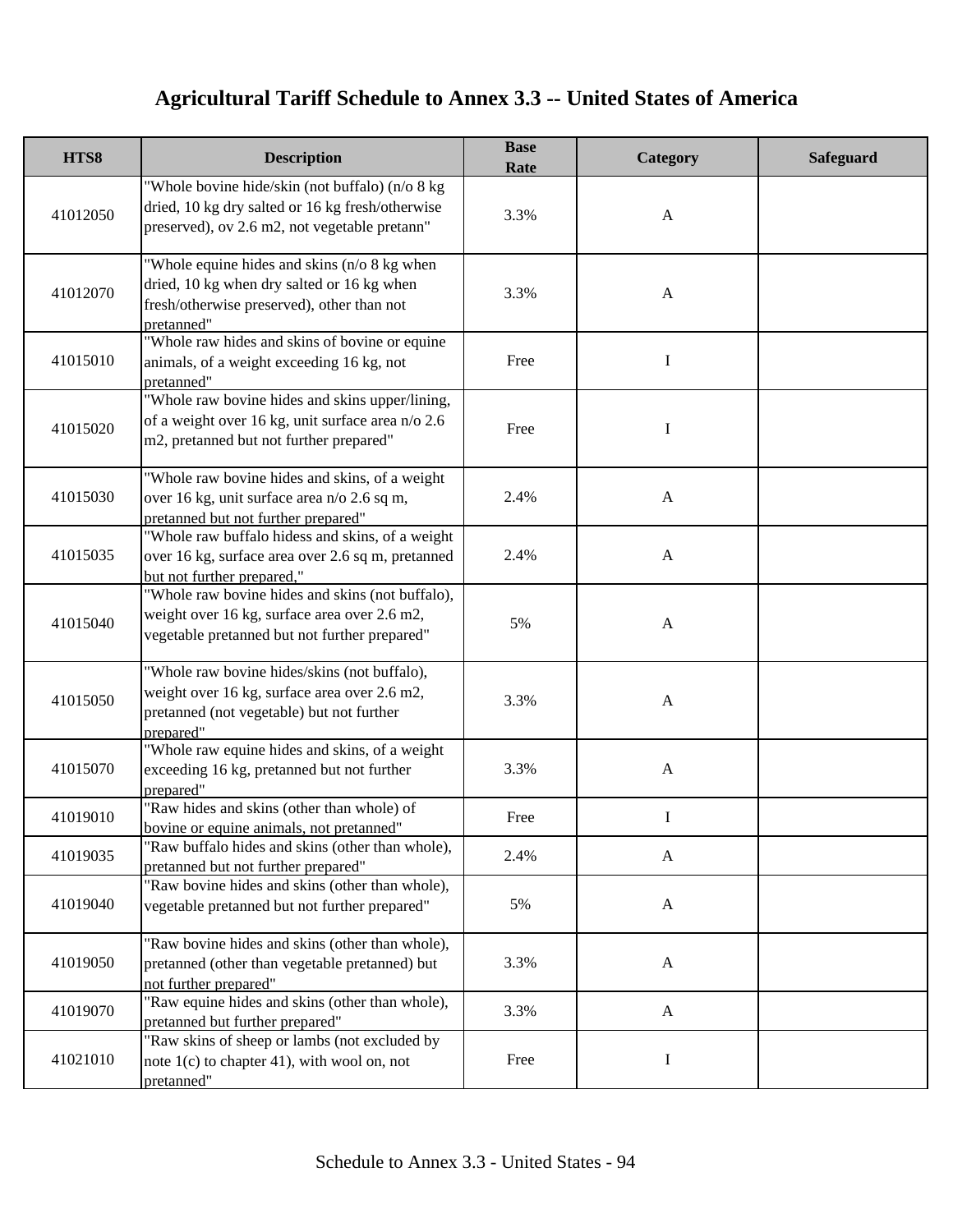# Agricultural Tariff Schedule to Annex 3.3 -- United States of America

| HTS8 | Description | Base Rate | Category | Safeguard |
|---|---|---|---|---|
| 41012050 | "Whole bovine hide/skin (not buffalo) (n/o 8 kg dried, 10 kg dry salted or 16 kg fresh/otherwise preserved), ov 2.6 m2, not vegetable pretann" | 3.3% | A | |
| 41012070 | "Whole equine hides and skins (n/o 8 kg when dried, 10 kg when dry salted or 16 kg when fresh/otherwise preserved), other than not pretanned" | 3.3% | A | |
| 41015010 | "Whole raw hides and skins of bovine or equine animals, of a weight exceeding 16 kg, not pretanned" | Free | I | |
| 41015020 | "Whole raw bovine hides and skins upper/lining, of a weight over 16 kg, unit surface area n/o 2.6 m2, pretanned but not further prepared" | Free | I | |
| 41015030 | "Whole raw bovine hides and skins, of a weight over 16 kg, unit surface area n/o 2.6 sq m, pretanned but not further prepared" | 2.4% | A | |
| 41015035 | "Whole raw buffalo hidess and skins, of a weight over 16 kg, surface area over 2.6 sq m, pretanned but not further prepared," | 2.4% | A | |
| 41015040 | "Whole raw bovine hides and skins (not buffalo), weight over 16 kg, surface area over 2.6 m2, vegetable pretanned but not further prepared" | 5% | A | |
| 41015050 | "Whole raw bovine hides/skins (not buffalo), weight over 16 kg, surface area over 2.6 m2, pretanned (not vegetable) but not further prepared" | 3.3% | A | |
| 41015070 | "Whole raw equine hides and skins, of a weight exceeding 16 kg, pretanned but not further prepared" | 3.3% | A | |
| 41019010 | "Raw hides and skins (other than whole) of bovine or equine animals, not pretanned" | Free | I | |
| 41019035 | "Raw buffalo hides and skins (other than whole), pretanned but not further prepared" | 2.4% | A | |
| 41019040 | "Raw bovine hides and skins (other than whole), vegetable pretanned but not further prepared" | 5% | A | |
| 41019050 | "Raw bovine hides and skins (other than whole), pretanned (other than vegetable pretanned) but not further prepared" | 3.3% | A | |
| 41019070 | "Raw equine hides and skins (other than whole), pretanned but further prepared" | 3.3% | A | |
| 41021010 | "Raw skins of sheep or lambs (not excluded by note 1(c) to chapter 41), with wool on, not pretanned" | Free | I | |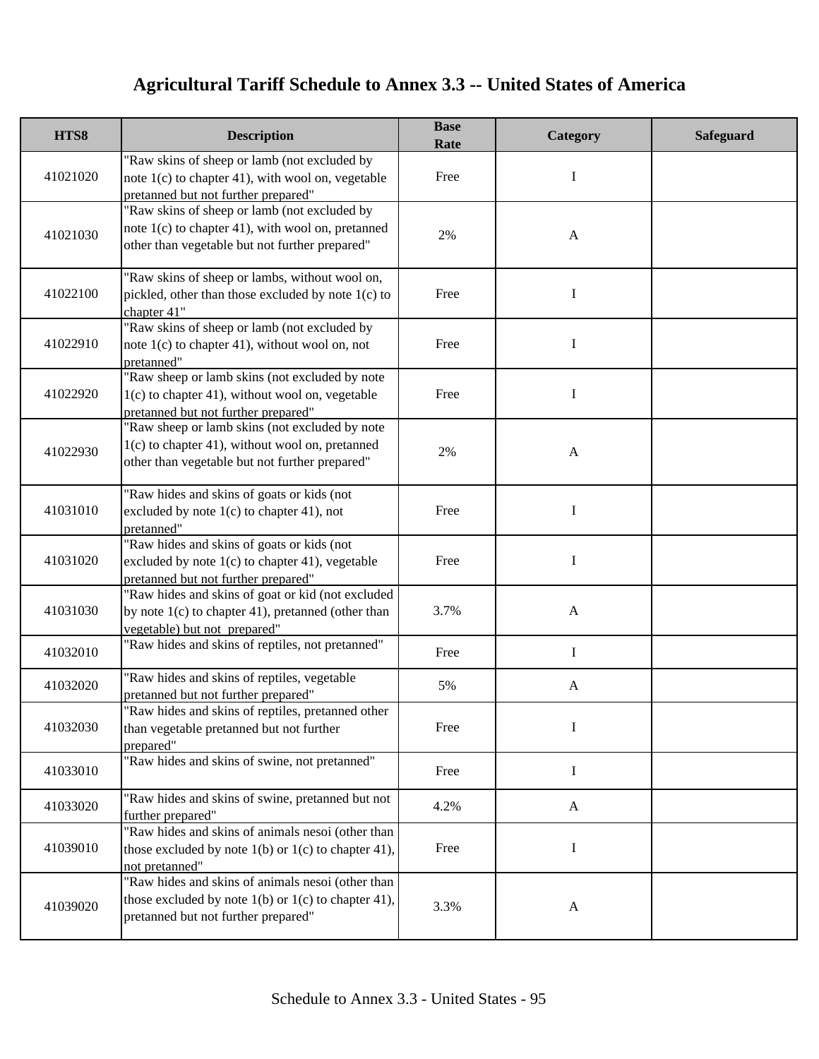# Agricultural Tariff Schedule to Annex 3.3 -- United States of America

| HTS8 | Description | Base Rate | Category | Safeguard |
|---|---|---|---|---|
| 41021020 | "Raw skins of sheep or lamb (not excluded by note 1(c) to chapter 41), with wool on, vegetable pretanned but not further prepared" | Free | I | |
| 41021030 | "Raw skins of sheep or lamb (not excluded by note 1(c) to chapter 41), with wool on, pretanned other than vegetable but not further prepared" | 2% | A | |
| 41022100 | "Raw skins of sheep or lambs, without wool on, pickled, other than those excluded by note 1(c) to chapter 41" | Free | I | |
| 41022910 | "Raw skins of sheep or lamb (not excluded by note 1(c) to chapter 41), without wool on, not pretanned" | Free | I | |
| 41022920 | "Raw sheep or lamb skins (not excluded by note 1(c) to chapter 41), without wool on, vegetable pretanned but not further prepared" | Free | I | |
| 41022930 | "Raw sheep or lamb skins (not excluded by note 1(c) to chapter 41), without wool on, pretanned other than vegetable but not further prepared" | 2% | A | |
| 41031010 | "Raw hides and skins of goats or kids (not excluded by note 1(c) to chapter 41), not pretanned" | Free | I | |
| 41031020 | "Raw hides and skins of goats or kids (not excluded by note 1(c) to chapter 41), vegetable pretanned but not further prepared" | Free | I | |
| 41031030 | "Raw hides and skins of goat or kid (not excluded by note 1(c) to chapter 41), pretanned (other than vegetable) but not prepared" | 3.7% | A | |
| 41032010 | "Raw hides and skins of reptiles, not pretanned" | Free | I | |
| 41032020 | "Raw hides and skins of reptiles, vegetable pretanned but not further prepared" | 5% | A | |
| 41032030 | "Raw hides and skins of reptiles, pretanned other than vegetable pretanned but not further prepared" | Free | I | |
| 41033010 | "Raw hides and skins of swine, not pretanned" | Free | I | |
| 41033020 | "Raw hides and skins of swine, pretanned but not further prepared" | 4.2% | A | |
| 41039010 | "Raw hides and skins of animals nesoi (other than those excluded by note 1(b) or 1(c) to chapter 41), not pretanned" | Free | I | |
| 41039020 | "Raw hides and skins of animals nesoi (other than those excluded by note 1(b) or 1(c) to chapter 41), pretanned but not further prepared" | 3.3% | A | |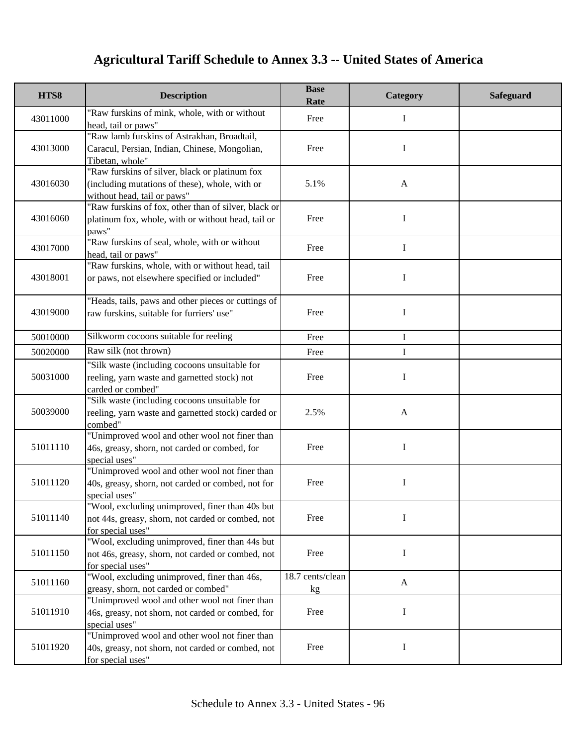# Agricultural Tariff Schedule to Annex 3.3 -- United States of America

| HTS8 | Description | Base Rate | Category | Safeguard |
|---|---|---|---|---|
| 43011000 | "Raw furskins of mink, whole, with or without head, tail or paws" | Free | I | |
| 43013000 | "Raw lamb furskins of Astrakhan, Broadtail, Caracul, Persian, Indian, Chinese, Mongolian, Tibetan, whole" | Free | I | |
| 43016030 | "Raw furskins of silver, black or platinum fox (including mutations of these), whole, with or without head, tail or paws" | 5.1% | A | |
| 43016060 | "Raw furskins of fox, other than of silver, black or platinum fox, whole, with or without head, tail or paws" | Free | I | |
| 43017000 | "Raw furskins of seal, whole, with or without head, tail or paws" | Free | I | |
| 43018001 | "Raw furskins, whole, with or without head, tail or paws, not elsewhere specified or included" | Free | I | |
| 43019000 | "Heads, tails, paws and other pieces or cuttings of raw furskins, suitable for furriers' use" | Free | I | |
| 50010000 | Silkworm cocoons suitable for reeling | Free | I | |
| 50020000 | Raw silk (not thrown) | Free | I | |
| 50031000 | "Silk waste (including cocoons unsuitable for reeling, yarn waste and garnetted stock) not carded or combed" | Free | I | |
| 50039000 | "Silk waste (including cocoons unsuitable for reeling, yarn waste and garnetted stock) carded or combed" | 2.5% | A | |
| 51011110 | "Unimproved wool and other wool not finer than 46s, greasy, shorn, not carded or combed, for special uses" | Free | I | |
| 51011120 | "Unimproved wool and other wool not finer than 40s, greasy, shorn, not carded or combed, not for special uses" | Free | I | |
| 51011140 | "Wool, excluding unimproved, finer than 40s but not 44s, greasy, shorn, not carded or combed, not for special uses" | Free | I | |
| 51011150 | "Wool, excluding unimproved, finer than 44s but not 46s, greasy, shorn, not carded or combed, not for special uses" | Free | I | |
| 51011160 | "Wool, excluding unimproved, finer than 46s, greasy, shorn, not carded or combed" | 18.7 cents/clean kg | A | |
| 51011910 | "Unimproved wool and other wool not finer than 46s, greasy, not shorn, not carded or combed, for special uses" | Free | I | |
| 51011920 | "Unimproved wool and other wool not finer than 40s, greasy, not shorn, not carded or combed, not for special uses" | Free | I | |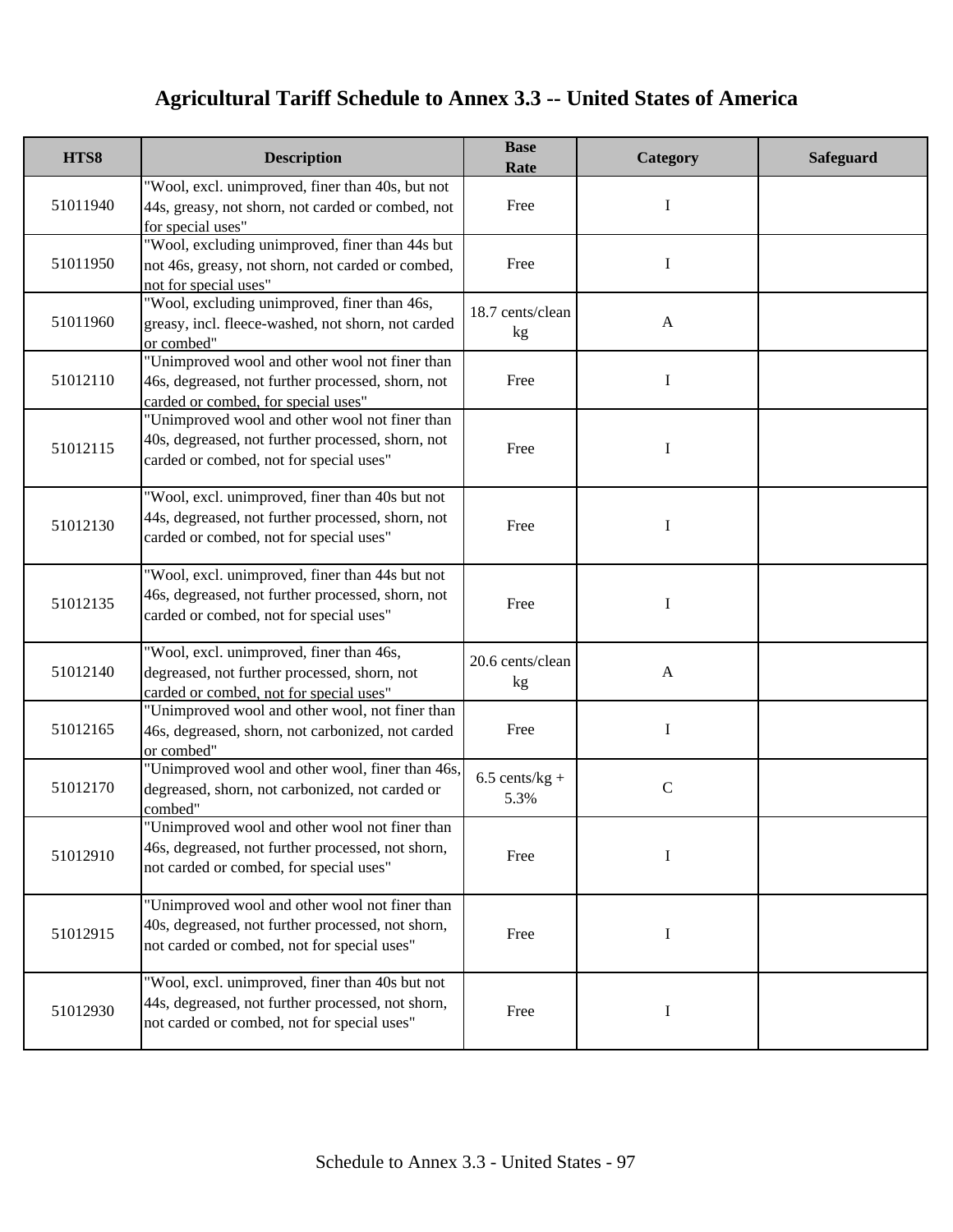# Agricultural Tariff Schedule to Annex 3.3 -- United States of America

| HTS8 | Description | Base Rate | Category | Safeguard |
|---|---|---|---|---|
| 51011940 | "Wool, excl. unimproved, finer than 40s, but not 44s, greasy, not shorn, not carded or combed, not for special uses" | Free | I | |
| 51011950 | "Wool, excluding unimproved, finer than 44s but not 46s, greasy, not shorn, not carded or combed, not for special uses" | Free | I | |
| 51011960 | "Wool, excluding unimproved, finer than 46s, greasy, incl. fleece-washed, not shorn, not carded or combed" | 18.7 cents/clean kg | A | |
| 51012110 | "Unimproved wool and other wool not finer than 46s, degreased, not further processed, shorn, not carded or combed, for special uses" | Free | I | |
| 51012115 | "Unimproved wool and other wool not finer than 40s, degreased, not further processed, shorn, not carded or combed, not for special uses" | Free | I | |
| 51012130 | "Wool, excl. unimproved, finer than 40s but not 44s, degreased, not further processed, shorn, not carded or combed, not for special uses" | Free | I | |
| 51012135 | "Wool, excl. unimproved, finer than 44s but not 46s, degreased, not further processed, shorn, not carded or combed, not for special uses" | Free | I | |
| 51012140 | "Wool, excl. unimproved, finer than 46s, degreased, not further processed, shorn, not carded or combed, not for special uses" | 20.6 cents/clean kg | A | |
| 51012165 | "Unimproved wool and other wool, not finer than 46s, degreased, shorn, not carbonized, not carded or combed" | Free | I | |
| 51012170 | "Unimproved wool and other wool, finer than 46s, degreased, shorn, not carbonized, not carded or combed" | 6.5 cents/kg + 5.3% | C | |
| 51012910 | "Unimproved wool and other wool not finer than 46s, degreased, not further processed, not shorn, not carded or combed, for special uses" | Free | I | |
| 51012915 | "Unimproved wool and other wool not finer than 40s, degreased, not further processed, not shorn, not carded or combed, not for special uses" | Free | I | |
| 51012930 | "Wool, excl. unimproved, finer than 40s but not 44s, degreased, not further processed, not shorn, not carded or combed, not for special uses" | Free | I | |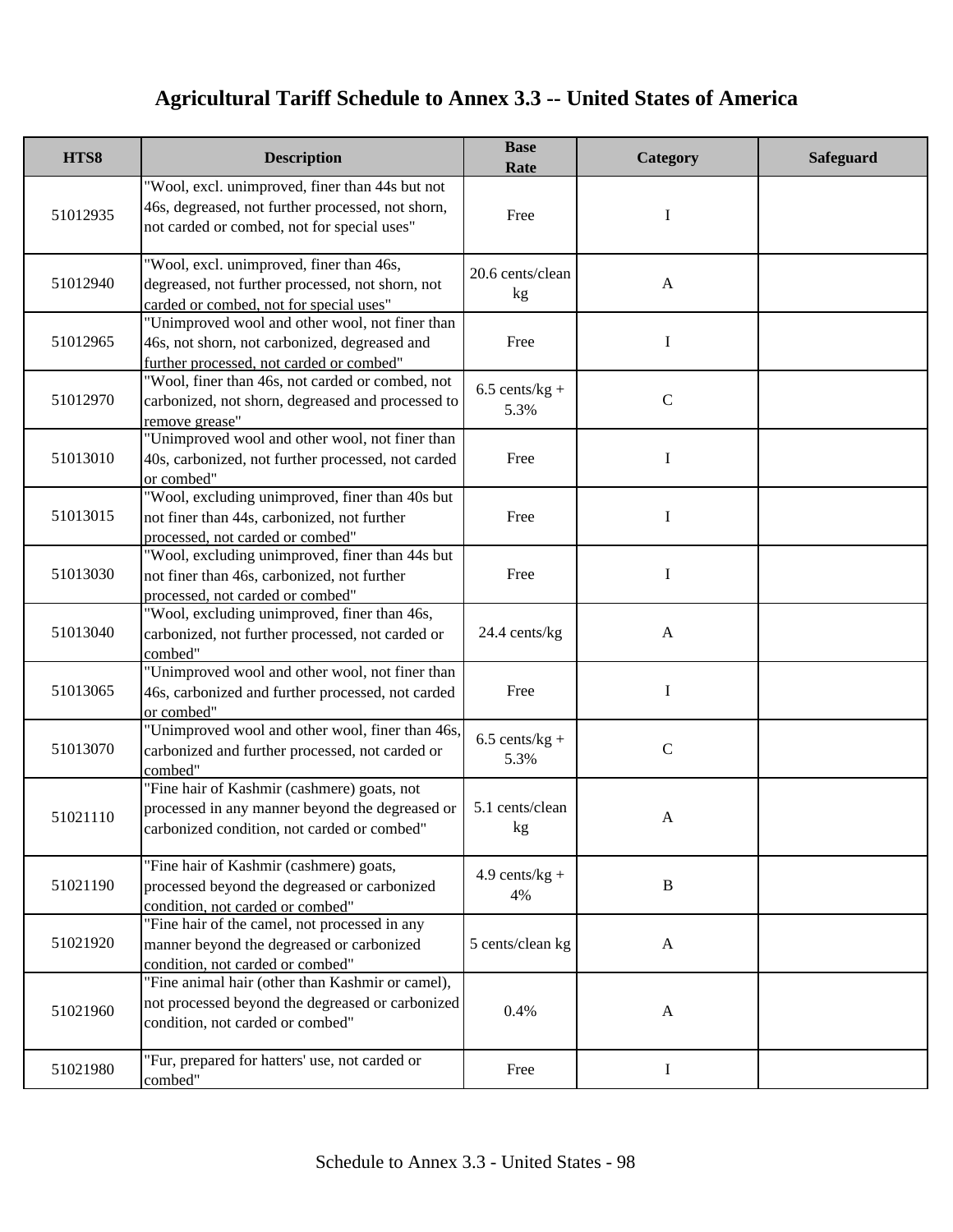# Agricultural Tariff Schedule to Annex 3.3 -- United States of America

| HTS8 | Description | Base Rate | Category | Safeguard |
|---|---|---|---|---|
| 51012935 | "Wool, excl. unimproved, finer than 44s but not 46s, degreased, not further processed, not shorn, not carded or combed, not for special uses" | Free | I | |
| 51012940 | "Wool, excl. unimproved, finer than 46s, degreased, not further processed, not shorn, not carded or combed, not for special uses" | 20.6 cents/clean kg | A | |
| 51012965 | "Unimproved wool and other wool, not finer than 46s, not shorn, not carbonized, degreased and further processed, not carded or combed" | Free | I | |
| 51012970 | "Wool, finer than 46s, not carded or combed, not carbonized, not shorn, degreased and processed to remove grease" | 6.5 cents/kg + 5.3% | C | |
| 51013010 | "Unimproved wool and other wool, not finer than 40s, carbonized, not further processed, not carded or combed" | Free | I | |
| 51013015 | "Wool, excluding unimproved, finer than 40s but not finer than 44s, carbonized, not further processed, not carded or combed" | Free | I | |
| 51013030 | "Wool, excluding unimproved, finer than 44s but not finer than 46s, carbonized, not further processed, not carded or combed" | Free | I | |
| 51013040 | "Wool, excluding unimproved, finer than 46s, carbonized, not further processed, not carded or combed" | 24.4 cents/kg | A | |
| 51013065 | "Unimproved wool and other wool, not finer than 46s, carbonized and further processed, not carded or combed" | Free | I | |
| 51013070 | "Unimproved wool and other wool, finer than 46s, carbonized and further processed, not carded or combed" | 6.5 cents/kg + 5.3% | C | |
| 51021110 | "Fine hair of Kashmir (cashmere) goats, not processed in any manner beyond the degreased or carbonized condition, not carded or combed" | 5.1 cents/clean kg | A | |
| 51021190 | "Fine hair of Kashmir (cashmere) goats, processed beyond the degreased or carbonized condition, not carded or combed" | 4.9 cents/kg + 4% | B | |
| 51021920 | "Fine hair of the camel, not processed in any manner beyond the degreased or carbonized condition, not carded or combed" | 5 cents/clean kg | A | |
| 51021960 | "Fine animal hair (other than Kashmir or camel), not processed beyond the degreased or carbonized condition, not carded or combed" | 0.4% | A | |
| 51021980 | "Fur, prepared for hatters' use, not carded or combed" | Free | I | |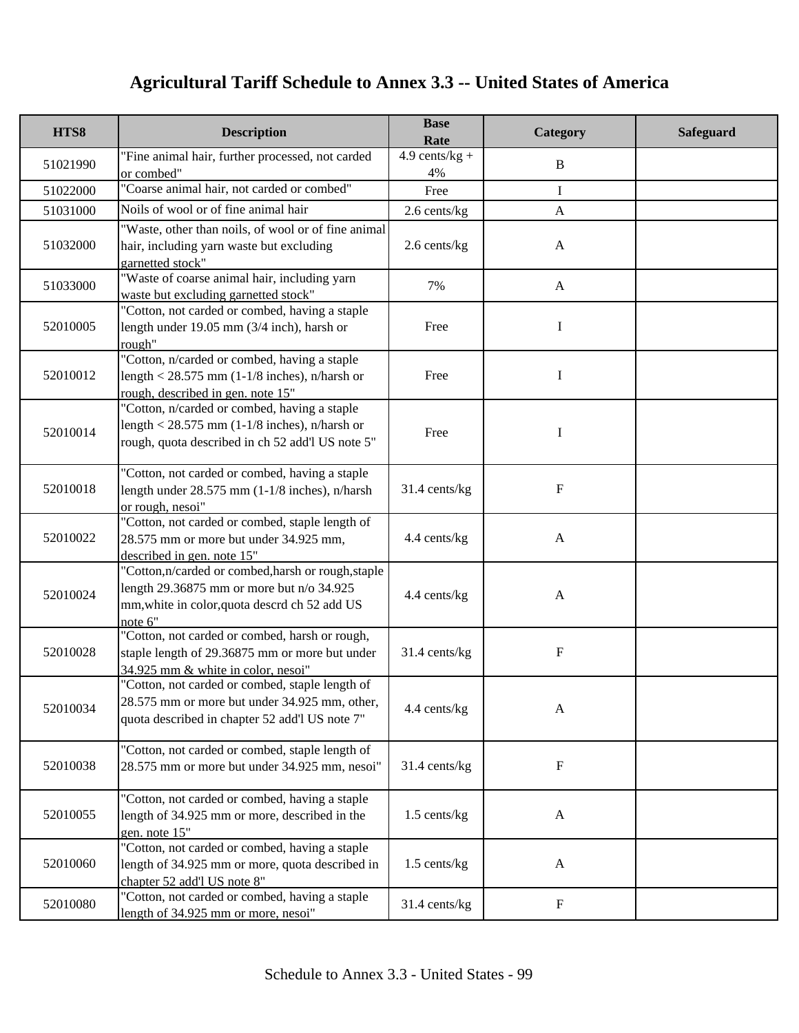# Agricultural Tariff Schedule to Annex 3.3 -- United States of America

| HTS8 | Description | Base Rate | Category | Safeguard |
|---|---|---|---|---|
| 51021990 | "Fine animal hair, further processed, not carded or combed" | 4.9 cents/kg + 4% | B | |
| 51022000 | "Coarse animal hair, not carded or combed" | Free | I | |
| 51031000 | Noils of wool or of fine animal hair | 2.6 cents/kg | A | |
| 51032000 | "Waste, other than noils, of wool or of fine animal hair, including yarn waste but excluding garnetted stock" | 2.6 cents/kg | A | |
| 51033000 | "Waste of coarse animal hair, including yarn waste but excluding garnetted stock" | 7% | A | |
| 52010005 | "Cotton, not carded or combed, having a staple length under 19.05 mm (3/4 inch), harsh or rough" | Free | I | |
| 52010012 | "Cotton, n/carded or combed, having a staple length < 28.575 mm (1-1/8 inches), n/harsh or rough, described in gen. note 15" | Free | I | |
| 52010014 | "Cotton, n/carded or combed, having a staple length < 28.575 mm (1-1/8 inches), n/harsh or rough, quota described in ch 52 add'l US note 5" | Free | I | |
| 52010018 | "Cotton, not carded or combed, having a staple length under 28.575 mm (1-1/8 inches), n/harsh or rough, nesoi" | 31.4 cents/kg | F | |
| 52010022 | "Cotton, not carded or combed, staple length of 28.575 mm or more but under 34.925 mm, described in gen. note 15" | 4.4 cents/kg | A | |
| 52010024 | "Cotton,n/carded or combed,harsh or rough,staple length 29.36875 mm or more but n/o 34.925 mm,white in color,quota descrd ch 52 add US note 6" | 4.4 cents/kg | A | |
| 52010028 | "Cotton, not carded or combed, harsh or rough, staple length of 29.36875 mm or more but under 34.925 mm & white in color, nesoi" | 31.4 cents/kg | F | |
| 52010034 | "Cotton, not carded or combed, staple length of 28.575 mm or more but under 34.925 mm, other, quota described in chapter 52 add'l US note 7" | 4.4 cents/kg | A | |
| 52010038 | "Cotton, not carded or combed, staple length of 28.575 mm or more but under 34.925 mm, nesoi" | 31.4 cents/kg | F | |
| 52010055 | "Cotton, not carded or combed, having a staple length of 34.925 mm or more, described in the gen. note 15" | 1.5 cents/kg | A | |
| 52010060 | "Cotton, not carded or combed, having a staple length of 34.925 mm or more, quota described in chapter 52 add'l US note 8" | 1.5 cents/kg | A | |
| 52010080 | "Cotton, not carded or combed, having a staple length of 34.925 mm or more, nesoi" | 31.4 cents/kg | F | |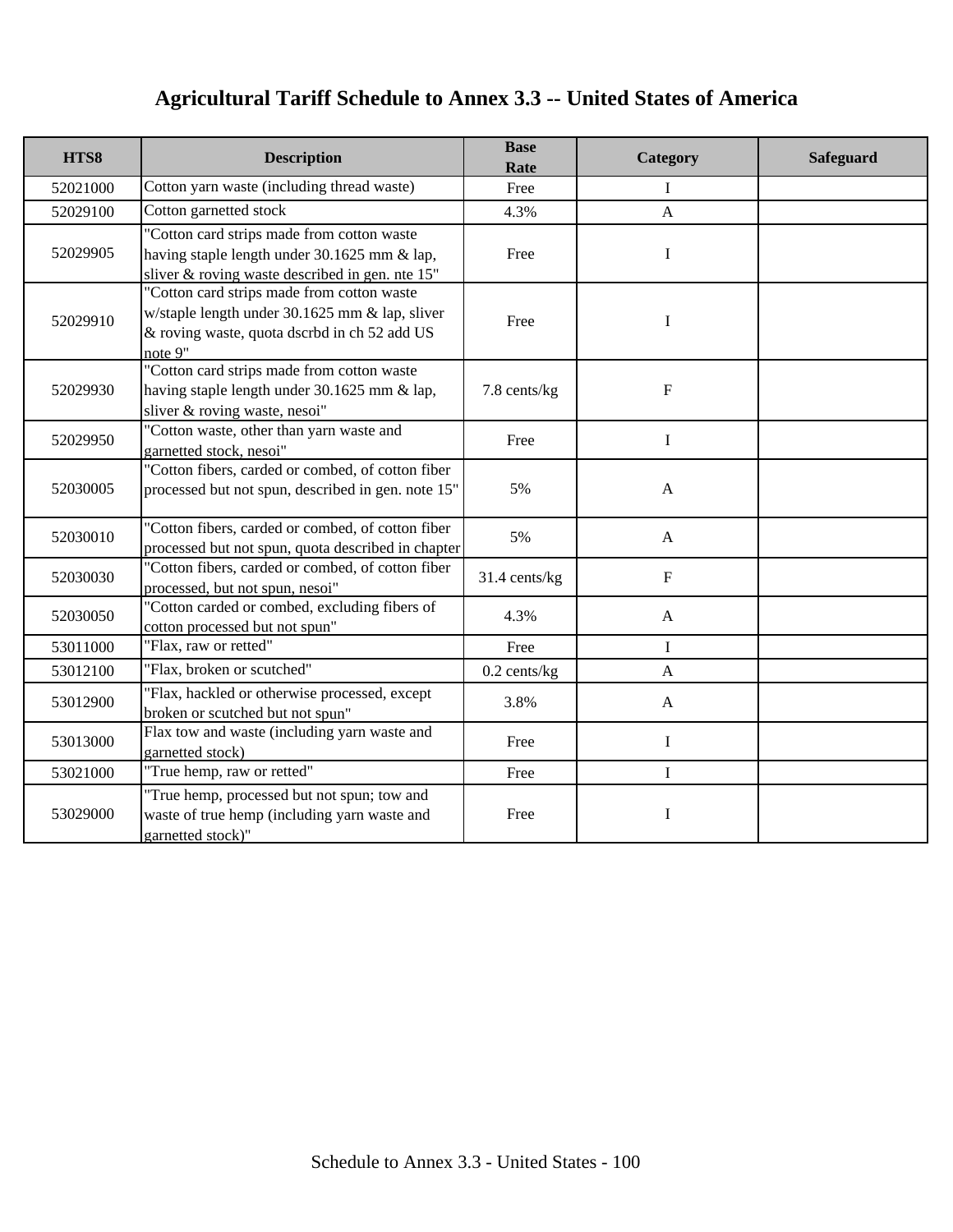# Agricultural Tariff Schedule to Annex 3.3 -- United States of America

| HTS8 | Description | Base Rate | Category | Safeguard |
|---|---|---|---|---|
| 52021000 | Cotton yarn waste (including thread waste) | Free | I | |
| 52029100 | Cotton garnetted stock | 4.3% | A | |
| 52029905 | "Cotton card strips made from cotton waste having staple length under 30.1625 mm & lap, sliver & roving waste described in gen. nte 15" | Free | I | |
| 52029910 | "Cotton card strips made from cotton waste w/staple length under 30.1625 mm & lap, sliver & roving waste, quota dscrbd in ch 52 add US note 9" | Free | I | |
| 52029930 | "Cotton card strips made from cotton waste having staple length under 30.1625 mm & lap, sliver & roving waste, nesoi" | 7.8 cents/kg | F | |
| 52029950 | "Cotton waste, other than yarn waste and garnetted stock, nesoi" | Free | I | |
| 52030005 | "Cotton fibers, carded or combed, of cotton fiber processed but not spun, described in gen. note 15" | 5% | A | |
| 52030010 | "Cotton fibers, carded or combed, of cotton fiber processed but not spun, quota described in chapter | 5% | A | |
| 52030030 | "Cotton fibers, carded or combed, of cotton fiber processed, but not spun, nesoi" | 31.4 cents/kg | F | |
| 52030050 | "Cotton carded or combed, excluding fibers of cotton processed but not spun" | 4.3% | A | |
| 53011000 | "Flax, raw or retted" | Free | I | |
| 53012100 | "Flax, broken or scutched" | 0.2 cents/kg | A | |
| 53012900 | "Flax, hackled or otherwise processed, except broken or scutched but not spun" | 3.8% | A | |
| 53013000 | Flax tow and waste (including yarn waste and garnetted stock) | Free | I | |
| 53021000 | "True hemp, raw or retted" | Free | I | |
| 53029000 | "True hemp, processed but not spun; tow and waste of true hemp (including yarn waste and garnetted stock)" | Free | I | |